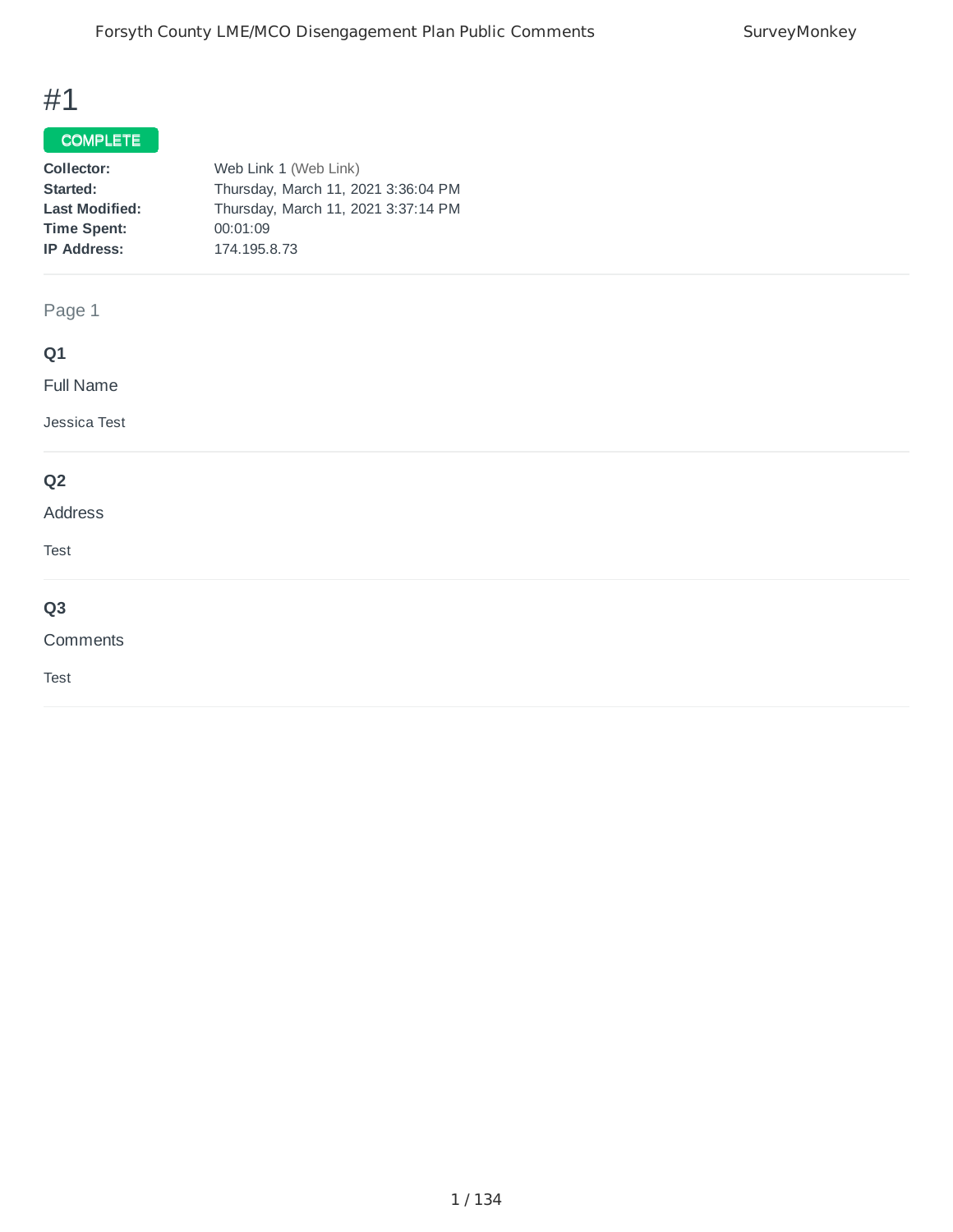# #1

**COMPLETE**

| | |
|---|---|
| **Collector:** | Web Link 1 (Web Link) |
| **Started:** | Thursday, March 11, 2021 3:36:04 PM |
| **Last Modified:** | Thursday, March 11, 2021 3:37:14 PM |
| **Time Spent:** | 00:01:09 |
| **IP Address:** | 174.195.8.73 |

## Page 1

### Q1

Full Name

Jessica Test

### Q2

Address

Test

### Q3

Comments

Test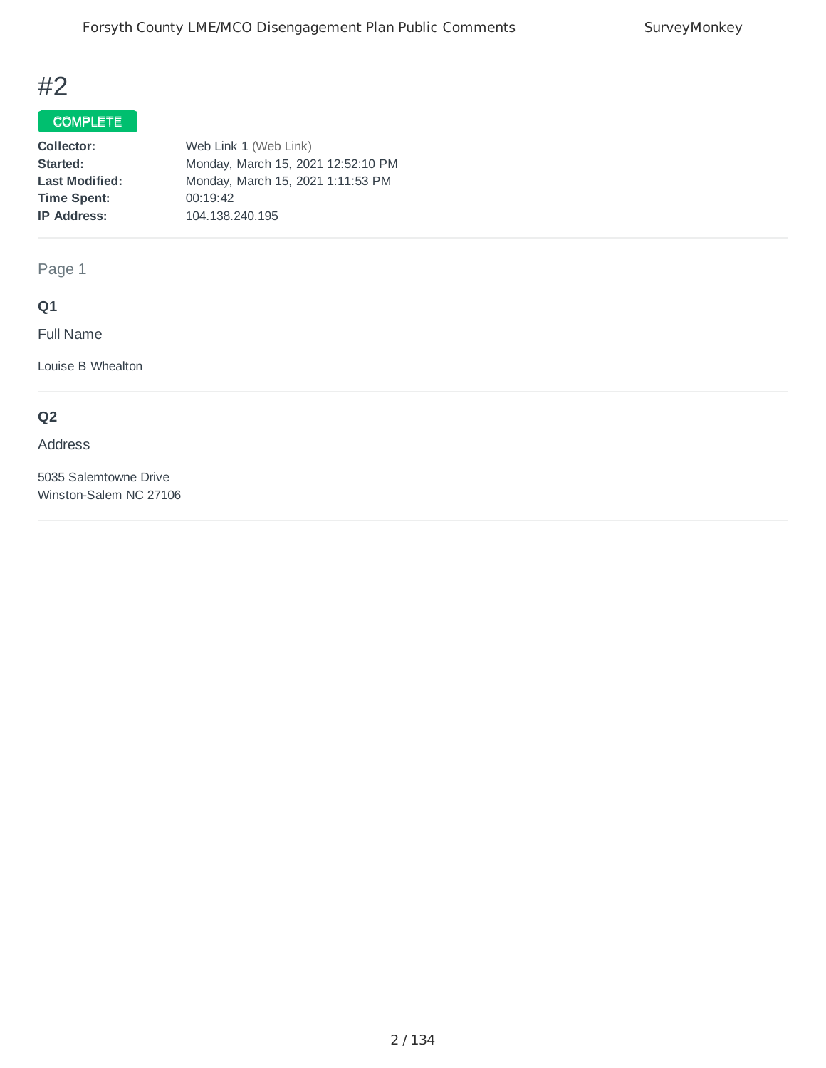# #2

COMPLETE

| | |
|---|---|
| **Collector:** | Web Link 1 (Web Link) |
| **Started:** | Monday, March 15, 2021 12:52:10 PM |
| **Last Modified:** | Monday, March 15, 2021 1:11:53 PM |
| **Time Spent:** | 00:19:42 |
| **IP Address:** | 104.138.240.195 |

Page 1

**Q1**

Full Name

Louise B Whealton

**Q2**

Address

5035 Salemtowne Drive
Winston-Salem NC 27106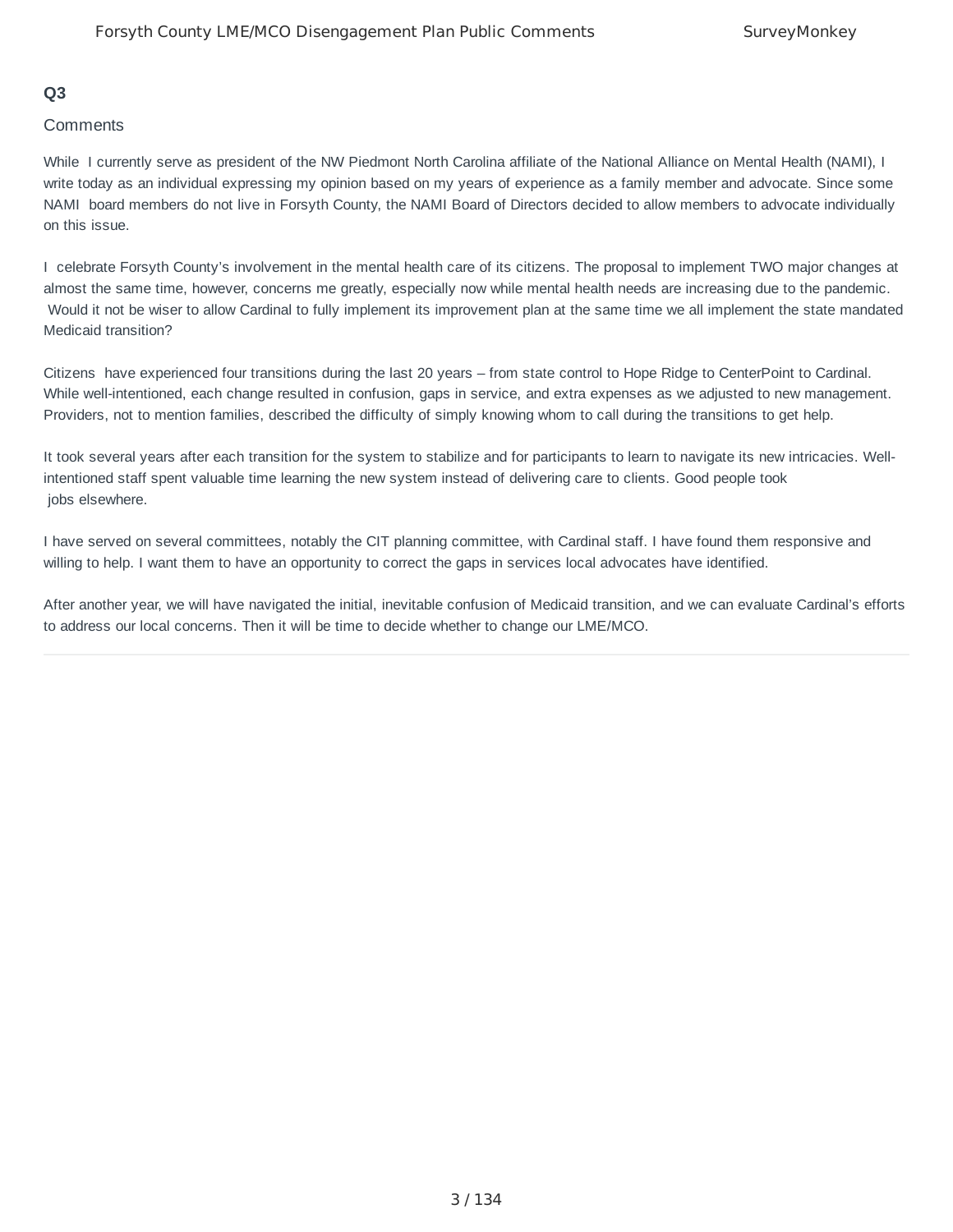## Q3

### Comments

While I currently serve as president of the NW Piedmont North Carolina affiliate of the National Alliance on Mental Health (NAMI), I write today as an individual expressing my opinion based on my years of experience as a family member and advocate. Since some NAMI board members do not live in Forsyth County, the NAMI Board of Directors decided to allow members to advocate individually on this issue.

I celebrate Forsyth County's involvement in the mental health care of its citizens. The proposal to implement TWO major changes at almost the same time, however, concerns me greatly, especially now while mental health needs are increasing due to the pandemic. Would it not be wiser to allow Cardinal to fully implement its improvement plan at the same time we all implement the state mandated Medicaid transition?

Citizens have experienced four transitions during the last 20 years – from state control to Hope Ridge to CenterPoint to Cardinal. While well-intentioned, each change resulted in confusion, gaps in service, and extra expenses as we adjusted to new management. Providers, not to mention families, described the difficulty of simply knowing whom to call during the transitions to get help.

It took several years after each transition for the system to stabilize and for participants to learn to navigate its new intricacies. Well-intentioned staff spent valuable time learning the new system instead of delivering care to clients. Good people took jobs elsewhere.

I have served on several committees, notably the CIT planning committee, with Cardinal staff. I have found them responsive and willing to help. I want them to have an opportunity to correct the gaps in services local advocates have identified.

After another year, we will have navigated the initial, inevitable confusion of Medicaid transition, and we can evaluate Cardinal's efforts to address our local concerns. Then it will be time to decide whether to change our LME/MCO.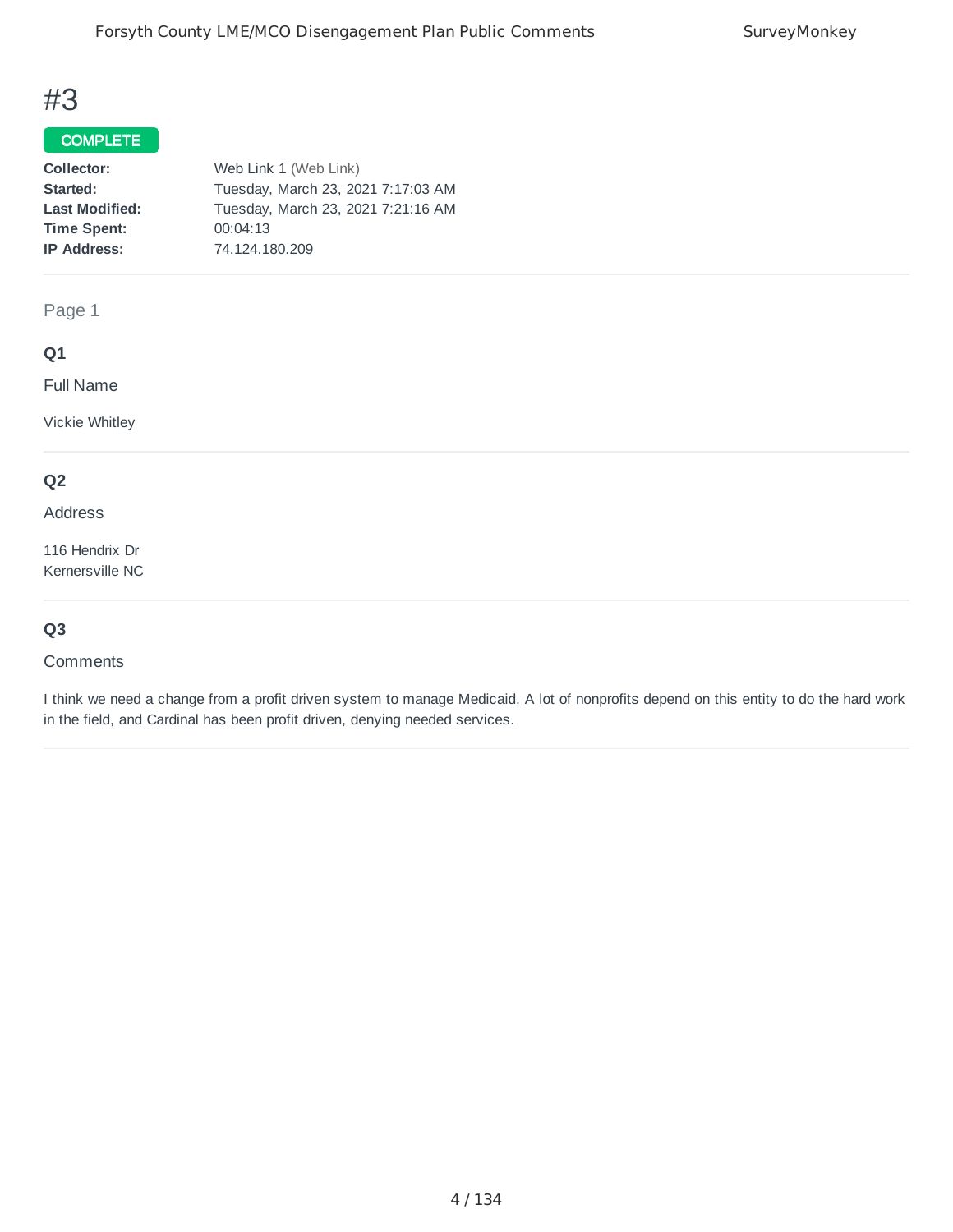# #3

**COMPLETE**

| | |
|---|---|
| **Collector:** | Web Link 1 (Web Link) |
| **Started:** | Tuesday, March 23, 2021 7:17:03 AM |
| **Last Modified:** | Tuesday, March 23, 2021 7:21:16 AM |
| **Time Spent:** | 00:04:13 |
| **IP Address:** | 74.124.180.209 |

Page 1

### Q1

Full Name

Vickie Whitley

### Q2

Address

116 Hendrix Dr
Kernersville NC

### Q3

Comments

I think we need a change from a profit driven system to manage Medicaid. A lot of nonprofits depend on this entity to do the hard work in the field, and Cardinal has been profit driven, denying needed services.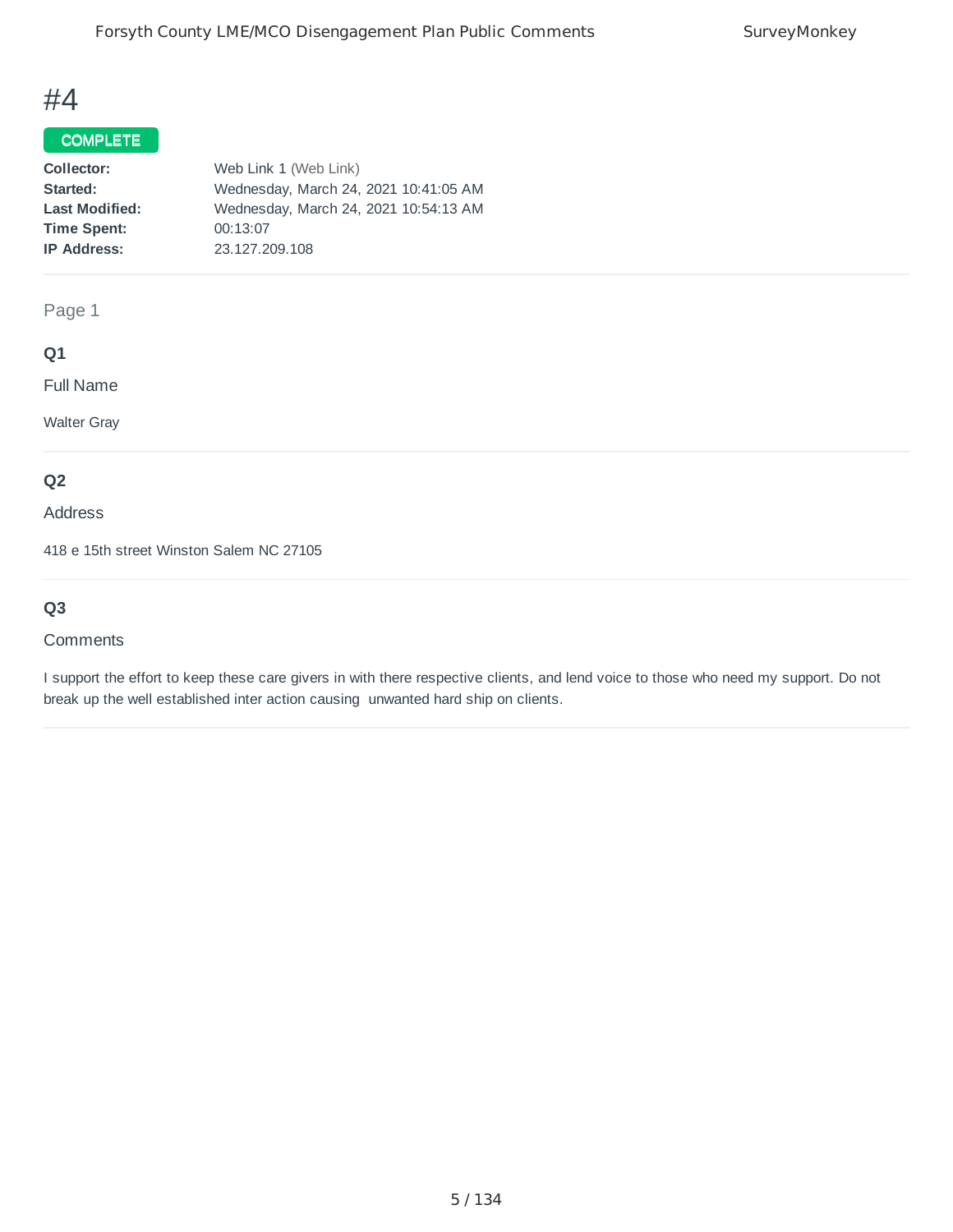# #4

**COMPLETE**

| | |
|---|---|
| **Collector:** | Web Link 1 (Web Link) |
| **Started:** | Wednesday, March 24, 2021 10:41:05 AM |
| **Last Modified:** | Wednesday, March 24, 2021 10:54:13 AM |
| **Time Spent:** | 00:13:07 |
| **IP Address:** | 23.127.209.108 |

Page 1

**Q1**

Full Name

Walter Gray

**Q2**

Address

418 e 15th street Winston Salem NC 27105

**Q3**

Comments

I support the effort to keep these care givers in with there respective clients, and lend voice to those who need my support. Do not break up the well established inter action causing unwanted hard ship on clients.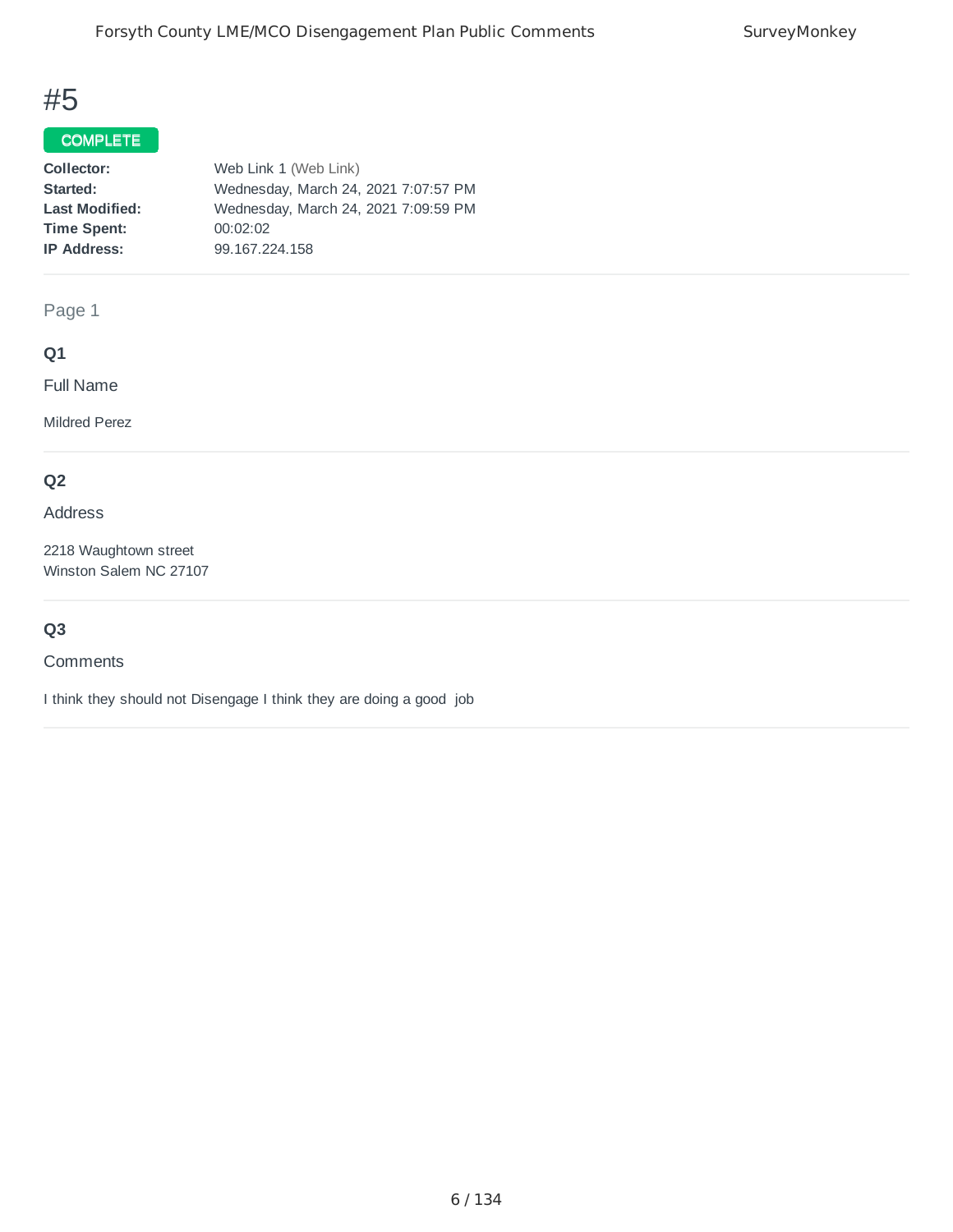# #5

**COMPLETE**

**Collector:** Web Link 1 (Web Link)
**Started:** Wednesday, March 24, 2021 7:07:57 PM
**Last Modified:** Wednesday, March 24, 2021 7:09:59 PM
**Time Spent:** 00:02:02
**IP Address:** 99.167.224.158

Page 1

### Q1

Full Name

Mildred Perez

### Q2

Address

2218 Waughtown street
Winston Salem NC 27107

### Q3

Comments

I think they should not Disengage I think they are doing a good job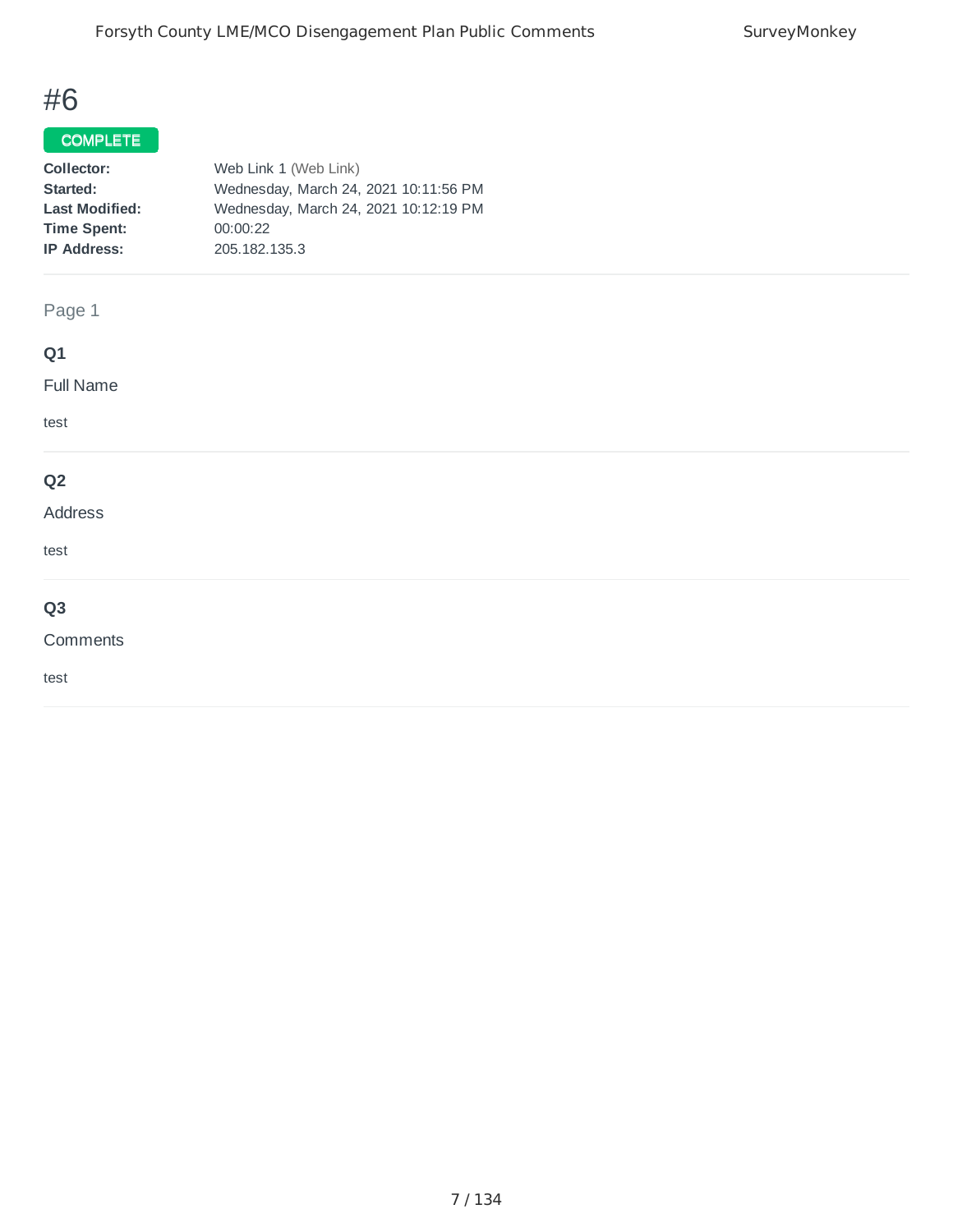# #6

**COMPLETE**

**Collector:** Web Link 1 (Web Link)
**Started:** Wednesday, March 24, 2021 10:11:56 PM
**Last Modified:** Wednesday, March 24, 2021 10:12:19 PM
**Time Spent:** 00:00:22
**IP Address:** 205.182.135.3

Page 1

### Q1

Full Name

test

### Q2

Address

test

### Q3

Comments

test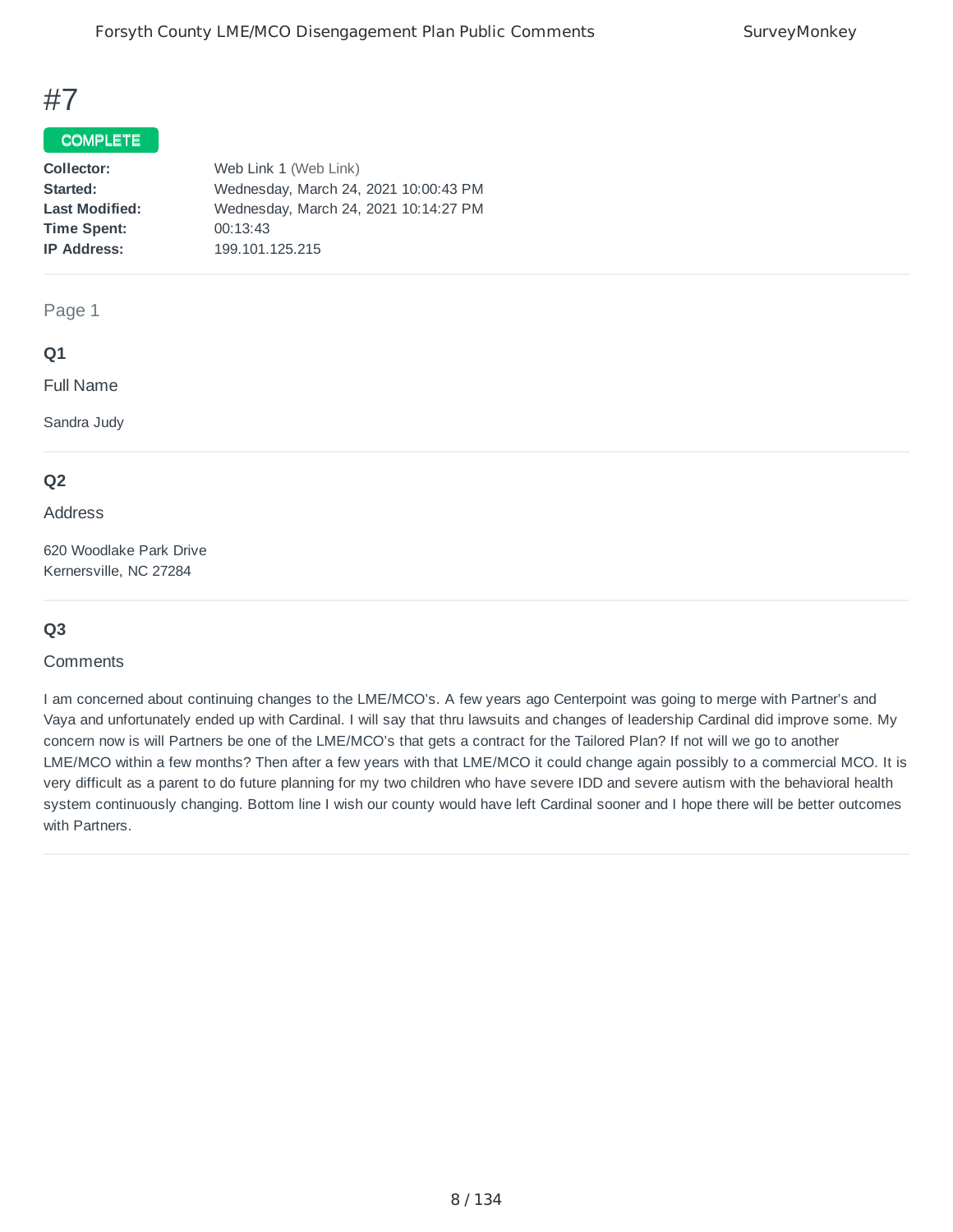# #7

**COMPLETE**

| | |
|---|---|
| **Collector:** | Web Link 1 (Web Link) |
| **Started:** | Wednesday, March 24, 2021 10:00:43 PM |
| **Last Modified:** | Wednesday, March 24, 2021 10:14:27 PM |
| **Time Spent:** | 00:13:43 |
| **IP Address:** | 199.101.125.215 |

Page 1

**Q1**

Full Name

Sandra Judy

**Q2**

Address

620 Woodlake Park Drive
Kernersville, NC 27284

**Q3**

Comments

I am concerned about continuing changes to the LME/MCO's. A few years ago Centerpoint was going to merge with Partner's and Vaya and unfortunately ended up with Cardinal. I will say that thru lawsuits and changes of leadership Cardinal did improve some. My concern now is will Partners be one of the LME/MCO's that gets a contract for the Tailored Plan? If not will we go to another LME/MCO within a few months? Then after a few years with that LME/MCO it could change again possibly to a commercial MCO. It is very difficult as a parent to do future planning for my two children who have severe IDD and severe autism with the behavioral health system continuously changing. Bottom line I wish our county would have left Cardinal sooner and I hope there will be better outcomes with Partners.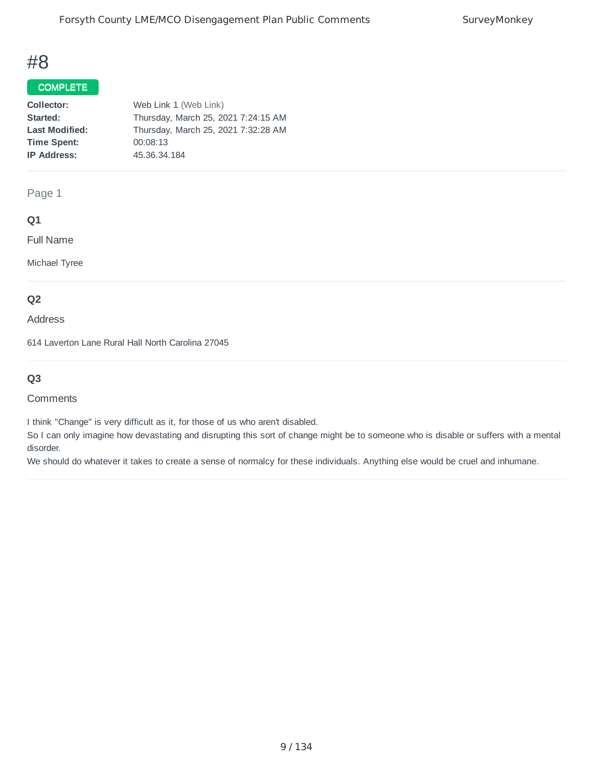# #8

**COMPLETE**

| | |
|---|---|
| **Collector:** | Web Link 1 (Web Link) |
| **Started:** | Thursday, March 25, 2021 7:24:15 AM |
| **Last Modified:** | Thursday, March 25, 2021 7:32:28 AM |
| **Time Spent:** | 00:08:13 |
| **IP Address:** | 45.36.34.184 |

Page 1

### Q1

Full Name

Michael Tyree

### Q2

Address

614 Laverton Lane Rural Hall North Carolina 27045

### Q3

Comments

I think "Change" is very difficult as it, for those of us who aren't disabled.
So I can only imagine how devastating and disrupting this sort of change might be to someone who is disable or suffers with a mental disorder.
We should do whatever it takes to create a sense of normalcy for these individuals. Anything else would be cruel and inhumane.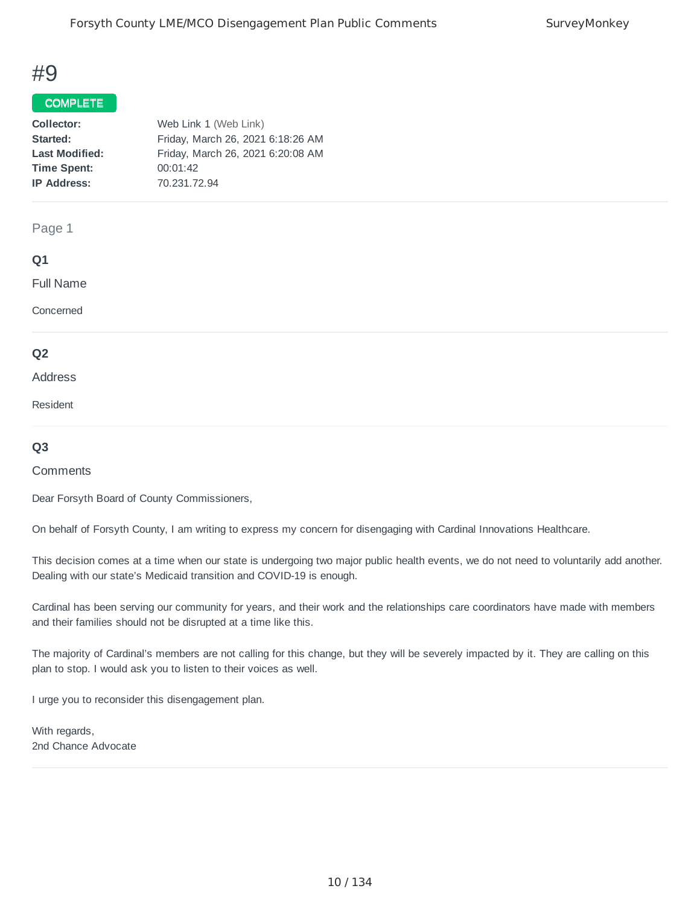# #9

**COMPLETE**

| | |
|---|---|
| **Collector:** | Web Link 1 (Web Link) |
| **Started:** | Friday, March 26, 2021 6:18:26 AM |
| **Last Modified:** | Friday, March 26, 2021 6:20:08 AM |
| **Time Spent:** | 00:01:42 |
| **IP Address:** | 70.231.72.94 |

Page 1

**Q1**

Full Name

Concerned

**Q2**

Address

Resident

**Q3**

Comments

Dear Forsyth Board of County Commissioners,

On behalf of Forsyth County, I am writing to express my concern for disengaging with Cardinal Innovations Healthcare.

This decision comes at a time when our state is undergoing two major public health events, we do not need to voluntarily add another. Dealing with our state's Medicaid transition and COVID-19 is enough.

Cardinal has been serving our community for years, and their work and the relationships care coordinators have made with members and their families should not be disrupted at a time like this.

The majority of Cardinal's members are not calling for this change, but they will be severely impacted by it. They are calling on this plan to stop. I would ask you to listen to their voices as well.

I urge you to reconsider this disengagement plan.

With regards,
2nd Chance Advocate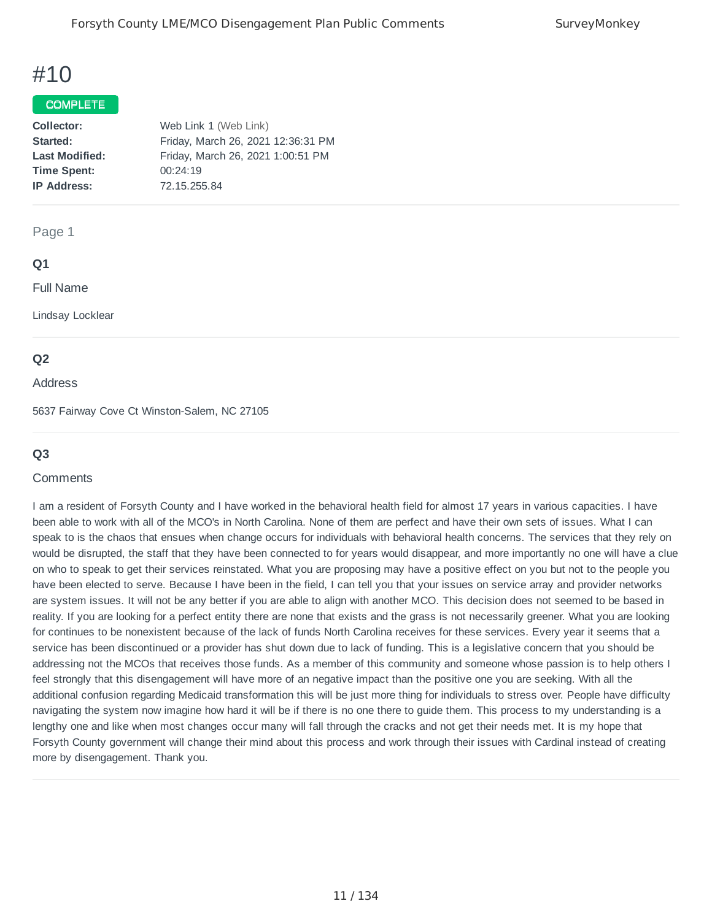# #10

**COMPLETE**

| | |
|---|---|
| **Collector:** | Web Link 1 (Web Link) |
| **Started:** | Friday, March 26, 2021 12:36:31 PM |
| **Last Modified:** | Friday, March 26, 2021 1:00:51 PM |
| **Time Spent:** | 00:24:19 |
| **IP Address:** | 72.15.255.84 |

Page 1

### Q1

Full Name

Lindsay Locklear

### Q2

Address

5637 Fairway Cove Ct Winston-Salem, NC 27105

### Q3

Comments

I am a resident of Forsyth County and I have worked in the behavioral health field for almost 17 years in various capacities. I have been able to work with all of the MCO's in North Carolina. None of them are perfect and have their own sets of issues. What I can speak to is the chaos that ensues when change occurs for individuals with behavioral health concerns. The services that they rely on would be disrupted, the staff that they have been connected to for years would disappear, and more importantly no one will have a clue on who to speak to get their services reinstated. What you are proposing may have a positive effect on you but not to the people you have been elected to serve. Because I have been in the field, I can tell you that your issues on service array and provider networks are system issues. It will not be any better if you are able to align with another MCO. This decision does not seemed to be based in reality. If you are looking for a perfect entity there are none that exists and the grass is not necessarily greener. What you are looking for continues to be nonexistent because of the lack of funds North Carolina receives for these services. Every year it seems that a service has been discontinued or a provider has shut down due to lack of funding. This is a legislative concern that you should be addressing not the MCOs that receives those funds. As a member of this community and someone whose passion is to help others I feel strongly that this disengagement will have more of an negative impact than the positive one you are seeking. With all the additional confusion regarding Medicaid transformation this will be just more thing for individuals to stress over. People have difficulty navigating the system now imagine how hard it will be if there is no one there to guide them. This process to my understanding is a lengthy one and like when most changes occur many will fall through the cracks and not get their needs met. It is my hope that Forsyth County government will change their mind about this process and work through their issues with Cardinal instead of creating more by disengagement. Thank you.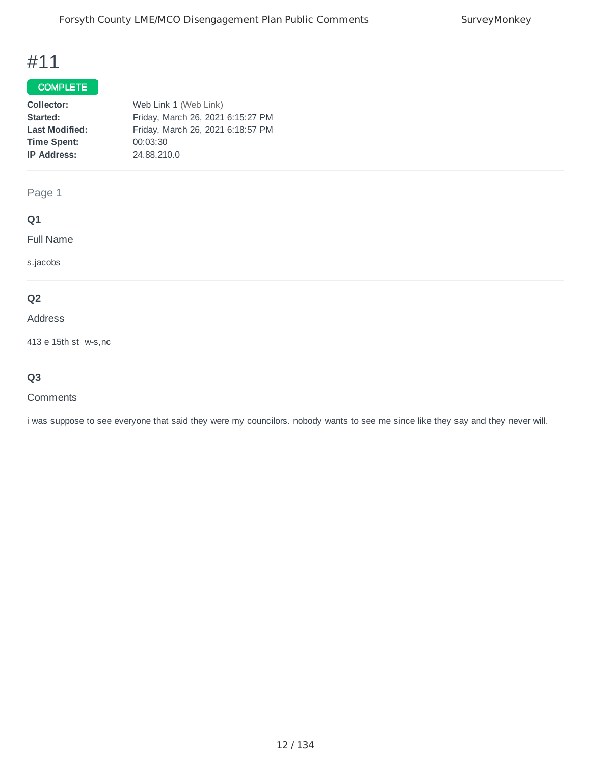# #11

**COMPLETE**

| | |
|---|---|
| **Collector:** | Web Link 1 (Web Link) |
| **Started:** | Friday, March 26, 2021 6:15:27 PM |
| **Last Modified:** | Friday, March 26, 2021 6:18:57 PM |
| **Time Spent:** | 00:03:30 |
| **IP Address:** | 24.88.210.0 |

Page 1

**Q1**

Full Name

s.jacobs

**Q2**

Address

413 e 15th st  w-s,nc

**Q3**

Comments

i was suppose to see everyone that said they were my councilors. nobody wants to see me since like they say and they never will.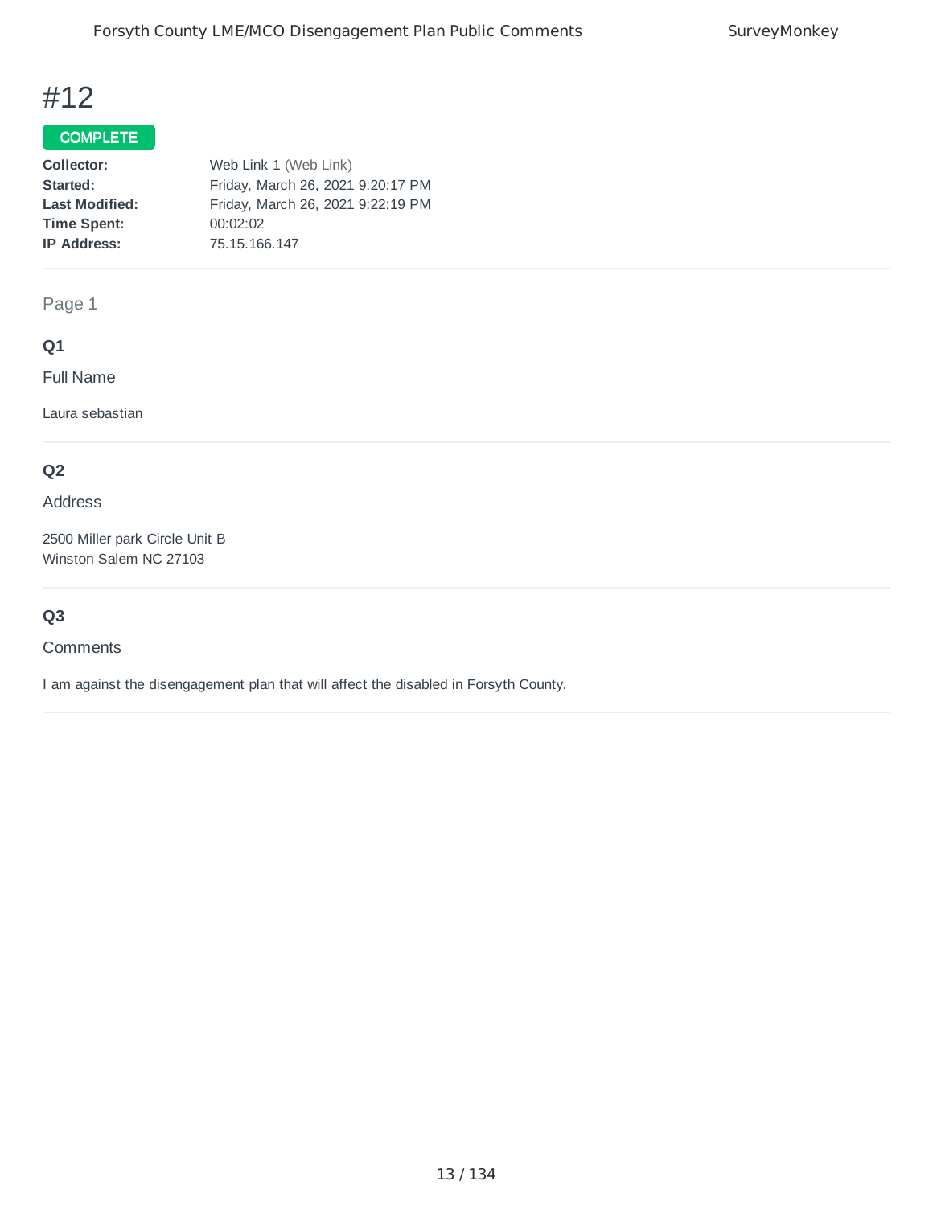# #12

**COMPLETE**

| | |
|---|---|
| **Collector:** | Web Link 1 (Web Link) |
| **Started:** | Friday, March 26, 2021 9:20:17 PM |
| **Last Modified:** | Friday, March 26, 2021 9:22:19 PM |
| **Time Spent:** | 00:02:02 |
| **IP Address:** | 75.15.166.147 |

Page 1

**Q1**

Full Name

Laura sebastian

**Q2**

Address

2500 Miller park Circle Unit B
Winston Salem NC 27103

**Q3**

Comments

I am against the disengagement plan that will affect the disabled in Forsyth County.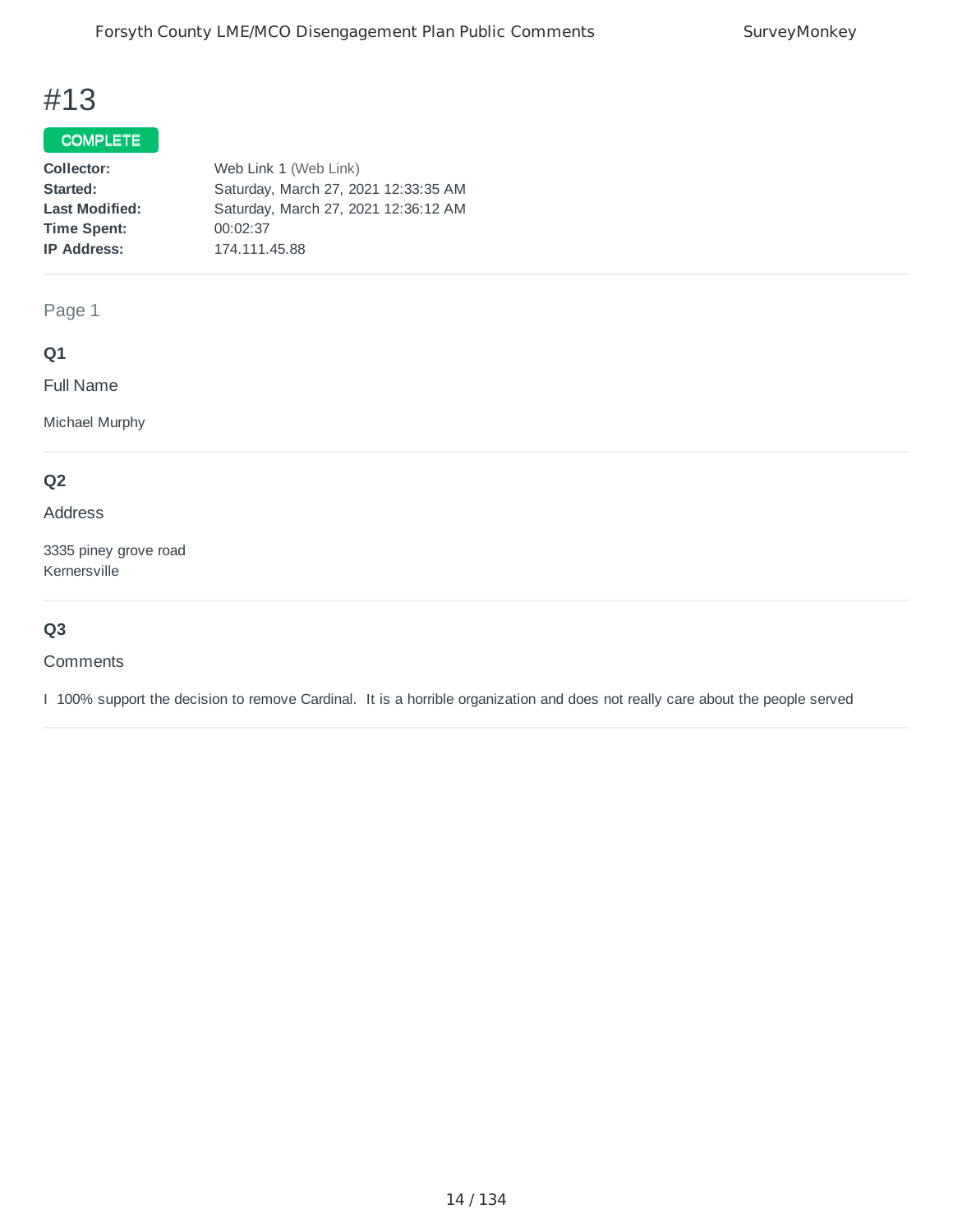# #13

**COMPLETE**

**Collector:** Web Link 1 (Web Link)
**Started:** Saturday, March 27, 2021 12:33:35 AM
**Last Modified:** Saturday, March 27, 2021 12:36:12 AM
**Time Spent:** 00:02:37
**IP Address:** 174.111.45.88

Page 1

**Q1**

Full Name

Michael Murphy

**Q2**

Address

3335 piney grove road
Kernersville

**Q3**

Comments

I 100% support the decision to remove Cardinal. It is a horrible organization and does not really care about the people served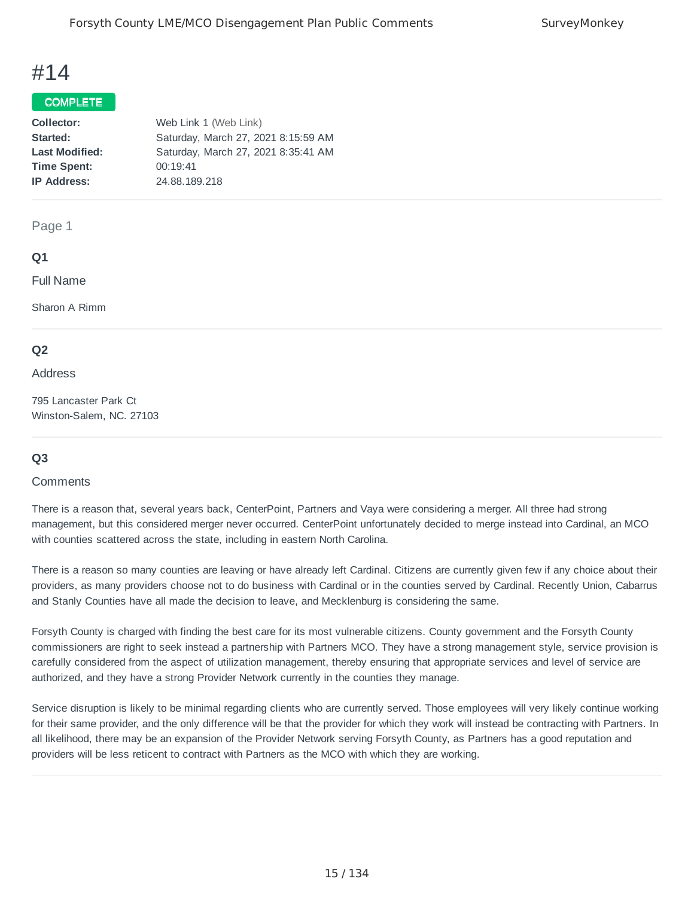# #14

**COMPLETE**

| | |
|---|---|
| **Collector:** | Web Link 1 (Web Link) |
| **Started:** | Saturday, March 27, 2021 8:15:59 AM |
| **Last Modified:** | Saturday, March 27, 2021 8:35:41 AM |
| **Time Spent:** | 00:19:41 |
| **IP Address:** | 24.88.189.218 |

Page 1

**Q1**

Full Name

Sharon A Rimm

**Q2**

Address

795 Lancaster Park Ct
Winston-Salem, NC. 27103

**Q3**

Comments

There is a reason that, several years back, CenterPoint, Partners and Vaya were considering a merger. All three had strong management, but this considered merger never occurred. CenterPoint unfortunately decided to merge instead into Cardinal, an MCO with counties scattered across the state, including in eastern North Carolina.

There is a reason so many counties are leaving or have already left Cardinal. Citizens are currently given few if any choice about their providers, as many providers choose not to do business with Cardinal or in the counties served by Cardinal. Recently Union, Cabarrus and Stanly Counties have all made the decision to leave, and Mecklenburg is considering the same.

Forsyth County is charged with finding the best care for its most vulnerable citizens. County government and the Forsyth County commissioners are right to seek instead a partnership with Partners MCO. They have a strong management style, service provision is carefully considered from the aspect of utilization management, thereby ensuring that appropriate services and level of service are authorized, and they have a strong Provider Network currently in the counties they manage.

Service disruption is likely to be minimal regarding clients who are currently served. Those employees will very likely continue working for their same provider, and the only difference will be that the provider for which they work will instead be contracting with Partners. In all likelihood, there may be an expansion of the Provider Network serving Forsyth County, as Partners has a good reputation and providers will be less reticent to contract with Partners as the MCO with which they are working.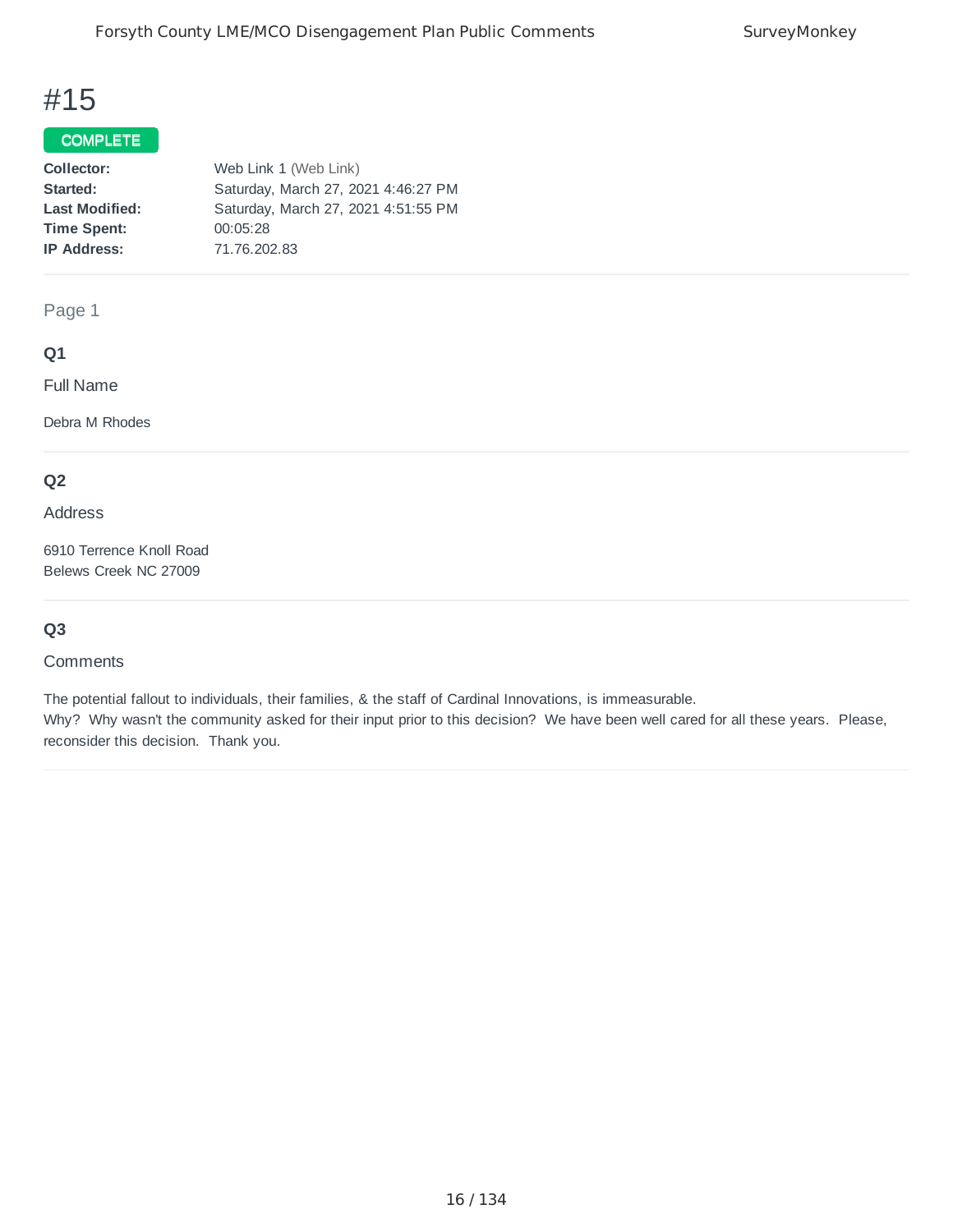# #15

**COMPLETE**

| | |
|---|---|
| **Collector:** | Web Link 1 (Web Link) |
| **Started:** | Saturday, March 27, 2021 4:46:27 PM |
| **Last Modified:** | Saturday, March 27, 2021 4:51:55 PM |
| **Time Spent:** | 00:05:28 |
| **IP Address:** | 71.76.202.83 |

Page 1

**Q1**

Full Name

Debra M Rhodes

**Q2**

Address

6910 Terrence Knoll Road
Belews Creek NC 27009

**Q3**

Comments

The potential fallout to individuals, their families, & the staff of Cardinal Innovations, is immeasurable.
Why? Why wasn't the community asked for their input prior to this decision? We have been well cared for all these years. Please, reconsider this decision. Thank you.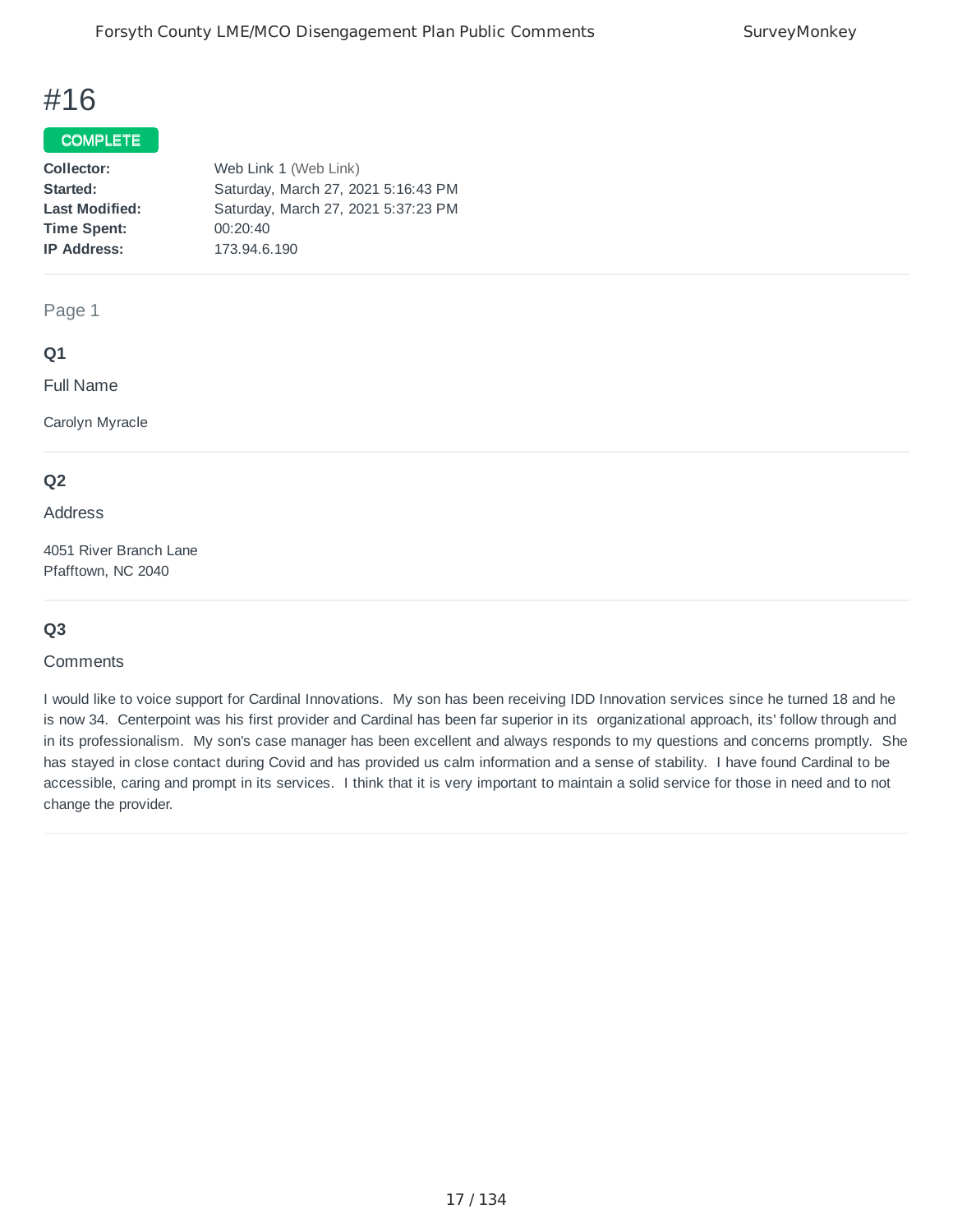# #16

**COMPLETE**

| | |
|---|---|
| **Collector:** | Web Link 1 (Web Link) |
| **Started:** | Saturday, March 27, 2021 5:16:43 PM |
| **Last Modified:** | Saturday, March 27, 2021 5:37:23 PM |
| **Time Spent:** | 00:20:40 |
| **IP Address:** | 173.94.6.190 |

Page 1

### Q1

Full Name

Carolyn Myracle

### Q2

Address

4051 River Branch Lane
Pfafftown, NC 2040

### Q3

Comments

I would like to voice support for Cardinal Innovations. My son has been receiving IDD Innovation services since he turned 18 and he is now 34. Centerpoint was his first provider and Cardinal has been far superior in its organizational approach, its' follow through and in its professionalism. My son's case manager has been excellent and always responds to my questions and concerns promptly. She has stayed in close contact during Covid and has provided us calm information and a sense of stability. I have found Cardinal to be accessible, caring and prompt in its services. I think that it is very important to maintain a solid service for those in need and to not change the provider.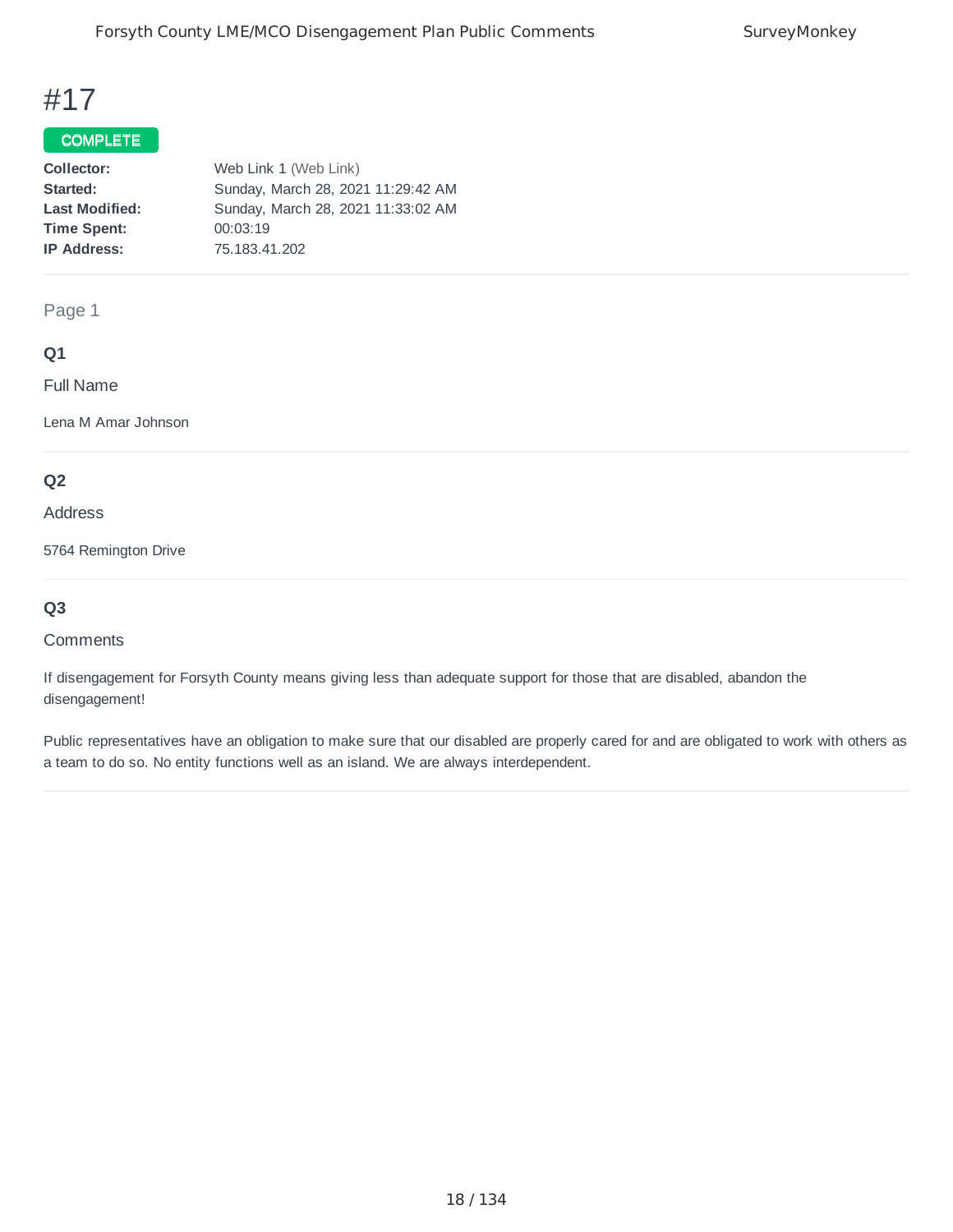# #17

**COMPLETE**

| | |
|---|---|
| **Collector:** | Web Link 1 (Web Link) |
| **Started:** | Sunday, March 28, 2021 11:29:42 AM |
| **Last Modified:** | Sunday, March 28, 2021 11:33:02 AM |
| **Time Spent:** | 00:03:19 |
| **IP Address:** | 75.183.41.202 |

Page 1

**Q1**

Full Name

Lena M Amar Johnson

**Q2**

Address

5764 Remington Drive

**Q3**

Comments

If disengagement for Forsyth County means giving less than adequate support for those that are disabled, abandon the disengagement!

Public representatives have an obligation to make sure that our disabled are properly cared for and are obligated to work with others as a team to do so. No entity functions well as an island. We are always interdependent.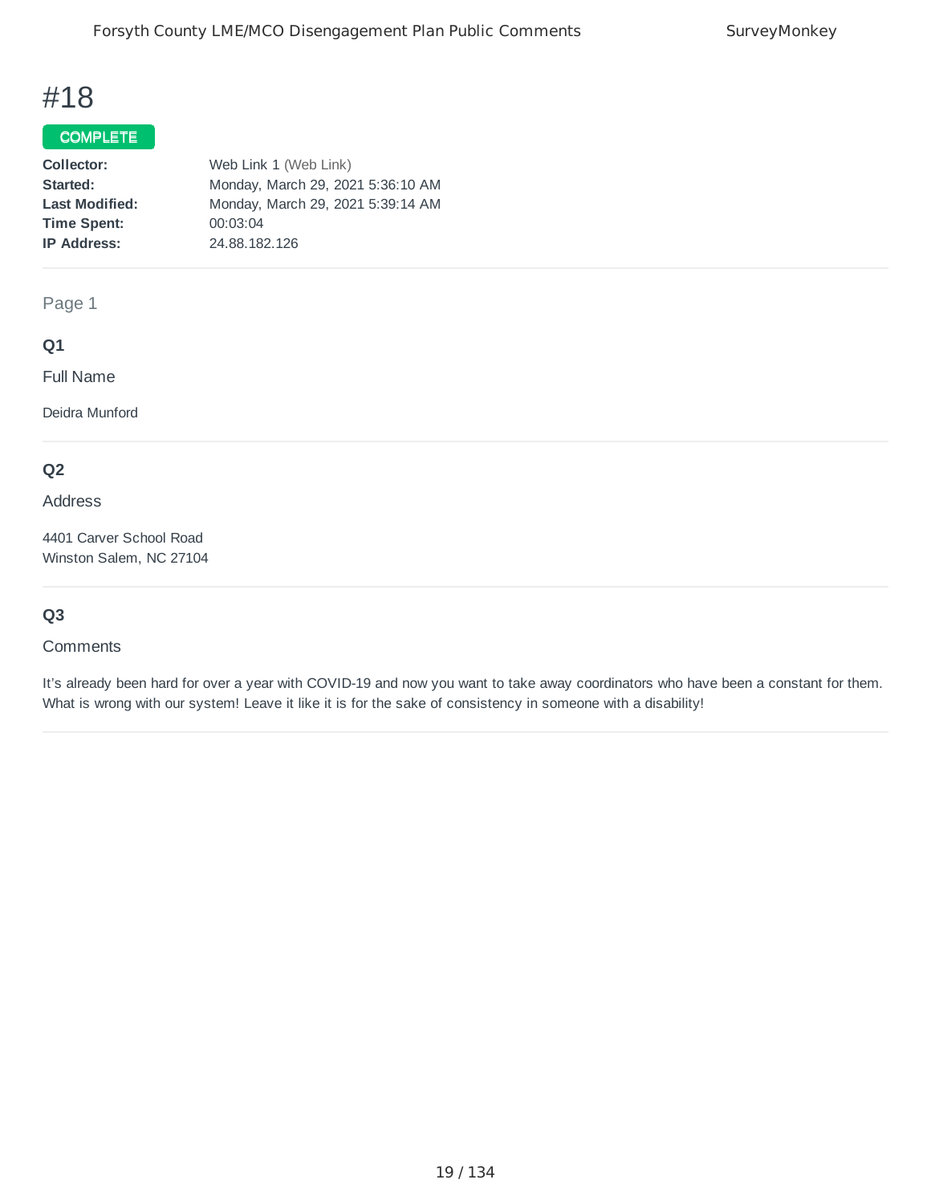# #18

**COMPLETE**

| | |
|---|---|
| **Collector:** | Web Link 1 (Web Link) |
| **Started:** | Monday, March 29, 2021 5:36:10 AM |
| **Last Modified:** | Monday, March 29, 2021 5:39:14 AM |
| **Time Spent:** | 00:03:04 |
| **IP Address:** | 24.88.182.126 |

Page 1

**Q1**

Full Name

Deidra Munford

**Q2**

Address

4401 Carver School Road
Winston Salem, NC 27104

**Q3**

Comments

It's already been hard for over a year with COVID-19 and now you want to take away coordinators who have been a constant for them. What is wrong with our system! Leave it like it is for the sake of consistency in someone with a disability!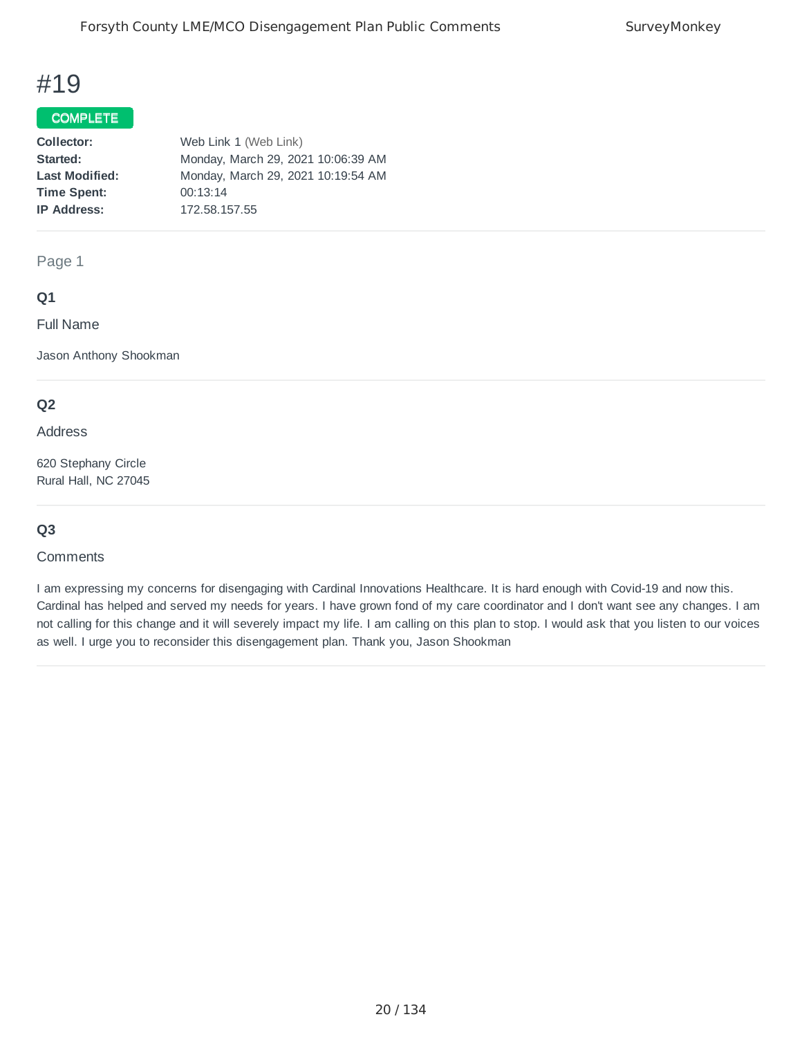# #19

**COMPLETE**

| | |
|---|---|
| **Collector:** | Web Link 1 (Web Link) |
| **Started:** | Monday, March 29, 2021 10:06:39 AM |
| **Last Modified:** | Monday, March 29, 2021 10:19:54 AM |
| **Time Spent:** | 00:13:14 |
| **IP Address:** | 172.58.157.55 |

Page 1

**Q1**

Full Name

Jason Anthony Shookman

**Q2**

Address

620 Stephany Circle
Rural Hall, NC 27045

**Q3**

Comments

I am expressing my concerns for disengaging with Cardinal Innovations Healthcare. It is hard enough with Covid-19 and now this. Cardinal has helped and served my needs for years. I have grown fond of my care coordinator and I don't want see any changes. I am not calling for this change and it will severely impact my life. I am calling on this plan to stop. I would ask that you listen to our voices as well. I urge you to reconsider this disengagement plan. Thank you, Jason Shookman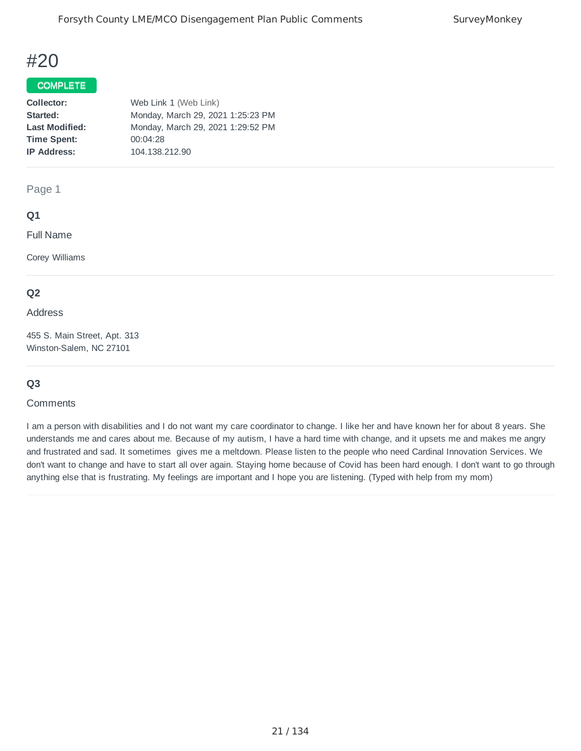# #20

**COMPLETE**

| | |
|---|---|
| **Collector:** | Web Link 1 (Web Link) |
| **Started:** | Monday, March 29, 2021 1:25:23 PM |
| **Last Modified:** | Monday, March 29, 2021 1:29:52 PM |
| **Time Spent:** | 00:04:28 |
| **IP Address:** | 104.138.212.90 |

Page 1

### Q1

Full Name

Corey Williams

### Q2

Address

455 S. Main Street, Apt. 313
Winston-Salem, NC 27101

### Q3

Comments

I am a person with disabilities and I do not want my care coordinator to change. I like her and have known her for about 8 years. She understands me and cares about me. Because of my autism, I have a hard time with change, and it upsets me and makes me angry and frustrated and sad. It sometimes gives me a meltdown. Please listen to the people who need Cardinal Innovation Services. We don't want to change and have to start all over again. Staying home because of Covid has been hard enough. I don't want to go through anything else that is frustrating. My feelings are important and I hope you are listening. (Typed with help from my mom)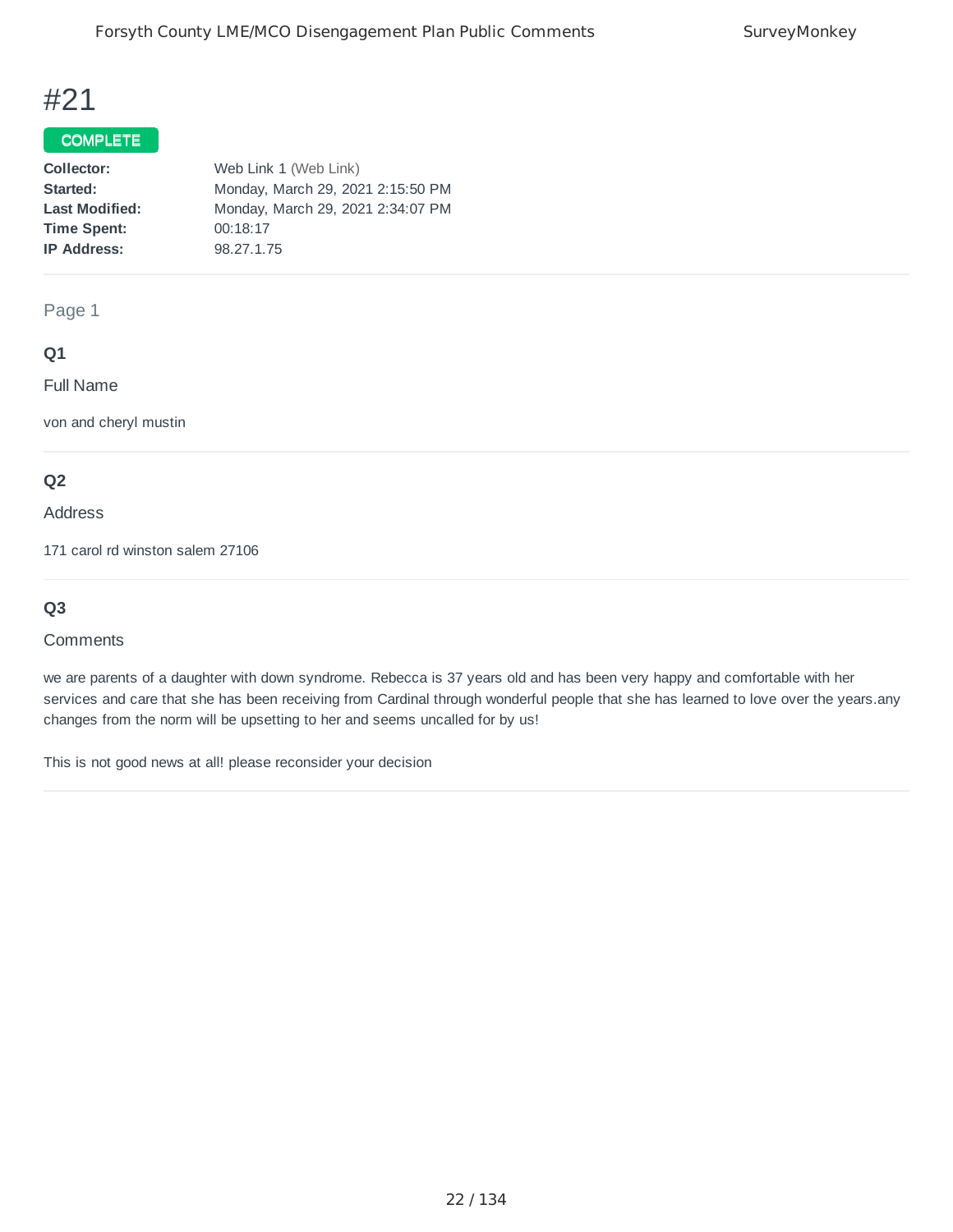# #21

**COMPLETE**

| | |
|---|---|
| **Collector:** | Web Link 1 (Web Link) |
| **Started:** | Monday, March 29, 2021 2:15:50 PM |
| **Last Modified:** | Monday, March 29, 2021 2:34:07 PM |
| **Time Spent:** | 00:18:17 |
| **IP Address:** | 98.27.1.75 |

Page 1

### Q1

Full Name

von and cheryl mustin

### Q2

Address

171 carol rd winston salem 27106

### Q3

Comments

we are parents of a daughter with down syndrome. Rebecca is 37 years old and has been very happy and comfortable with her services and care that she has been receiving from Cardinal through wonderful people that she has learned to love over the years.any changes from the norm will be upsetting to her and seems uncalled for by us!

This is not good news at all! please reconsider your decision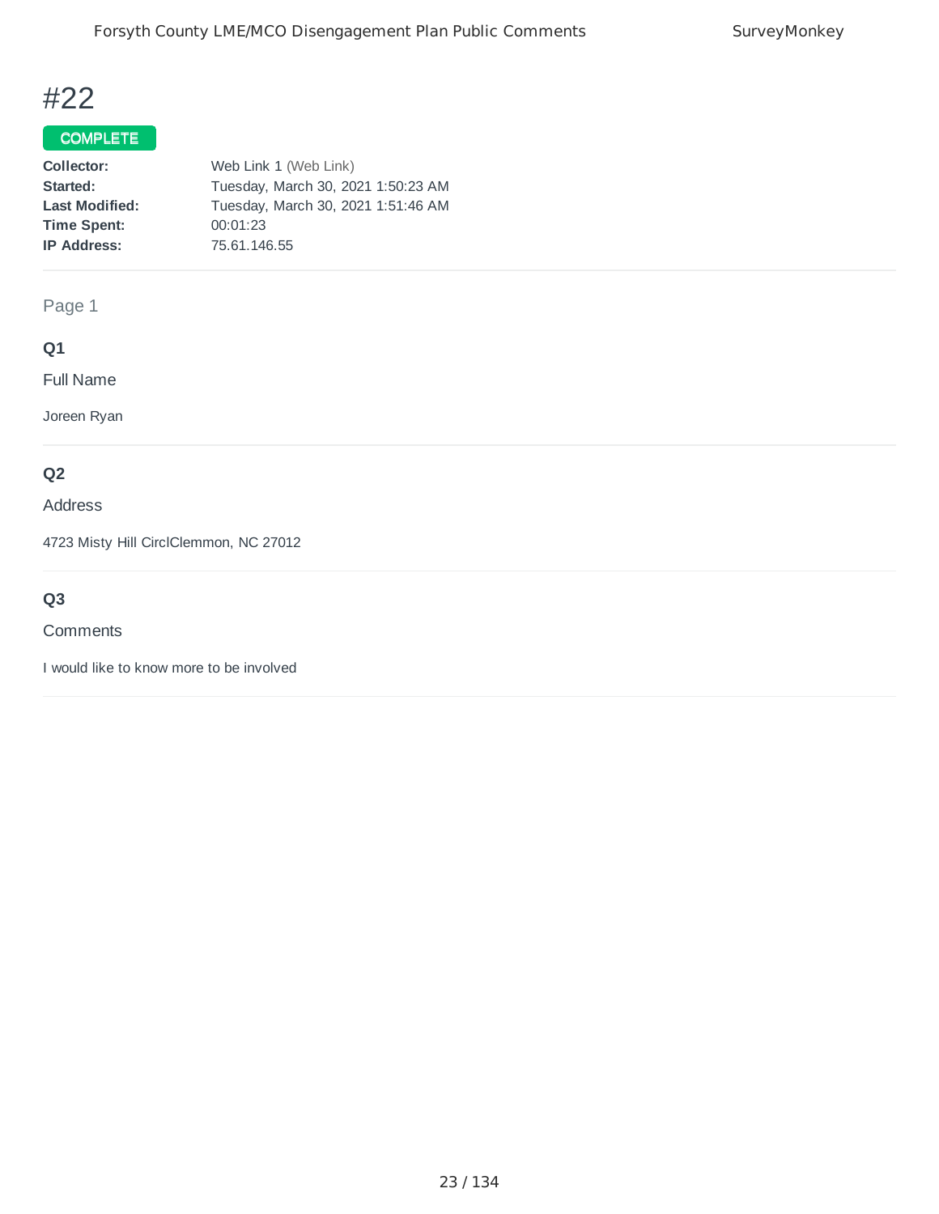# #22

**COMPLETE**

**Collector:** Web Link 1 (Web Link)
**Started:** Tuesday, March 30, 2021 1:50:23 AM
**Last Modified:** Tuesday, March 30, 2021 1:51:46 AM
**Time Spent:** 00:01:23
**IP Address:** 75.61.146.55

Page 1

**Q1**

Full Name

Joreen Ryan

**Q2**

Address

4723 Misty Hill CirclClemmon, NC 27012

**Q3**

Comments

I would like to know more to be involved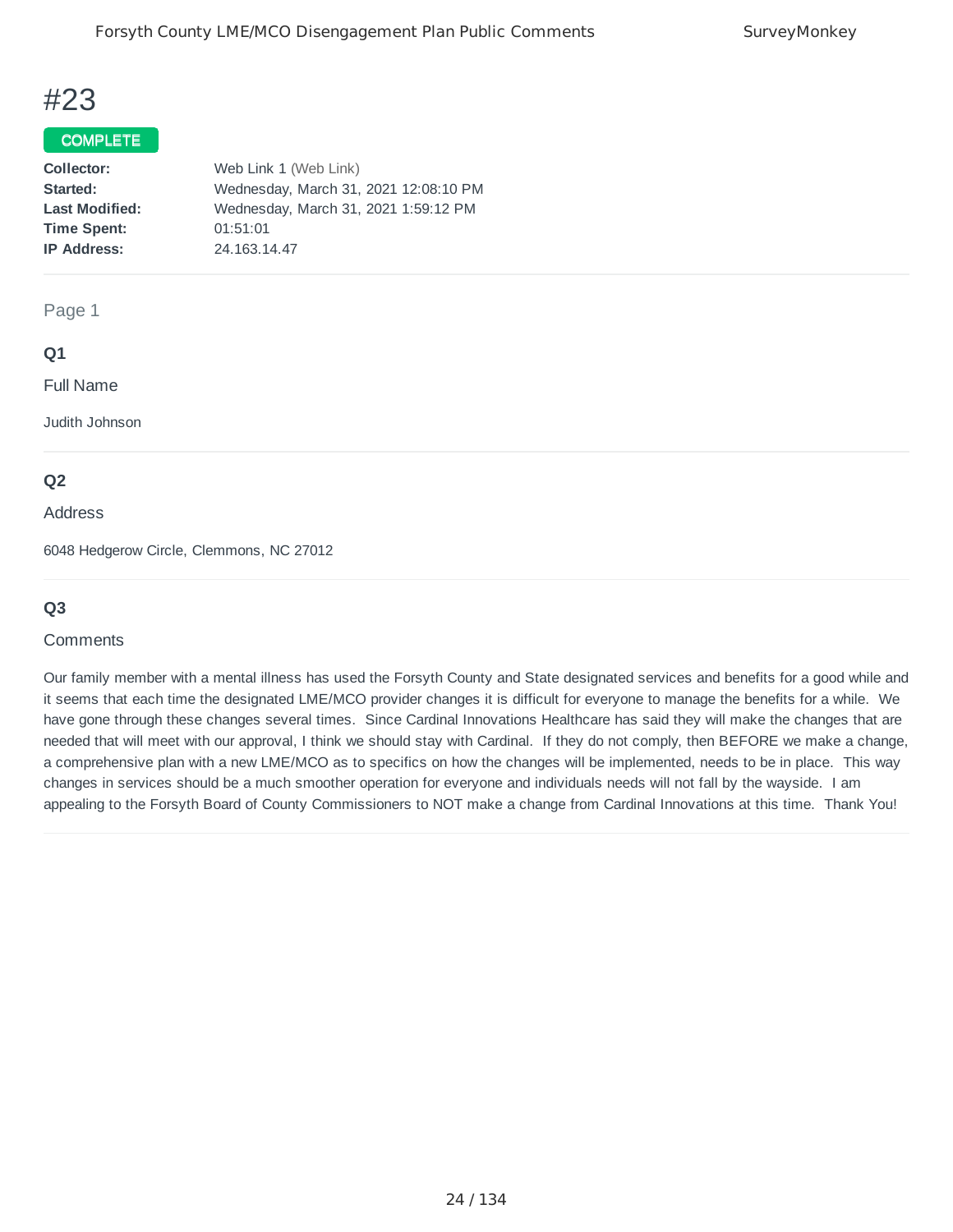# #23

**COMPLETE**

|  |  |
|---|---|
| **Collector:** | Web Link 1 (Web Link) |
| **Started:** | Wednesday, March 31, 2021 12:08:10 PM |
| **Last Modified:** | Wednesday, March 31, 2021 1:59:12 PM |
| **Time Spent:** | 01:51:01 |
| **IP Address:** | 24.163.14.47 |

Page 1

### Q1

Full Name

Judith Johnson

### Q2

Address

6048 Hedgerow Circle, Clemmons, NC 27012

### Q3

Comments

Our family member with a mental illness has used the Forsyth County and State designated services and benefits for a good while and it seems that each time the designated LME/MCO provider changes it is difficult for everyone to manage the benefits for a while. We have gone through these changes several times. Since Cardinal Innovations Healthcare has said they will make the changes that are needed that will meet with our approval, I think we should stay with Cardinal. If they do not comply, then BEFORE we make a change, a comprehensive plan with a new LME/MCO as to specifics on how the changes will be implemented, needs to be in place. This way changes in services should be a much smoother operation for everyone and individuals needs will not fall by the wayside. I am appealing to the Forsyth Board of County Commissioners to NOT make a change from Cardinal Innovations at this time. Thank You!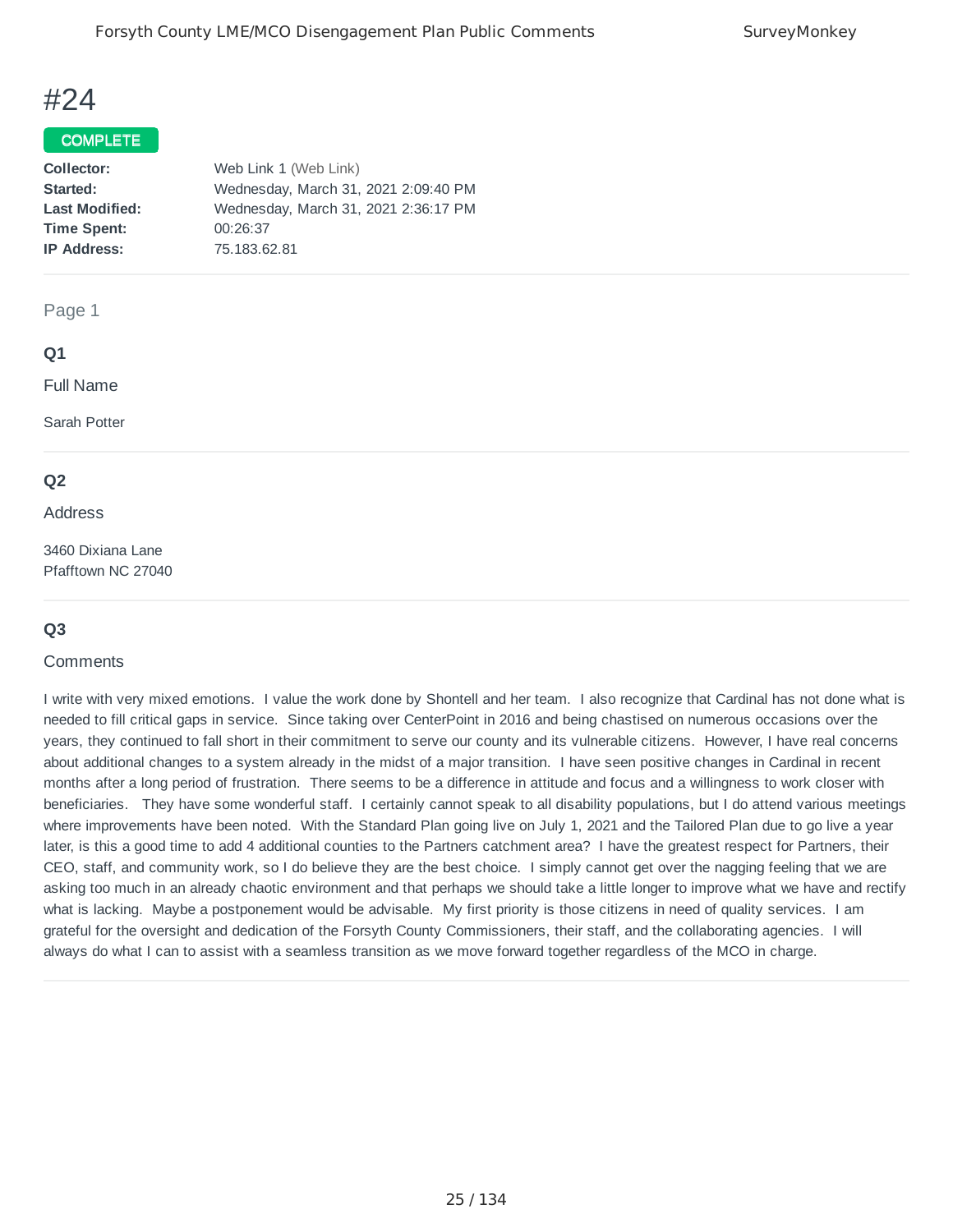# #24

**COMPLETE**

| | |
|---|---|
| **Collector:** | Web Link 1 (Web Link) |
| **Started:** | Wednesday, March 31, 2021 2:09:40 PM |
| **Last Modified:** | Wednesday, March 31, 2021 2:36:17 PM |
| **Time Spent:** | 00:26:37 |
| **IP Address:** | 75.183.62.81 |

Page 1

### Q1

Full Name

Sarah Potter

### Q2

Address

3460 Dixiana Lane
Pfafftown NC 27040

### Q3

Comments

I write with very mixed emotions. I value the work done by Shontell and her team. I also recognize that Cardinal has not done what is needed to fill critical gaps in service. Since taking over CenterPoint in 2016 and being chastised on numerous occasions over the years, they continued to fall short in their commitment to serve our county and its vulnerable citizens. However, I have real concerns about additional changes to a system already in the midst of a major transition. I have seen positive changes in Cardinal in recent months after a long period of frustration. There seems to be a difference in attitude and focus and a willingness to work closer with beneficiaries. They have some wonderful staff. I certainly cannot speak to all disability populations, but I do attend various meetings where improvements have been noted. With the Standard Plan going live on July 1, 2021 and the Tailored Plan due to go live a year later, is this a good time to add 4 additional counties to the Partners catchment area? I have the greatest respect for Partners, their CEO, staff, and community work, so I do believe they are the best choice. I simply cannot get over the nagging feeling that we are asking too much in an already chaotic environment and that perhaps we should take a little longer to improve what we have and rectify what is lacking. Maybe a postponement would be advisable. My first priority is those citizens in need of quality services. I am grateful for the oversight and dedication of the Forsyth County Commissioners, their staff, and the collaborating agencies. I will always do what I can to assist with a seamless transition as we move forward together regardless of the MCO in charge.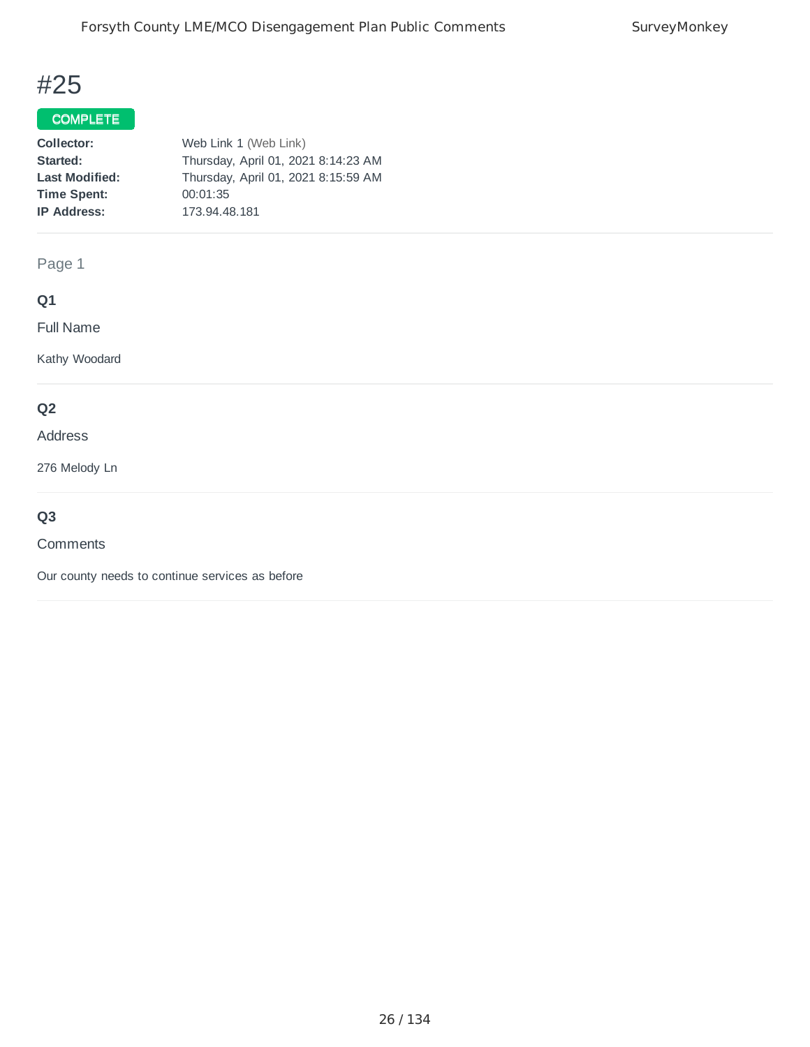# #25

**COMPLETE**

**Collector:** Web Link 1 (Web Link)
**Started:** Thursday, April 01, 2021 8:14:23 AM
**Last Modified:** Thursday, April 01, 2021 8:15:59 AM
**Time Spent:** 00:01:35
**IP Address:** 173.94.48.181

Page 1

**Q1**

Full Name

Kathy Woodard

**Q2**

Address

276 Melody Ln

**Q3**

Comments

Our county needs to continue services as before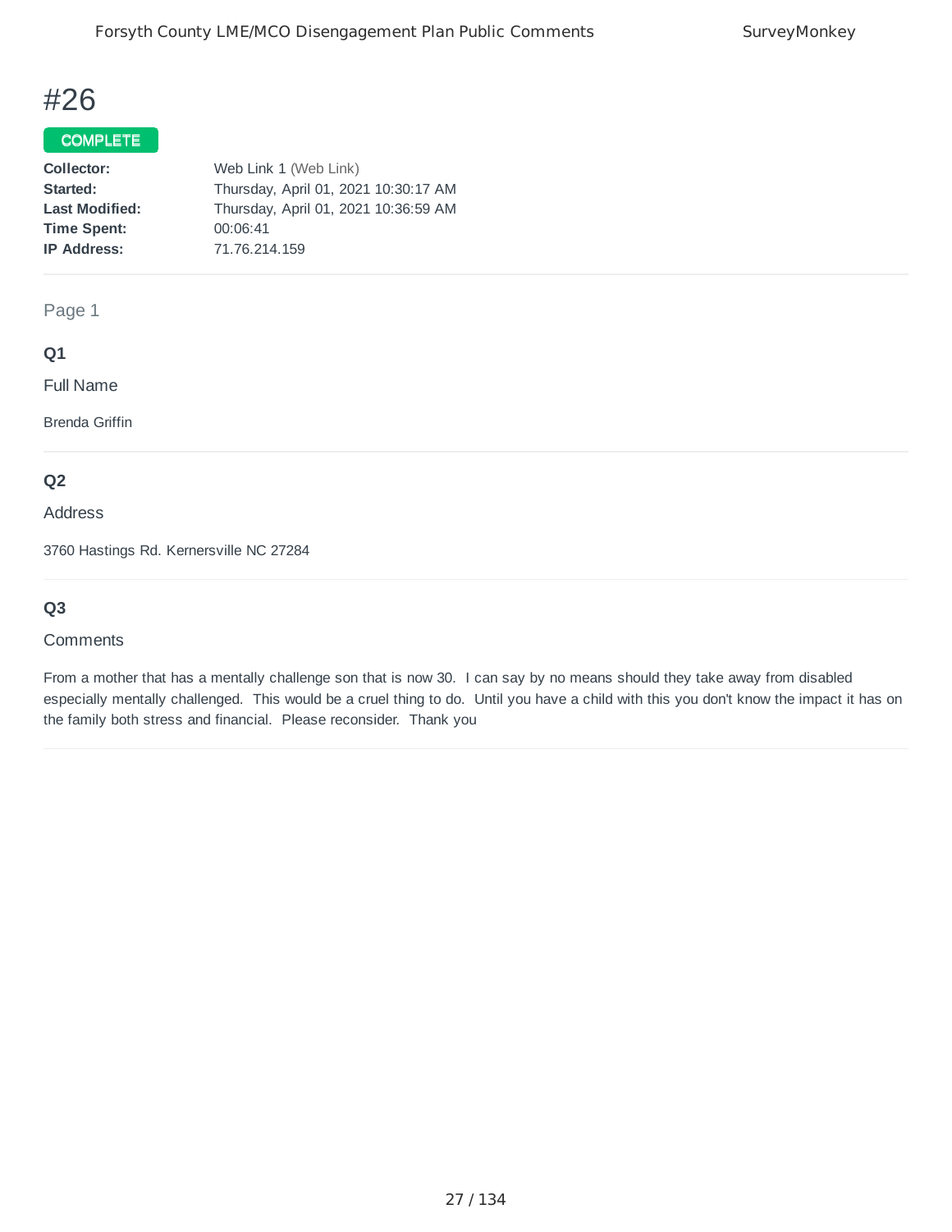# #26

**COMPLETE**

| | |
|---|---|
| **Collector:** | Web Link 1 (Web Link) |
| **Started:** | Thursday, April 01, 2021 10:30:17 AM |
| **Last Modified:** | Thursday, April 01, 2021 10:36:59 AM |
| **Time Spent:** | 00:06:41 |
| **IP Address:** | 71.76.214.159 |

Page 1

### Q1

Full Name

Brenda Griffin

### Q2

Address

3760 Hastings Rd. Kernersville NC 27284

### Q3

Comments

From a mother that has a mentally challenge son that is now 30. I can say by no means should they take away from disabled especially mentally challenged. This would be a cruel thing to do. Until you have a child with this you don't know the impact it has on the family both stress and financial. Please reconsider. Thank you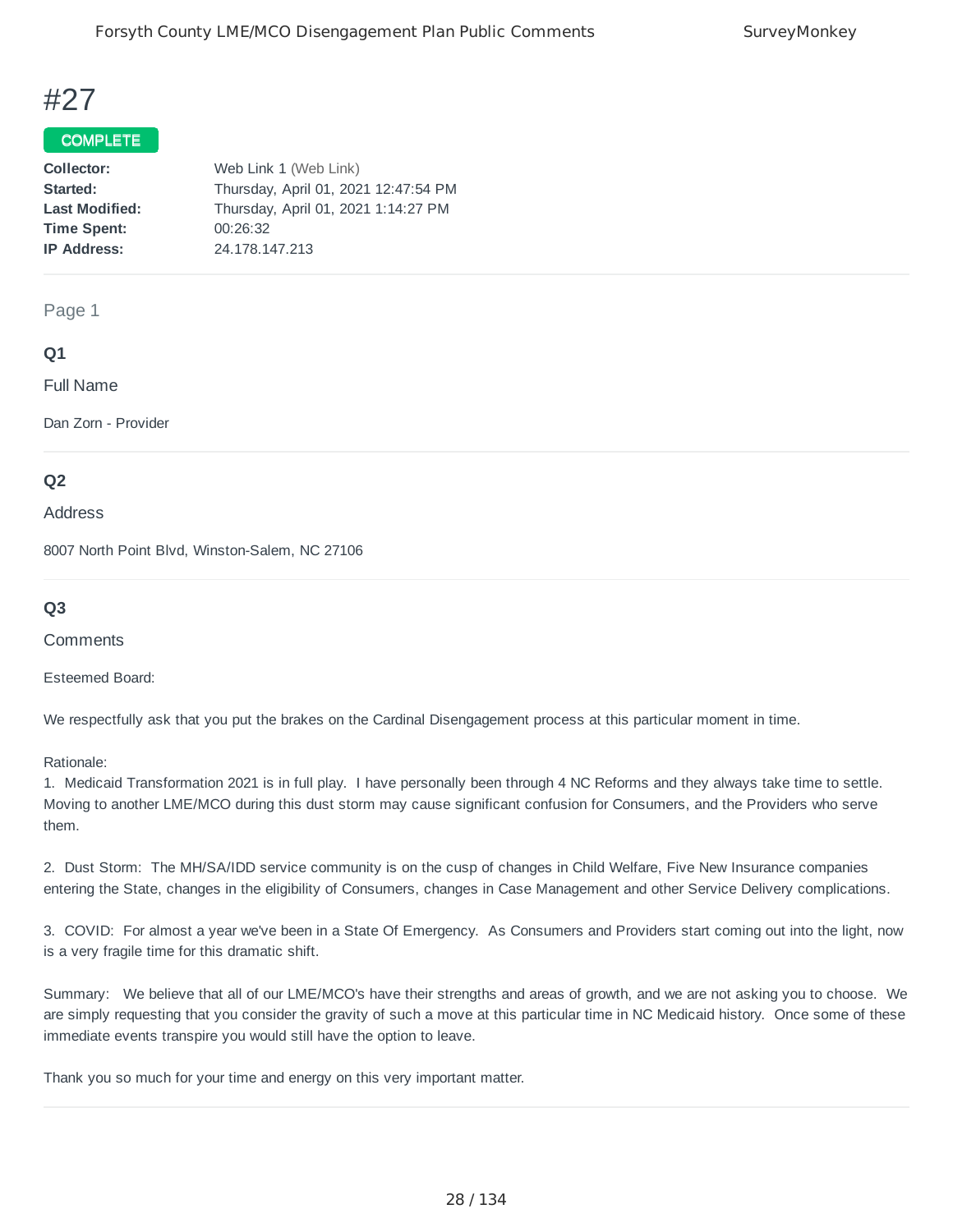# #27

**COMPLETE**

| | |
|---|---|
| **Collector:** | Web Link 1 (Web Link) |
| **Started:** | Thursday, April 01, 2021 12:47:54 PM |
| **Last Modified:** | Thursday, April 01, 2021 1:14:27 PM |
| **Time Spent:** | 00:26:32 |
| **IP Address:** | 24.178.147.213 |

Page 1

### Q1

Full Name

Dan Zorn - Provider

### Q2

Address

8007 North Point Blvd, Winston-Salem, NC 27106

### Q3

Comments

Esteemed Board:

We respectfully ask that you put the brakes on the Cardinal Disengagement process at this particular moment in time.

Rationale:
1. Medicaid Transformation 2021 is in full play. I have personally been through 4 NC Reforms and they always take time to settle. Moving to another LME/MCO during this dust storm may cause significant confusion for Consumers, and the Providers who serve them.

2. Dust Storm: The MH/SA/IDD service community is on the cusp of changes in Child Welfare, Five New Insurance companies entering the State, changes in the eligibility of Consumers, changes in Case Management and other Service Delivery complications.

3. COVID: For almost a year we've been in a State Of Emergency. As Consumers and Providers start coming out into the light, now is a very fragile time for this dramatic shift.

Summary: We believe that all of our LME/MCO's have their strengths and areas of growth, and we are not asking you to choose. We are simply requesting that you consider the gravity of such a move at this particular time in NC Medicaid history. Once some of these immediate events transpire you would still have the option to leave.

Thank you so much for your time and energy on this very important matter.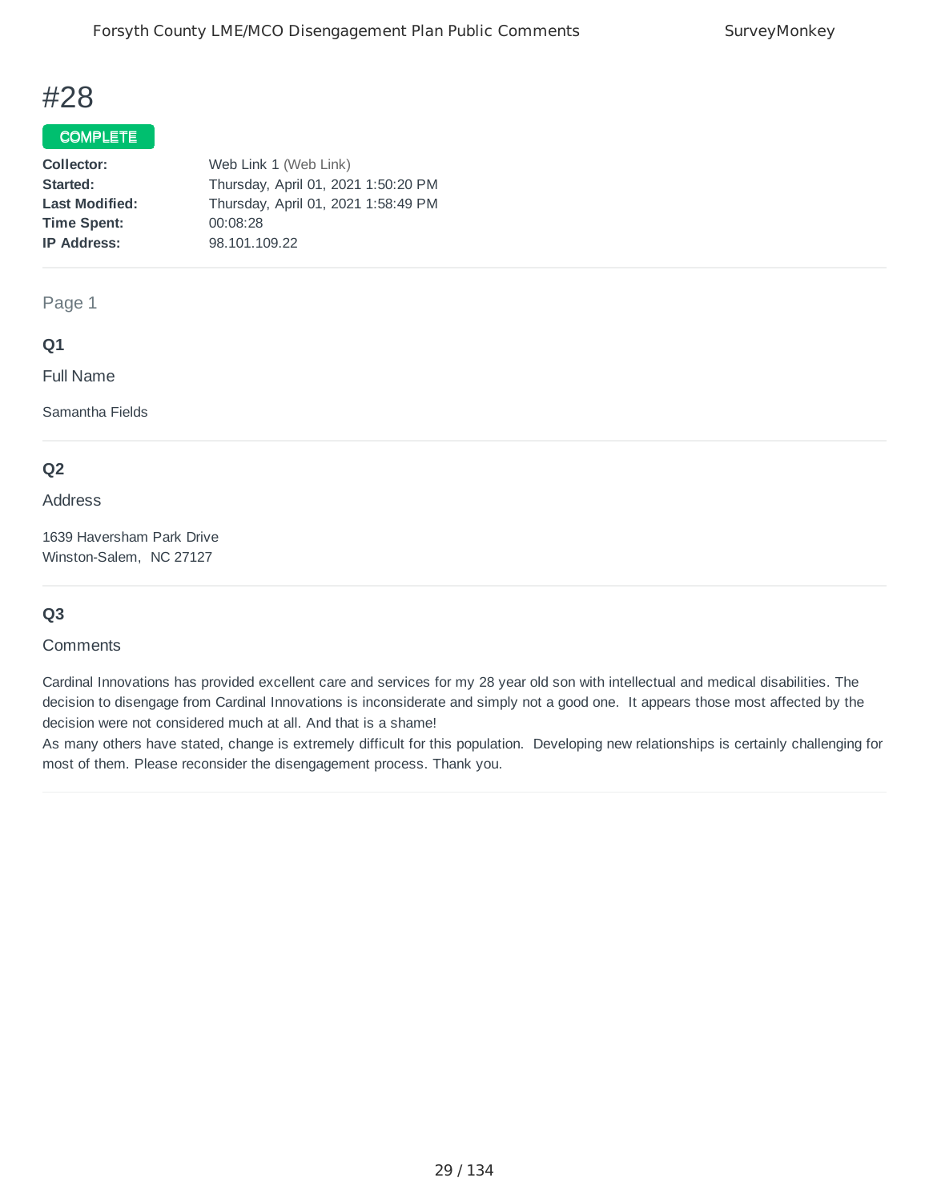# #28

**COMPLETE**

| | |
|---|---|
| **Collector:** | Web Link 1 (Web Link) |
| **Started:** | Thursday, April 01, 2021 1:50:20 PM |
| **Last Modified:** | Thursday, April 01, 2021 1:58:49 PM |
| **Time Spent:** | 00:08:28 |
| **IP Address:** | 98.101.109.22 |

Page 1

**Q1**

Full Name

Samantha Fields

**Q2**

Address

1639 Haversham Park Drive
Winston-Salem, NC 27127

**Q3**

Comments

Cardinal Innovations has provided excellent care and services for my 28 year old son with intellectual and medical disabilities. The decision to disengage from Cardinal Innovations is inconsiderate and simply not a good one. It appears those most affected by the decision were not considered much at all. And that is a shame!
As many others have stated, change is extremely difficult for this population. Developing new relationships is certainly challenging for most of them. Please reconsider the disengagement process. Thank you.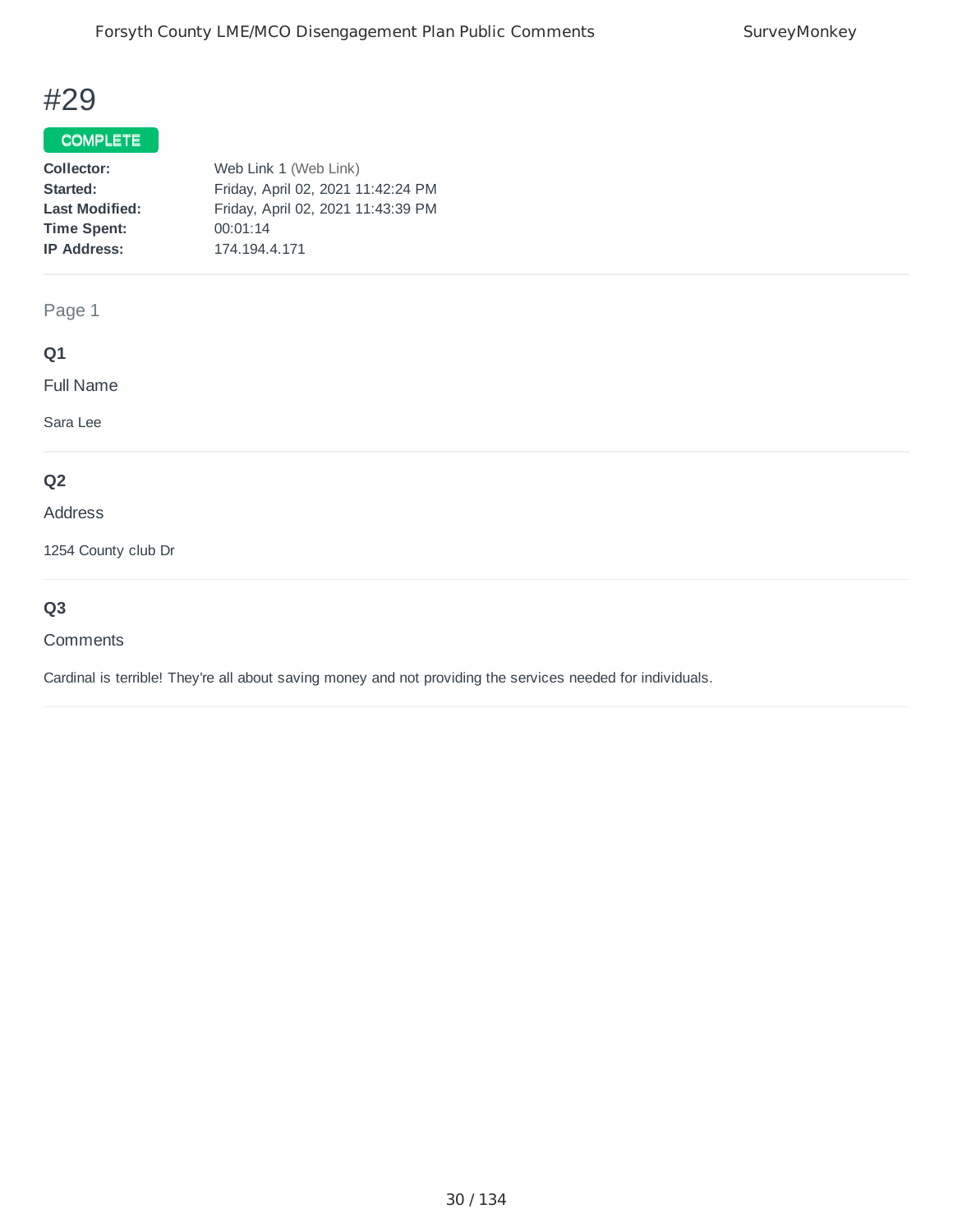# #29

**COMPLETE**

| | |
|---|---|
| **Collector:** | Web Link 1 (Web Link) |
| **Started:** | Friday, April 02, 2021 11:42:24 PM |
| **Last Modified:** | Friday, April 02, 2021 11:43:39 PM |
| **Time Spent:** | 00:01:14 |
| **IP Address:** | 174.194.4.171 |

Page 1

**Q1**

Full Name

Sara Lee

**Q2**

Address

1254 County club Dr

**Q3**

Comments

Cardinal is terrible! They're all about saving money and not providing the services needed for individuals.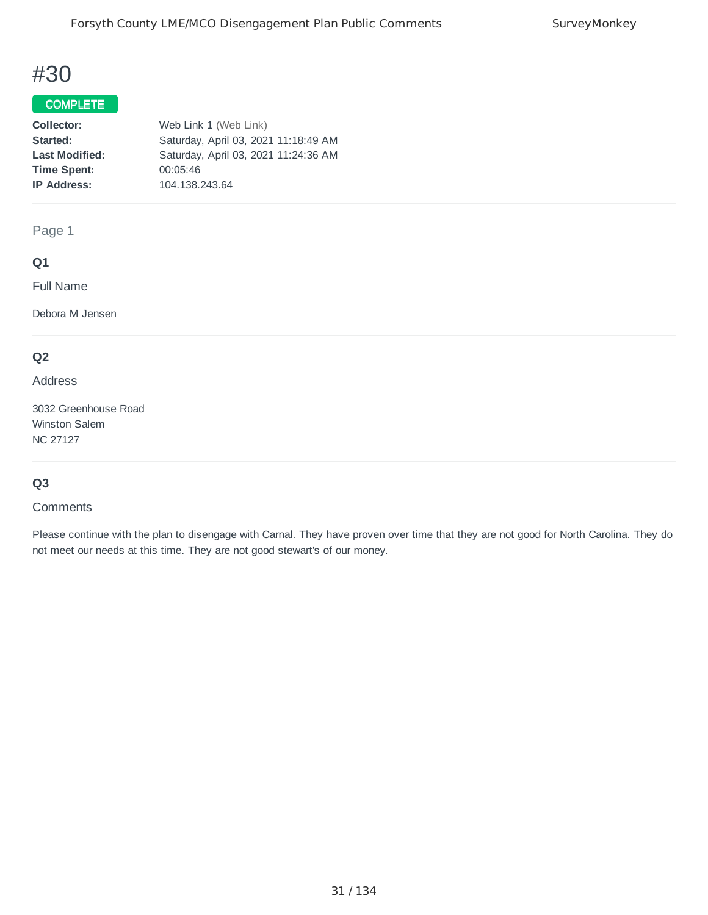# #30

**COMPLETE**

**Collector:** Web Link 1 (Web Link)
**Started:** Saturday, April 03, 2021 11:18:49 AM
**Last Modified:** Saturday, April 03, 2021 11:24:36 AM
**Time Spent:** 00:05:46
**IP Address:** 104.138.243.64

Page 1

**Q1**

Full Name

Debora M Jensen

**Q2**

Address

3032 Greenhouse Road
Winston Salem
NC 27127

**Q3**

Comments

Please continue with the plan to disengage with Carnal. They have proven over time that they are not good for North Carolina. They do not meet our needs at this time. They are not good stewart's of our money.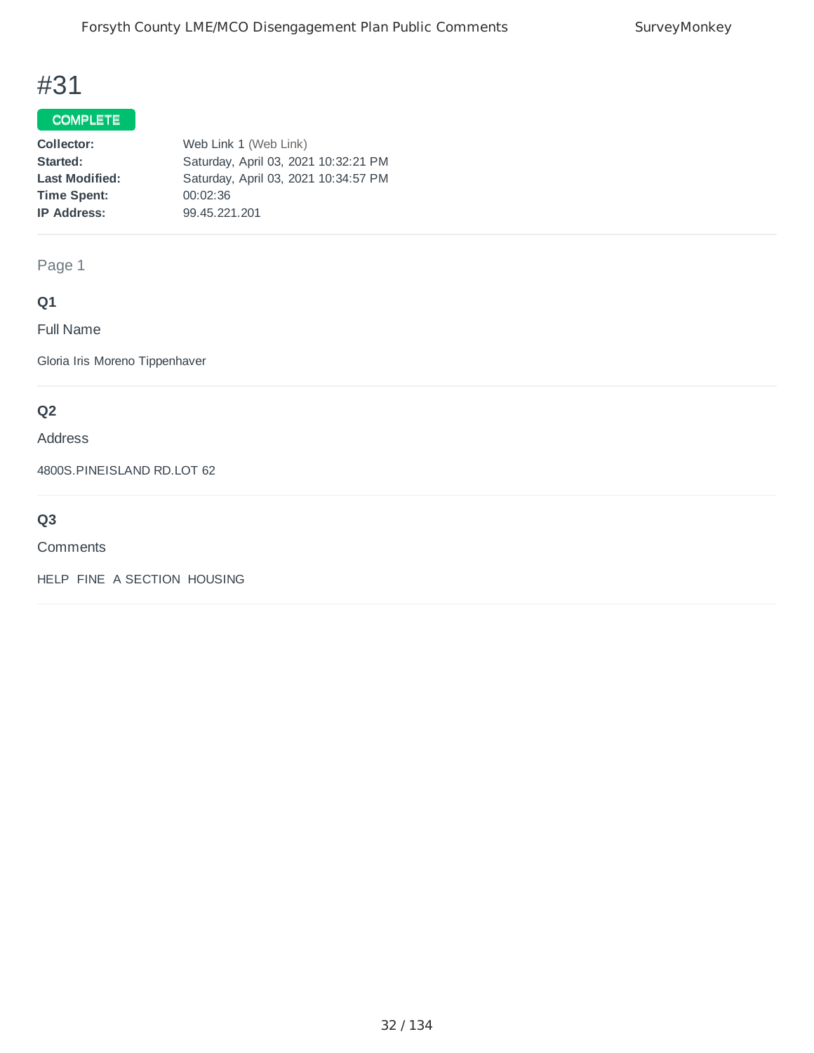# #31

**COMPLETE**

| | |
|---|---|
| **Collector:** | Web Link 1 (Web Link) |
| **Started:** | Saturday, April 03, 2021 10:32:21 PM |
| **Last Modified:** | Saturday, April 03, 2021 10:34:57 PM |
| **Time Spent:** | 00:02:36 |
| **IP Address:** | 99.45.221.201 |

Page 1

### Q1

Full Name

Gloria Iris Moreno Tippenhaver

### Q2

Address

4800S.PINEISLAND RD.LOT 62

### Q3

Comments

HELP FINE A SECTION HOUSING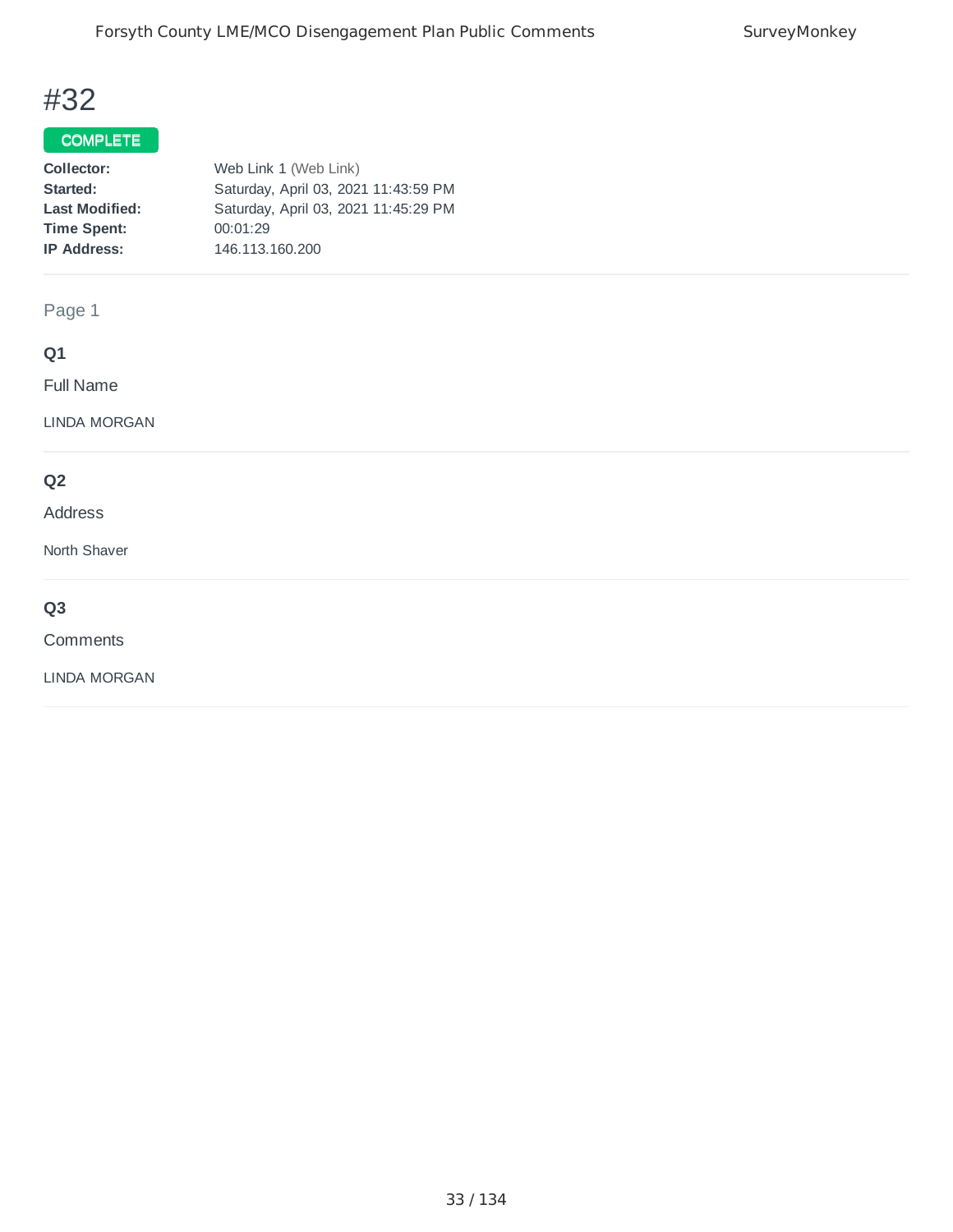# #32

**COMPLETE**

| | |
|---|---|
| **Collector:** | Web Link 1 (Web Link) |
| **Started:** | Saturday, April 03, 2021 11:43:59 PM |
| **Last Modified:** | Saturday, April 03, 2021 11:45:29 PM |
| **Time Spent:** | 00:01:29 |
| **IP Address:** | 146.113.160.200 |

Page 1

**Q1**

Full Name

LINDA MORGAN

**Q2**

Address

North Shaver

**Q3**

Comments

LINDA MORGAN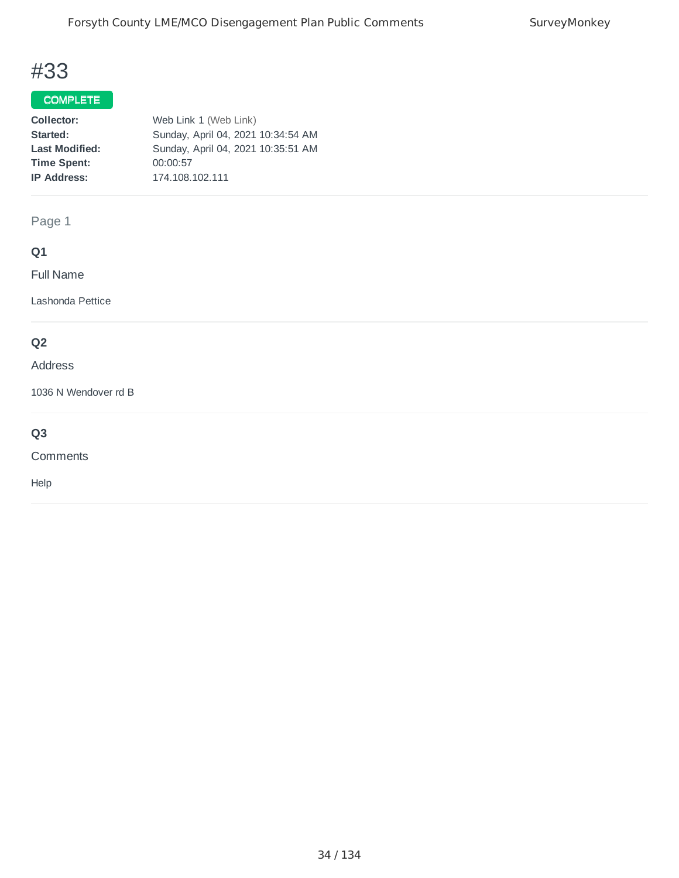# #33

**COMPLETE**

**Collector:** Web Link 1 (Web Link)
**Started:** Sunday, April 04, 2021 10:34:54 AM
**Last Modified:** Sunday, April 04, 2021 10:35:51 AM
**Time Spent:** 00:00:57
**IP Address:** 174.108.102.111

Page 1

### Q1

Full Name

Lashonda Pettice

### Q2

Address

1036 N Wendover rd B

### Q3

Comments

Help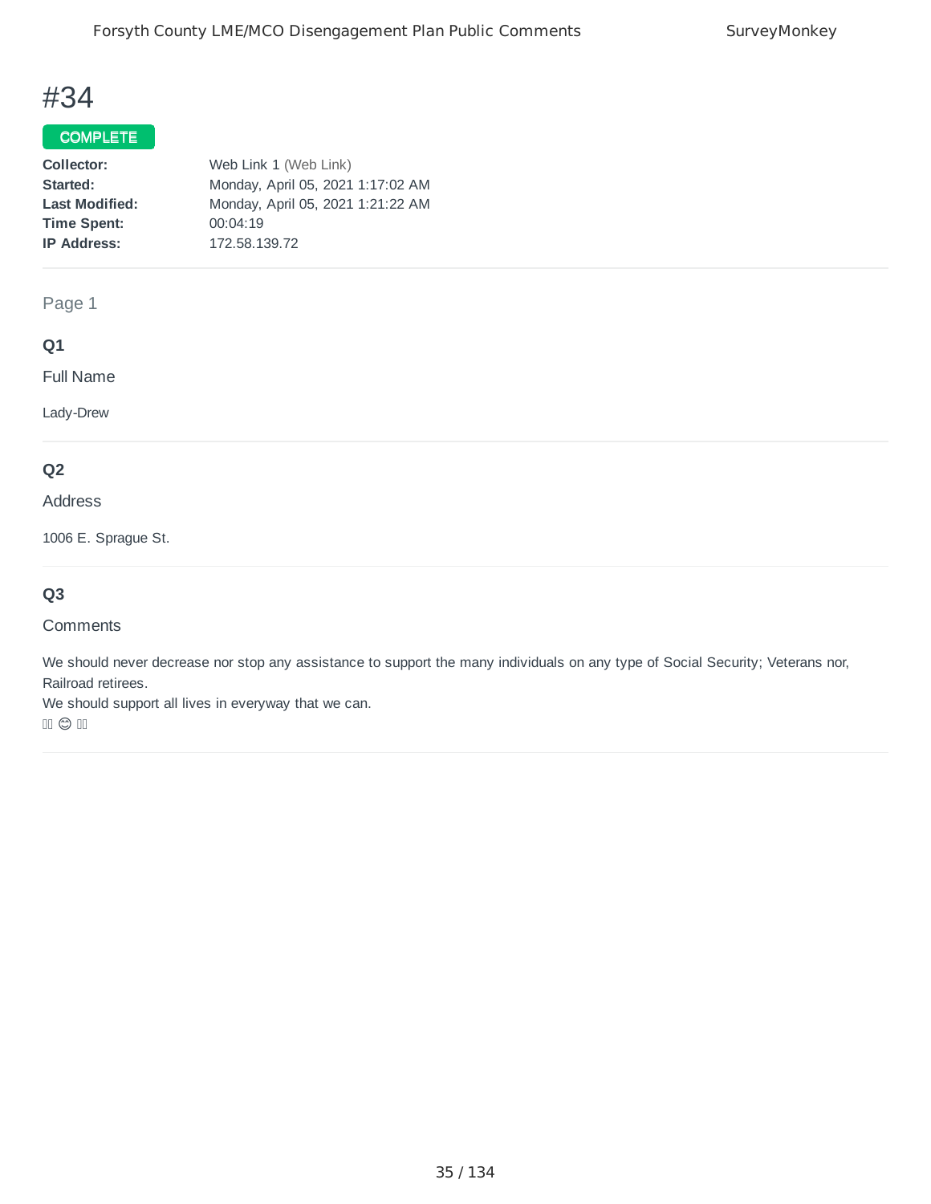# #34

COMPLETE

**Collector:** Web Link 1 (Web Link)
**Started:** Monday, April 05, 2021 1:17:02 AM
**Last Modified:** Monday, April 05, 2021 1:21:22 AM
**Time Spent:** 00:04:19
**IP Address:** 172.58.139.72

Page 1

**Q1**

Full Name

Lady-Drew

**Q2**

Address

1006 E. Sprague St.

**Q3**

Comments

We should never decrease nor stop any assistance to support the many individuals on any type of Social Security; Veterans nor, Railroad retirees.
We should support all lives in everyway that we can.
😊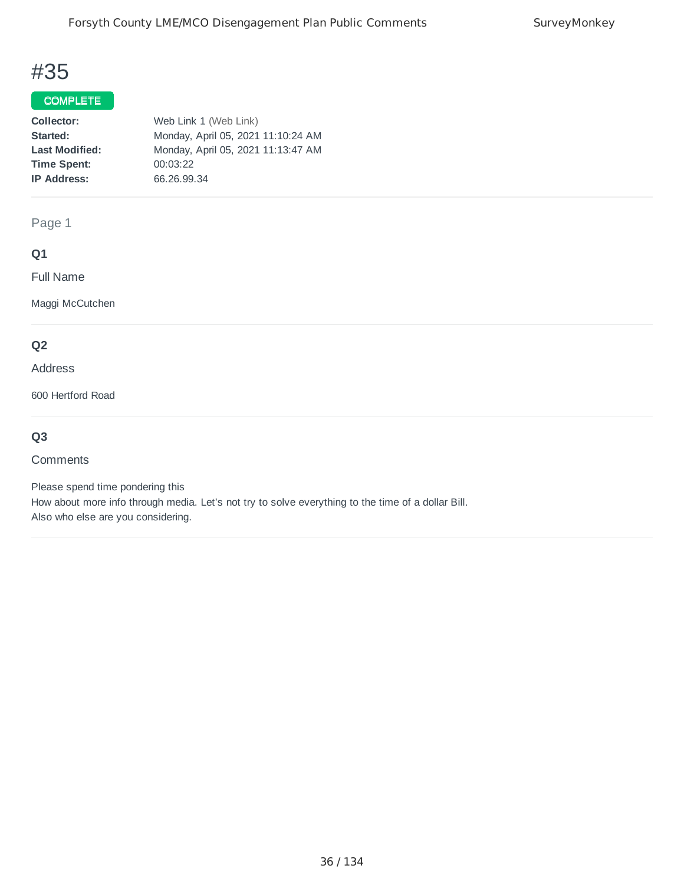# #35

COMPLETE

**Collector:** Web Link 1 (Web Link)
**Started:** Monday, April 05, 2021 11:10:24 AM
**Last Modified:** Monday, April 05, 2021 11:13:47 AM
**Time Spent:** 00:03:22
**IP Address:** 66.26.99.34

Page 1

## Q1

Full Name

Maggi McCutchen

## Q2

Address

600 Hertford Road

## Q3

Comments

Please spend time pondering this
How about more info through media. Let’s not try to solve everything to the time of a dollar Bill.
Also who else are you considering.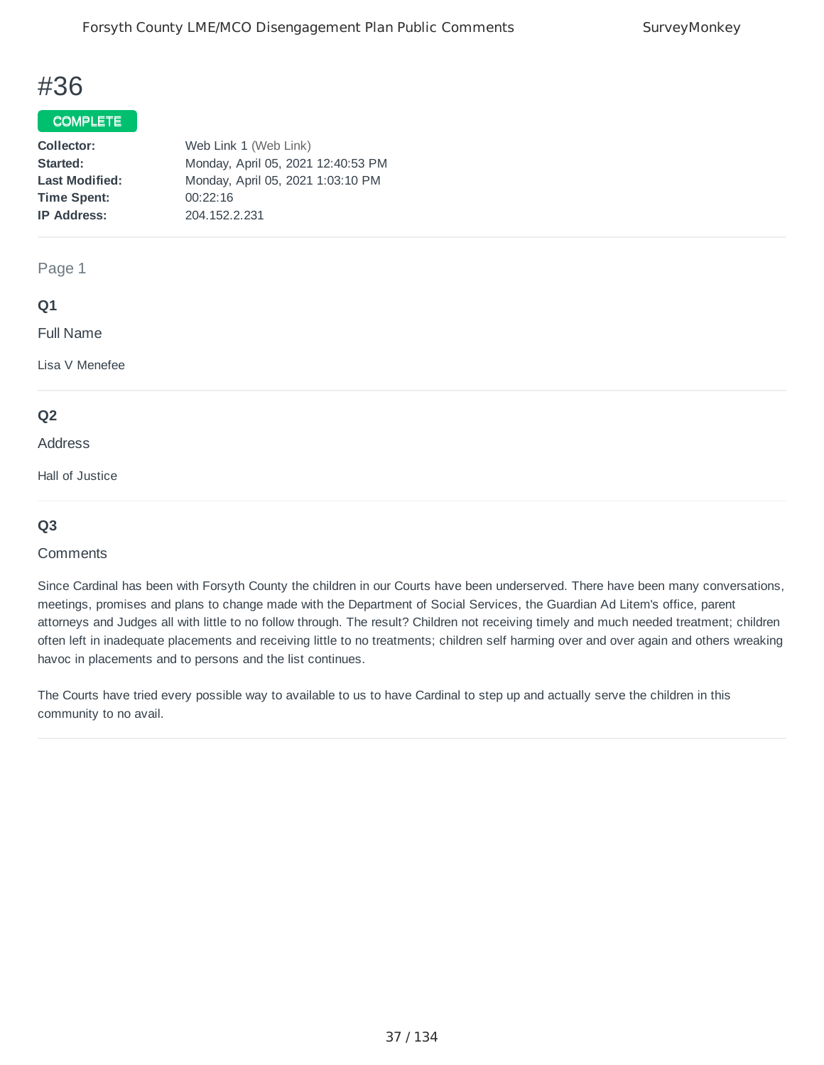# #36

**COMPLETE**

| | |
|---|---|
| **Collector:** | Web Link 1 (Web Link) |
| **Started:** | Monday, April 05, 2021 12:40:53 PM |
| **Last Modified:** | Monday, April 05, 2021 1:03:10 PM |
| **Time Spent:** | 00:22:16 |
| **IP Address:** | 204.152.2.231 |

Page 1

### Q1

Full Name

Lisa V Menefee

### Q2

Address

Hall of Justice

### Q3

Comments

Since Cardinal has been with Forsyth County the children in our Courts have been underserved. There have been many conversations, meetings, promises and plans to change made with the Department of Social Services, the Guardian Ad Litem's office, parent attorneys and Judges all with little to no follow through. The result? Children not receiving timely and much needed treatment; children often left in inadequate placements and receiving little to no treatments; children self harming over and over again and others wreaking havoc in placements and to persons and the list continues.

The Courts have tried every possible way to available to us to have Cardinal to step up and actually serve the children in this community to no avail.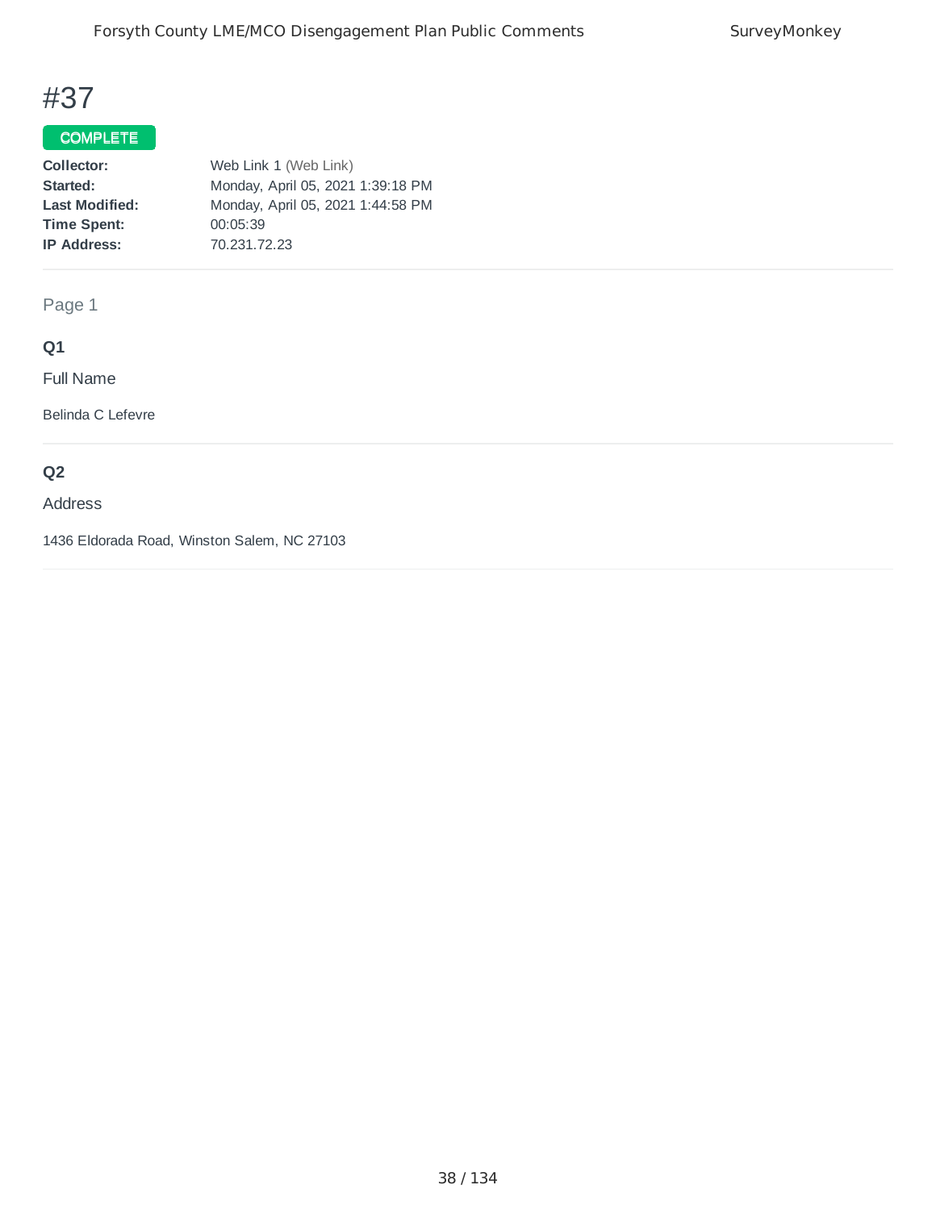# #37

**COMPLETE**

| | |
|---|---|
| **Collector:** | Web Link 1 (Web Link) |
| **Started:** | Monday, April 05, 2021 1:39:18 PM |
| **Last Modified:** | Monday, April 05, 2021 1:44:58 PM |
| **Time Spent:** | 00:05:39 |
| **IP Address:** | 70.231.72.23 |

Page 1

### Q1

Full Name

Belinda C Lefevre

### Q2

Address

1436 Eldorada Road, Winston Salem, NC 27103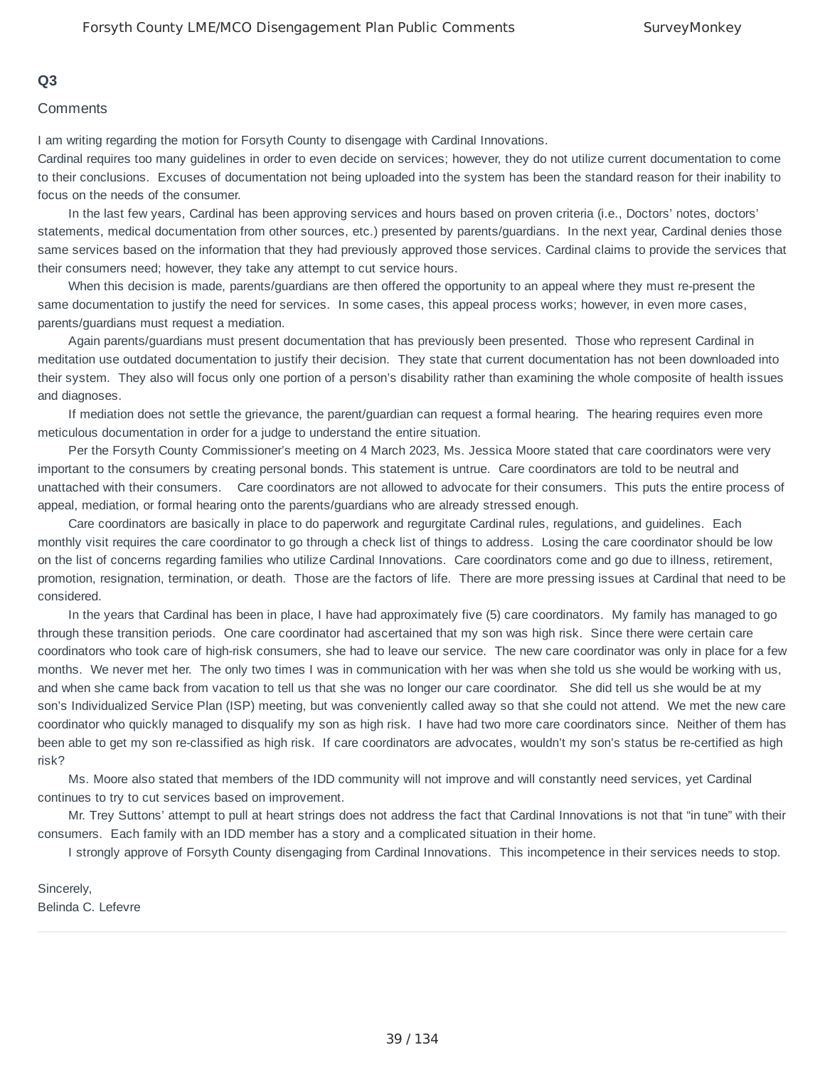## Q3

Comments

I am writing regarding the motion for Forsyth County to disengage with Cardinal Innovations.
Cardinal requires too many guidelines in order to even decide on services; however, they do not utilize current documentation to come to their conclusions. Excuses of documentation not being uploaded into the system has been the standard reason for their inability to focus on the needs of the consumer.

In the last few years, Cardinal has been approving services and hours based on proven criteria (i.e., Doctors' notes, doctors' statements, medical documentation from other sources, etc.) presented by parents/guardians. In the next year, Cardinal denies those same services based on the information that they had previously approved those services. Cardinal claims to provide the services that their consumers need; however, they take any attempt to cut service hours.

When this decision is made, parents/guardians are then offered the opportunity to an appeal where they must re-present the same documentation to justify the need for services. In some cases, this appeal process works; however, in even more cases, parents/guardians must request a mediation.

Again parents/guardians must present documentation that has previously been presented. Those who represent Cardinal in meditation use outdated documentation to justify their decision. They state that current documentation has not been downloaded into their system. They also will focus only one portion of a person's disability rather than examining the whole composite of health issues and diagnoses.

If mediation does not settle the grievance, the parent/guardian can request a formal hearing. The hearing requires even more meticulous documentation in order for a judge to understand the entire situation.

Per the Forsyth County Commissioner's meeting on 4 March 2023, Ms. Jessica Moore stated that care coordinators were very important to the consumers by creating personal bonds. This statement is untrue. Care coordinators are told to be neutral and unattached with their consumers. Care coordinators are not allowed to advocate for their consumers. This puts the entire process of appeal, mediation, or formal hearing onto the parents/guardians who are already stressed enough.

Care coordinators are basically in place to do paperwork and regurgitate Cardinal rules, regulations, and guidelines. Each monthly visit requires the care coordinator to go through a check list of things to address. Losing the care coordinator should be low on the list of concerns regarding families who utilize Cardinal Innovations. Care coordinators come and go due to illness, retirement, promotion, resignation, termination, or death. Those are the factors of life. There are more pressing issues at Cardinal that need to be considered.

In the years that Cardinal has been in place, I have had approximately five (5) care coordinators. My family has managed to go through these transition periods. One care coordinator had ascertained that my son was high risk. Since there were certain care coordinators who took care of high-risk consumers, she had to leave our service. The new care coordinator was only in place for a few months. We never met her. The only two times I was in communication with her was when she told us she would be working with us, and when she came back from vacation to tell us that she was no longer our care coordinator. She did tell us she would be at my son's Individualized Service Plan (ISP) meeting, but was conveniently called away so that she could not attend. We met the new care coordinator who quickly managed to disqualify my son as high risk. I have had two more care coordinators since. Neither of them has been able to get my son re-classified as high risk. If care coordinators are advocates, wouldn't my son's status be re-certified as high risk?

Ms. Moore also stated that members of the IDD community will not improve and will constantly need services, yet Cardinal continues to try to cut services based on improvement.

Mr. Trey Suttons' attempt to pull at heart strings does not address the fact that Cardinal Innovations is not that "in tune" with their consumers. Each family with an IDD member has a story and a complicated situation in their home.

I strongly approve of Forsyth County disengaging from Cardinal Innovations. This incompetence in their services needs to stop.

Sincerely,
Belinda C. Lefevre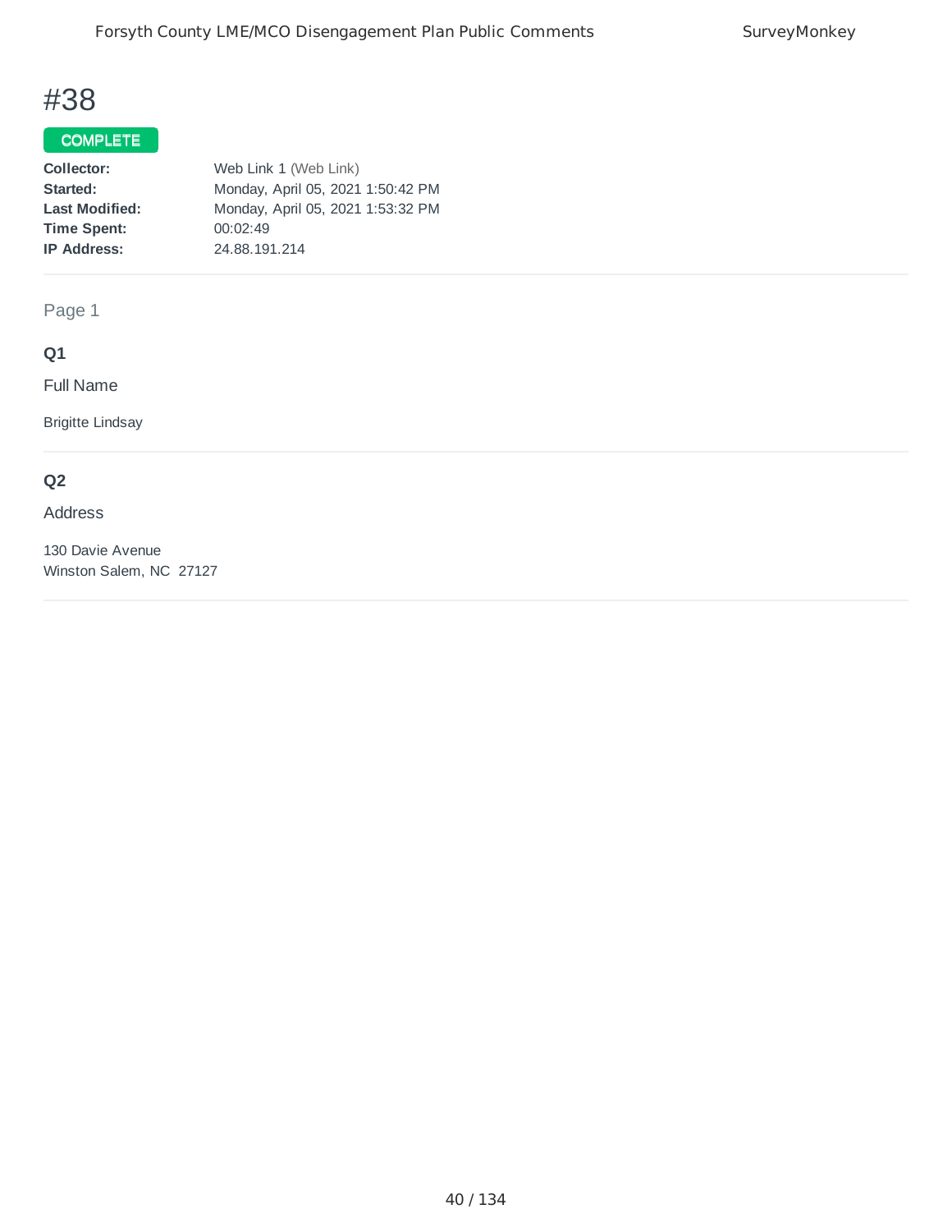# #38

**COMPLETE**

| | |
|---|---|
| **Collector:** | Web Link 1 (Web Link) |
| **Started:** | Monday, April 05, 2021 1:50:42 PM |
| **Last Modified:** | Monday, April 05, 2021 1:53:32 PM |
| **Time Spent:** | 00:02:49 |
| **IP Address:** | 24.88.191.214 |

Page 1

**Q1**

Full Name

Brigitte Lindsay

**Q2**

Address

130 Davie Avenue
Winston Salem, NC 27127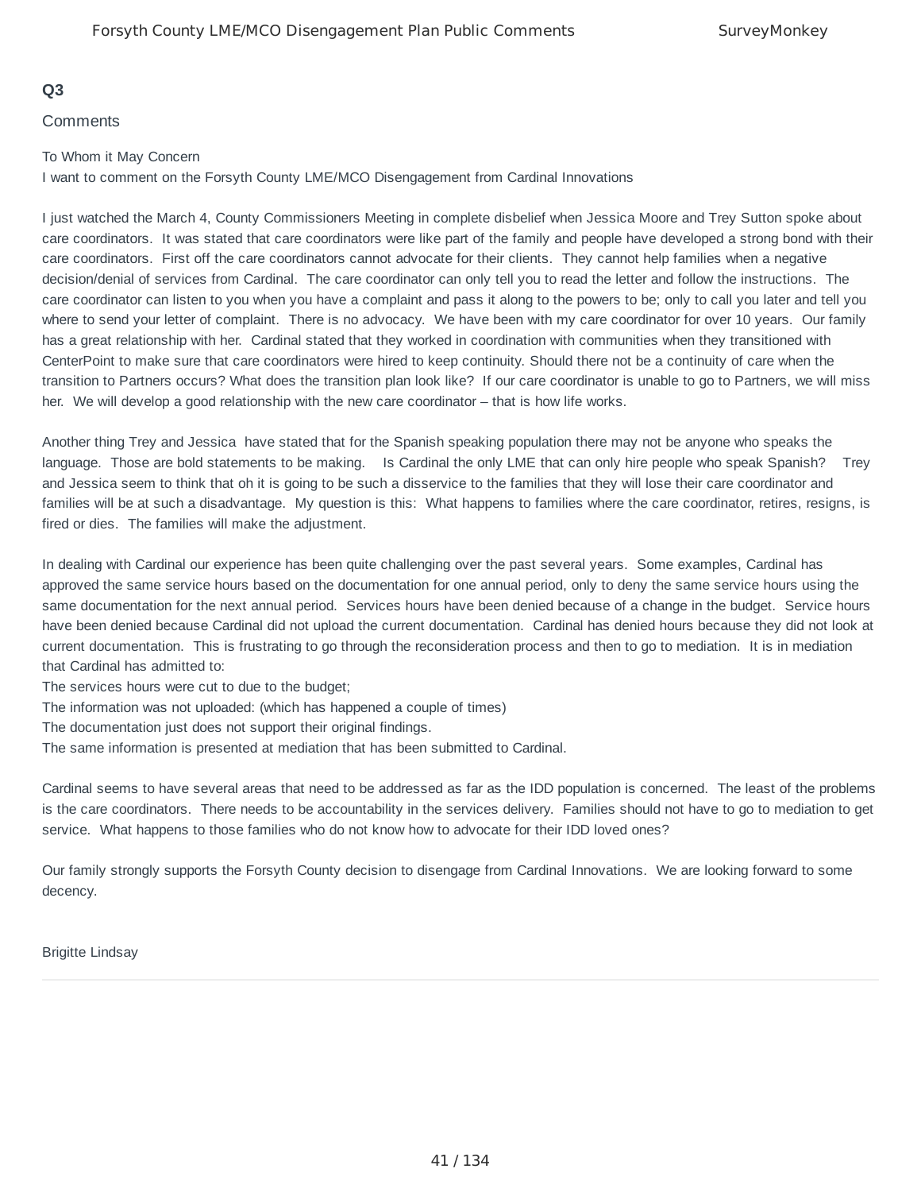## Q3

Comments

To Whom it May Concern
I want to comment on the Forsyth County LME/MCO Disengagement from Cardinal Innovations

I just watched the March 4, County Commissioners Meeting in complete disbelief when Jessica Moore and Trey Sutton spoke about care coordinators. It was stated that care coordinators were like part of the family and people have developed a strong bond with their care coordinators. First off the care coordinators cannot advocate for their clients. They cannot help families when a negative decision/denial of services from Cardinal. The care coordinator can only tell you to read the letter and follow the instructions. The care coordinator can listen to you when you have a complaint and pass it along to the powers to be; only to call you later and tell you where to send your letter of complaint. There is no advocacy. We have been with my care coordinator for over 10 years. Our family has a great relationship with her. Cardinal stated that they worked in coordination with communities when they transitioned with CenterPoint to make sure that care coordinators were hired to keep continuity. Should there not be a continuity of care when the transition to Partners occurs? What does the transition plan look like? If our care coordinator is unable to go to Partners, we will miss her. We will develop a good relationship with the new care coordinator – that is how life works.

Another thing Trey and Jessica have stated that for the Spanish speaking population there may not be anyone who speaks the language. Those are bold statements to be making. Is Cardinal the only LME that can only hire people who speak Spanish? Trey and Jessica seem to think that oh it is going to be such a disservice to the families that they will lose their care coordinator and families will be at such a disadvantage. My question is this: What happens to families where the care coordinator, retires, resigns, is fired or dies. The families will make the adjustment.

In dealing with Cardinal our experience has been quite challenging over the past several years. Some examples, Cardinal has approved the same service hours based on the documentation for one annual period, only to deny the same service hours using the same documentation for the next annual period. Services hours have been denied because of a change in the budget. Service hours have been denied because Cardinal did not upload the current documentation. Cardinal has denied hours because they did not look at current documentation. This is frustrating to go through the reconsideration process and then to go to mediation. It is in mediation that Cardinal has admitted to:
The services hours were cut to due to the budget;
The information was not uploaded: (which has happened a couple of times)
The documentation just does not support their original findings.
The same information is presented at mediation that has been submitted to Cardinal.

Cardinal seems to have several areas that need to be addressed as far as the IDD population is concerned. The least of the problems is the care coordinators. There needs to be accountability in the services delivery. Families should not have to go to mediation to get service. What happens to those families who do not know how to advocate for their IDD loved ones?

Our family strongly supports the Forsyth County decision to disengage from Cardinal Innovations. We are looking forward to some decency.

Brigitte Lindsay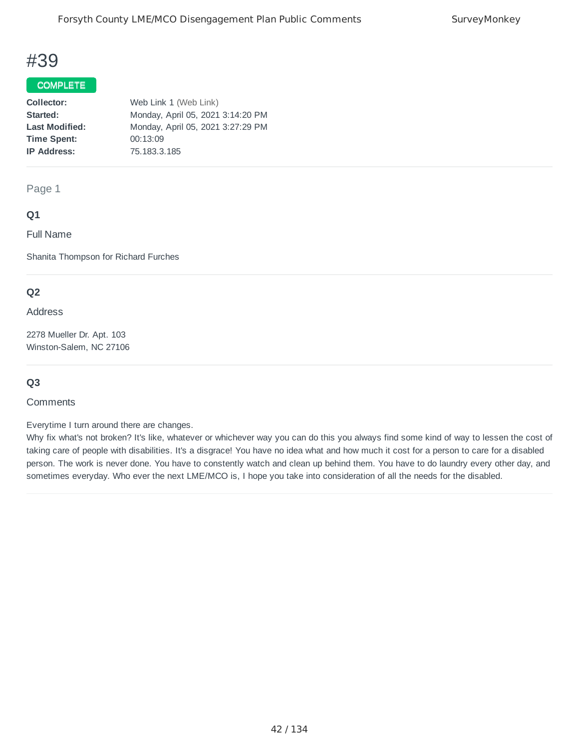# #39

**COMPLETE**

| | |
|---|---|
| **Collector:** | Web Link 1 (Web Link) |
| **Started:** | Monday, April 05, 2021 3:14:20 PM |
| **Last Modified:** | Monday, April 05, 2021 3:27:29 PM |
| **Time Spent:** | 00:13:09 |
| **IP Address:** | 75.183.3.185 |

Page 1

**Q1**

Full Name

Shanita Thompson for Richard Furches

**Q2**

Address

2278 Mueller Dr. Apt. 103
Winston-Salem, NC 27106

**Q3**

Comments

Everytime I turn around there are changes.
Why fix what's not broken? It's like, whatever or whichever way you can do this you always find some kind of way to lessen the cost of taking care of people with disabilities. It's a disgrace! You have no idea what and how much it cost for a person to care for a disabled person. The work is never done. You have to constently watch and clean up behind them. You have to do laundry every other day, and sometimes everyday. Who ever the next LME/MCO is, I hope you take into consideration of all the needs for the disabled.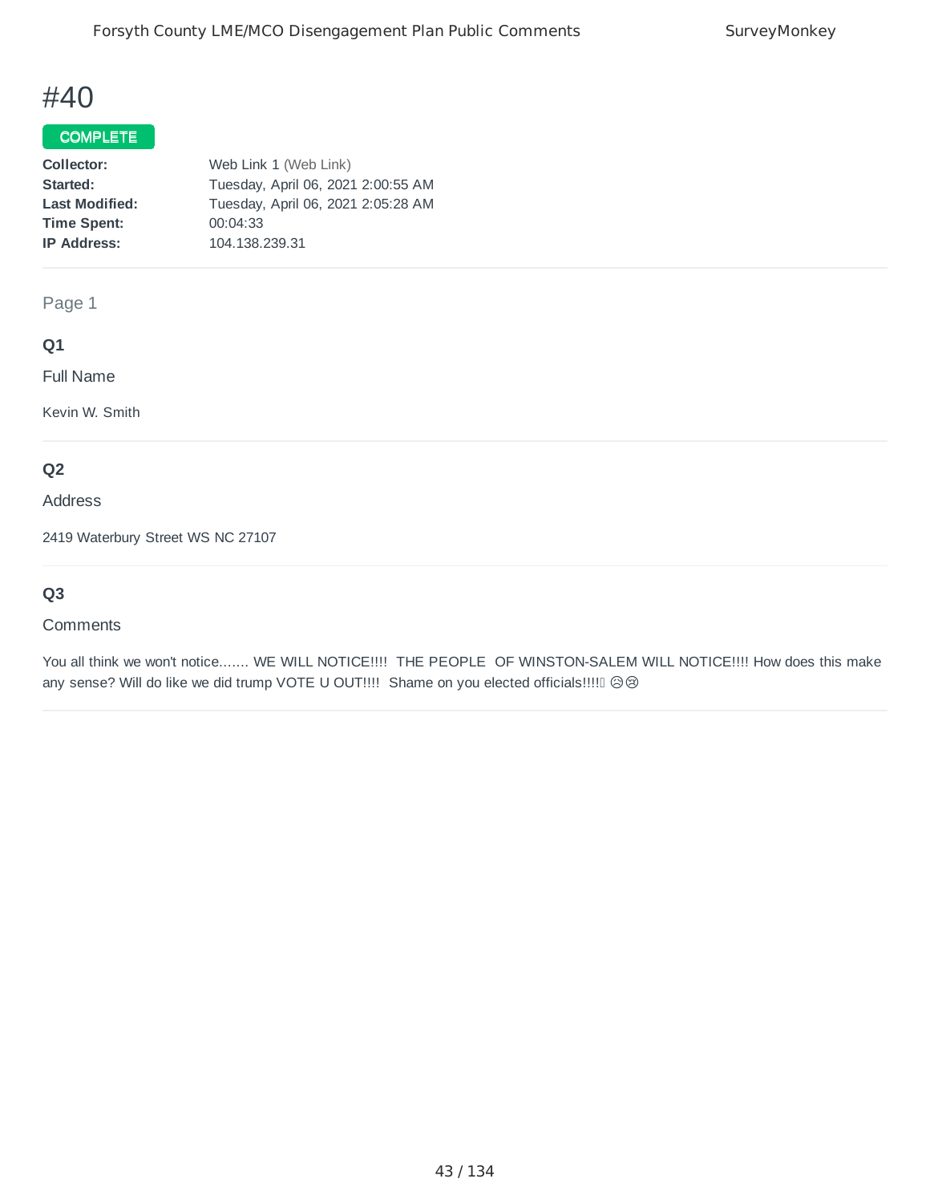# #40

COMPLETE

**Collector:** Web Link 1 (Web Link)
**Started:** Tuesday, April 06, 2021 2:00:55 AM
**Last Modified:** Tuesday, April 06, 2021 2:05:28 AM
**Time Spent:** 00:04:33
**IP Address:** 104.138.239.31

Page 1

### Q1

Full Name

Kevin W. Smith

### Q2

Address

2419 Waterbury Street WS NC 27107

### Q3

Comments

You all think we won't notice....... WE WILL NOTICE!!!! THE PEOPLE OF WINSTON-SALEM WILL NOTICE!!!! How does this make any sense? Will do like we did trump VOTE U OUT!!!! Shame on you elected officials!!!! ☹☹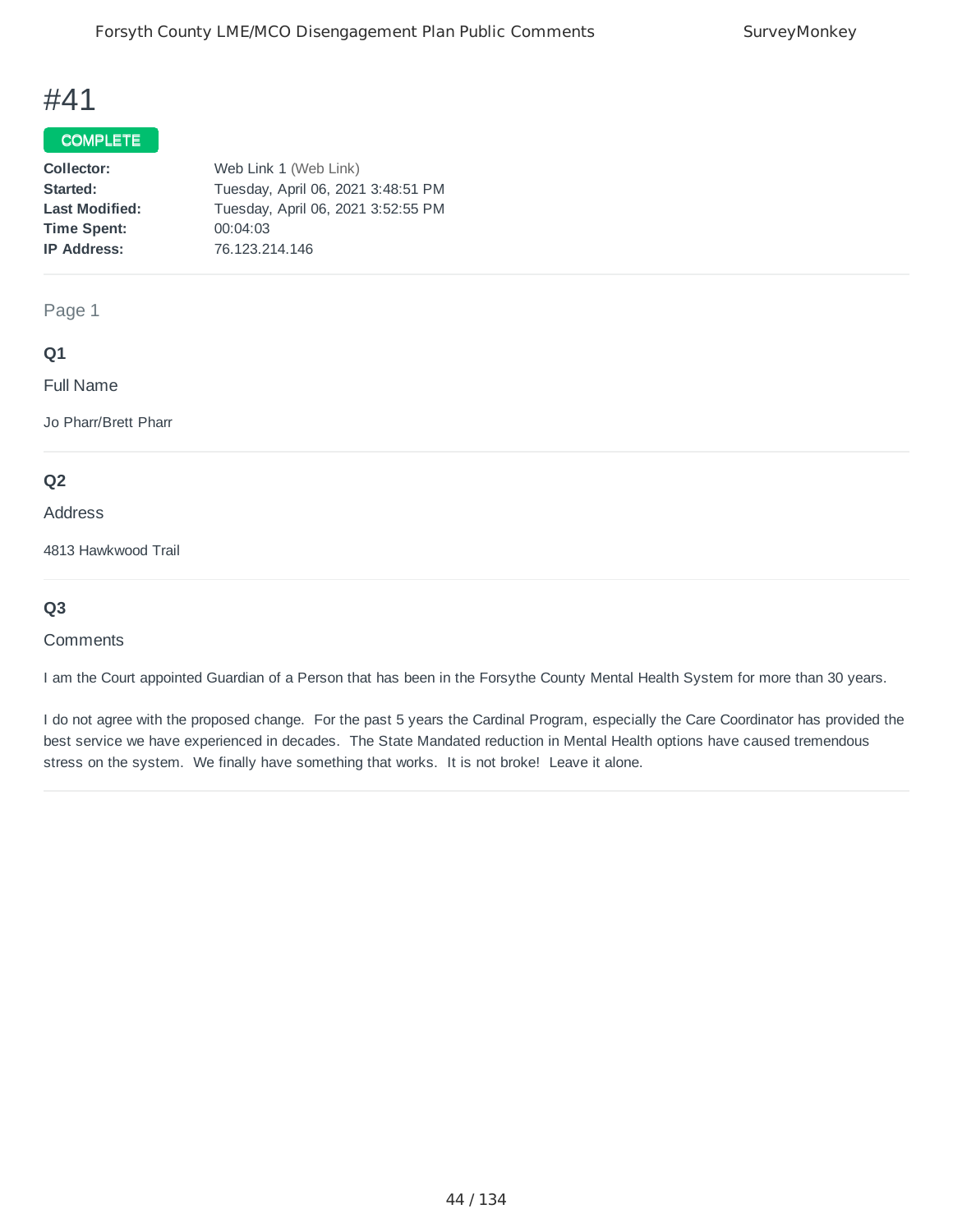# #41

**COMPLETE**

| | |
|---|---|
| **Collector:** | Web Link 1 (Web Link) |
| **Started:** | Tuesday, April 06, 2021 3:48:51 PM |
| **Last Modified:** | Tuesday, April 06, 2021 3:52:55 PM |
| **Time Spent:** | 00:04:03 |
| **IP Address:** | 76.123.214.146 |

Page 1

**Q1**

Full Name

Jo Pharr/Brett Pharr

**Q2**

Address

4813 Hawkwood Trail

**Q3**

Comments

I am the Court appointed Guardian of a Person that has been in the Forsythe County Mental Health System for more than 30 years.

I do not agree with the proposed change. For the past 5 years the Cardinal Program, especially the Care Coordinator has provided the best service we have experienced in decades. The State Mandated reduction in Mental Health options have caused tremendous stress on the system. We finally have something that works. It is not broke! Leave it alone.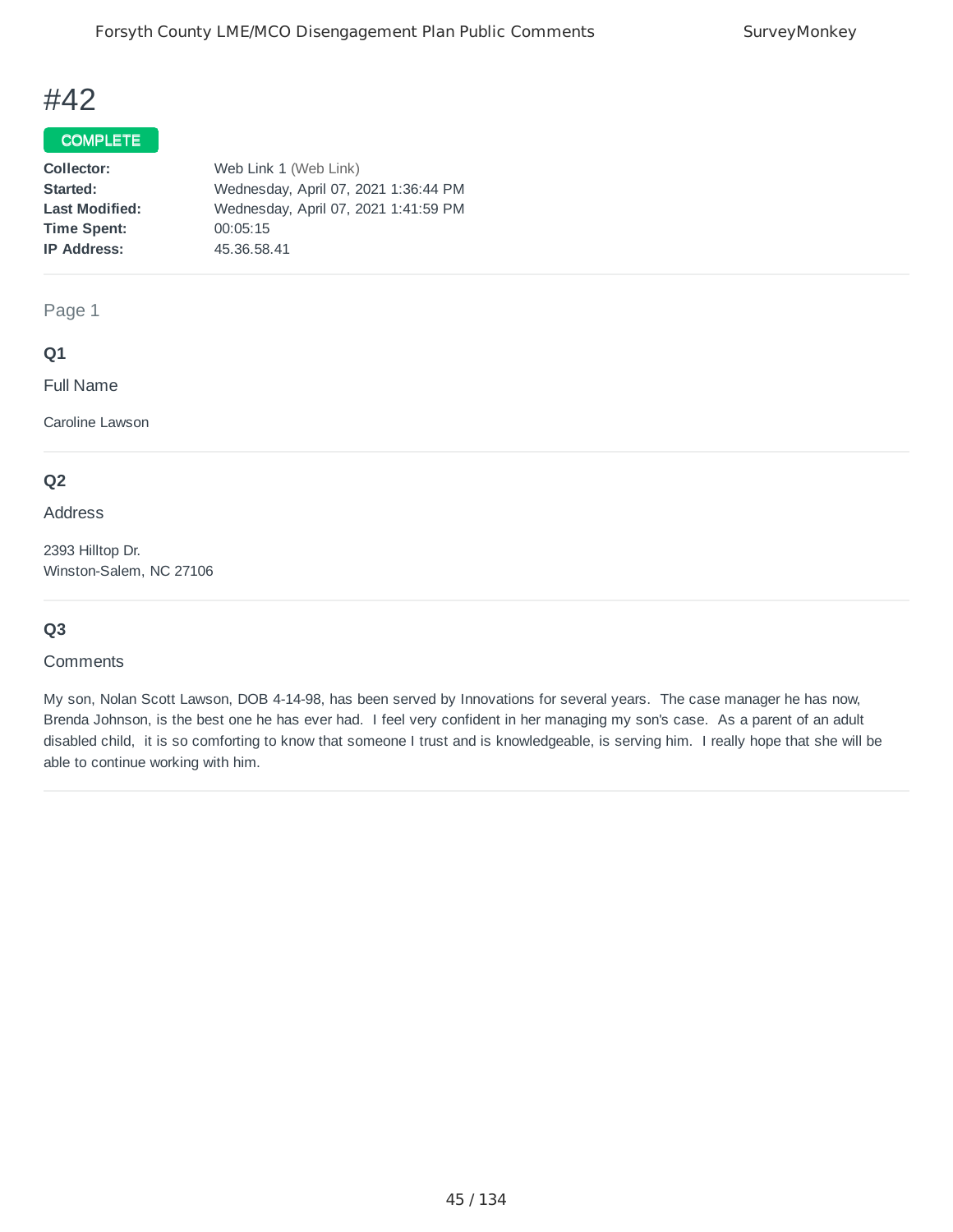# #42

**COMPLETE**

**Collector:** Web Link 1 (Web Link)
**Started:** Wednesday, April 07, 2021 1:36:44 PM
**Last Modified:** Wednesday, April 07, 2021 1:41:59 PM
**Time Spent:** 00:05:15
**IP Address:** 45.36.58.41

---

Page 1

### Q1

Full Name

Caroline Lawson

---

### Q2

Address

2393 Hilltop Dr.
Winston-Salem, NC 27106

---

### Q3

Comments

My son, Nolan Scott Lawson, DOB 4-14-98, has been served by Innovations for several years. The case manager he has now, Brenda Johnson, is the best one he has ever had. I feel very confident in her managing my son's case. As a parent of an adult disabled child, it is so comforting to know that someone I trust and is knowledgeable, is serving him. I really hope that she will be able to continue working with him.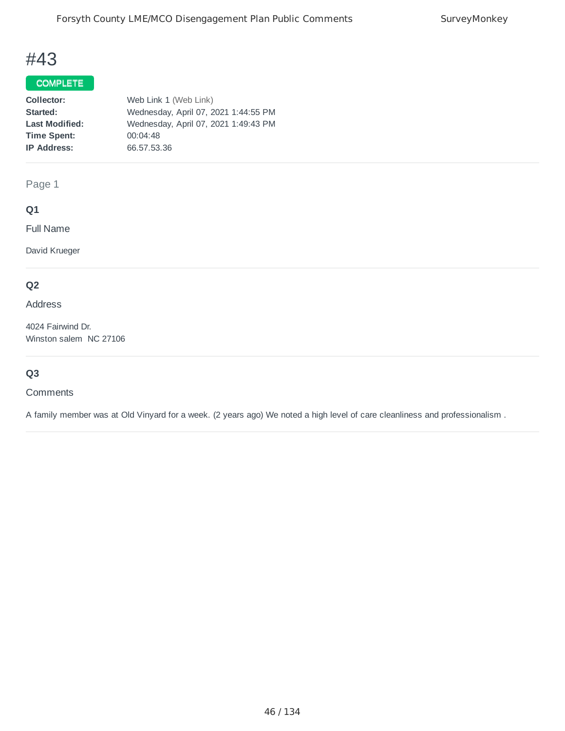# #43

**COMPLETE**

**Collector:** Web Link 1 (Web Link)
**Started:** Wednesday, April 07, 2021 1:44:55 PM
**Last Modified:** Wednesday, April 07, 2021 1:49:43 PM
**Time Spent:** 00:04:48
**IP Address:** 66.57.53.36

Page 1

### Q1

Full Name

David Krueger

### Q2

Address

4024 Fairwind Dr.
Winston salem NC 27106

### Q3

Comments

A family member was at Old Vinyard for a week. (2 years ago) We noted a high level of care cleanliness and professionalism .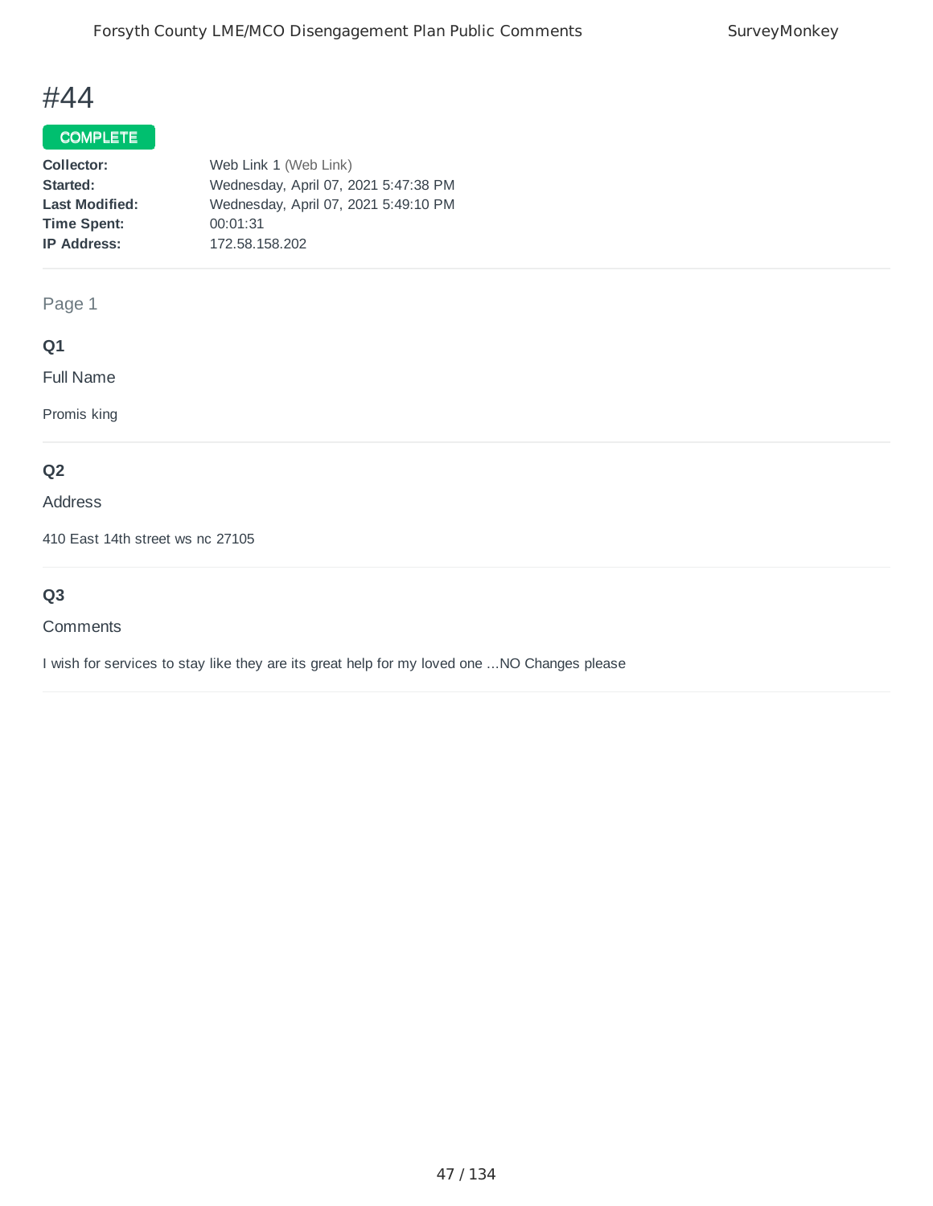# #44

**COMPLETE**

**Collector:** Web Link 1 (Web Link)
**Started:** Wednesday, April 07, 2021 5:47:38 PM
**Last Modified:** Wednesday, April 07, 2021 5:49:10 PM
**Time Spent:** 00:01:31
**IP Address:** 172.58.158.202

Page 1

### Q1

Full Name

Promis king

### Q2

Address

410 East 14th street ws nc 27105

### Q3

Comments

I wish for services to stay like they are its great help for my loved one ...NO Changes please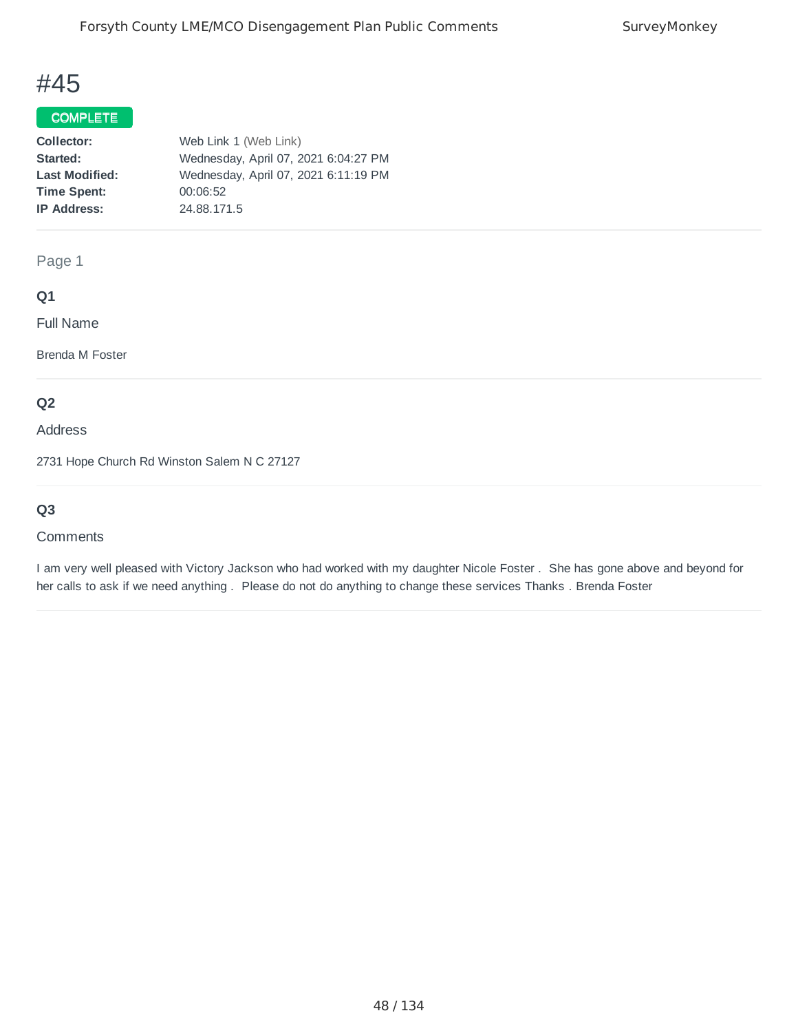# #45

**COMPLETE**

**Collector:** Web Link 1 (Web Link)
**Started:** Wednesday, April 07, 2021 6:04:27 PM
**Last Modified:** Wednesday, April 07, 2021 6:11:19 PM
**Time Spent:** 00:06:52
**IP Address:** 24.88.171.5

Page 1

### Q1

Full Name

Brenda M Foster

### Q2

Address

2731 Hope Church Rd Winston Salem N C 27127

### Q3

Comments

I am very well pleased with Victory Jackson who had worked with my daughter Nicole Foster . She has gone above and beyond for her calls to ask if we need anything . Please do not do anything to change these services Thanks . Brenda Foster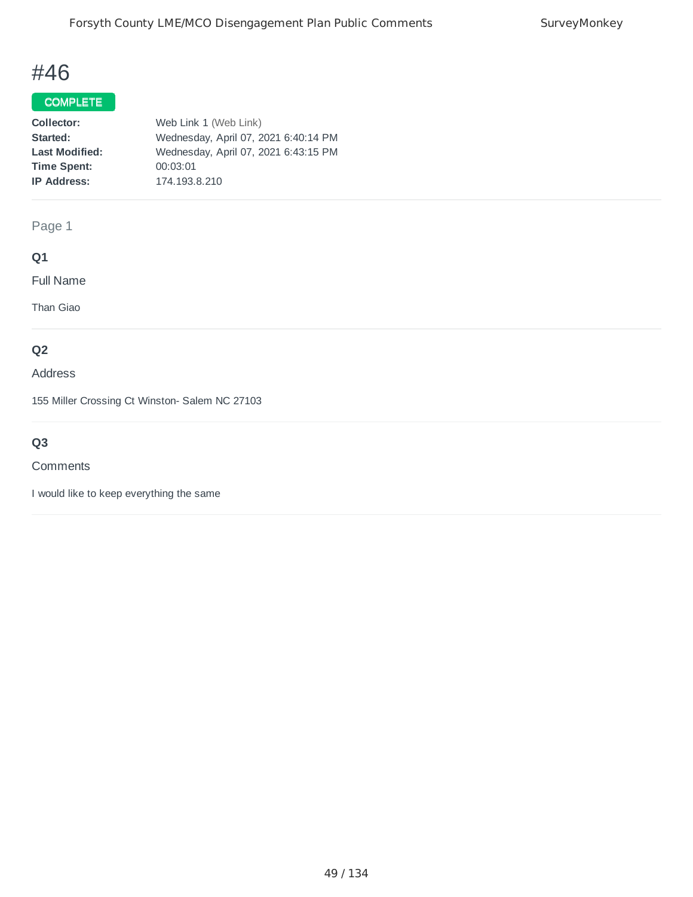# #46

**COMPLETE**

**Collector:** Web Link 1 (Web Link)
**Started:** Wednesday, April 07, 2021 6:40:14 PM
**Last Modified:** Wednesday, April 07, 2021 6:43:15 PM
**Time Spent:** 00:03:01
**IP Address:** 174.193.8.210

Page 1

**Q1**

Full Name

Than Giao

**Q2**

Address

155 Miller Crossing Ct Winston- Salem NC 27103

**Q3**

Comments

I would like to keep everything the same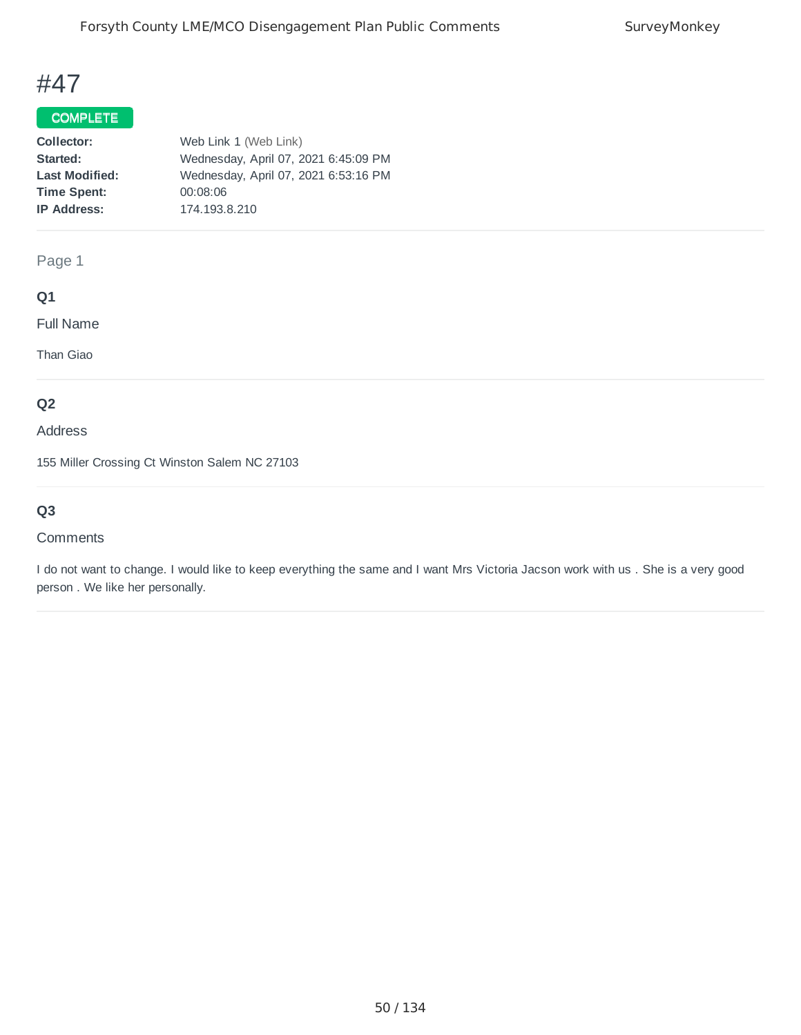# #47

**COMPLETE**

**Collector:** Web Link 1 (Web Link)
**Started:** Wednesday, April 07, 2021 6:45:09 PM
**Last Modified:** Wednesday, April 07, 2021 6:53:16 PM
**Time Spent:** 00:08:06
**IP Address:** 174.193.8.210

Page 1

**Q1**

Full Name

Than Giao

**Q2**

Address

155 Miller Crossing Ct Winston Salem NC 27103

**Q3**

Comments

I do not want to change. I would like to keep everything the same and I want Mrs Victoria Jacson work with us . She is a very good person . We like her personally.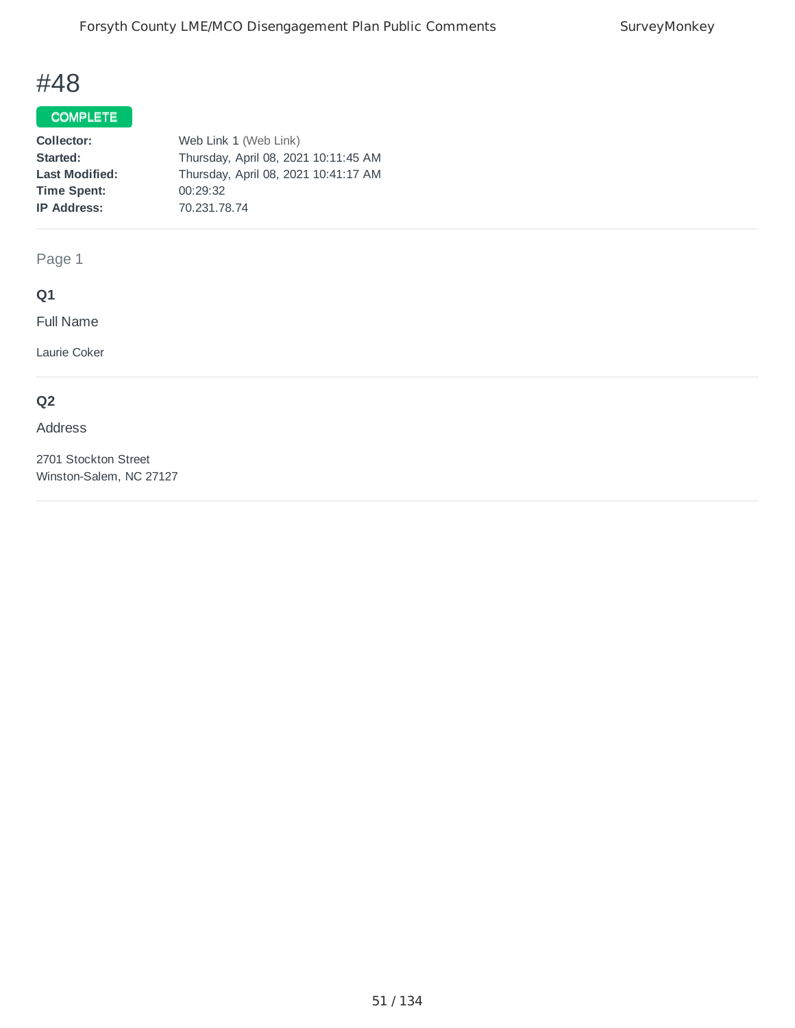# #48

**COMPLETE**

| | |
|---|---|
| **Collector:** | Web Link 1 (Web Link) |
| **Started:** | Thursday, April 08, 2021 10:11:45 AM |
| **Last Modified:** | Thursday, April 08, 2021 10:41:17 AM |
| **Time Spent:** | 00:29:32 |
| **IP Address:** | 70.231.78.74 |

Page 1

### Q1

Full Name

Laurie Coker

### Q2

Address

2701 Stockton Street
Winston-Salem, NC 27127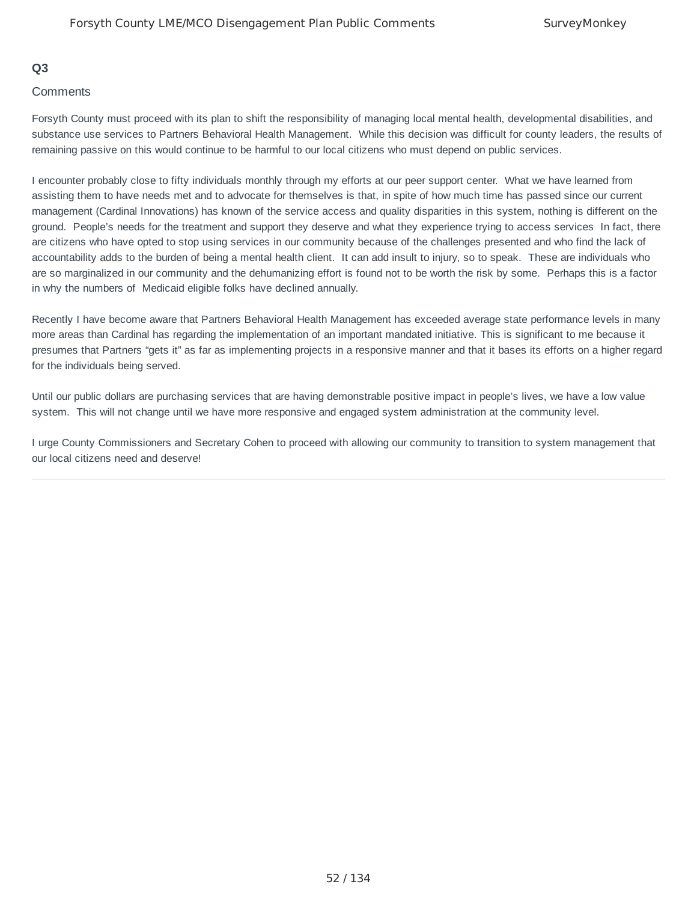**Q3**

Comments

Forsyth County must proceed with its plan to shift the responsibility of managing local mental health, developmental disabilities, and substance use services to Partners Behavioral Health Management. While this decision was difficult for county leaders, the results of remaining passive on this would continue to be harmful to our local citizens who must depend on public services.

I encounter probably close to fifty individuals monthly through my efforts at our peer support center. What we have learned from assisting them to have needs met and to advocate for themselves is that, in spite of how much time has passed since our current management (Cardinal Innovations) has known of the service access and quality disparities in this system, nothing is different on the ground. People's needs for the treatment and support they deserve and what they experience trying to access services In fact, there are citizens who have opted to stop using services in our community because of the challenges presented and who find the lack of accountability adds to the burden of being a mental health client. It can add insult to injury, so to speak. These are individuals who are so marginalized in our community and the dehumanizing effort is found not to be worth the risk by some. Perhaps this is a factor in why the numbers of Medicaid eligible folks have declined annually.

Recently I have become aware that Partners Behavioral Health Management has exceeded average state performance levels in many more areas than Cardinal has regarding the implementation of an important mandated initiative. This is significant to me because it presumes that Partners "gets it" as far as implementing projects in a responsive manner and that it bases its efforts on a higher regard for the individuals being served.

Until our public dollars are purchasing services that are having demonstrable positive impact in people's lives, we have a low value system. This will not change until we have more responsive and engaged system administration at the community level.

I urge County Commissioners and Secretary Cohen to proceed with allowing our community to transition to system management that our local citizens need and deserve!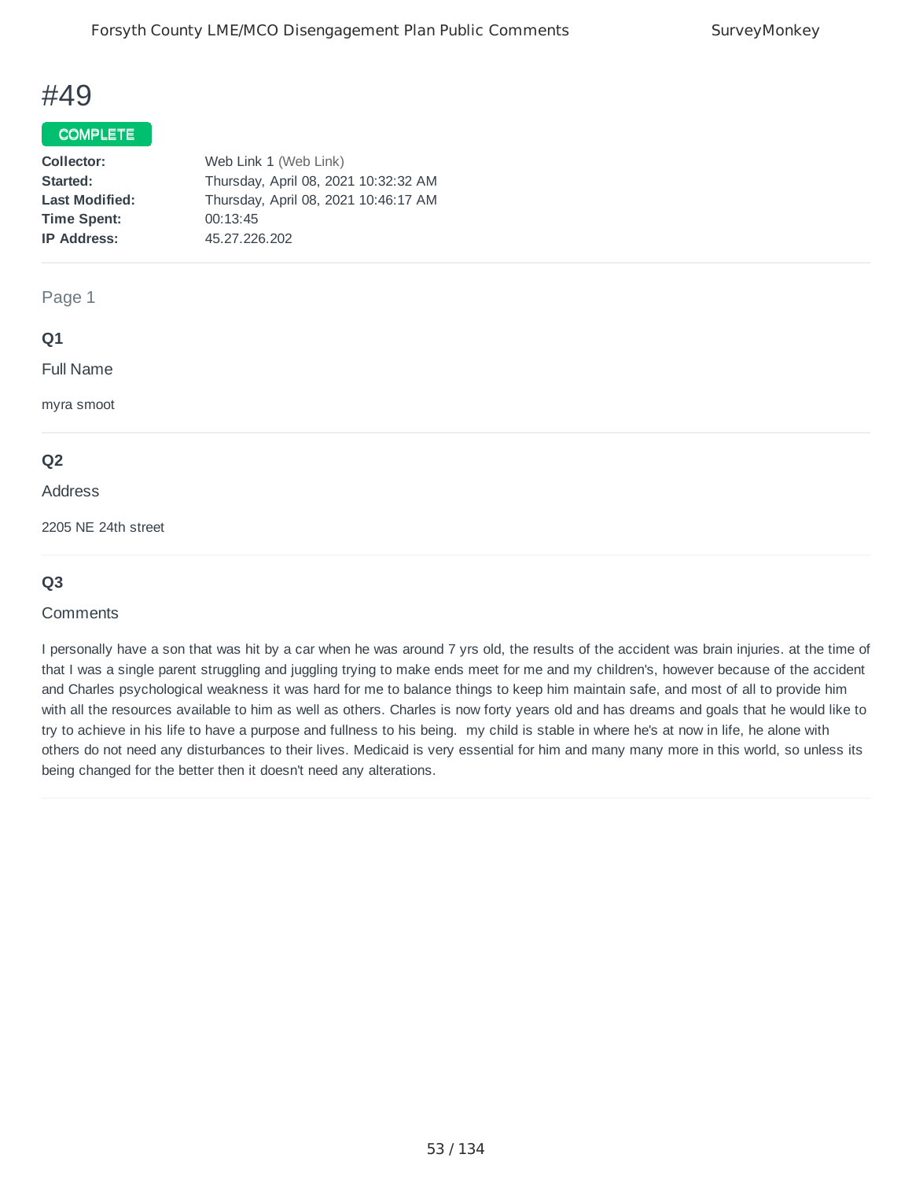# #49

**COMPLETE**

| | |
|---|---|
| **Collector:** | Web Link 1 (Web Link) |
| **Started:** | Thursday, April 08, 2021 10:32:32 AM |
| **Last Modified:** | Thursday, April 08, 2021 10:46:17 AM |
| **Time Spent:** | 00:13:45 |
| **IP Address:** | 45.27.226.202 |

Page 1

### Q1

Full Name

myra smoot

### Q2

Address

2205 NE 24th street

### Q3

Comments

I personally have a son that was hit by a car when he was around 7 yrs old, the results of the accident was brain injuries. at the time of that I was a single parent struggling and juggling trying to make ends meet for me and my children's, however because of the accident and Charles psychological weakness it was hard for me to balance things to keep him maintain safe, and most of all to provide him with all the resources available to him as well as others. Charles is now forty years old and has dreams and goals that he would like to try to achieve in his life to have a purpose and fullness to his being. my child is stable in where he's at now in life, he alone with others do not need any disturbances to their lives. Medicaid is very essential for him and many many more in this world, so unless its being changed for the better then it doesn't need any alterations.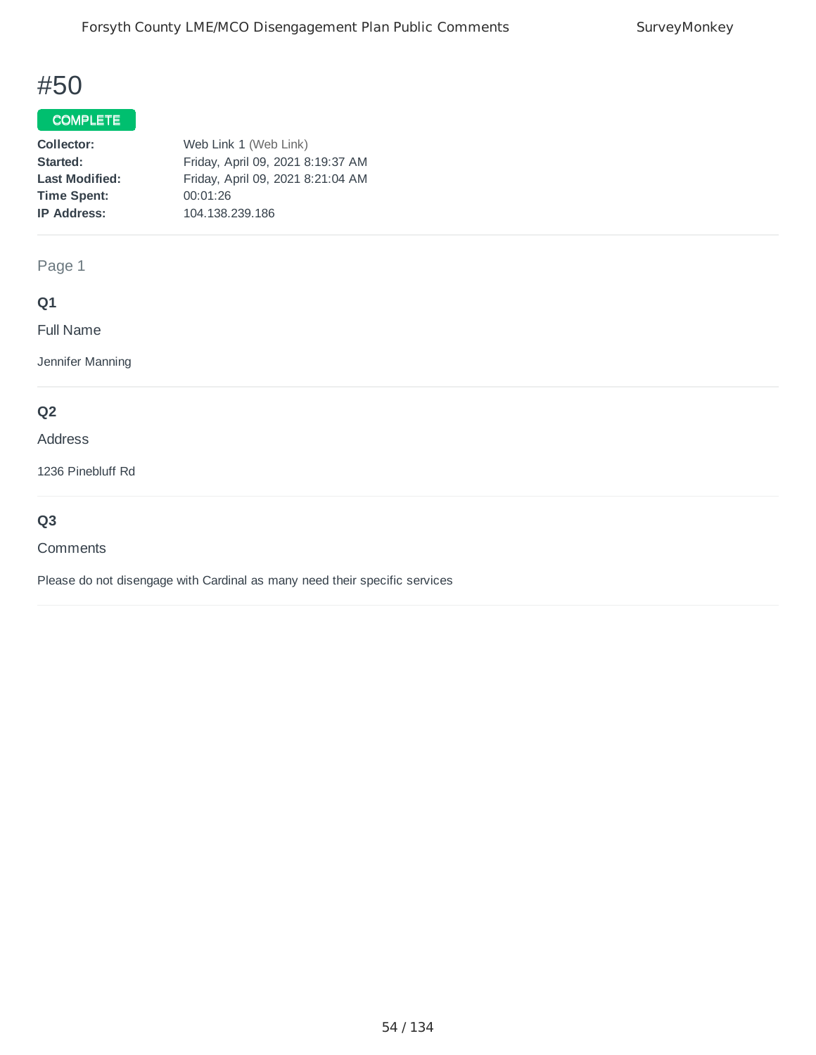# #50

**COMPLETE**

**Collector:** Web Link 1 (Web Link)
**Started:** Friday, April 09, 2021 8:19:37 AM
**Last Modified:** Friday, April 09, 2021 8:21:04 AM
**Time Spent:** 00:01:26
**IP Address:** 104.138.239.186

Page 1

### Q1

Full Name

Jennifer Manning

### Q2

Address

1236 Pinebluff Rd

### Q3

Comments

Please do not disengage with Cardinal as many need their specific services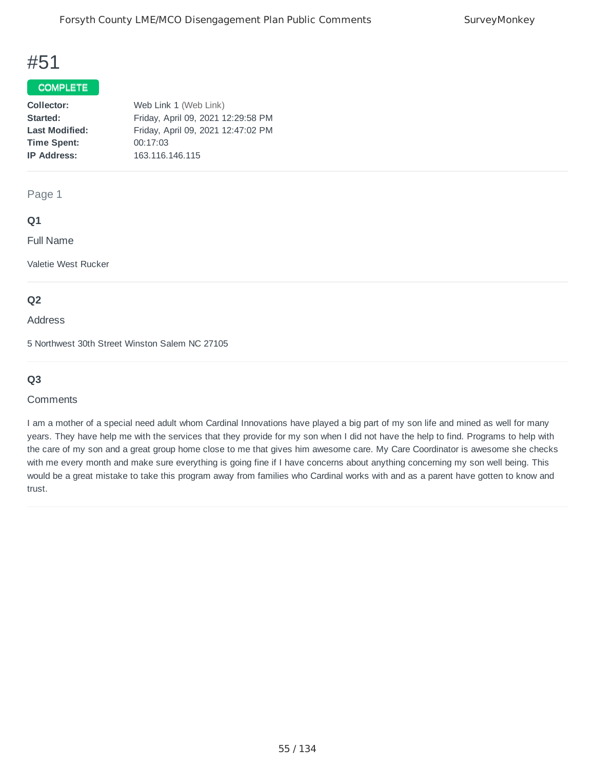# #51

**COMPLETE**

| | |
|---|---|
| **Collector:** | Web Link 1 (Web Link) |
| **Started:** | Friday, April 09, 2021 12:29:58 PM |
| **Last Modified:** | Friday, April 09, 2021 12:47:02 PM |
| **Time Spent:** | 00:17:03 |
| **IP Address:** | 163.116.146.115 |

Page 1

### Q1

Full Name

Valetie West Rucker

### Q2

Address

5 Northwest 30th Street Winston Salem NC 27105

### Q3

Comments

I am a mother of a special need adult whom Cardinal Innovations have played a big part of my son life and mined as well for many years. They have help me with the services that they provide for my son when I did not have the help to find. Programs to help with the care of my son and a great group home close to me that gives him awesome care. My Care Coordinator is awesome she checks with me every month and make sure everything is going fine if I have concerns about anything concerning my son well being. This would be a great mistake to take this program away from families who Cardinal works with and as a parent have gotten to know and trust.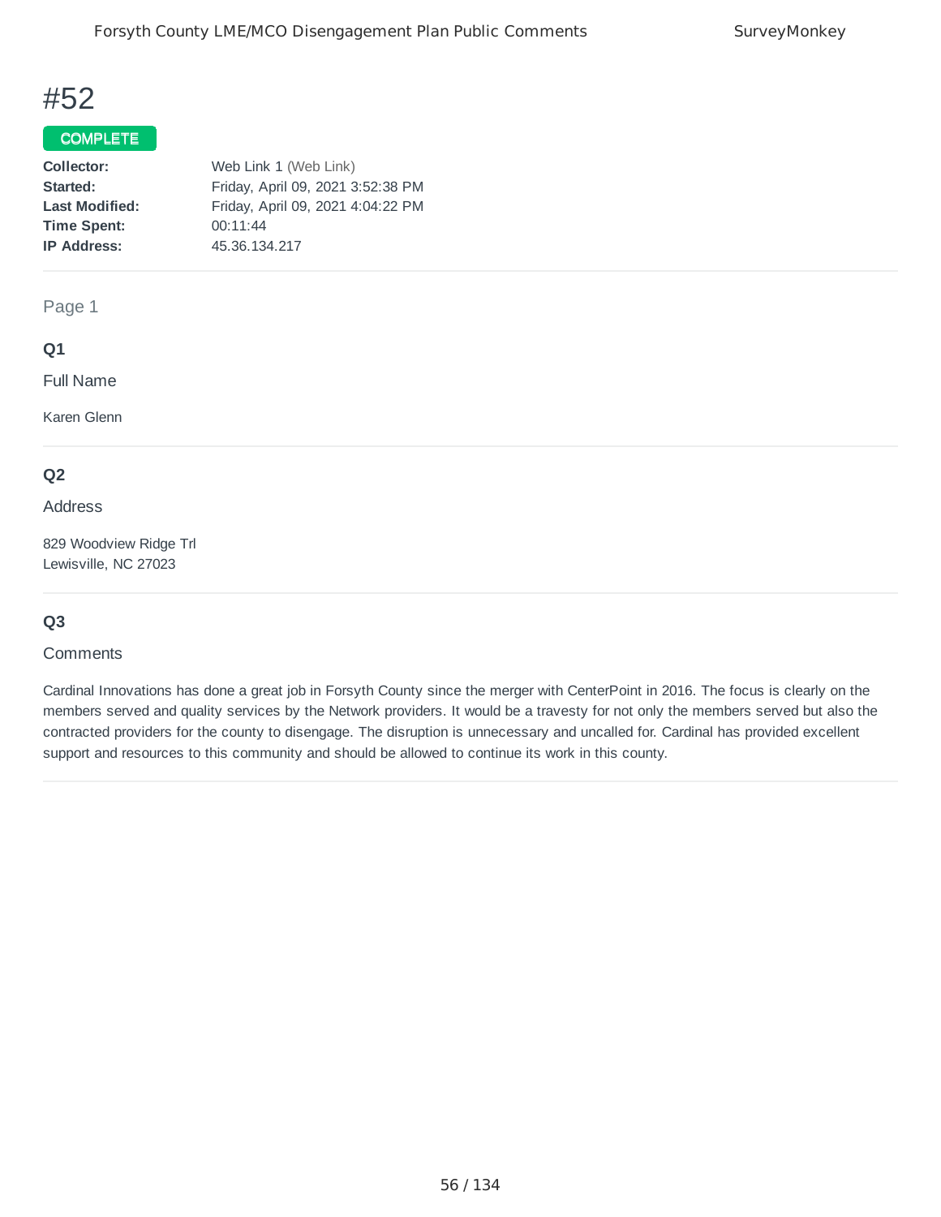# #52

**COMPLETE**

| | |
|---|---|
| **Collector:** | Web Link 1 (Web Link) |
| **Started:** | Friday, April 09, 2021 3:52:38 PM |
| **Last Modified:** | Friday, April 09, 2021 4:04:22 PM |
| **Time Spent:** | 00:11:44 |
| **IP Address:** | 45.36.134.217 |

Page 1

### Q1

Full Name

Karen Glenn

### Q2

Address

829 Woodview Ridge Trl
Lewisville, NC 27023

### Q3

Comments

Cardinal Innovations has done a great job in Forsyth County since the merger with CenterPoint in 2016. The focus is clearly on the members served and quality services by the Network providers. It would be a travesty for not only the members served but also the contracted providers for the county to disengage. The disruption is unnecessary and uncalled for. Cardinal has provided excellent support and resources to this community and should be allowed to continue its work in this county.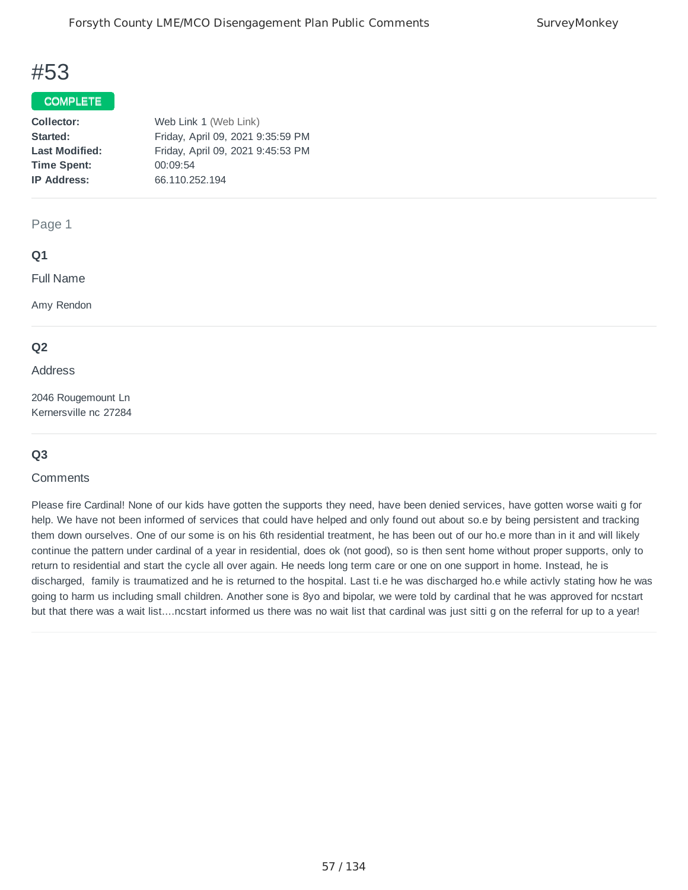# #53

COMPLETE

**Collector:** Web Link 1 (Web Link)
**Started:** Friday, April 09, 2021 9:35:59 PM
**Last Modified:** Friday, April 09, 2021 9:45:53 PM
**Time Spent:** 00:09:54
**IP Address:** 66.110.252.194

Page 1

### Q1

Full Name

Amy Rendon

### Q2

Address

2046 Rougemount Ln
Kernersville nc 27284

### Q3

Comments

Please fire Cardinal! None of our kids have gotten the supports they need, have been denied services, have gotten worse waiti g for help. We have not been informed of services that could have helped and only found out about so.e by being persistent and tracking them down ourselves. One of our some is on his 6th residential treatment, he has been out of our ho.e more than in it and will likely continue the pattern under cardinal of a year in residential, does ok (not good), so is then sent home without proper supports, only to return to residential and start the cycle all over again. He needs long term care or one on one support in home. Instead, he is discharged, family is traumatized and he is returned to the hospital. Last ti.e he was discharged ho.e while activly stating how he was going to harm us including small children. Another sone is 8yo and bipolar, we were told by cardinal that he was approved for ncstart but that there was a wait list....ncstart informed us there was no wait list that cardinal was just sitti g on the referral for up to a year!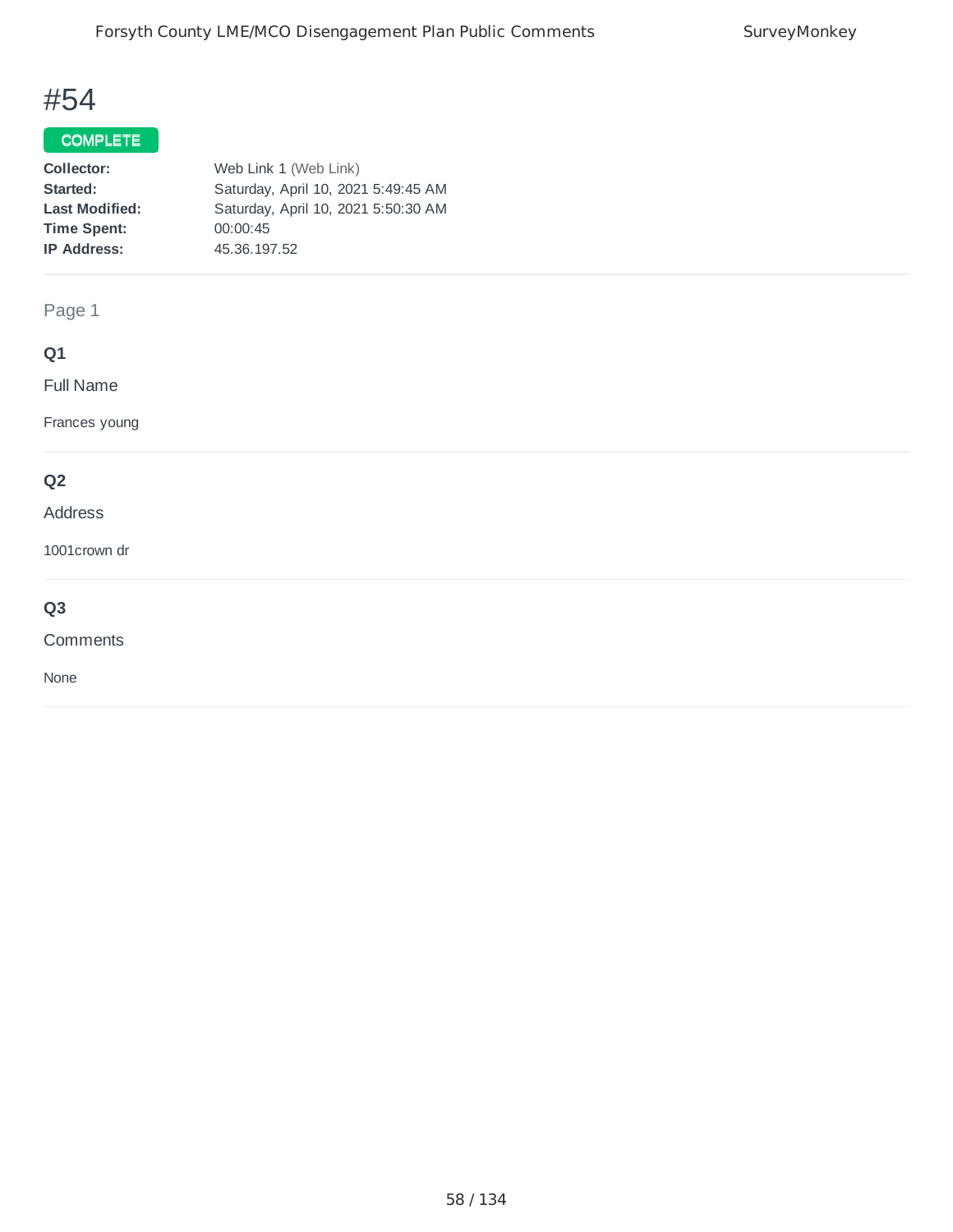# #54

**COMPLETE**

**Collector:** Web Link 1 (Web Link)
**Started:** Saturday, April 10, 2021 5:49:45 AM
**Last Modified:** Saturday, April 10, 2021 5:50:30 AM
**Time Spent:** 00:00:45
**IP Address:** 45.36.197.52

Page 1

**Q1**

Full Name

Frances young

**Q2**

Address

1001crown dr

**Q3**

Comments

None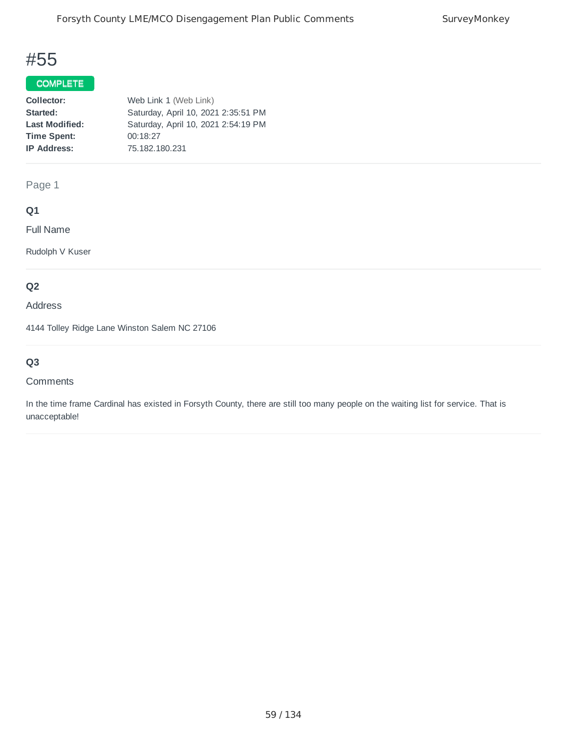# #55

**COMPLETE**

**Collector:** Web Link 1 (Web Link)
**Started:** Saturday, April 10, 2021 2:35:51 PM
**Last Modified:** Saturday, April 10, 2021 2:54:19 PM
**Time Spent:** 00:18:27
**IP Address:** 75.182.180.231

Page 1

**Q1**

Full Name

Rudolph V Kuser

**Q2**

Address

4144 Tolley Ridge Lane Winston Salem NC 27106

**Q3**

Comments

In the time frame Cardinal has existed in Forsyth County, there are still too many people on the waiting list for service. That is unacceptable!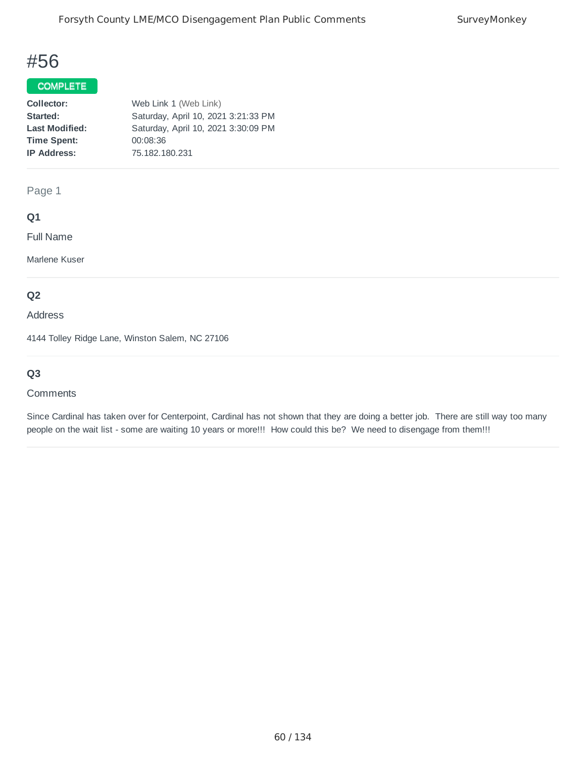# #56

COMPLETE

**Collector:** Web Link 1 (Web Link)
**Started:** Saturday, April 10, 2021 3:21:33 PM
**Last Modified:** Saturday, April 10, 2021 3:30:09 PM
**Time Spent:** 00:08:36
**IP Address:** 75.182.180.231

Page 1

**Q1**

Full Name

Marlene Kuser

**Q2**

Address

4144 Tolley Ridge Lane, Winston Salem, NC 27106

**Q3**

Comments

Since Cardinal has taken over for Centerpoint, Cardinal has not shown that they are doing a better job. There are still way too many people on the wait list - some are waiting 10 years or more!!! How could this be? We need to disengage from them!!!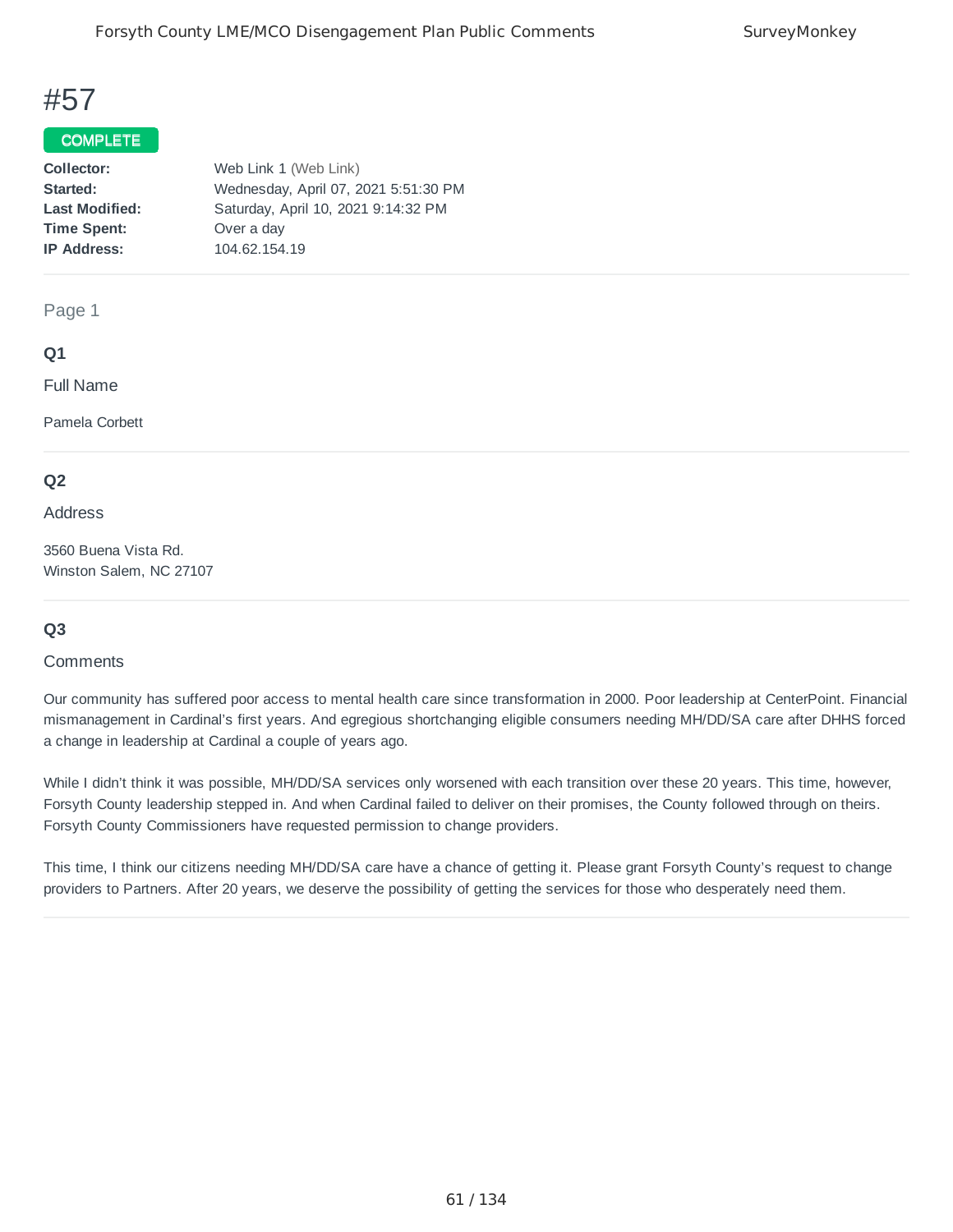# #57

**COMPLETE**

| | |
|---|---|
| **Collector:** | Web Link 1 (Web Link) |
| **Started:** | Wednesday, April 07, 2021 5:51:30 PM |
| **Last Modified:** | Saturday, April 10, 2021 9:14:32 PM |
| **Time Spent:** | Over a day |
| **IP Address:** | 104.62.154.19 |

Page 1

### Q1

Full Name

Pamela Corbett

### Q2

Address

3560 Buena Vista Rd.
Winston Salem, NC 27107

### Q3

Comments

Our community has suffered poor access to mental health care since transformation in 2000. Poor leadership at CenterPoint. Financial mismanagement in Cardinal's first years. And egregious shortchanging eligible consumers needing MH/DD/SA care after DHHS forced a change in leadership at Cardinal a couple of years ago.

While I didn't think it was possible, MH/DD/SA services only worsened with each transition over these 20 years. This time, however, Forsyth County leadership stepped in. And when Cardinal failed to deliver on their promises, the County followed through on theirs. Forsyth County Commissioners have requested permission to change providers.

This time, I think our citizens needing MH/DD/SA care have a chance of getting it. Please grant Forsyth County's request to change providers to Partners. After 20 years, we deserve the possibility of getting the services for those who desperately need them.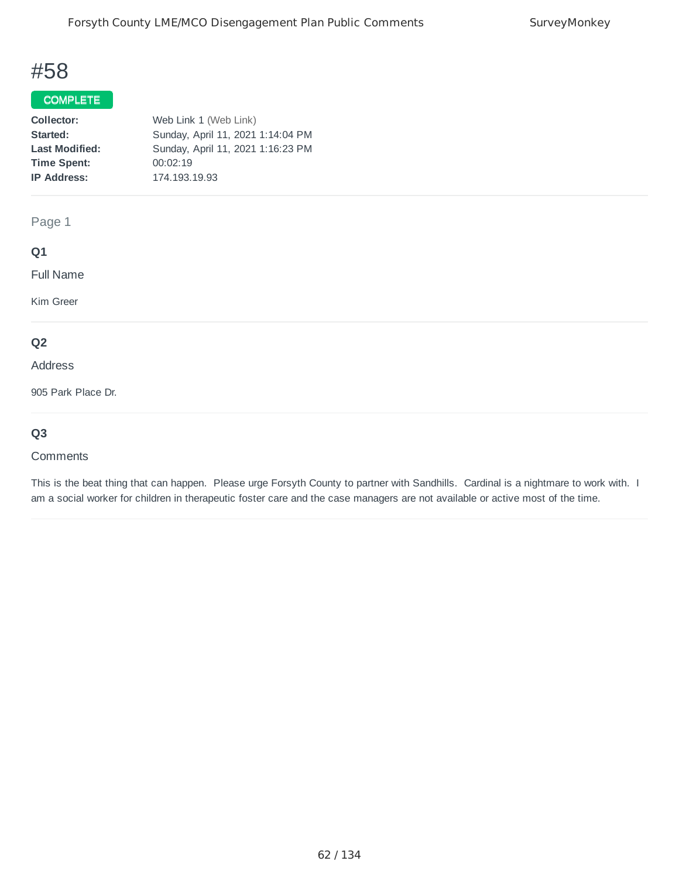# #58

**COMPLETE**

**Collector:** Web Link 1 (Web Link)
**Started:** Sunday, April 11, 2021 1:14:04 PM
**Last Modified:** Sunday, April 11, 2021 1:16:23 PM
**Time Spent:** 00:02:19
**IP Address:** 174.193.19.93

Page 1

### Q1

Full Name

Kim Greer

### Q2

Address

905 Park Place Dr.

### Q3

Comments

This is the beat thing that can happen. Please urge Forsyth County to partner with Sandhills. Cardinal is a nightmare to work with. I am a social worker for children in therapeutic foster care and the case managers are not available or active most of the time.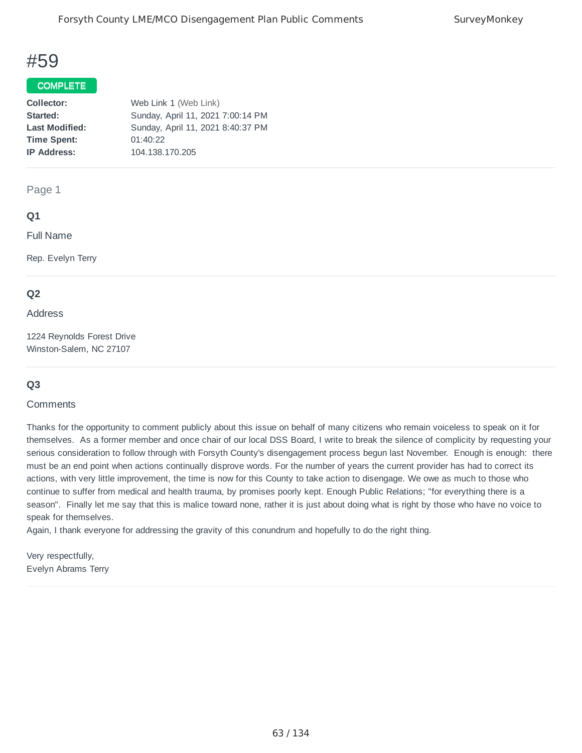# #59

**COMPLETE**

| | |
|---|---|
| **Collector:** | Web Link 1 (Web Link) |
| **Started:** | Sunday, April 11, 2021 7:00:14 PM |
| **Last Modified:** | Sunday, April 11, 2021 8:40:37 PM |
| **Time Spent:** | 01:40:22 |
| **IP Address:** | 104.138.170.205 |

## Page 1

### Q1

Full Name

Rep. Evelyn Terry

### Q2

Address

1224 Reynolds Forest Drive
Winston-Salem, NC 27107

### Q3

Comments

Thanks for the opportunity to comment publicly about this issue on behalf of many citizens who remain voiceless to speak on it for themselves. As a former member and once chair of our local DSS Board, I write to break the silence of complicity by requesting your serious consideration to follow through with Forsyth County's disengagement process begun last November. Enough is enough: there must be an end point when actions continually disprove words. For the number of years the current provider has had to correct its actions, with very little improvement, the time is now for this County to take action to disengage. We owe as much to those who continue to suffer from medical and health trauma, by promises poorly kept. Enough Public Relations; "for everything there is a season". Finally let me say that this is malice toward none, rather it is just about doing what is right by those who have no voice to speak for themselves.
Again, I thank everyone for addressing the gravity of this conundrum and hopefully to do the right thing.

Very respectfully,
Evelyn Abrams Terry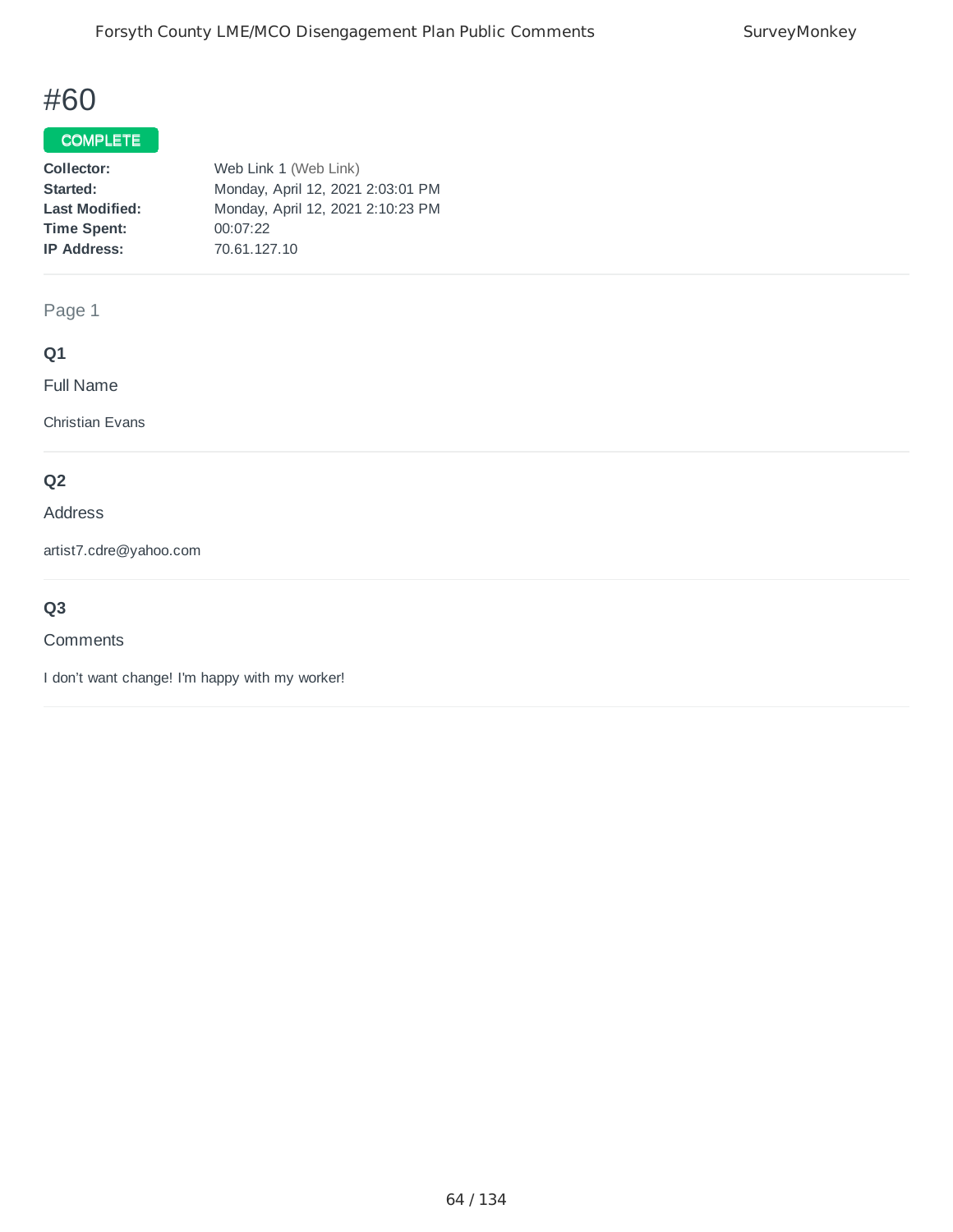# #60

**COMPLETE**

| | |
|---|---|
| **Collector:** | Web Link 1 (Web Link) |
| **Started:** | Monday, April 12, 2021 2:03:01 PM |
| **Last Modified:** | Monday, April 12, 2021 2:10:23 PM |
| **Time Spent:** | 00:07:22 |
| **IP Address:** | 70.61.127.10 |

Page 1

### Q1

Full Name

Christian Evans

### Q2

Address

artist7.cdre@yahoo.com

### Q3

Comments

I don't want change! I'm happy with my worker!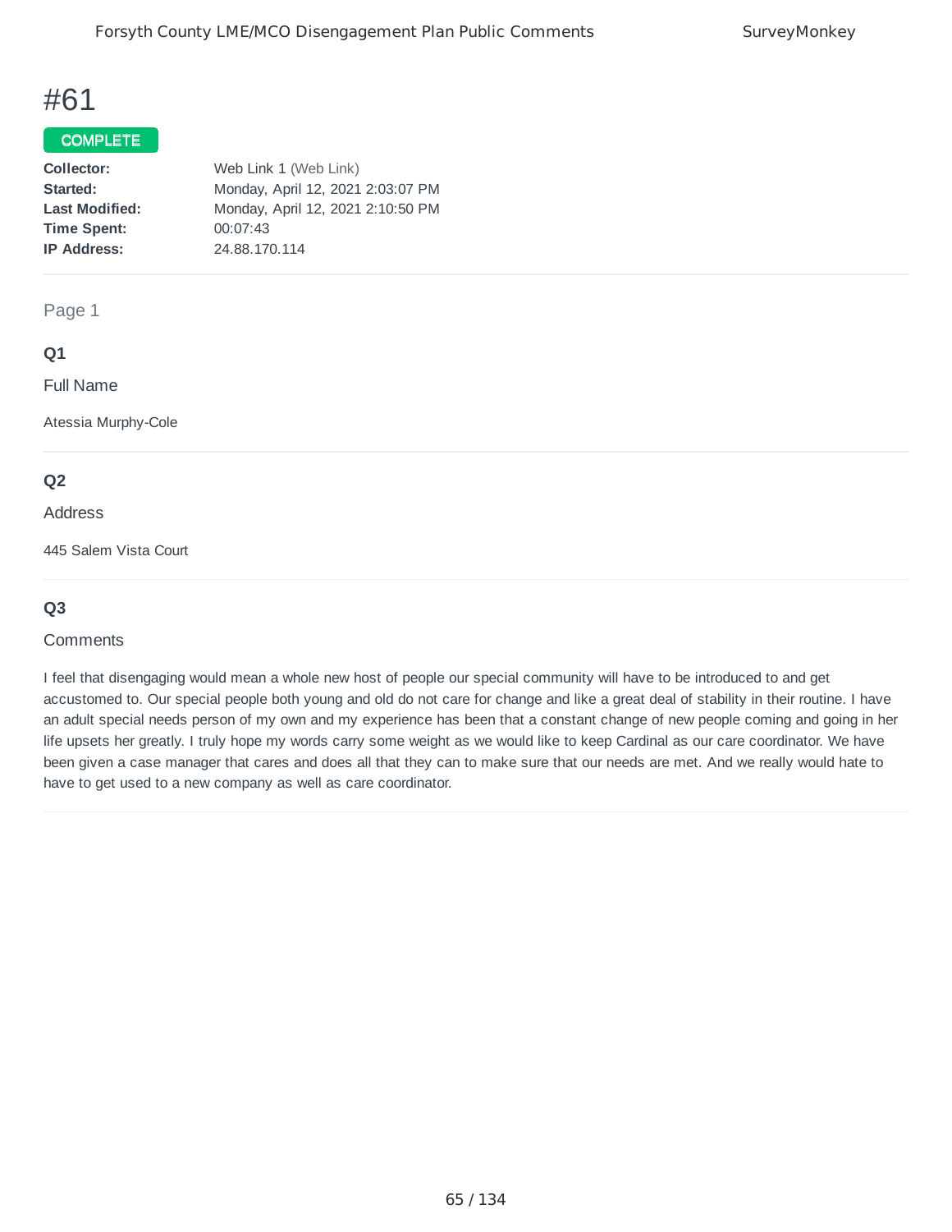# #61

**COMPLETE**

**Collector:** Web Link 1 (Web Link)
**Started:** Monday, April 12, 2021 2:03:07 PM
**Last Modified:** Monday, April 12, 2021 2:10:50 PM
**Time Spent:** 00:07:43
**IP Address:** 24.88.170.114

Page 1

### Q1

Full Name

Atessia Murphy-Cole

### Q2

Address

445 Salem Vista Court

### Q3

Comments

I feel that disengaging would mean a whole new host of people our special community will have to be introduced to and get accustomed to. Our special people both young and old do not care for change and like a great deal of stability in their routine. I have an adult special needs person of my own and my experience has been that a constant change of new people coming and going in her life upsets her greatly. I truly hope my words carry some weight as we would like to keep Cardinal as our care coordinator. We have been given a case manager that cares and does all that they can to make sure that our needs are met. And we really would hate to have to get used to a new company as well as care coordinator.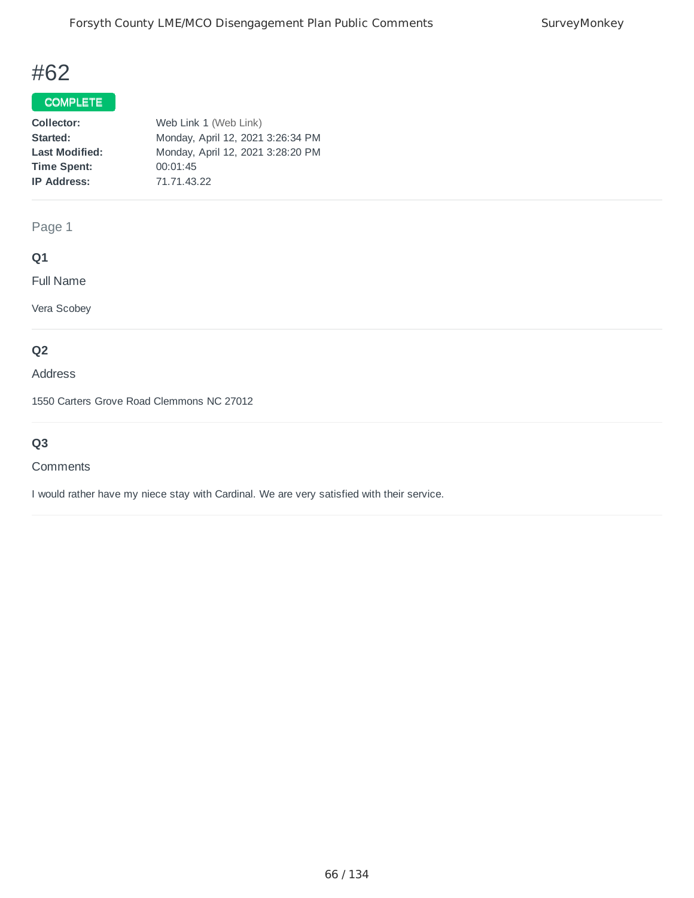# #62

**COMPLETE**

| | |
|---|---|
| **Collector:** | Web Link 1 (Web Link) |
| **Started:** | Monday, April 12, 2021 3:26:34 PM |
| **Last Modified:** | Monday, April 12, 2021 3:28:20 PM |
| **Time Spent:** | 00:01:45 |
| **IP Address:** | 71.71.43.22 |

Page 1

**Q1**

Full Name

Vera Scobey

**Q2**

Address

1550 Carters Grove Road Clemmons NC 27012

**Q3**

Comments

I would rather have my niece stay with Cardinal. We are very satisfied with their service.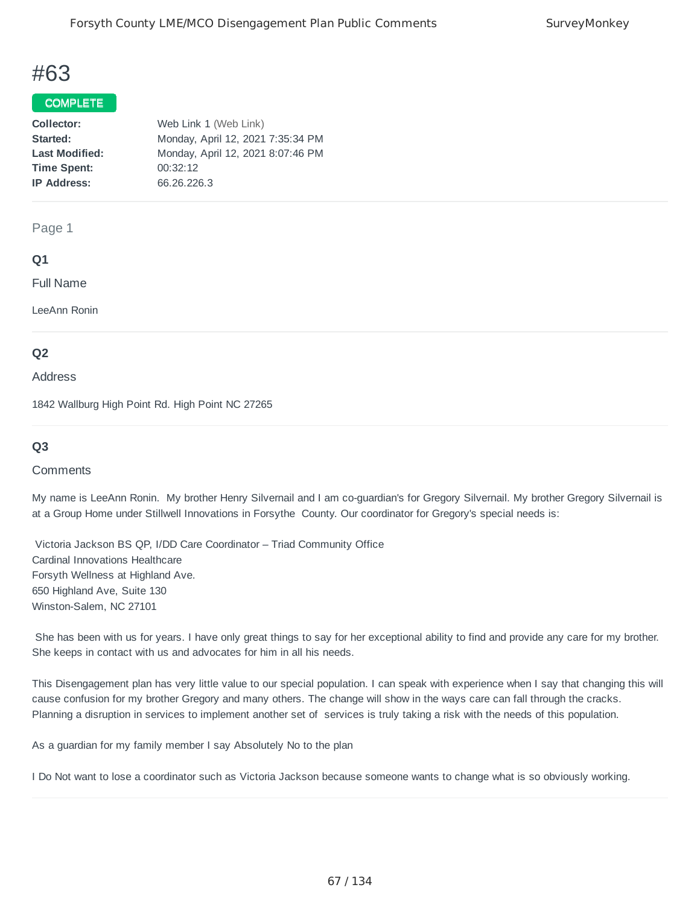# #63

**COMPLETE**

**Collector:** Web Link 1 (Web Link)
**Started:** Monday, April 12, 2021 7:35:34 PM
**Last Modified:** Monday, April 12, 2021 8:07:46 PM
**Time Spent:** 00:32:12
**IP Address:** 66.26.226.3

---

Page 1

### Q1

Full Name

LeeAnn Ronin

---

### Q2

Address

1842 Wallburg High Point Rd. High Point NC 27265

---

### Q3

Comments

My name is LeeAnn Ronin. My brother Henry Silvernail and I am co-guardian's for Gregory Silvernail. My brother Gregory Silvernail is at a Group Home under Stillwell Innovations in Forsythe County. Our coordinator for Gregory's special needs is:

Victoria Jackson BS QP, I/DD Care Coordinator – Triad Community Office
Cardinal Innovations Healthcare
Forsyth Wellness at Highland Ave.
650 Highland Ave, Suite 130
Winston-Salem, NC 27101

She has been with us for years. I have only great things to say for her exceptional ability to find and provide any care for my brother. She keeps in contact with us and advocates for him in all his needs.

This Disengagement plan has very little value to our special population. I can speak with experience when I say that changing this will cause confusion for my brother Gregory and many others. The change will show in the ways care can fall through the cracks. Planning a disruption in services to implement another set of services is truly taking a risk with the needs of this population.

As a guardian for my family member I say Absolutely No to the plan

I Do Not want to lose a coordinator such as Victoria Jackson because someone wants to change what is so obviously working.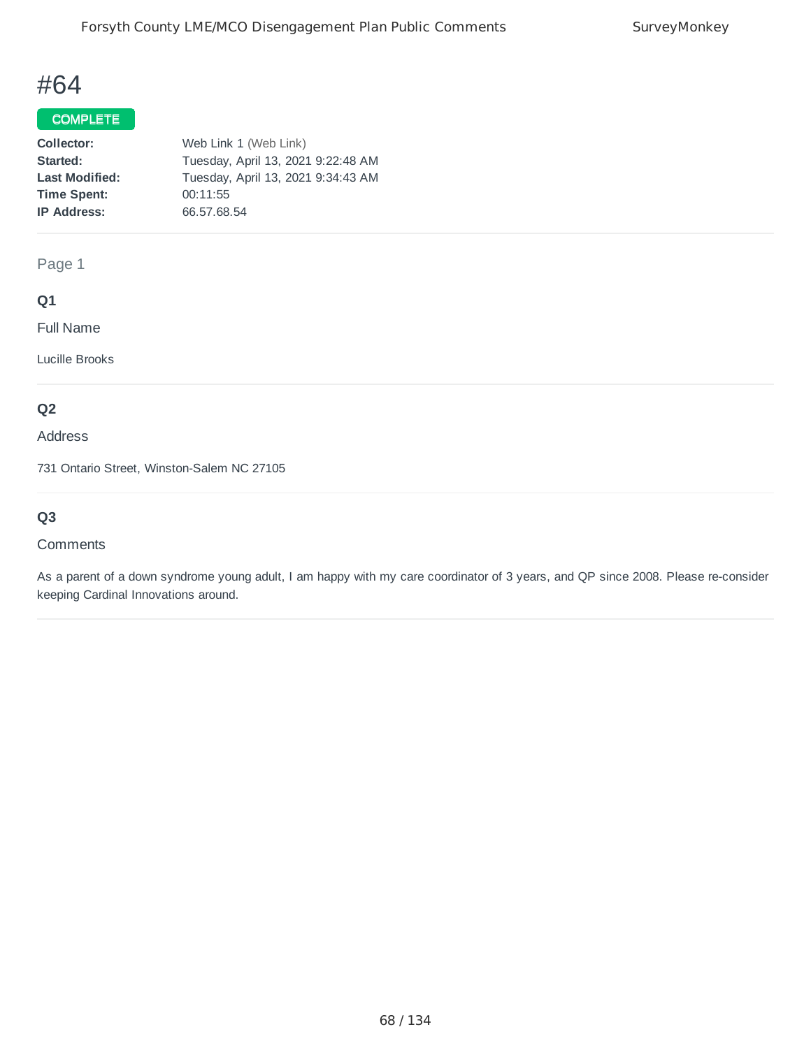# #64

**COMPLETE**

|  |  |
|---|---|
| **Collector:** | Web Link 1 (Web Link) |
| **Started:** | Tuesday, April 13, 2021 9:22:48 AM |
| **Last Modified:** | Tuesday, April 13, 2021 9:34:43 AM |
| **Time Spent:** | 00:11:55 |
| **IP Address:** | 66.57.68.54 |

Page 1

**Q1**

Full Name

Lucille Brooks

**Q2**

Address

731 Ontario Street, Winston-Salem NC 27105

**Q3**

Comments

As a parent of a down syndrome young adult, I am happy with my care coordinator of 3 years, and QP since 2008. Please re-consider keeping Cardinal Innovations around.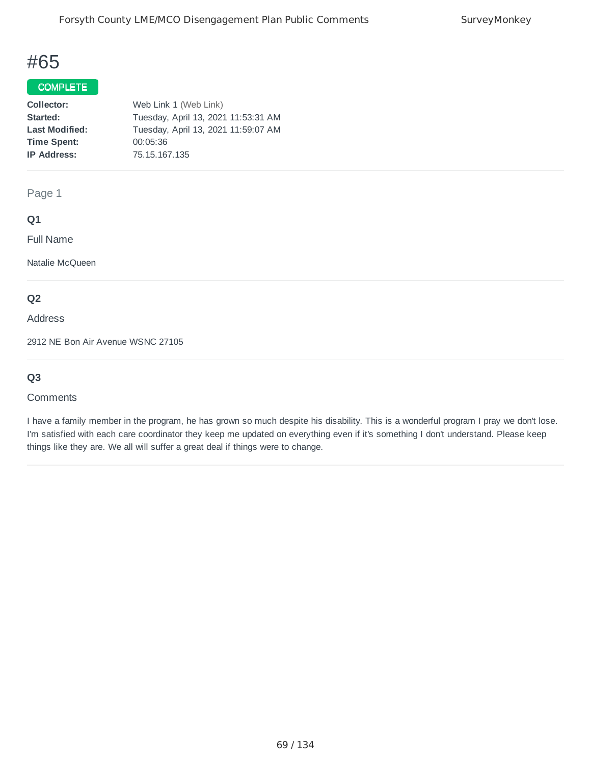# #65

**COMPLETE**

**Collector:** Web Link 1 (Web Link)
**Started:** Tuesday, April 13, 2021 11:53:31 AM
**Last Modified:** Tuesday, April 13, 2021 11:59:07 AM
**Time Spent:** 00:05:36
**IP Address:** 75.15.167.135

Page 1

### Q1

Full Name

Natalie McQueen

### Q2

Address

2912 NE Bon Air Avenue WSNC 27105

### Q3

Comments

I have a family member in the program, he has grown so much despite his disability. This is a wonderful program I pray we don't lose. I'm satisfied with each care coordinator they keep me updated on everything even if it's something I don't understand. Please keep things like they are. We all will suffer a great deal if things were to change.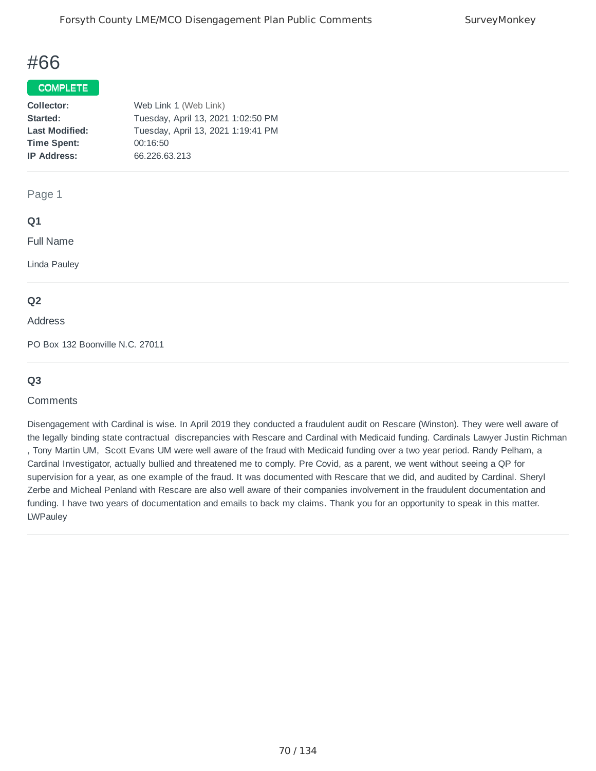# #66

**COMPLETE**

| | |
|---|---|
| **Collector:** | Web Link 1 (Web Link) |
| **Started:** | Tuesday, April 13, 2021 1:02:50 PM |
| **Last Modified:** | Tuesday, April 13, 2021 1:19:41 PM |
| **Time Spent:** | 00:16:50 |
| **IP Address:** | 66.226.63.213 |

Page 1

### Q1

Full Name

Linda Pauley

### Q2

Address

PO Box 132 Boonville N.C. 27011

### Q3

Comments

Disengagement with Cardinal is wise. In April 2019 they conducted a fraudulent audit on Rescare (Winston). They were well aware of the legally binding state contractual discrepancies with Rescare and Cardinal with Medicaid funding. Cardinals Lawyer Justin Richman , Tony Martin UM, Scott Evans UM were well aware of the fraud with Medicaid funding over a two year period. Randy Pelham, a Cardinal Investigator, actually bullied and threatened me to comply. Pre Covid, as a parent, we went without seeing a QP for supervision for a year, as one example of the fraud. It was documented with Rescare that we did, and audited by Cardinal. Sheryl Zerbe and Micheal Penland with Rescare are also well aware of their companies involvement in the fraudulent documentation and funding. I have two years of documentation and emails to back my claims. Thank you for an opportunity to speak in this matter. LWPauley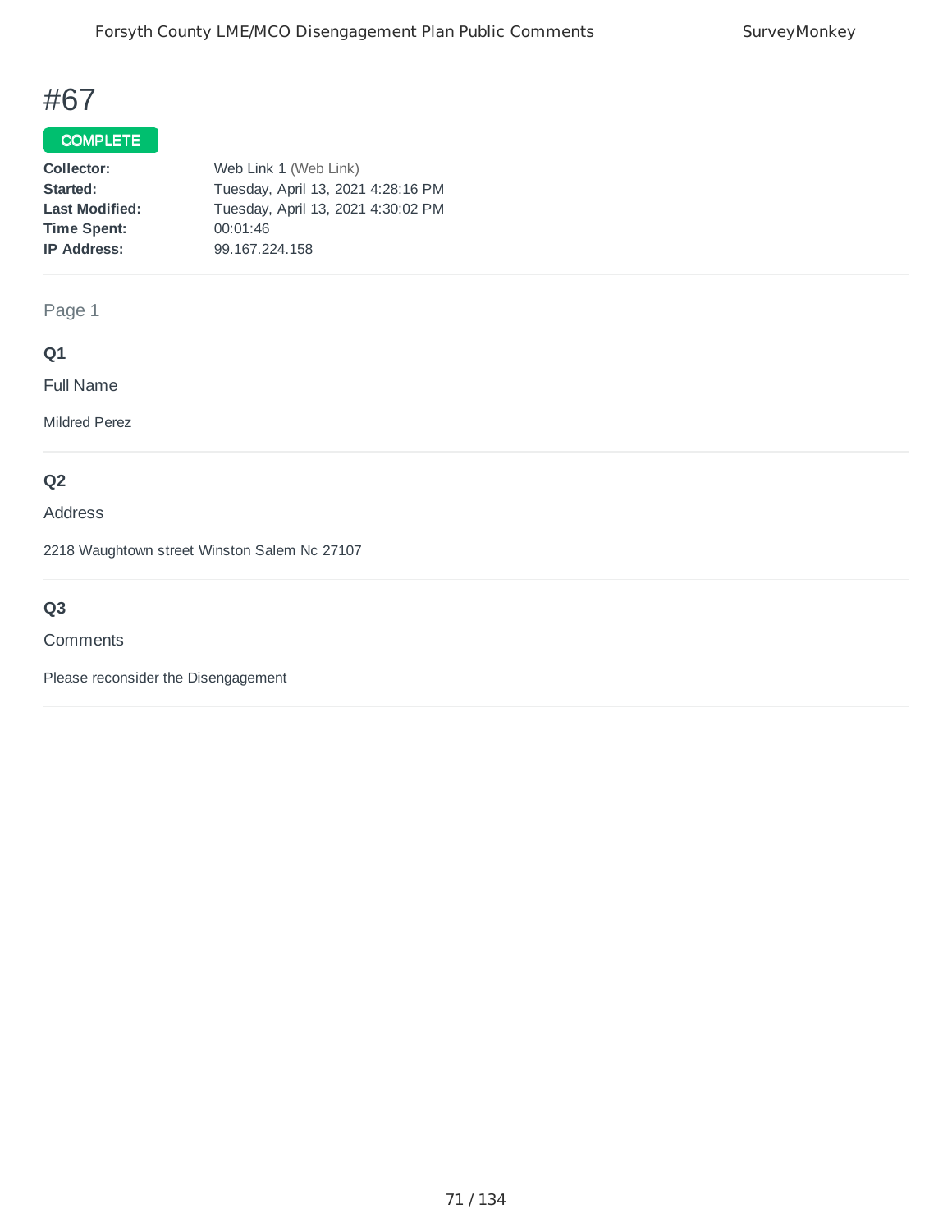# #67

**COMPLETE**

**Collector:** Web Link 1 (Web Link)
**Started:** Tuesday, April 13, 2021 4:28:16 PM
**Last Modified:** Tuesday, April 13, 2021 4:30:02 PM
**Time Spent:** 00:01:46
**IP Address:** 99.167.224.158

Page 1

**Q1**

Full Name

Mildred Perez

**Q2**

Address

2218 Waughtown street Winston Salem Nc 27107

**Q3**

Comments

Please reconsider the Disengagement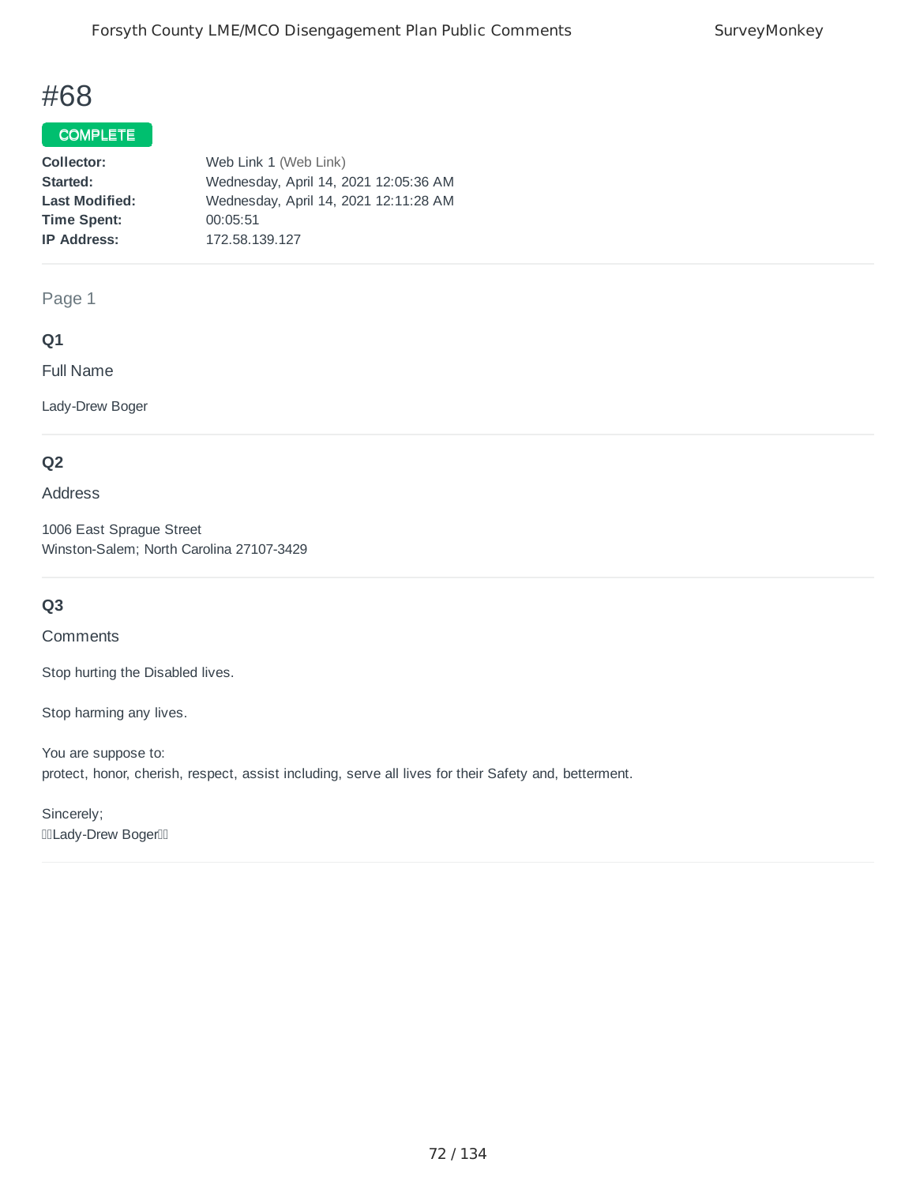# #68

**COMPLETE**

**Collector:** Web Link 1 (Web Link)
**Started:** Wednesday, April 14, 2021 12:05:36 AM
**Last Modified:** Wednesday, April 14, 2021 12:11:28 AM
**Time Spent:** 00:05:51
**IP Address:** 172.58.139.127

Page 1

### Q1

Full Name

Lady-Drew Boger

### Q2

Address

1006 East Sprague Street
Winston-Salem; North Carolina 27107-3429

### Q3

Comments

Stop hurting the Disabled lives.

Stop harming any lives.

You are suppose to:
protect, honor, cherish, respect, assist including, serve all lives for their Safety and, betterment.

Sincerely;
Lady-Drew Boger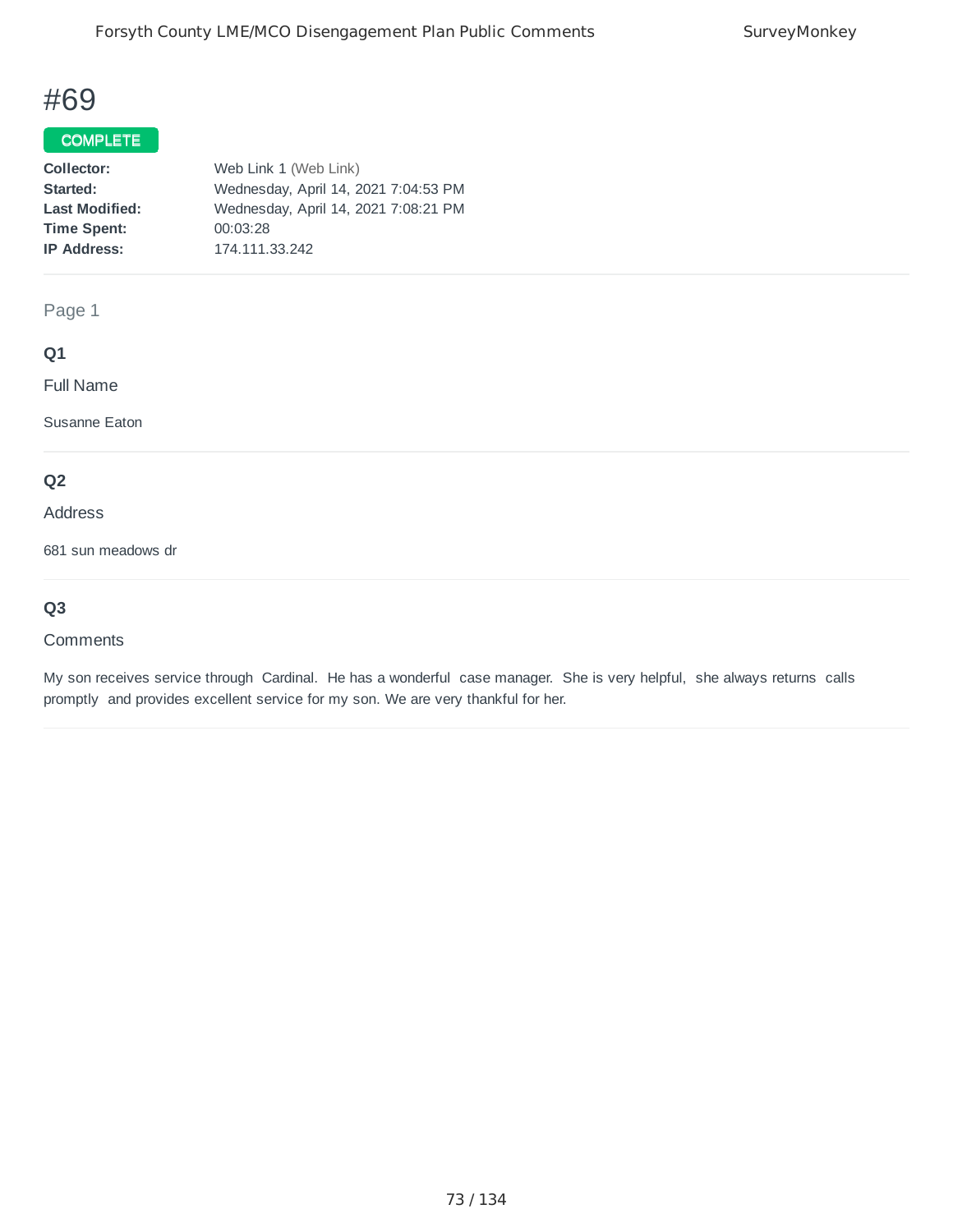# #69

**COMPLETE**

| | |
|---|---|
| **Collector:** | Web Link 1 (Web Link) |
| **Started:** | Wednesday, April 14, 2021 7:04:53 PM |
| **Last Modified:** | Wednesday, April 14, 2021 7:08:21 PM |
| **Time Spent:** | 00:03:28 |
| **IP Address:** | 174.111.33.242 |

Page 1

**Q1**

Full Name

Susanne Eaton

**Q2**

Address

681 sun meadows dr

**Q3**

Comments

My son receives service through Cardinal. He has a wonderful case manager. She is very helpful, she always returns calls promptly and provides excellent service for my son. We are very thankful for her.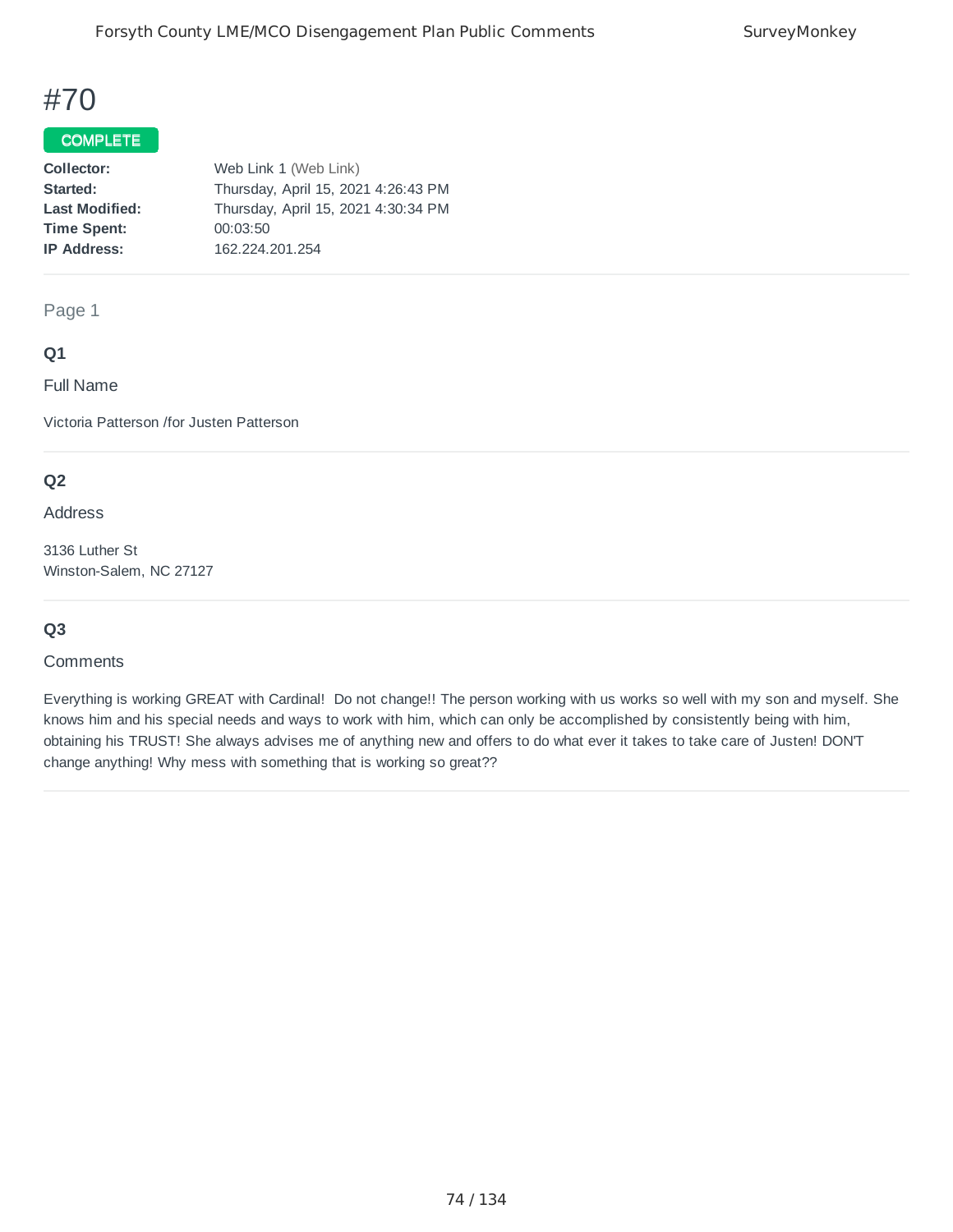# #70

COMPLETE

**Collector:** Web Link 1 (Web Link)
**Started:** Thursday, April 15, 2021 4:26:43 PM
**Last Modified:** Thursday, April 15, 2021 4:30:34 PM
**Time Spent:** 00:03:50
**IP Address:** 162.224.201.254

Page 1

### Q1

Full Name

Victoria Patterson /for Justen Patterson

### Q2

Address

3136 Luther St
Winston-Salem, NC 27127

### Q3

Comments

Everything is working GREAT with Cardinal! Do not change!! The person working with us works so well with my son and myself. She knows him and his special needs and ways to work with him, which can only be accomplished by consistently being with him, obtaining his TRUST! She always advises me of anything new and offers to do what ever it takes to take care of Justen! DON'T change anything! Why mess with something that is working so great??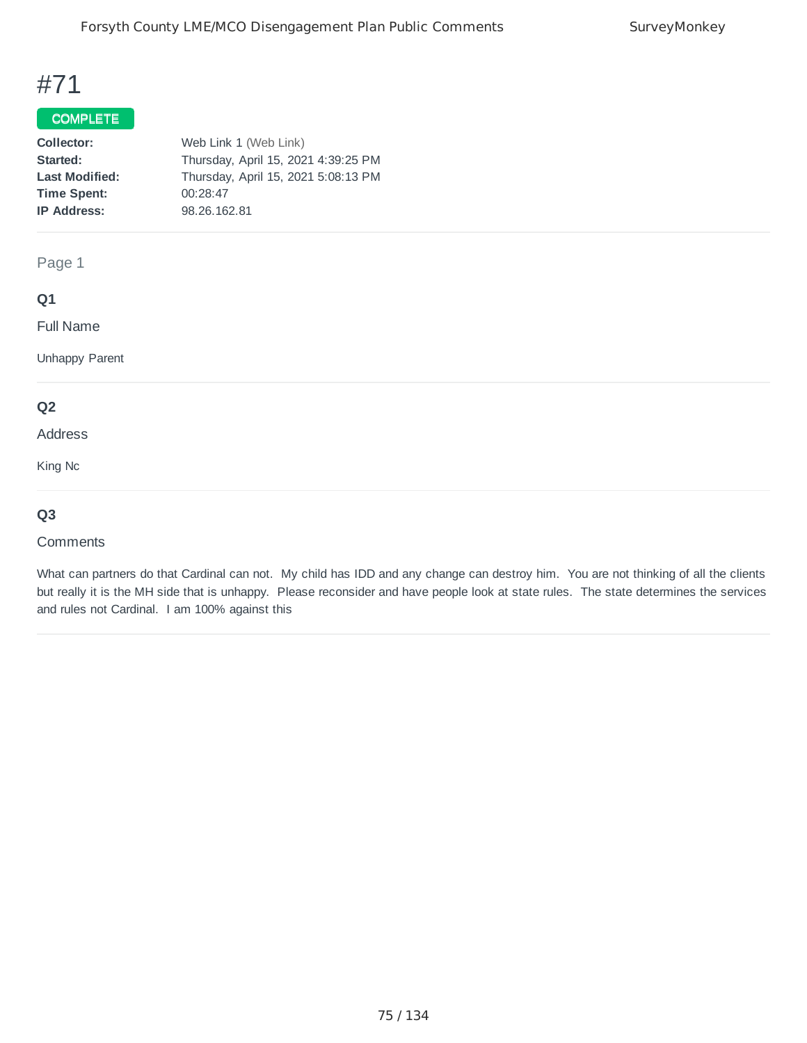# #71

**COMPLETE**

| | |
|---|---|
| **Collector:** | Web Link 1 (Web Link) |
| **Started:** | Thursday, April 15, 2021 4:39:25 PM |
| **Last Modified:** | Thursday, April 15, 2021 5:08:13 PM |
| **Time Spent:** | 00:28:47 |
| **IP Address:** | 98.26.162.81 |

## Page 1

### Q1

Full Name

Unhappy Parent

### Q2

Address

King Nc

### Q3

Comments

What can partners do that Cardinal can not. My child has IDD and any change can destroy him. You are not thinking of all the clients but really it is the MH side that is unhappy. Please reconsider and have people look at state rules. The state determines the services and rules not Cardinal. I am 100% against this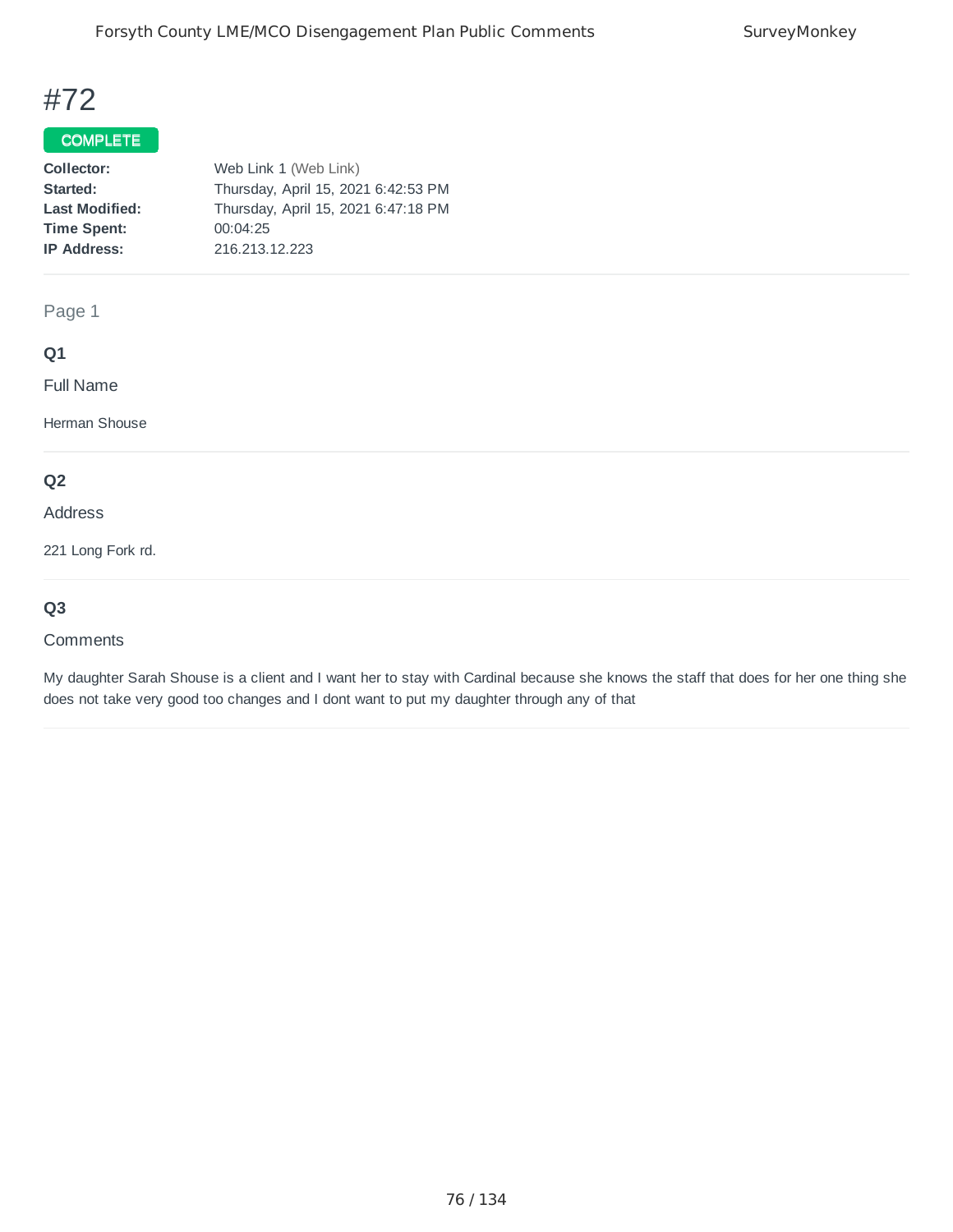# #72

**COMPLETE**

| | |
|---|---|
| **Collector:** | Web Link 1 (Web Link) |
| **Started:** | Thursday, April 15, 2021 6:42:53 PM |
| **Last Modified:** | Thursday, April 15, 2021 6:47:18 PM |
| **Time Spent:** | 00:04:25 |
| **IP Address:** | 216.213.12.223 |

Page 1

**Q1**

Full Name

Herman Shouse

**Q2**

Address

221 Long Fork rd.

**Q3**

Comments

My daughter Sarah Shouse is a client and I want her to stay with Cardinal because she knows the staff that does for her one thing she does not take very good too changes and I dont want to put my daughter through any of that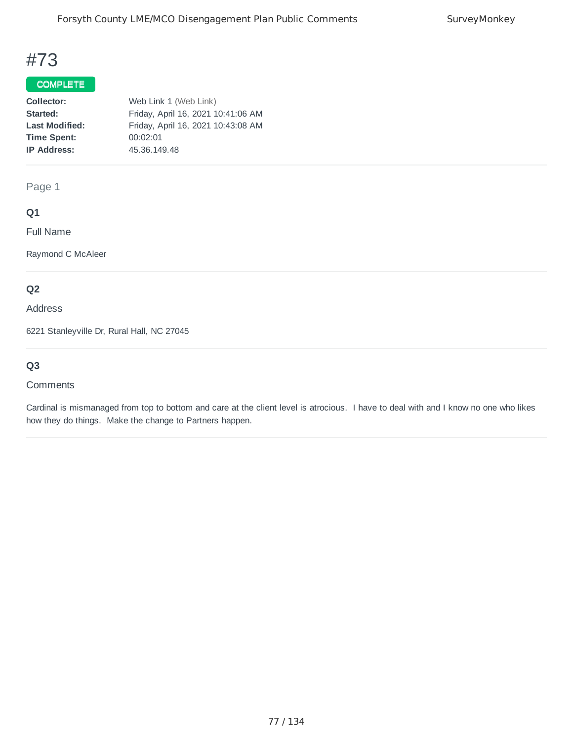# #73

**COMPLETE**

| | |
|---|---|
| **Collector:** | Web Link 1 (Web Link) |
| **Started:** | Friday, April 16, 2021 10:41:06 AM |
| **Last Modified:** | Friday, April 16, 2021 10:43:08 AM |
| **Time Spent:** | 00:02:01 |
| **IP Address:** | 45.36.149.48 |

Page 1

**Q1**

Full Name

Raymond C McAleer

**Q2**

Address

6221 Stanleyville Dr, Rural Hall, NC 27045

**Q3**

Comments

Cardinal is mismanaged from top to bottom and care at the client level is atrocious. I have to deal with and I know no one who likes how they do things. Make the change to Partners happen.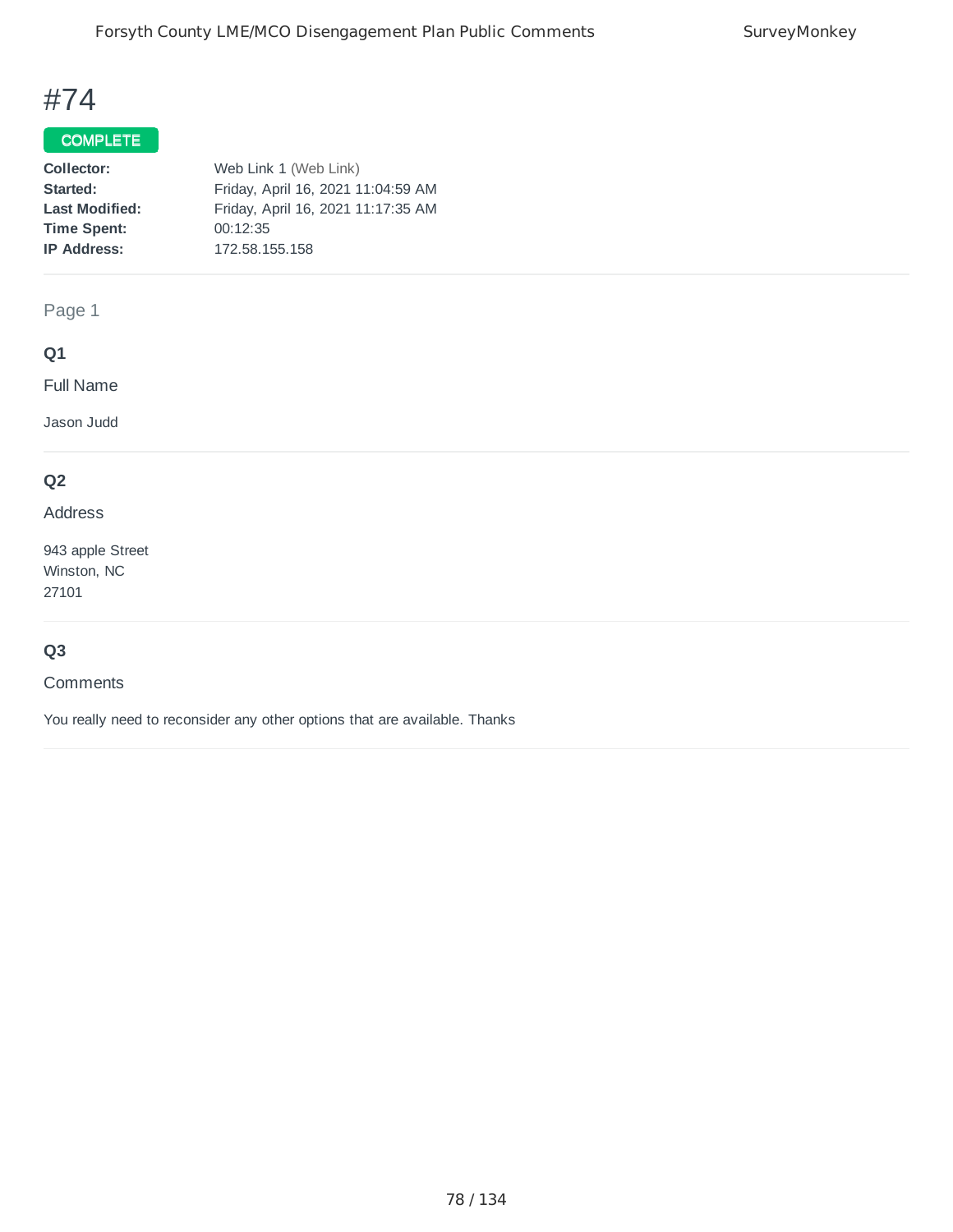# #74

**COMPLETE**

| | |
|---|---|
| **Collector:** | Web Link 1 (Web Link) |
| **Started:** | Friday, April 16, 2021 11:04:59 AM |
| **Last Modified:** | Friday, April 16, 2021 11:17:35 AM |
| **Time Spent:** | 00:12:35 |
| **IP Address:** | 172.58.155.158 |

Page 1

### Q1

Full Name

Jason Judd

### Q2

Address

943 apple Street
Winston, NC
27101

### Q3

Comments

You really need to reconsider any other options that are available. Thanks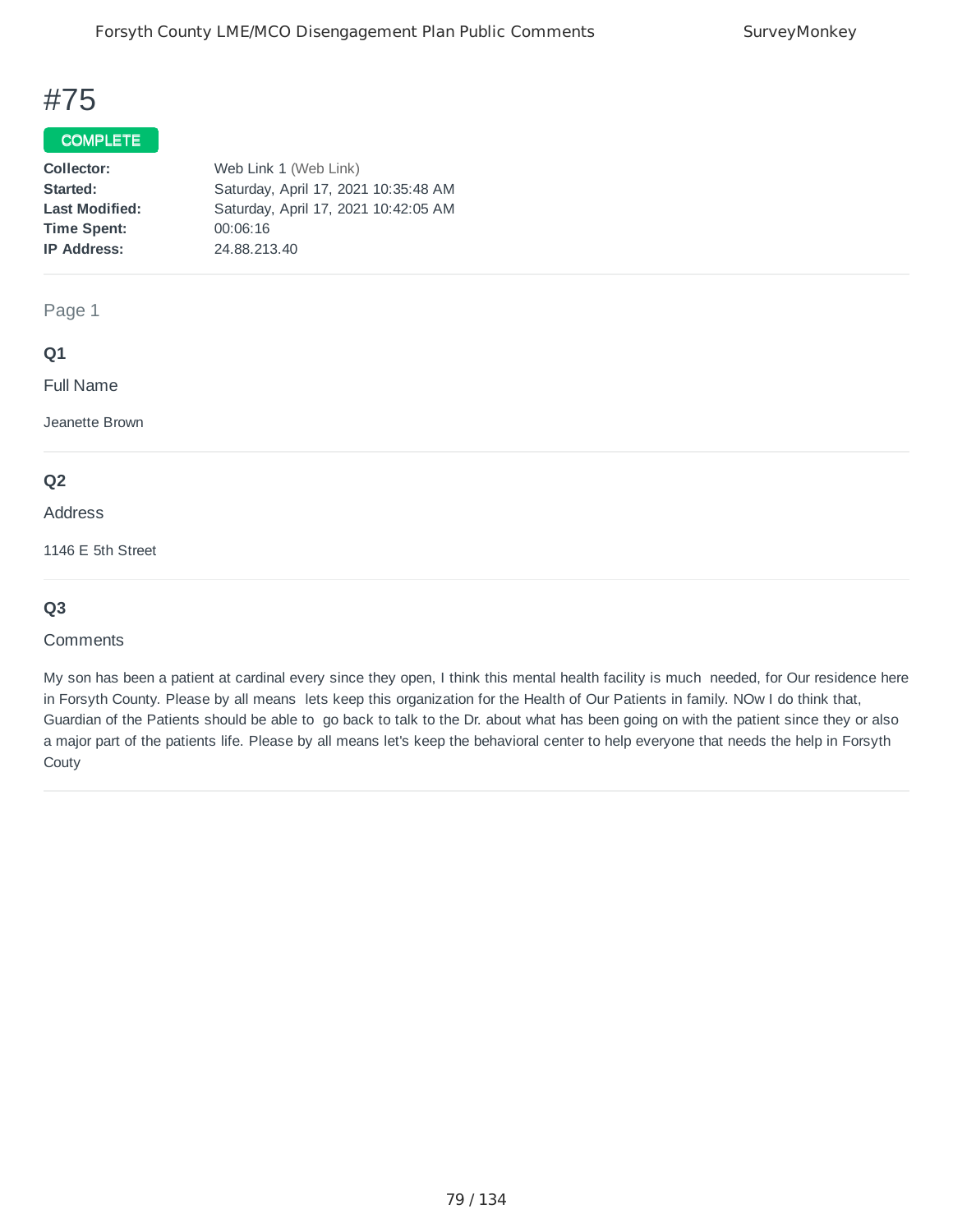# #75

**COMPLETE**

| | |
|---|---|
| **Collector:** | Web Link 1 (Web Link) |
| **Started:** | Saturday, April 17, 2021 10:35:48 AM |
| **Last Modified:** | Saturday, April 17, 2021 10:42:05 AM |
| **Time Spent:** | 00:06:16 |
| **IP Address:** | 24.88.213.40 |

Page 1

### Q1

Full Name

Jeanette Brown

### Q2

Address

1146 E 5th Street

### Q3

Comments

My son has been a patient at cardinal every since they open, I think this mental health facility is much needed, for Our residence here in Forsyth County. Please by all means lets keep this organization for the Health of Our Patients in family. NOw I do think that, Guardian of the Patients should be able to go back to talk to the Dr. about what has been going on with the patient since they or also a major part of the patients life. Please by all means let's keep the behavioral center to help everyone that needs the help in Forsyth Couty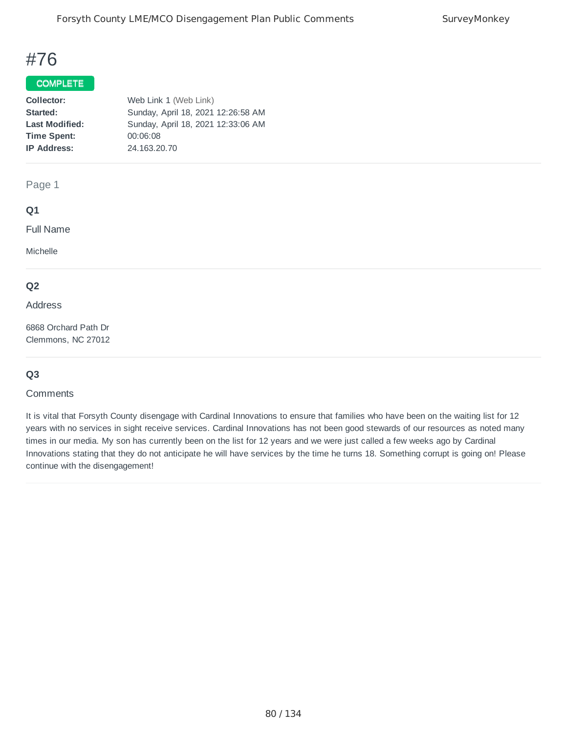# #76

**COMPLETE**

**Collector:** Web Link 1 (Web Link)
**Started:** Sunday, April 18, 2021 12:26:58 AM
**Last Modified:** Sunday, April 18, 2021 12:33:06 AM
**Time Spent:** 00:06:08
**IP Address:** 24.163.20.70

Page 1

**Q1**

Full Name

Michelle

**Q2**

Address

6868 Orchard Path Dr
Clemmons, NC 27012

**Q3**

Comments

It is vital that Forsyth County disengage with Cardinal Innovations to ensure that families who have been on the waiting list for 12 years with no services in sight receive services. Cardinal Innovations has not been good stewards of our resources as noted many times in our media. My son has currently been on the list for 12 years and we were just called a few weeks ago by Cardinal Innovations stating that they do not anticipate he will have services by the time he turns 18. Something corrupt is going on! Please continue with the disengagement!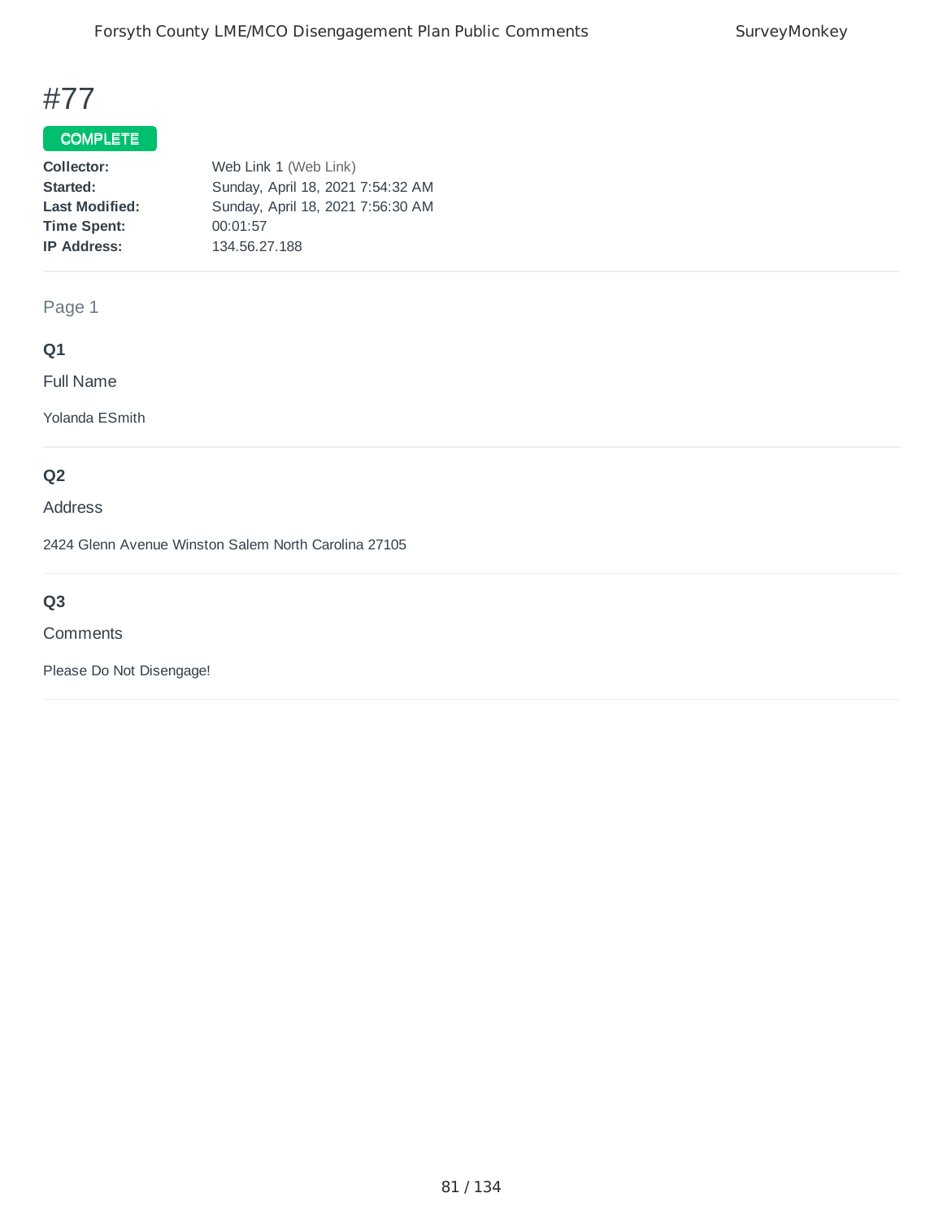# #77

**COMPLETE**

**Collector:** Web Link 1 (Web Link)
**Started:** Sunday, April 18, 2021 7:54:32 AM
**Last Modified:** Sunday, April 18, 2021 7:56:30 AM
**Time Spent:** 00:01:57
**IP Address:** 134.56.27.188

Page 1

**Q1**

Full Name

Yolanda ESmith

**Q2**

Address

2424 Glenn Avenue Winston Salem North Carolina 27105

**Q3**

Comments

Please Do Not Disengage!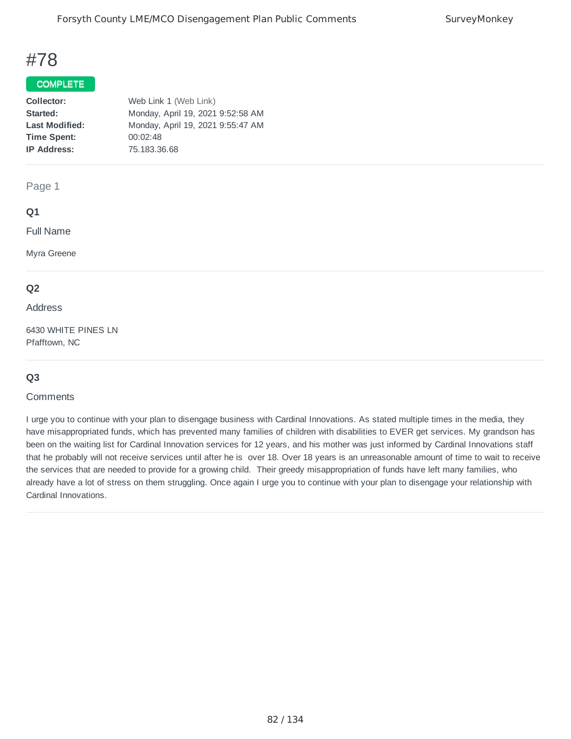# #78

**COMPLETE**

| | |
|---|---|
| **Collector:** | Web Link 1 (Web Link) |
| **Started:** | Monday, April 19, 2021 9:52:58 AM |
| **Last Modified:** | Monday, April 19, 2021 9:55:47 AM |
| **Time Spent:** | 00:02:48 |
| **IP Address:** | 75.183.36.68 |

Page 1

### Q1

Full Name

Myra Greene

### Q2

Address

6430 WHITE PINES LN
Pfafftown, NC

### Q3

Comments

I urge you to continue with your plan to disengage business with Cardinal Innovations. As stated multiple times in the media, they have misappropriated funds, which has prevented many families of children with disabilities to EVER get services. My grandson has been on the waiting list for Cardinal Innovation services for 12 years, and his mother was just informed by Cardinal Innovations staff that he probably will not receive services until after he is over 18. Over 18 years is an unreasonable amount of time to wait to receive the services that are needed to provide for a growing child. Their greedy misappropriation of funds have left many families, who already have a lot of stress on them struggling. Once again I urge you to continue with your plan to disengage your relationship with Cardinal Innovations.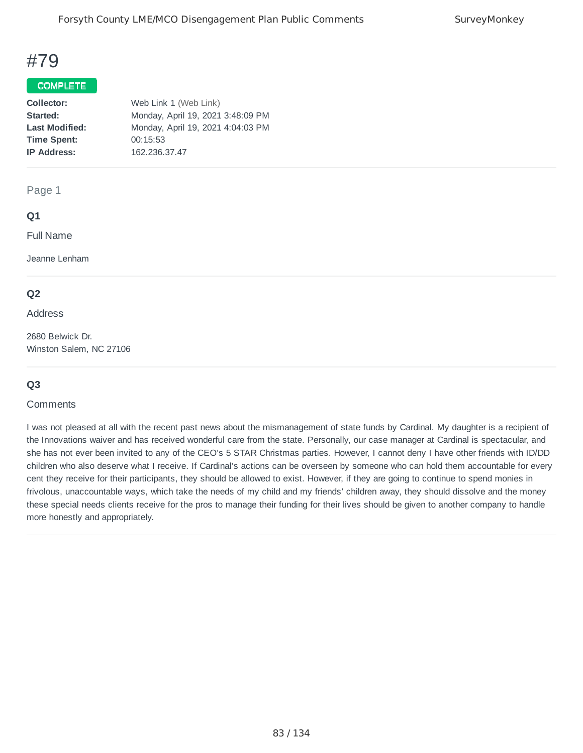# #79

**COMPLETE**

| | |
|---|---|
| **Collector:** | Web Link 1 (Web Link) |
| **Started:** | Monday, April 19, 2021 3:48:09 PM |
| **Last Modified:** | Monday, April 19, 2021 4:04:03 PM |
| **Time Spent:** | 00:15:53 |
| **IP Address:** | 162.236.37.47 |

Page 1

### Q1

Full Name

Jeanne Lenham

### Q2

Address

2680 Belwick Dr.
Winston Salem, NC 27106

### Q3

Comments

I was not pleased at all with the recent past news about the mismanagement of state funds by Cardinal. My daughter is a recipient of the Innovations waiver and has received wonderful care from the state. Personally, our case manager at Cardinal is spectacular, and she has not ever been invited to any of the CEO's 5 STAR Christmas parties. However, I cannot deny I have other friends with ID/DD children who also deserve what I receive. If Cardinal's actions can be overseen by someone who can hold them accountable for every cent they receive for their participants, they should be allowed to exist. However, if they are going to continue to spend monies in frivolous, unaccountable ways, which take the needs of my child and my friends' children away, they should dissolve and the money these special needs clients receive for the pros to manage their funding for their lives should be given to another company to handle more honestly and appropriately.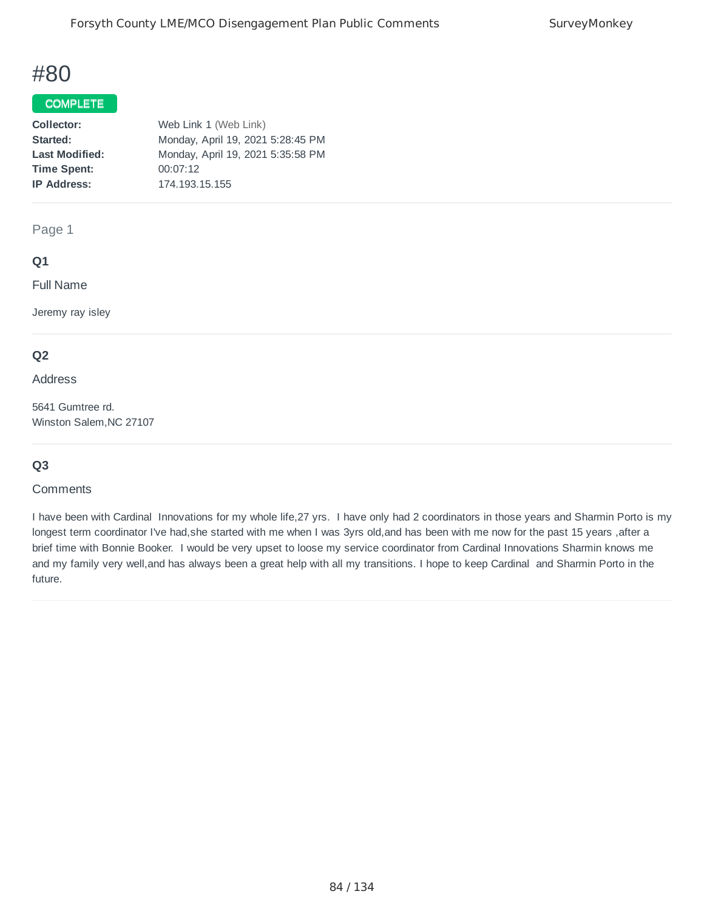# #80

COMPLETE

| | |
|---|---|
| **Collector:** | Web Link 1 (Web Link) |
| **Started:** | Monday, April 19, 2021 5:28:45 PM |
| **Last Modified:** | Monday, April 19, 2021 5:35:58 PM |
| **Time Spent:** | 00:07:12 |
| **IP Address:** | 174.193.15.155 |

Page 1

### Q1

Full Name

Jeremy ray isley

### Q2

Address

5641 Gumtree rd.
Winston Salem,NC 27107

### Q3

Comments

I have been with Cardinal Innovations for my whole life,27 yrs. I have only had 2 coordinators in those years and Sharmin Porto is my longest term coordinator I've had,she started with me when I was 3yrs old,and has been with me now for the past 15 years ,after a brief time with Bonnie Booker. I would be very upset to loose my service coordinator from Cardinal Innovations Sharmin knows me and my family very well,and has always been a great help with all my transitions. I hope to keep Cardinal and Sharmin Porto in the future.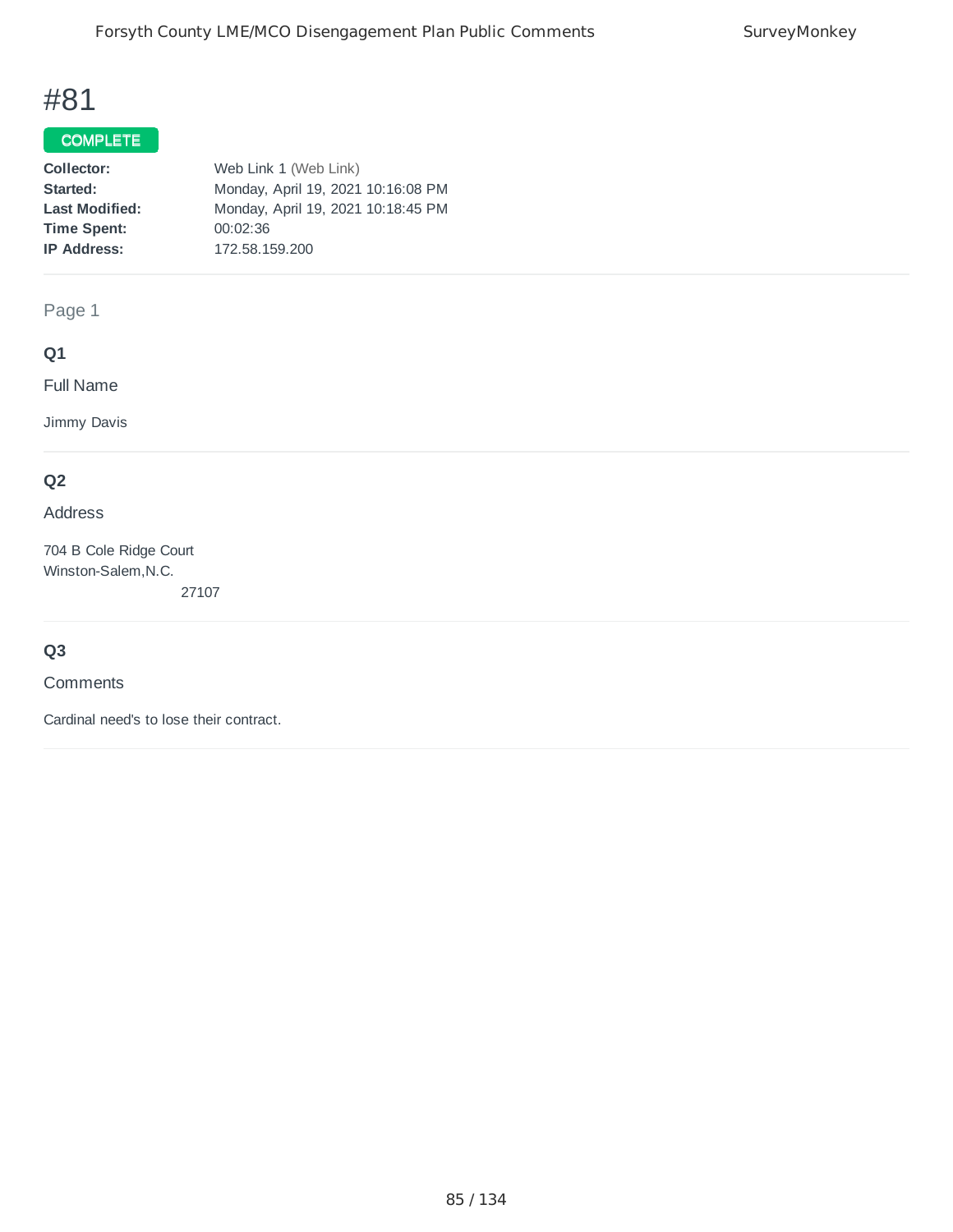# #81

**COMPLETE**

| | |
|---|---|
| **Collector:** | Web Link 1 (Web Link) |
| **Started:** | Monday, April 19, 2021 10:16:08 PM |
| **Last Modified:** | Monday, April 19, 2021 10:18:45 PM |
| **Time Spent:** | 00:02:36 |
| **IP Address:** | 172.58.159.200 |

Page 1

### Q1

Full Name

Jimmy Davis

### Q2

Address

704 B Cole Ridge Court
Winston-Salem,N.C.
27107

### Q3

Comments

Cardinal need's to lose their contract.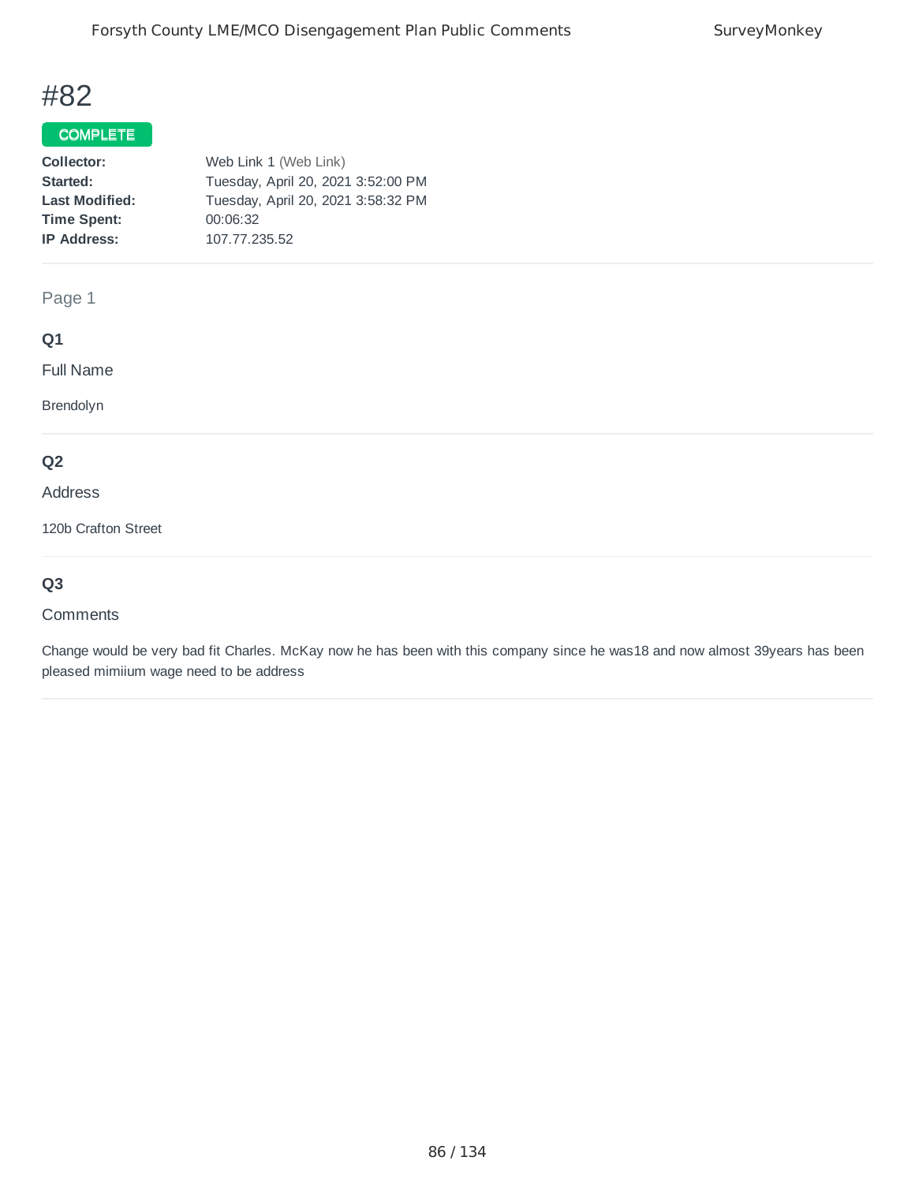# #82

**COMPLETE**

| | |
|---|---|
| **Collector:** | Web Link 1 (Web Link) |
| **Started:** | Tuesday, April 20, 2021 3:52:00 PM |
| **Last Modified:** | Tuesday, April 20, 2021 3:58:32 PM |
| **Time Spent:** | 00:06:32 |
| **IP Address:** | 107.77.235.52 |

Page 1

**Q1**

Full Name

Brendolyn

**Q2**

Address

120b Crafton Street

**Q3**

Comments

Change would be very bad fit Charles. McKay now he has been with this company since he was18 and now almost 39years has been pleased mimiium wage need to be address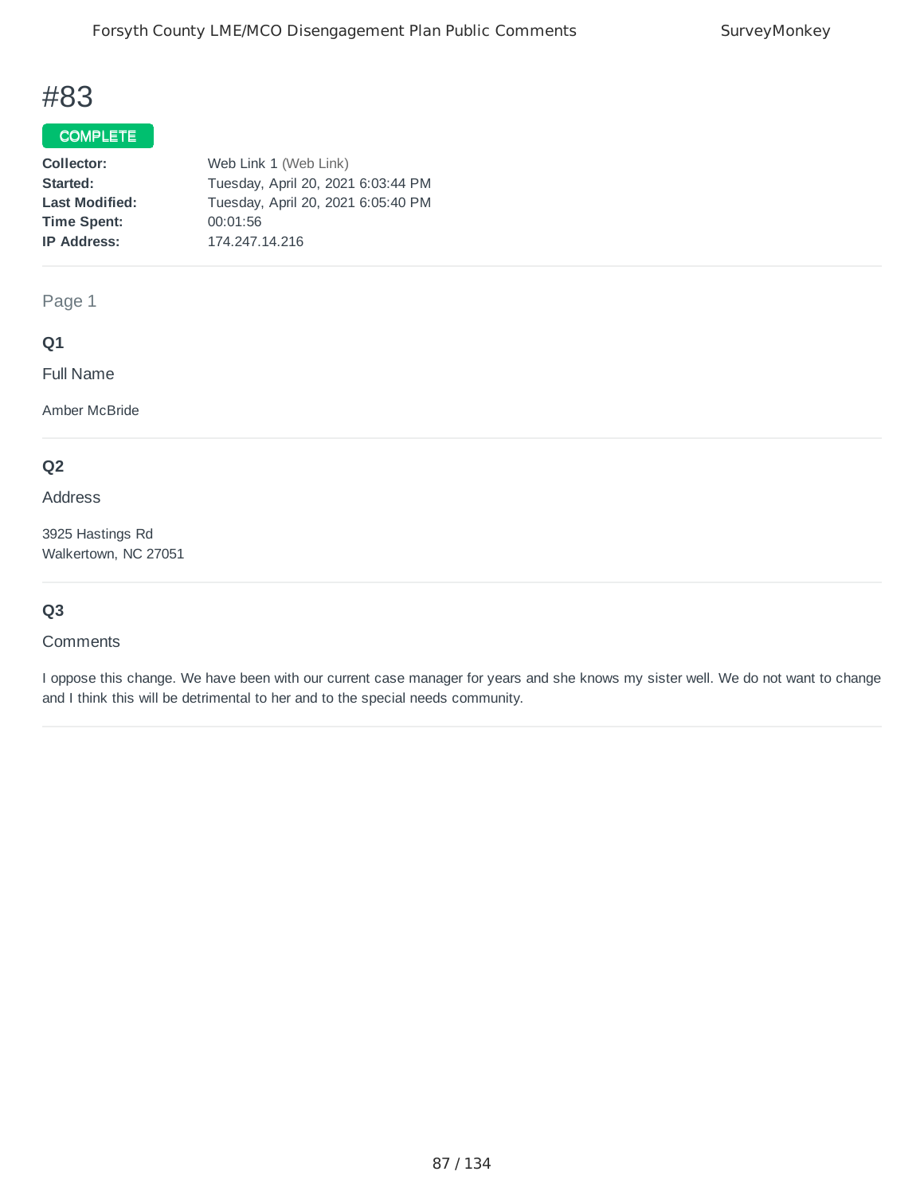# #83

COMPLETE

| | |
|---|---|
| **Collector:** | Web Link 1 (Web Link) |
| **Started:** | Tuesday, April 20, 2021 6:03:44 PM |
| **Last Modified:** | Tuesday, April 20, 2021 6:05:40 PM |
| **Time Spent:** | 00:01:56 |
| **IP Address:** | 174.247.14.216 |

Page 1

### Q1

Full Name

Amber McBride

### Q2

Address

3925 Hastings Rd
Walkertown, NC 27051

### Q3

Comments

I oppose this change. We have been with our current case manager for years and she knows my sister well. We do not want to change and I think this will be detrimental to her and to the special needs community.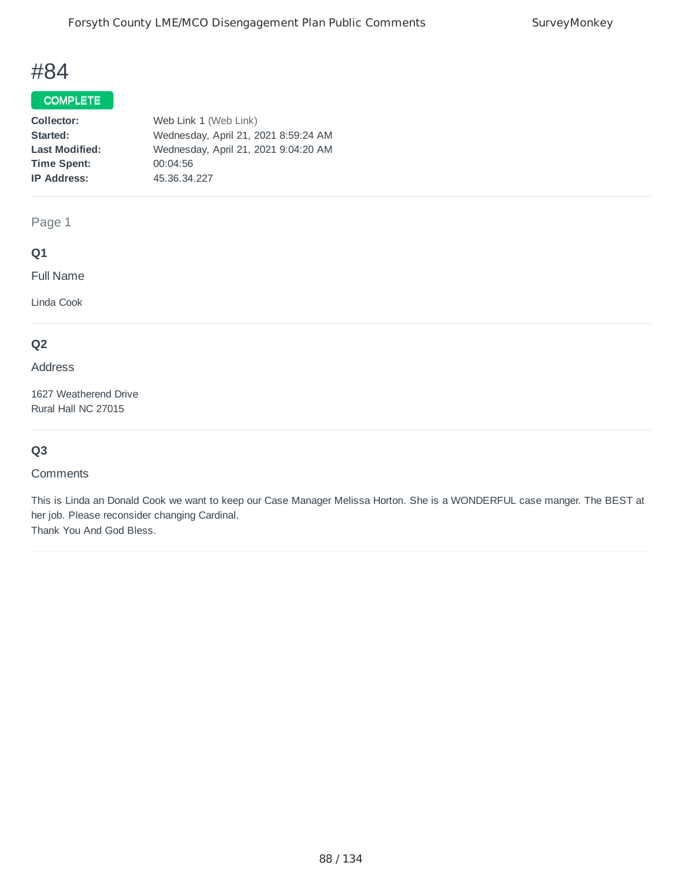# #84

**COMPLETE**

| | |
|---|---|
| **Collector:** | Web Link 1 (Web Link) |
| **Started:** | Wednesday, April 21, 2021 8:59:24 AM |
| **Last Modified:** | Wednesday, April 21, 2021 9:04:20 AM |
| **Time Spent:** | 00:04:56 |
| **IP Address:** | 45.36.34.227 |

Page 1

### Q1

Full Name

Linda Cook

### Q2

Address

1627 Weatherend Drive
Rural Hall NC 27015

### Q3

Comments

This is Linda an Donald Cook we want to keep our Case Manager Melissa Horton. She is a WONDERFUL case manger. The BEST at her job. Please reconsider changing Cardinal.
Thank You And God Bless.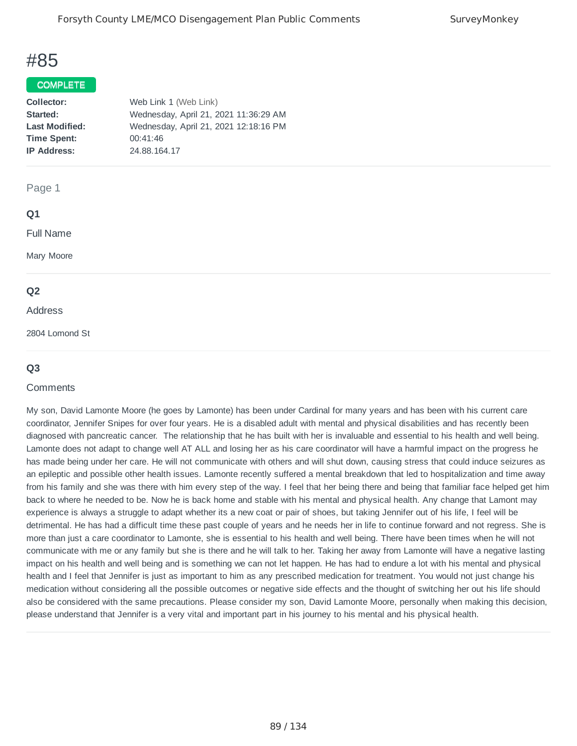# #85

**COMPLETE**

| | |
|---|---|
| **Collector:** | Web Link 1 (Web Link) |
| **Started:** | Wednesday, April 21, 2021 11:36:29 AM |
| **Last Modified:** | Wednesday, April 21, 2021 12:18:16 PM |
| **Time Spent:** | 00:41:46 |
| **IP Address:** | 24.88.164.17 |

Page 1

### Q1

Full Name

Mary Moore

### Q2

Address

2804 Lomond St

### Q3

Comments

My son, David Lamonte Moore (he goes by Lamonte) has been under Cardinal for many years and has been with his current care coordinator, Jennifer Snipes for over four years. He is a disabled adult with mental and physical disabilities and has recently been diagnosed with pancreatic cancer. The relationship that he has built with her is invaluable and essential to his health and well being. Lamonte does not adapt to change well AT ALL and losing her as his care coordinator will have a harmful impact on the progress he has made being under her care. He will not communicate with others and will shut down, causing stress that could induce seizures as an epileptic and possible other health issues. Lamonte recently suffered a mental breakdown that led to hospitalization and time away from his family and she was there with him every step of the way. I feel that her being there and being that familiar face helped get him back to where he needed to be. Now he is back home and stable with his mental and physical health. Any change that Lamont may experience is always a struggle to adapt whether its a new coat or pair of shoes, but taking Jennifer out of his life, I feel will be detrimental. He has had a difficult time these past couple of years and he needs her in life to continue forward and not regress. She is more than just a care coordinator to Lamonte, she is essential to his health and well being. There have been times when he will not communicate with me or any family but she is there and he will talk to her. Taking her away from Lamonte will have a negative lasting impact on his health and well being and is something we can not let happen. He has had to endure a lot with his mental and physical health and I feel that Jennifer is just as important to him as any prescribed medication for treatment. You would not just change his medication without considering all the possible outcomes or negative side effects and the thought of switching her out his life should also be considered with the same precautions. Please consider my son, David Lamonte Moore, personally when making this decision, please understand that Jennifer is a very vital and important part in his journey to his mental and his physical health.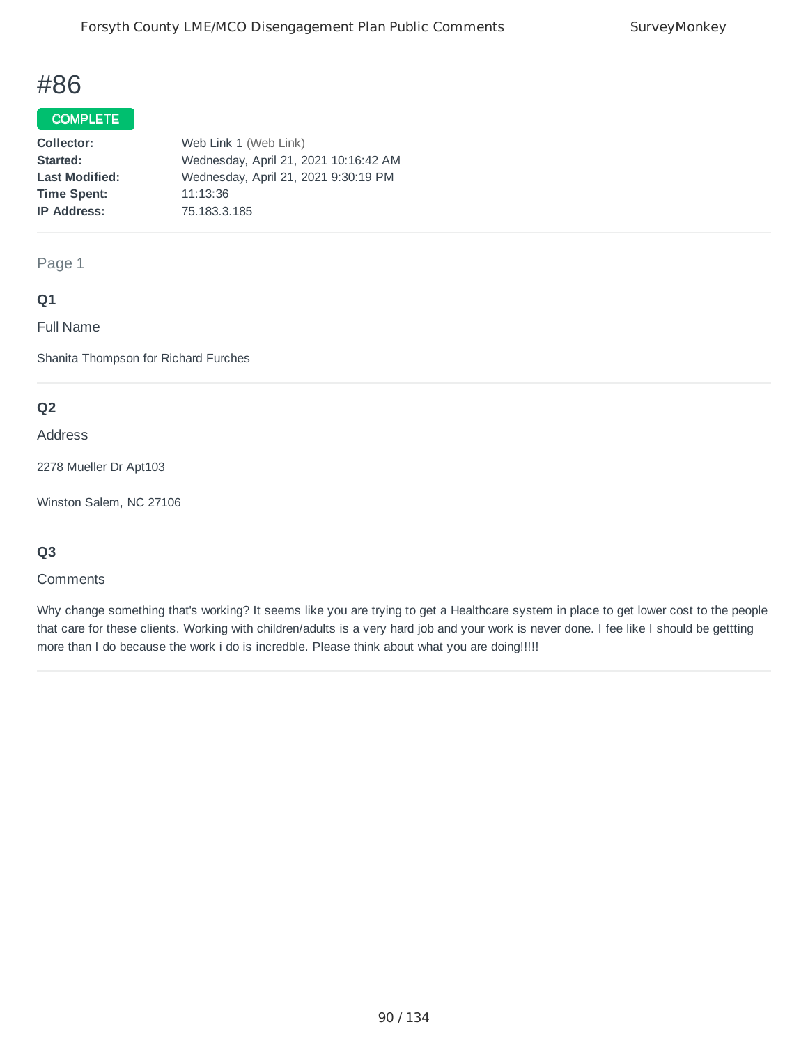# #86

**COMPLETE**

| | |
|---|---|
| **Collector:** | Web Link 1 (Web Link) |
| **Started:** | Wednesday, April 21, 2021 10:16:42 AM |
| **Last Modified:** | Wednesday, April 21, 2021 9:30:19 PM |
| **Time Spent:** | 11:13:36 |
| **IP Address:** | 75.183.3.185 |

Page 1

### Q1

Full Name

Shanita Thompson for Richard Furches

### Q2

Address

2278 Mueller Dr Apt103

Winston Salem, NC 27106

### Q3

Comments

Why change something that's working? It seems like you are trying to get a Healthcare system in place to get lower cost to the people that care for these clients. Working with children/adults is a very hard job and your work is never done. I fee like I should be gettting more than I do because the work i do is incredble. Please think about what you are doing!!!!!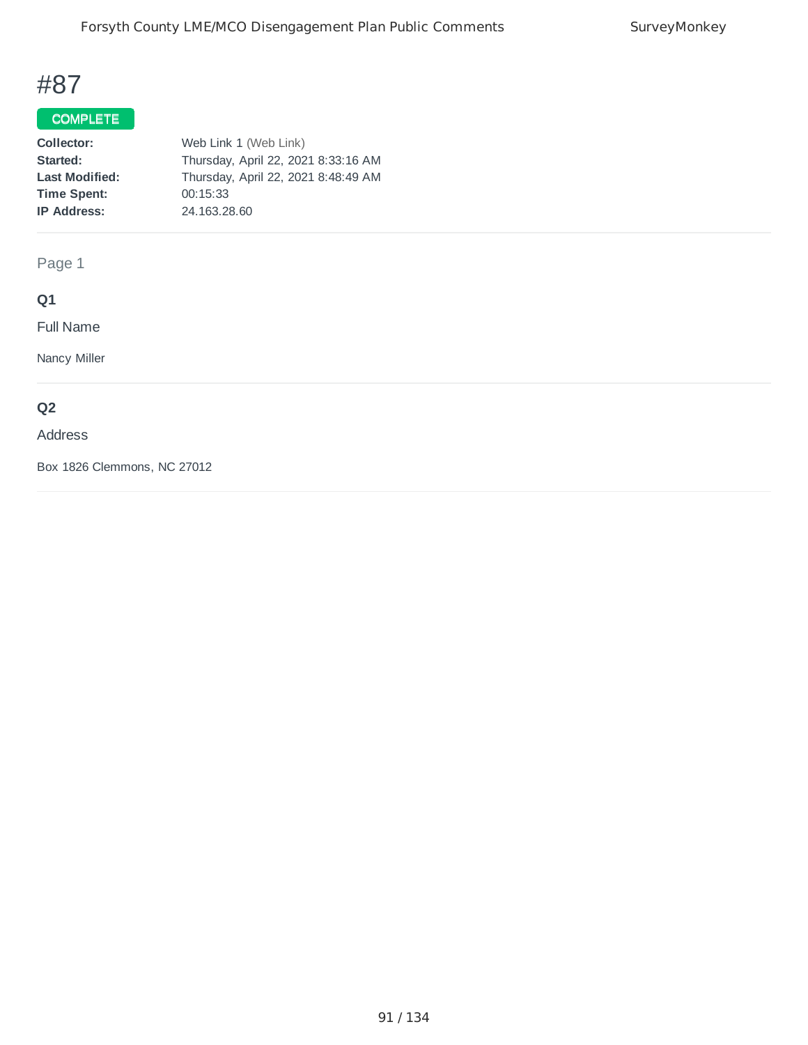# #87

**COMPLETE**

| | |
|---|---|
| **Collector:** | Web Link 1 (Web Link) |
| **Started:** | Thursday, April 22, 2021 8:33:16 AM |
| **Last Modified:** | Thursday, April 22, 2021 8:48:49 AM |
| **Time Spent:** | 00:15:33 |
| **IP Address:** | 24.163.28.60 |

Page 1

**Q1**

Full Name

Nancy Miller

**Q2**

Address

Box 1826 Clemmons, NC 27012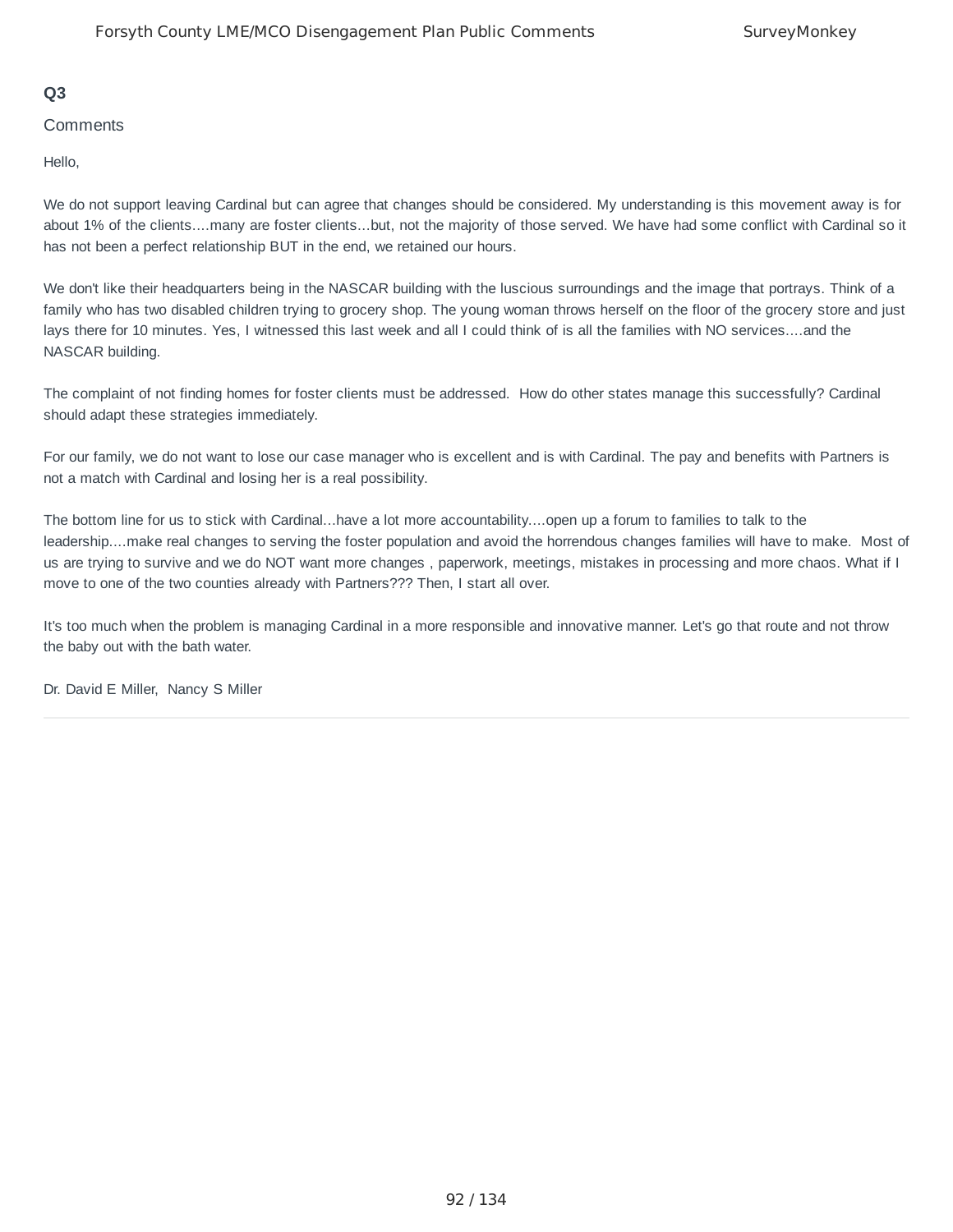**Q3**

Comments

Hello,

We do not support leaving Cardinal but can agree that changes should be considered. My understanding is this movement away is for about 1% of the clients....many are foster clients...but, not the majority of those served. We have had some conflict with Cardinal so it has not been a perfect relationship BUT in the end, we retained our hours.

We don't like their headquarters being in the NASCAR building with the luscious surroundings and the image that portrays. Think of a family who has two disabled children trying to grocery shop. The young woman throws herself on the floor of the grocery store and just lays there for 10 minutes. Yes, I witnessed this last week and all I could think of is all the families with NO services....and the NASCAR building.

The complaint of not finding homes for foster clients must be addressed. How do other states manage this successfully? Cardinal should adapt these strategies immediately.

For our family, we do not want to lose our case manager who is excellent and is with Cardinal. The pay and benefits with Partners is not a match with Cardinal and losing her is a real possibility.

The bottom line for us to stick with Cardinal...have a lot more accountability....open up a forum to families to talk to the leadership....make real changes to serving the foster population and avoid the horrendous changes families will have to make. Most of us are trying to survive and we do NOT want more changes , paperwork, meetings, mistakes in processing and more chaos. What if I move to one of the two counties already with Partners??? Then, I start all over.

It's too much when the problem is managing Cardinal in a more responsible and innovative manner. Let's go that route and not throw the baby out with the bath water.

Dr. David E Miller, Nancy S Miller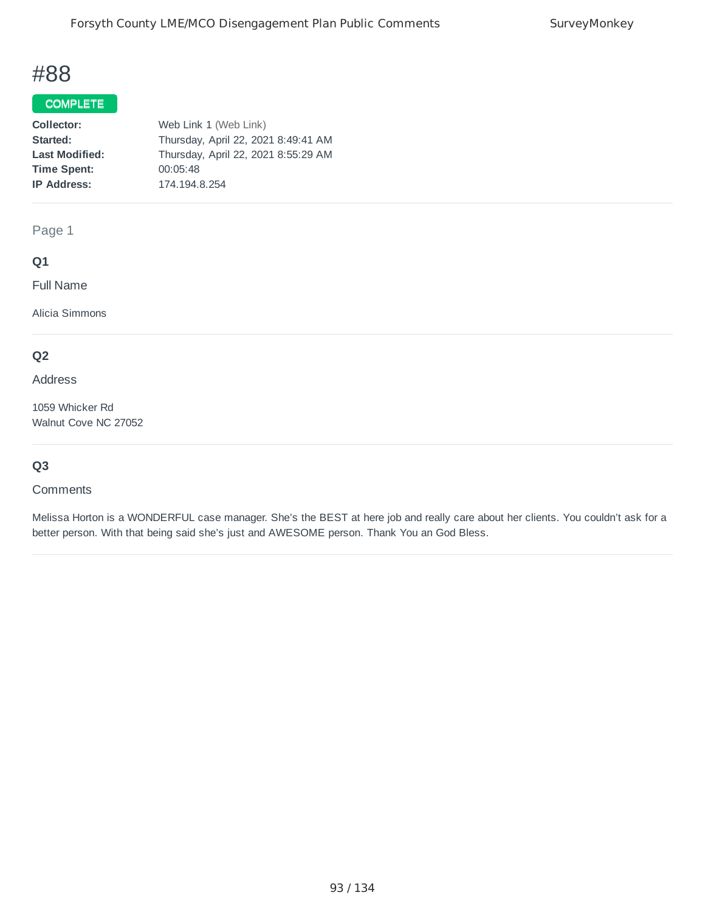# #88

**COMPLETE**

**Collector:** Web Link 1 (Web Link)
**Started:** Thursday, April 22, 2021 8:49:41 AM
**Last Modified:** Thursday, April 22, 2021 8:55:29 AM
**Time Spent:** 00:05:48
**IP Address:** 174.194.8.254

Page 1

### Q1

Full Name

Alicia Simmons

### Q2

Address

1059 Whicker Rd
Walnut Cove NC 27052

### Q3

Comments

Melissa Horton is a WONDERFUL case manager. She's the BEST at here job and really care about her clients. You couldn't ask for a better person. With that being said she's just and AWESOME person. Thank You an God Bless.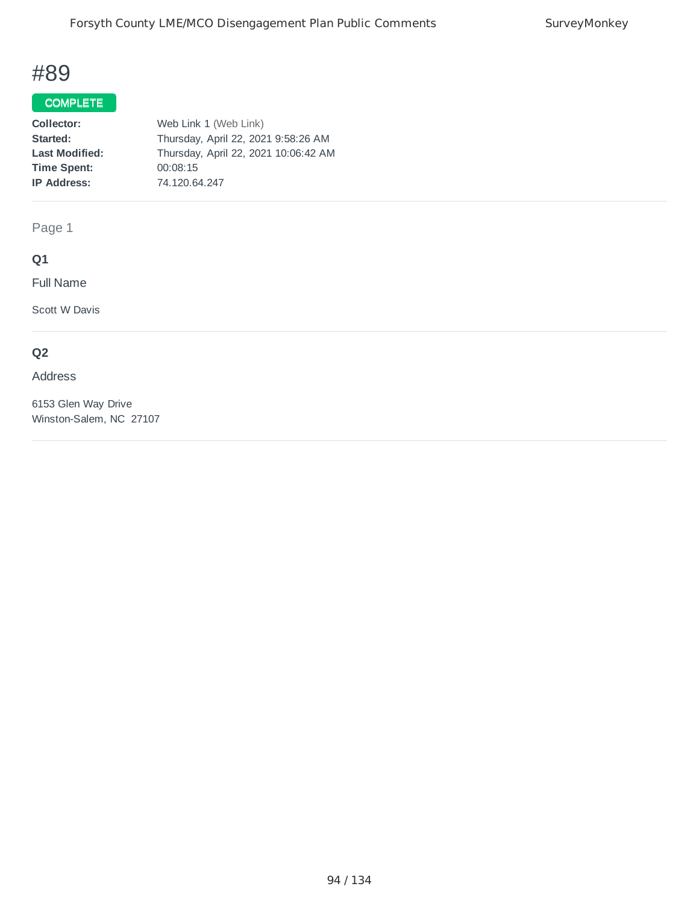# #89

**COMPLETE**

| | |
|---|---|
| **Collector:** | Web Link 1 (Web Link) |
| **Started:** | Thursday, April 22, 2021 9:58:26 AM |
| **Last Modified:** | Thursday, April 22, 2021 10:06:42 AM |
| **Time Spent:** | 00:08:15 |
| **IP Address:** | 74.120.64.247 |

Page 1

### Q1

Full Name

Scott W Davis

### Q2

Address

6153 Glen Way Drive
Winston-Salem, NC 27107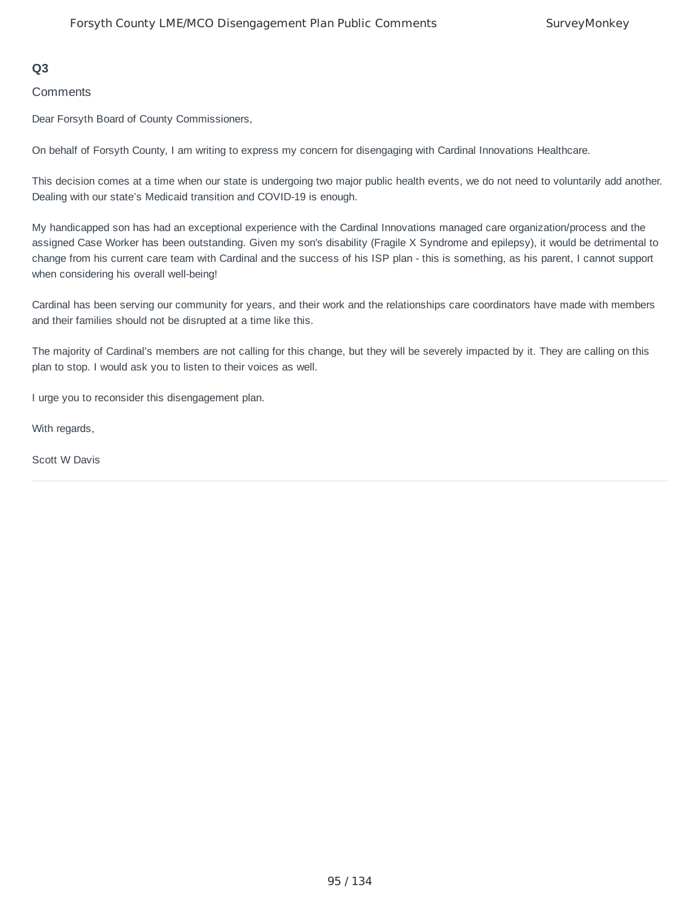## Q3

Comments

Dear Forsyth Board of County Commissioners,

On behalf of Forsyth County, I am writing to express my concern for disengaging with Cardinal Innovations Healthcare.

This decision comes at a time when our state is undergoing two major public health events, we do not need to voluntarily add another. Dealing with our state's Medicaid transition and COVID-19 is enough.

My handicapped son has had an exceptional experience with the Cardinal Innovations managed care organization/process and the assigned Case Worker has been outstanding. Given my son's disability (Fragile X Syndrome and epilepsy), it would be detrimental to change from his current care team with Cardinal and the success of his ISP plan - this is something, as his parent, I cannot support when considering his overall well-being!

Cardinal has been serving our community for years, and their work and the relationships care coordinators have made with members and their families should not be disrupted at a time like this.

The majority of Cardinal's members are not calling for this change, but they will be severely impacted by it. They are calling on this plan to stop. I would ask you to listen to their voices as well.

I urge you to reconsider this disengagement plan.

With regards,

Scott W Davis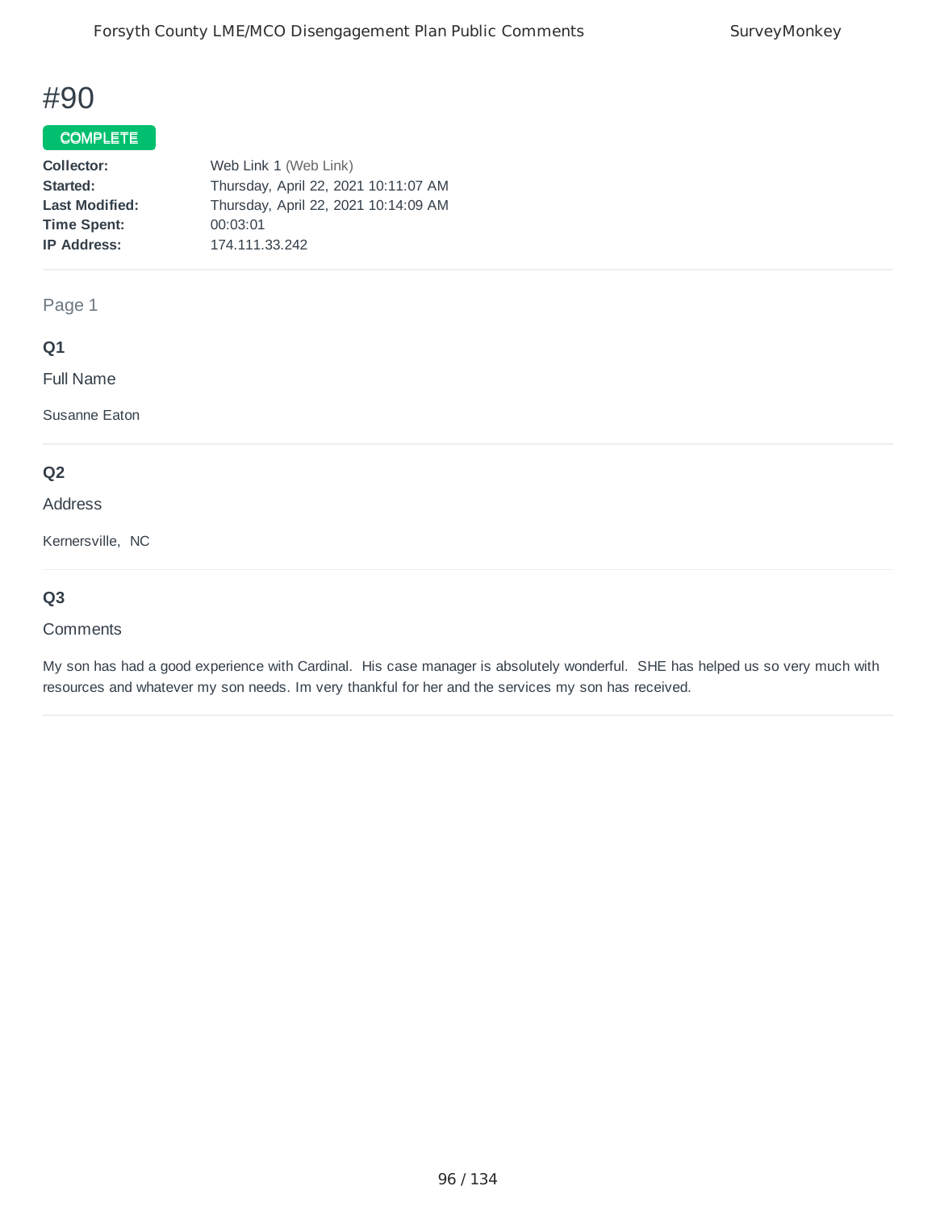# #90

**COMPLETE**

| | |
|---|---|
| **Collector:** | Web Link 1 (Web Link) |
| **Started:** | Thursday, April 22, 2021 10:11:07 AM |
| **Last Modified:** | Thursday, April 22, 2021 10:14:09 AM |
| **Time Spent:** | 00:03:01 |
| **IP Address:** | 174.111.33.242 |

Page 1

### Q1

Full Name

Susanne Eaton

### Q2

Address

Kernersville, NC

### Q3

Comments

My son has had a good experience with Cardinal. His case manager is absolutely wonderful. SHE has helped us so very much with resources and whatever my son needs. Im very thankful for her and the services my son has received.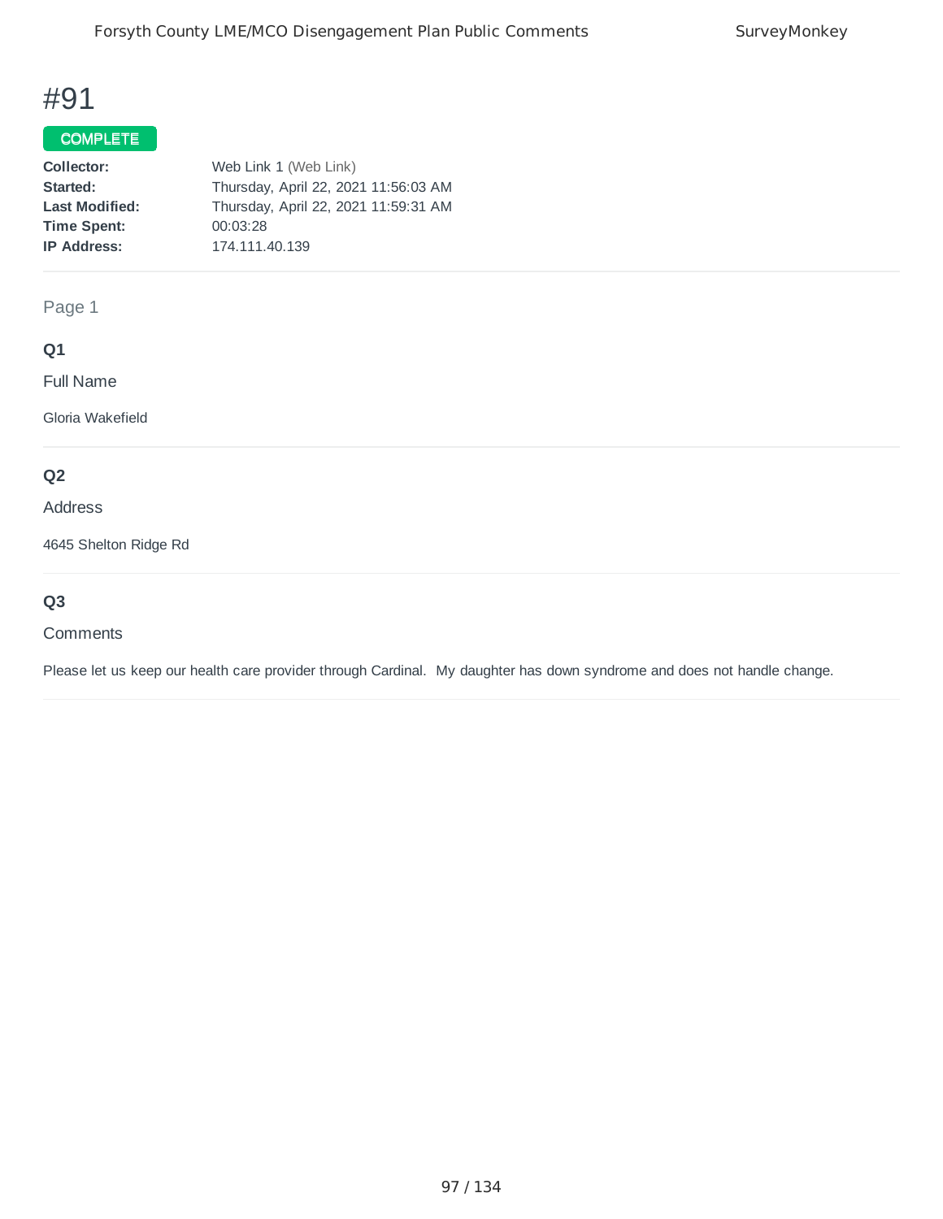# #91

**COMPLETE**

**Collector:** Web Link 1 (Web Link)
**Started:** Thursday, April 22, 2021 11:56:03 AM
**Last Modified:** Thursday, April 22, 2021 11:59:31 AM
**Time Spent:** 00:03:28
**IP Address:** 174.111.40.139

Page 1

**Q1**

Full Name

Gloria Wakefield

**Q2**

Address

4645 Shelton Ridge Rd

**Q3**

Comments

Please let us keep our health care provider through Cardinal. My daughter has down syndrome and does not handle change.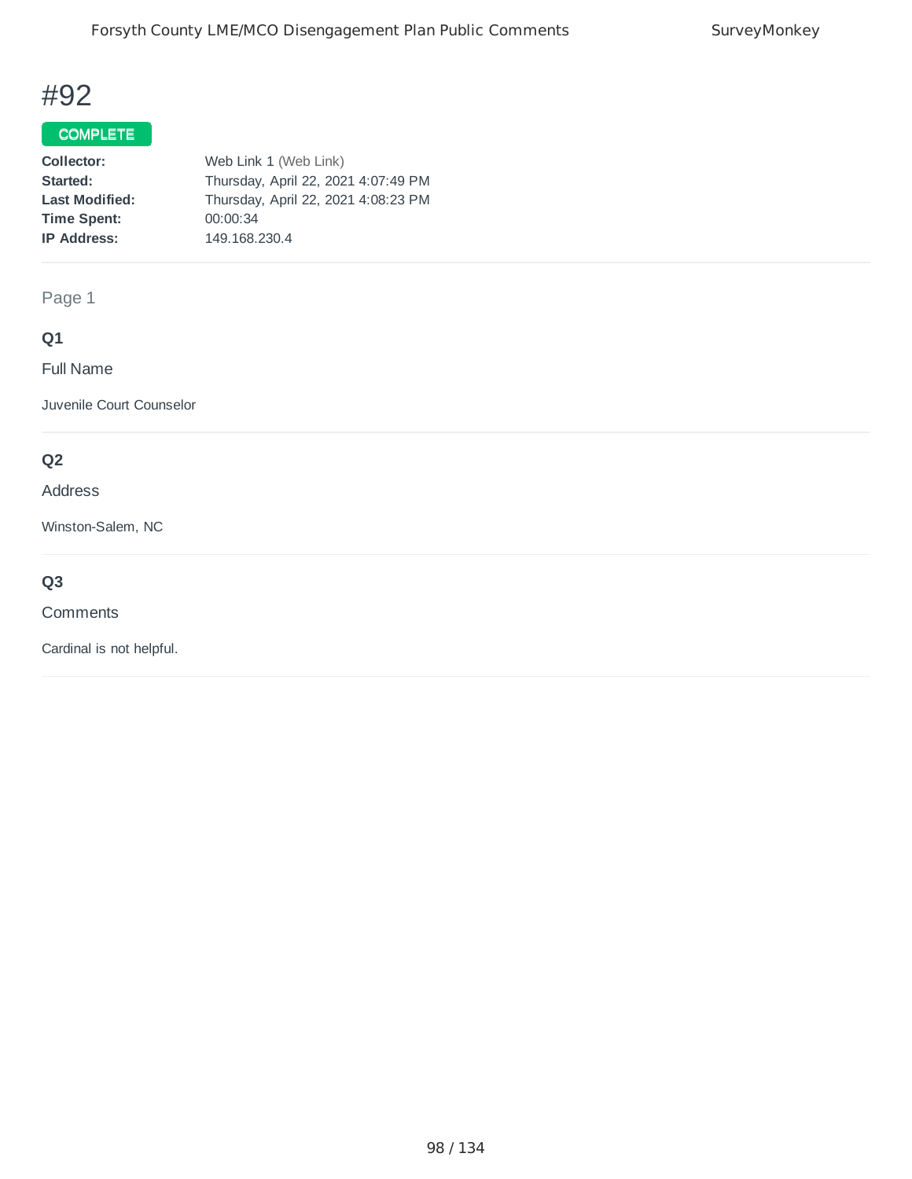# #92

**COMPLETE**

| | |
|---|---|
| **Collector:** | Web Link 1 (Web Link) |
| **Started:** | Thursday, April 22, 2021 4:07:49 PM |
| **Last Modified:** | Thursday, April 22, 2021 4:08:23 PM |
| **Time Spent:** | 00:00:34 |
| **IP Address:** | 149.168.230.4 |

Page 1

**Q1**

Full Name

Juvenile Court Counselor

**Q2**

Address

Winston-Salem, NC

**Q3**

Comments

Cardinal is not helpful.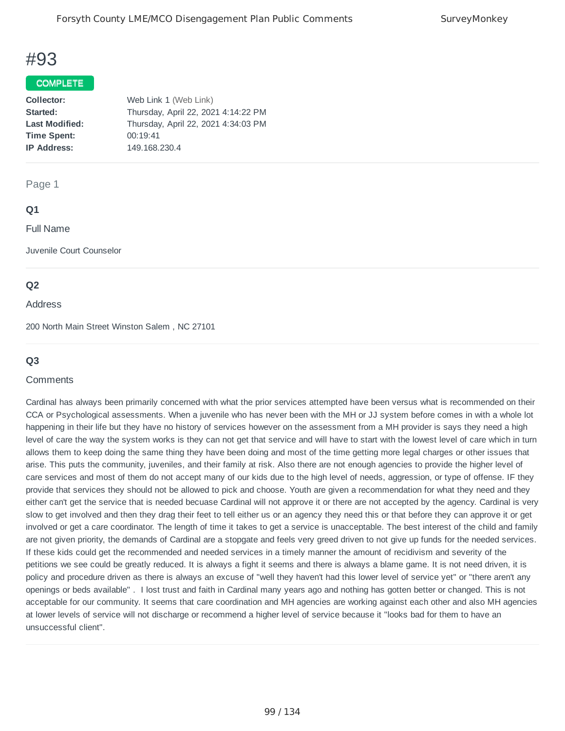# #93

**COMPLETE**

**Collector:** Web Link 1 (Web Link)
**Started:** Thursday, April 22, 2021 4:14:22 PM
**Last Modified:** Thursday, April 22, 2021 4:34:03 PM
**Time Spent:** 00:19:41
**IP Address:** 149.168.230.4

Page 1

### Q1

Full Name

Juvenile Court Counselor

### Q2

Address

200 North Main Street Winston Salem , NC 27101

### Q3

Comments

Cardinal has always been primarily concerned with what the prior services attempted have been versus what is recommended on their CCA or Psychological assessments. When a juvenile who has never been with the MH or JJ system before comes in with a whole lot happening in their life but they have no history of services however on the assessment from a MH provider is says they need a high level of care the way the system works is they can not get that service and will have to start with the lowest level of care which in turn allows them to keep doing the same thing they have been doing and most of the time getting more legal charges or other issues that arise. This puts the community, juveniles, and their family at risk. Also there are not enough agencies to provide the higher level of care services and most of them do not accept many of our kids due to the high level of needs, aggression, or type of offense. IF they provide that services they should not be allowed to pick and choose. Youth are given a recommendation for what they need and they either can't get the service that is needed becuase Cardinal will not approve it or there are not accepted by the agency. Cardinal is very slow to get involved and then they drag their feet to tell either us or an agency they need this or that before they can approve it or get involved or get a care coordinator. The length of time it takes to get a service is unacceptable. The best interest of the child and family are not given priority, the demands of Cardinal are a stopgate and feels very greed driven to not give up funds for the needed services. If these kids could get the recommended and needed services in a timely manner the amount of recidivism and severity of the petitions we see could be greatly reduced. It is always a fight it seems and there is always a blame game. It is not need driven, it is policy and procedure driven as there is always an excuse of "well they haven't had this lower level of service yet" or "there aren't any openings or beds available" . I lost trust and faith in Cardinal many years ago and nothing has gotten better or changed. This is not acceptable for our community. It seems that care coordination and MH agencies are working against each other and also MH agencies at lower levels of service will not discharge or recommend a higher level of service because it "looks bad for them to have an unsuccessful client".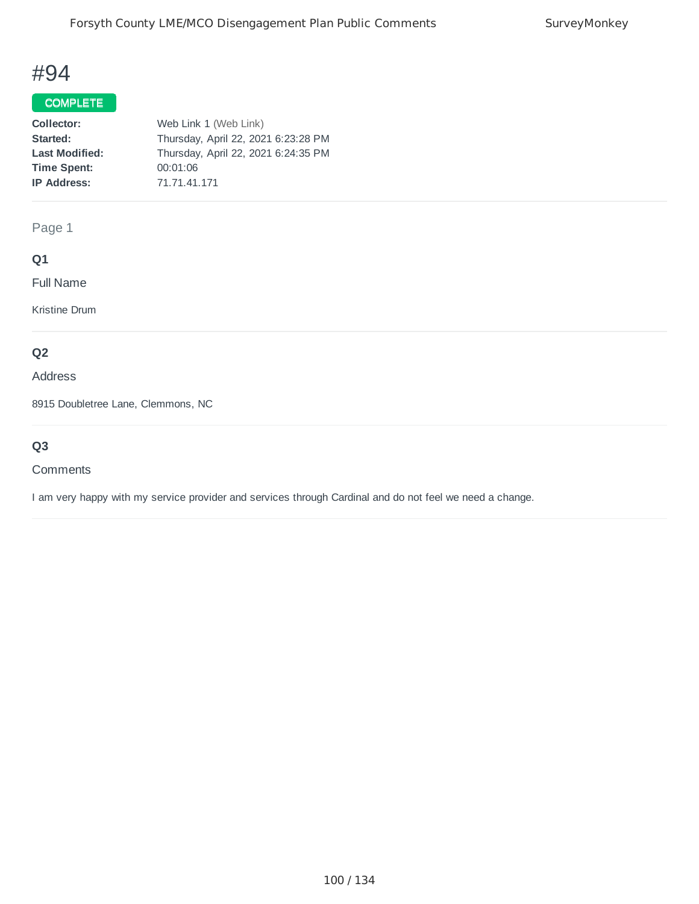# #94

**COMPLETE**

| | |
|---|---|
| **Collector:** | Web Link 1 (Web Link) |
| **Started:** | Thursday, April 22, 2021 6:23:28 PM |
| **Last Modified:** | Thursday, April 22, 2021 6:24:35 PM |
| **Time Spent:** | 00:01:06 |
| **IP Address:** | 71.71.41.171 |

Page 1

**Q1**

Full Name

Kristine Drum

**Q2**

Address

8915 Doubletree Lane, Clemmons, NC

**Q3**

Comments

I am very happy with my service provider and services through Cardinal and do not feel we need a change.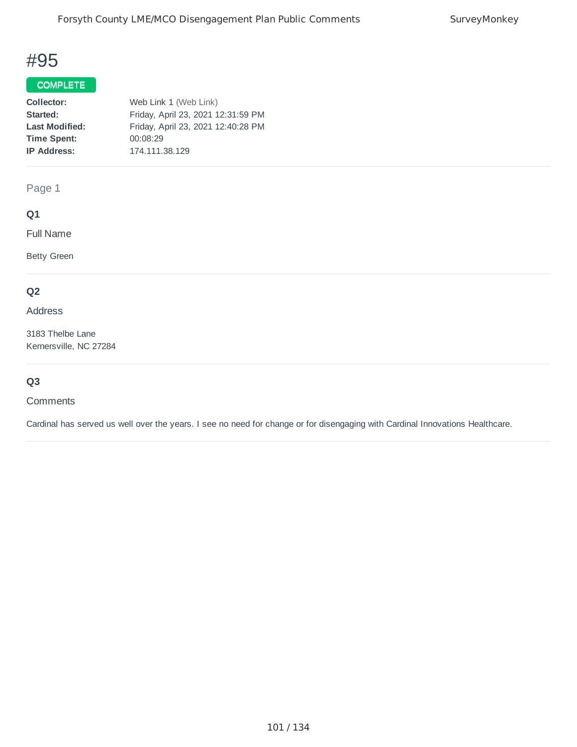# #95

**COMPLETE**

**Collector:** Web Link 1 (Web Link)
**Started:** Friday, April 23, 2021 12:31:59 PM
**Last Modified:** Friday, April 23, 2021 12:40:28 PM
**Time Spent:** 00:08:29
**IP Address:** 174.111.38.129

Page 1

### Q1

Full Name

Betty Green

### Q2

Address

3183 Thelbe Lane
Kernersville, NC 27284

### Q3

Comments

Cardinal has served us well over the years. I see no need for change or for disengaging with Cardinal Innovations Healthcare.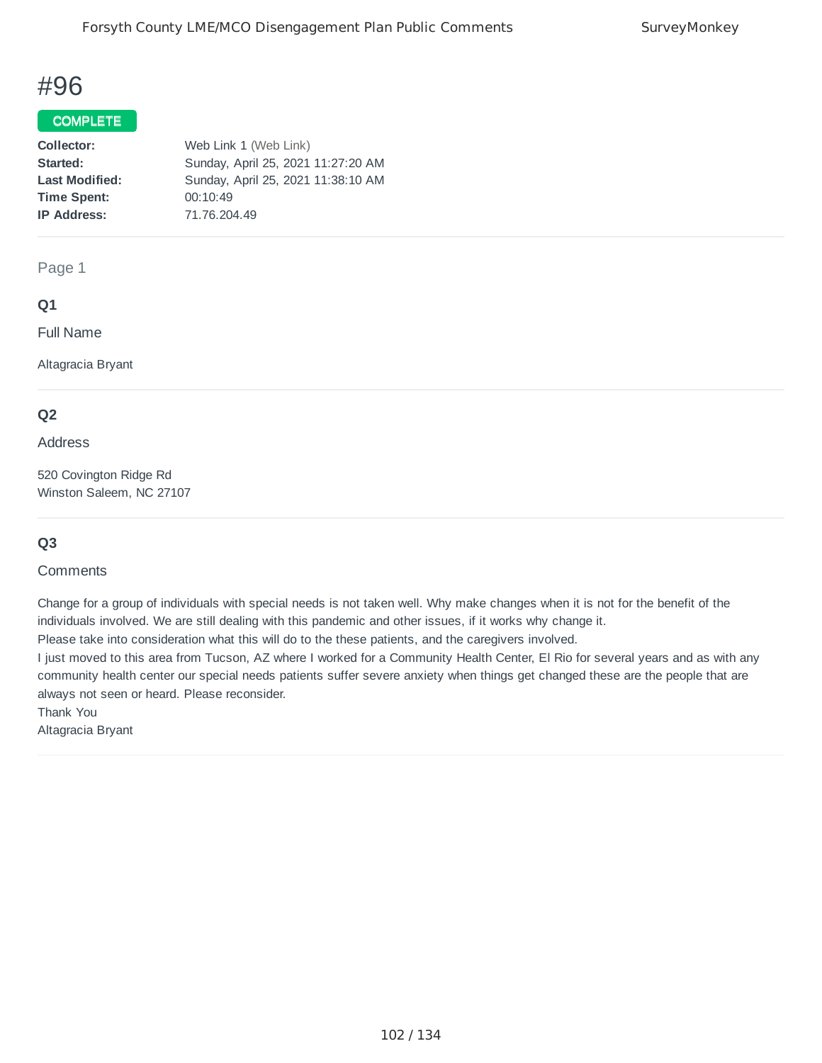# #96

**COMPLETE**

**Collector:** Web Link 1 (Web Link)
**Started:** Sunday, April 25, 2021 11:27:20 AM
**Last Modified:** Sunday, April 25, 2021 11:38:10 AM
**Time Spent:** 00:10:49
**IP Address:** 71.76.204.49

Page 1

### Q1

Full Name

Altagracia Bryant

### Q2

Address

520 Covington Ridge Rd
Winston Saleem, NC 27107

### Q3

Comments

Change for a group of individuals with special needs is not taken well. Why make changes when it is not for the benefit of the individuals involved. We are still dealing with this pandemic and other issues, if it works why change it.
Please take into consideration what this will do to the these patients, and the caregivers involved.
I just moved to this area from Tucson, AZ where I worked for a Community Health Center, El Rio for several years and as with any community health center our special needs patients suffer severe anxiety when things get changed these are the people that are always not seen or heard. Please reconsider.
Thank You
Altagracia Bryant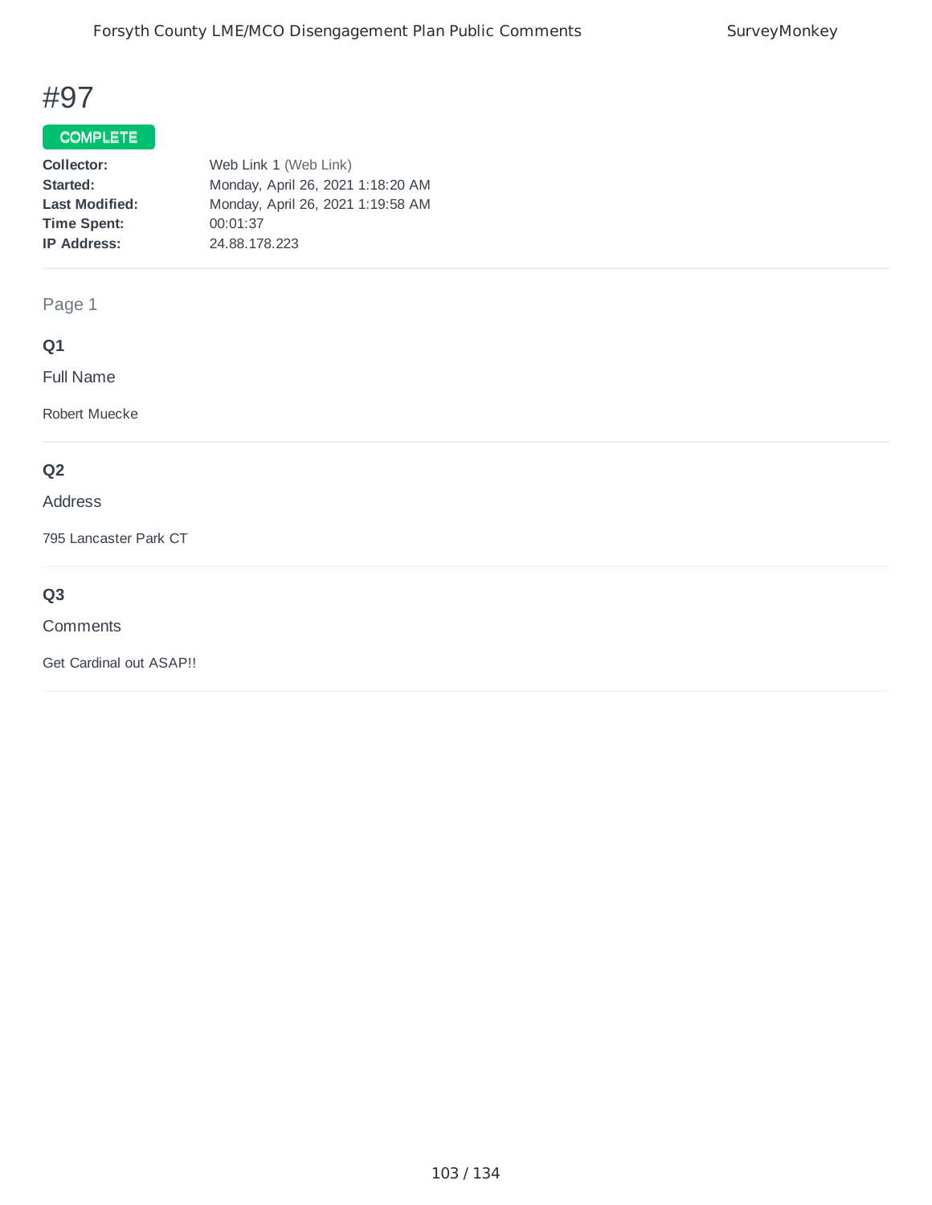# #97

**COMPLETE**

**Collector:** Web Link 1 (Web Link)
**Started:** Monday, April 26, 2021 1:18:20 AM
**Last Modified:** Monday, April 26, 2021 1:19:58 AM
**Time Spent:** 00:01:37
**IP Address:** 24.88.178.223

Page 1

**Q1**

Full Name

Robert Muecke

**Q2**

Address

795 Lancaster Park CT

**Q3**

Comments

Get Cardinal out ASAP!!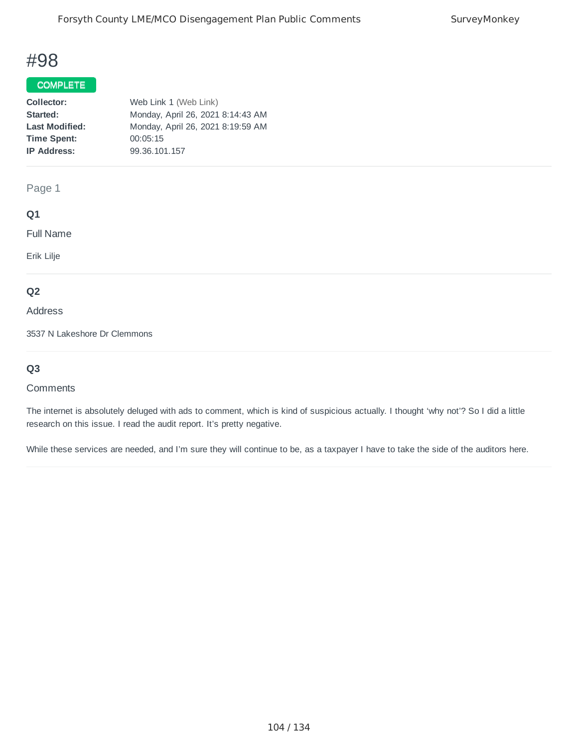# #98

**COMPLETE**

| | |
|---|---|
| **Collector:** | Web Link 1 (Web Link) |
| **Started:** | Monday, April 26, 2021 8:14:43 AM |
| **Last Modified:** | Monday, April 26, 2021 8:19:59 AM |
| **Time Spent:** | 00:05:15 |
| **IP Address:** | 99.36.101.157 |

Page 1

### Q1

Full Name

Erik Lilje

### Q2

Address

3537 N Lakeshore Dr Clemmons

### Q3

Comments

The internet is absolutely deluged with ads to comment, which is kind of suspicious actually. I thought 'why not'? So I did a little research on this issue. I read the audit report. It's pretty negative.

While these services are needed, and I'm sure they will continue to be, as a taxpayer I have to take the side of the auditors here.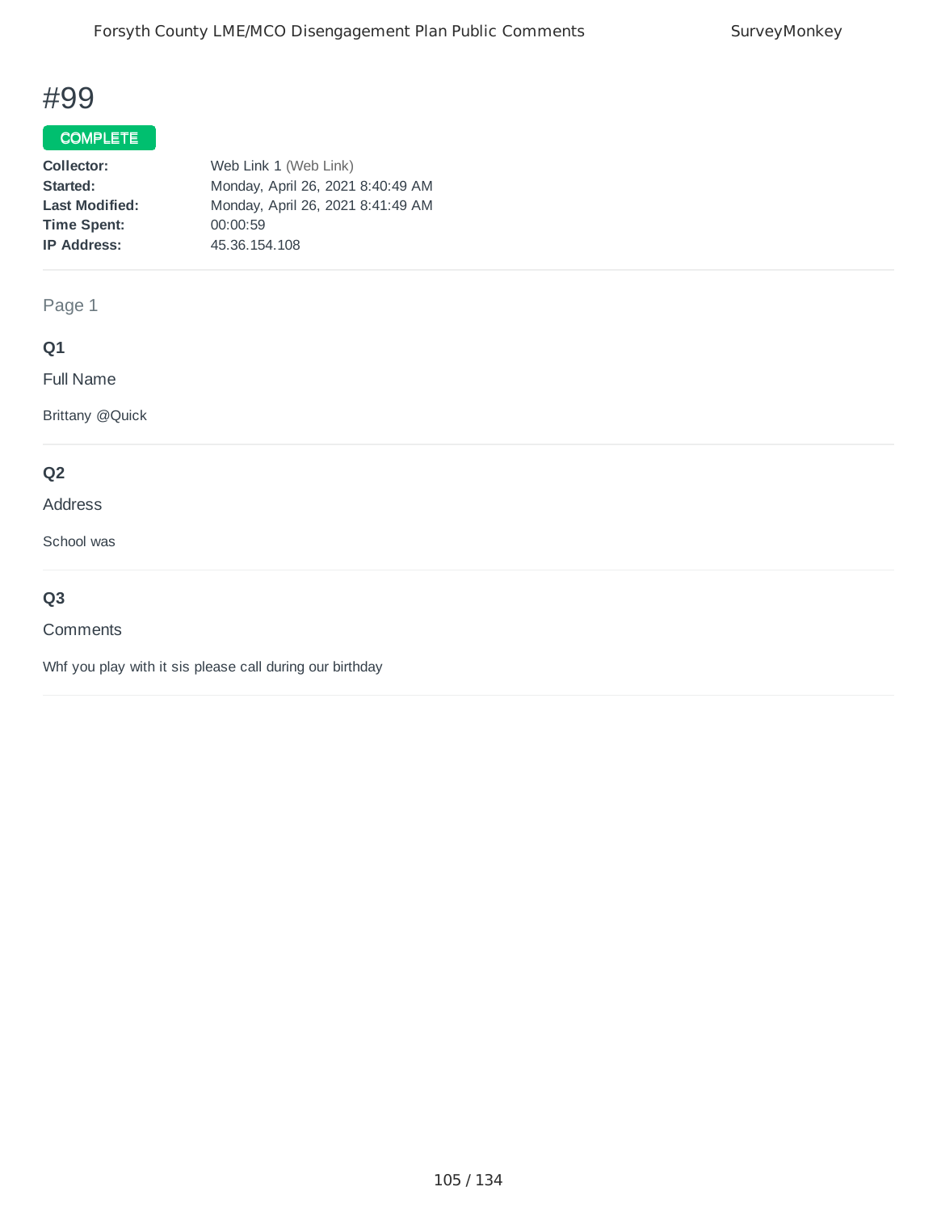# #99

**COMPLETE**

| | |
|---|---|
| **Collector:** | Web Link 1 (Web Link) |
| **Started:** | Monday, April 26, 2021 8:40:49 AM |
| **Last Modified:** | Monday, April 26, 2021 8:41:49 AM |
| **Time Spent:** | 00:00:59 |
| **IP Address:** | 45.36.154.108 |

Page 1

**Q1**

Full Name

Brittany @Quick

**Q2**

Address

School was

**Q3**

Comments

Whf you play with it sis please call during our birthday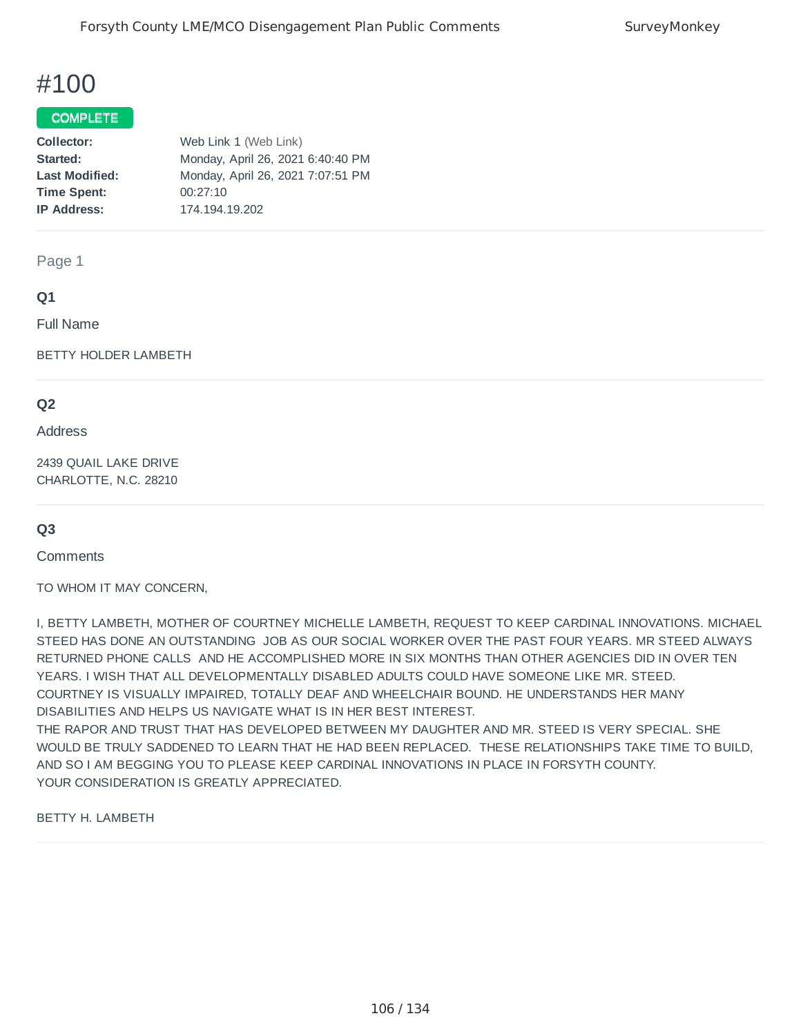# #100

**COMPLETE**

| | |
|---|---|
| **Collector:** | Web Link 1 (Web Link) |
| **Started:** | Monday, April 26, 2021 6:40:40 PM |
| **Last Modified:** | Monday, April 26, 2021 7:07:51 PM |
| **Time Spent:** | 00:27:10 |
| **IP Address:** | 174.194.19.202 |

Page 1

### Q1

Full Name

BETTY HOLDER LAMBETH

### Q2

Address

2439 QUAIL LAKE DRIVE
CHARLOTTE, N.C. 28210

### Q3

Comments

TO WHOM IT MAY CONCERN,

I, BETTY LAMBETH, MOTHER OF COURTNEY MICHELLE LAMBETH, REQUEST TO KEEP CARDINAL INNOVATIONS. MICHAEL STEED HAS DONE AN OUTSTANDING JOB AS OUR SOCIAL WORKER OVER THE PAST FOUR YEARS. MR STEED ALWAYS RETURNED PHONE CALLS AND HE ACCOMPLISHED MORE IN SIX MONTHS THAN OTHER AGENCIES DID IN OVER TEN YEARS. I WISH THAT ALL DEVELOPMENTALLY DISABLED ADULTS COULD HAVE SOMEONE LIKE MR. STEED.
COURTNEY IS VISUALLY IMPAIRED, TOTALLY DEAF AND WHEELCHAIR BOUND. HE UNDERSTANDS HER MANY DISABILITIES AND HELPS US NAVIGATE WHAT IS IN HER BEST INTEREST.
THE RAPOR AND TRUST THAT HAS DEVELOPED BETWEEN MY DAUGHTER AND MR. STEED IS VERY SPECIAL. SHE WOULD BE TRULY SADDENED TO LEARN THAT HE HAD BEEN REPLACED. THESE RELATIONSHIPS TAKE TIME TO BUILD, AND SO I AM BEGGING YOU TO PLEASE KEEP CARDINAL INNOVATIONS IN PLACE IN FORSYTH COUNTY.
YOUR CONSIDERATION IS GREATLY APPRECIATED.

BETTY H. LAMBETH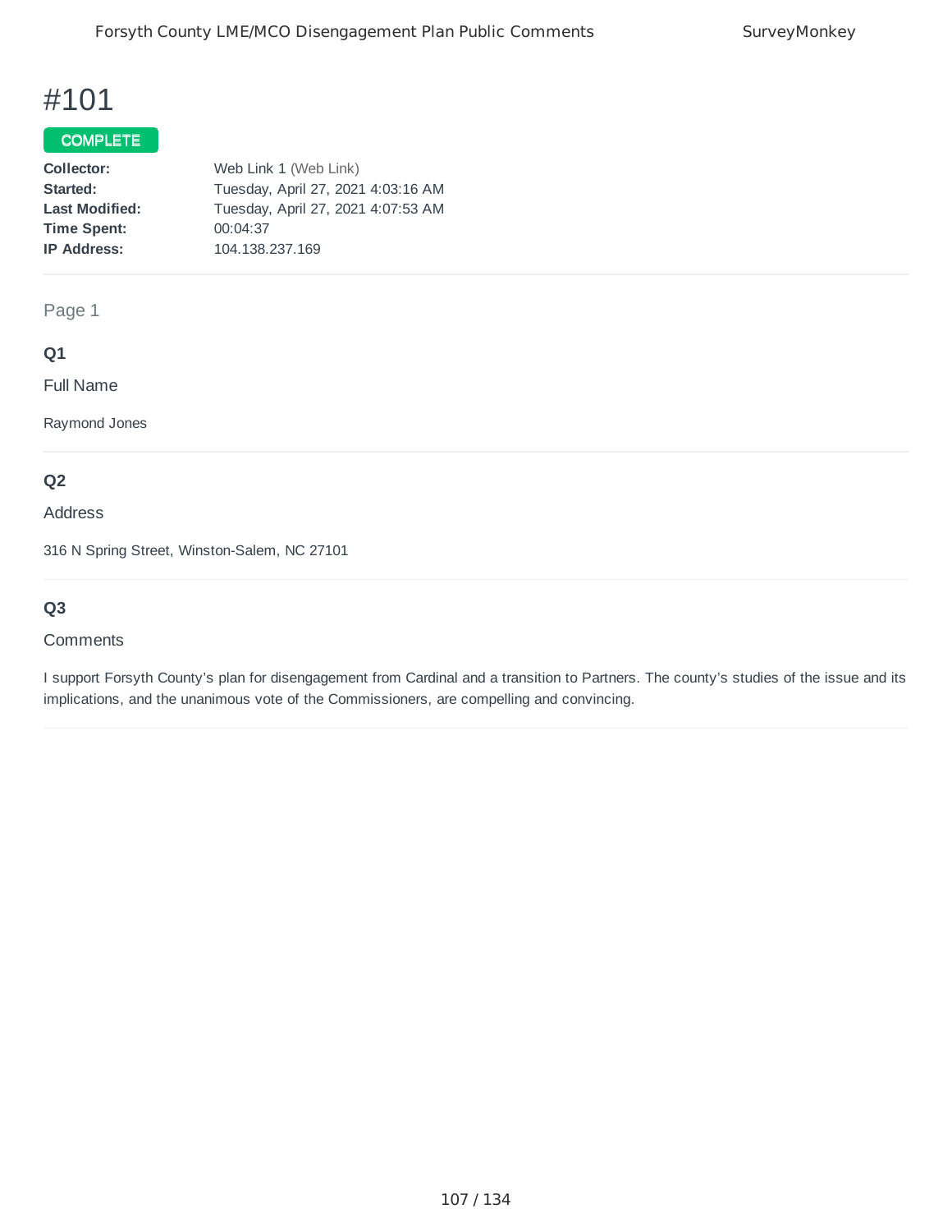# #101

COMPLETE

**Collector:** Web Link 1 (Web Link)
**Started:** Tuesday, April 27, 2021 4:03:16 AM
**Last Modified:** Tuesday, April 27, 2021 4:07:53 AM
**Time Spent:** 00:04:37
**IP Address:** 104.138.237.169

Page 1

### Q1

Full Name

Raymond Jones

### Q2

Address

316 N Spring Street, Winston-Salem, NC 27101

### Q3

Comments

I support Forsyth County's plan for disengagement from Cardinal and a transition to Partners. The county's studies of the issue and its implications, and the unanimous vote of the Commissioners, are compelling and convincing.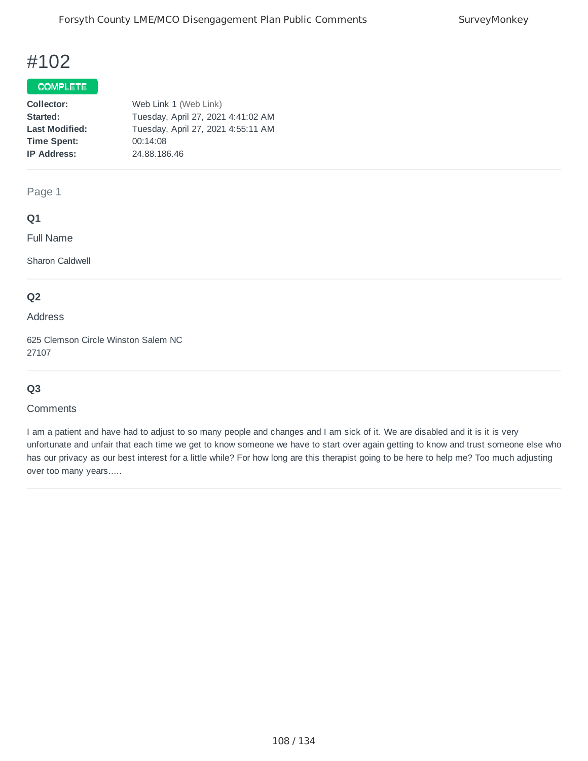# #102

**COMPLETE**

| | |
|---|---|
| **Collector:** | Web Link 1 (Web Link) |
| **Started:** | Tuesday, April 27, 2021 4:41:02 AM |
| **Last Modified:** | Tuesday, April 27, 2021 4:55:11 AM |
| **Time Spent:** | 00:14:08 |
| **IP Address:** | 24.88.186.46 |

Page 1

## Q1

Full Name

Sharon Caldwell

## Q2

Address

625 Clemson Circle Winston Salem NC
27107

## Q3

Comments

I am a patient and have had to adjust to so many people and changes and I am sick of it. We are disabled and it is it is very unfortunate and unfair that each time we get to know someone we have to start over again getting to know and trust someone else who has our privacy as our best interest for a little while? For how long are this therapist going to be here to help me? Too much adjusting over too many years.....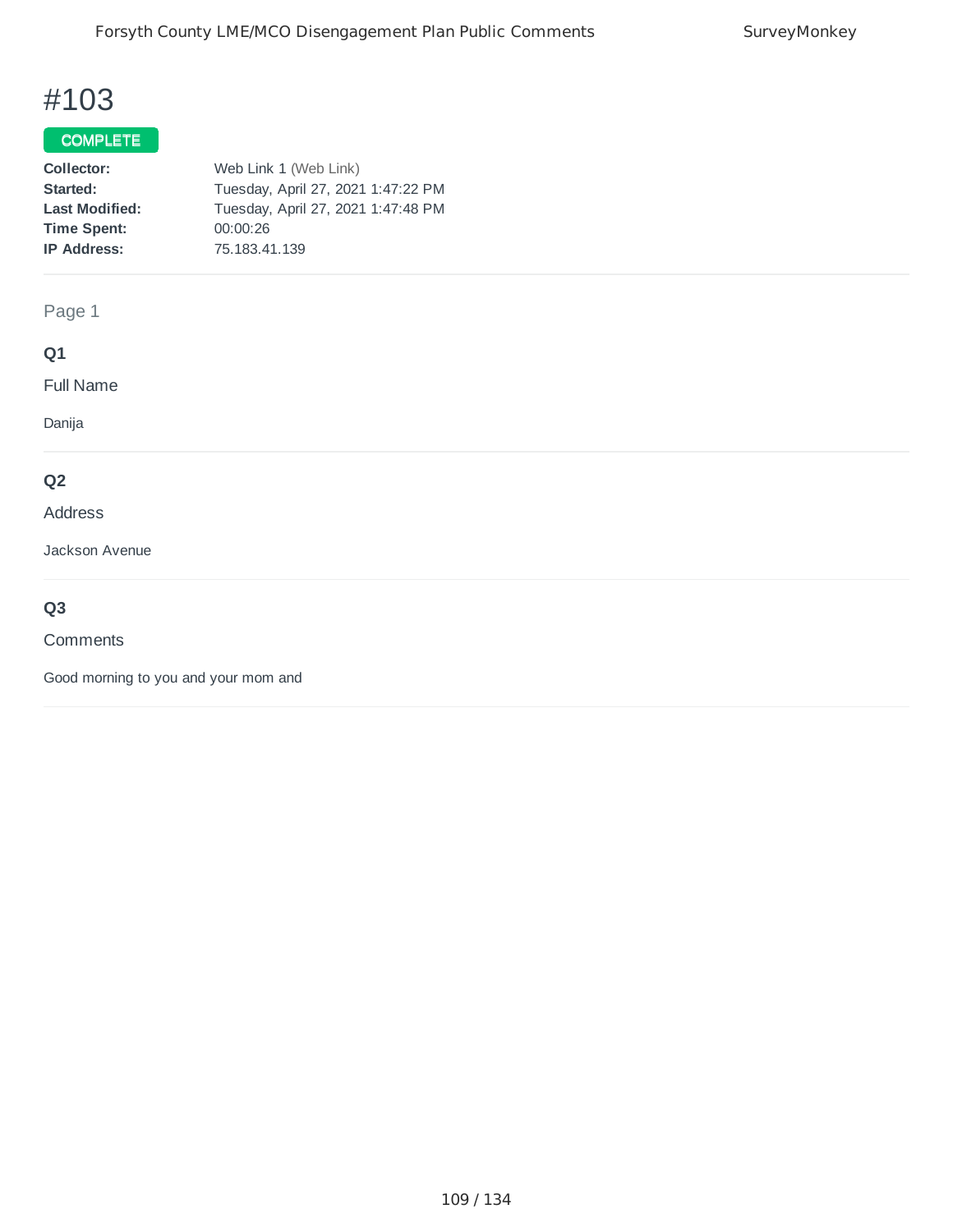# #103

**COMPLETE**

| | |
|---|---|
| **Collector:** | Web Link 1 (Web Link) |
| **Started:** | Tuesday, April 27, 2021 1:47:22 PM |
| **Last Modified:** | Tuesday, April 27, 2021 1:47:48 PM |
| **Time Spent:** | 00:00:26 |
| **IP Address:** | 75.183.41.139 |

Page 1

### Q1

Full Name

Danija

### Q2

Address

Jackson Avenue

### Q3

Comments

Good morning to you and your mom and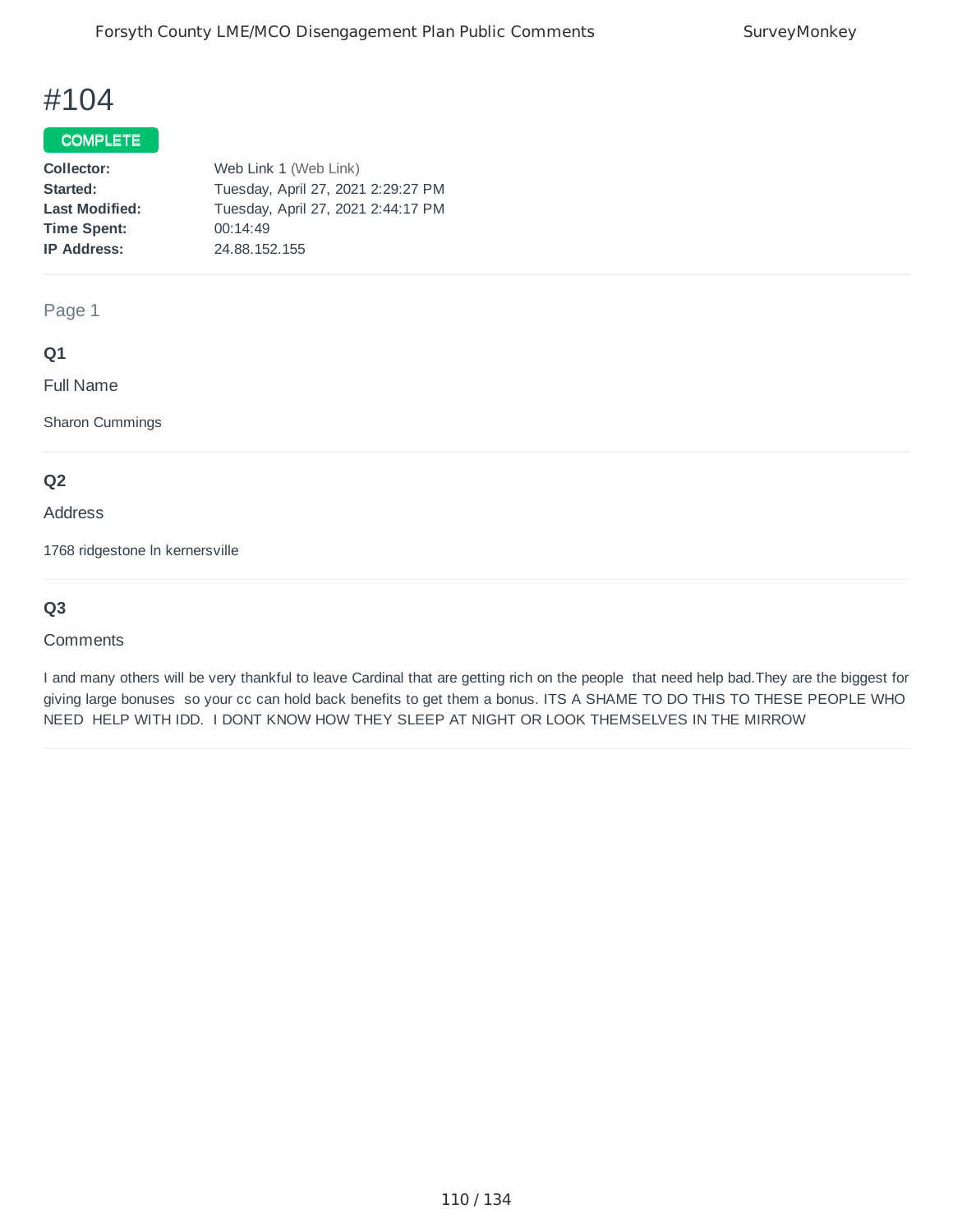# #104

**COMPLETE**

**Collector:** Web Link 1 (Web Link)
**Started:** Tuesday, April 27, 2021 2:29:27 PM
**Last Modified:** Tuesday, April 27, 2021 2:44:17 PM
**Time Spent:** 00:14:49
**IP Address:** 24.88.152.155

Page 1

### Q1

Full Name

Sharon Cummings

### Q2

Address

1768 ridgestone ln kernersville

### Q3

Comments

I and many others will be very thankful to leave Cardinal that are getting rich on the people that need help bad.They are the biggest for giving large bonuses so your cc can hold back benefits to get them a bonus. ITS A SHAME TO DO THIS TO THESE PEOPLE WHO NEED HELP WITH IDD. I DONT KNOW HOW THEY SLEEP AT NIGHT OR LOOK THEMSELVES IN THE MIRROW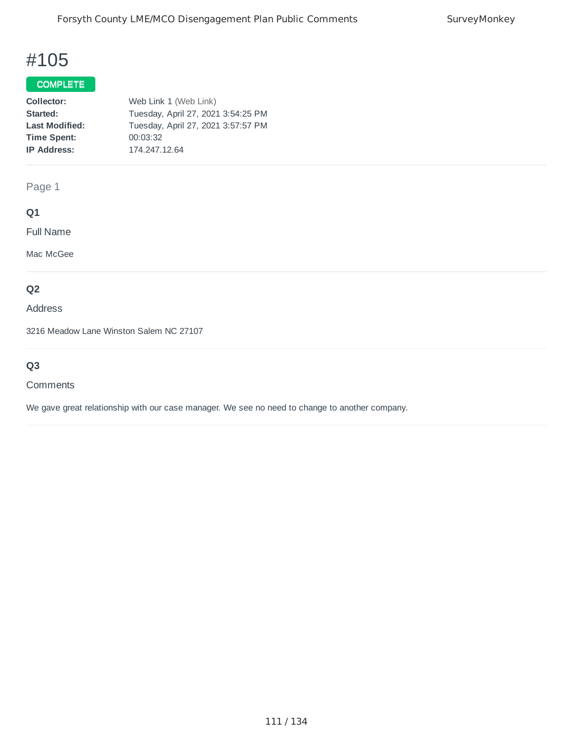# #105

**COMPLETE**

**Collector:** Web Link 1 (Web Link)
**Started:** Tuesday, April 27, 2021 3:54:25 PM
**Last Modified:** Tuesday, April 27, 2021 3:57:57 PM
**Time Spent:** 00:03:32
**IP Address:** 174.247.12.64

Page 1

**Q1**

Full Name

Mac McGee

**Q2**

Address

3216 Meadow Lane Winston Salem NC 27107

**Q3**

Comments

We gave great relationship with our case manager. We see no need to change to another company.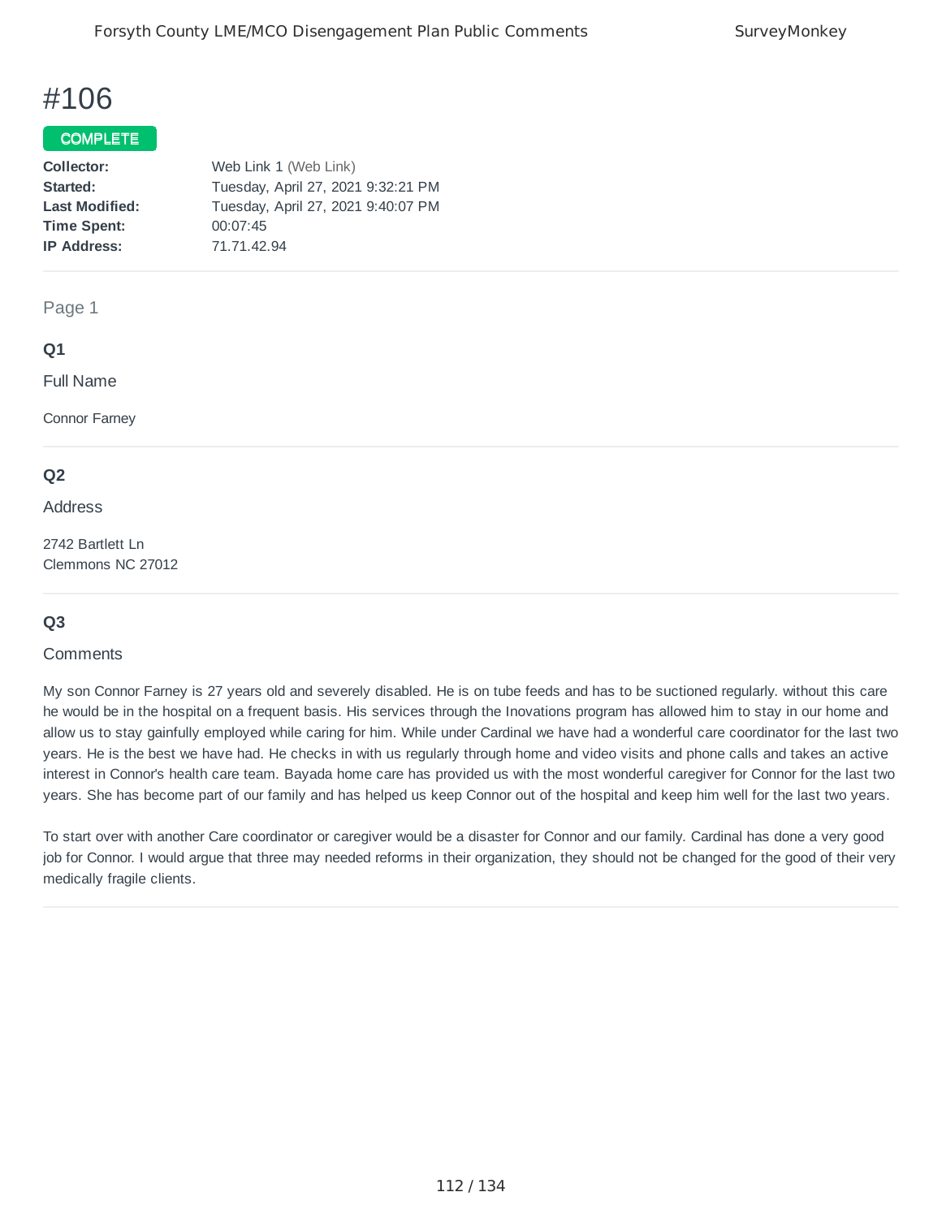# #106

**COMPLETE**

**Collector:** Web Link 1 (Web Link)
**Started:** Tuesday, April 27, 2021 9:32:21 PM
**Last Modified:** Tuesday, April 27, 2021 9:40:07 PM
**Time Spent:** 00:07:45
**IP Address:** 71.71.42.94

---

Page 1

### Q1

Full Name

Connor Farney

---

### Q2

Address

2742 Bartlett Ln
Clemmons NC 27012

---

### Q3

Comments

My son Connor Farney is 27 years old and severely disabled. He is on tube feeds and has to be suctioned regularly. without this care he would be in the hospital on a frequent basis. His services through the Inovations program has allowed him to stay in our home and allow us to stay gainfully employed while caring for him. While under Cardinal we have had a wonderful care coordinator for the last two years. He is the best we have had. He checks in with us regularly through home and video visits and phone calls and takes an active interest in Connor's health care team. Bayada home care has provided us with the most wonderful caregiver for Connor for the last two years. She has become part of our family and has helped us keep Connor out of the hospital and keep him well for the last two years.

To start over with another Care coordinator or caregiver would be a disaster for Connor and our family. Cardinal has done a very good job for Connor. I would argue that three may needed reforms in their organization, they should not be changed for the good of their very medically fragile clients.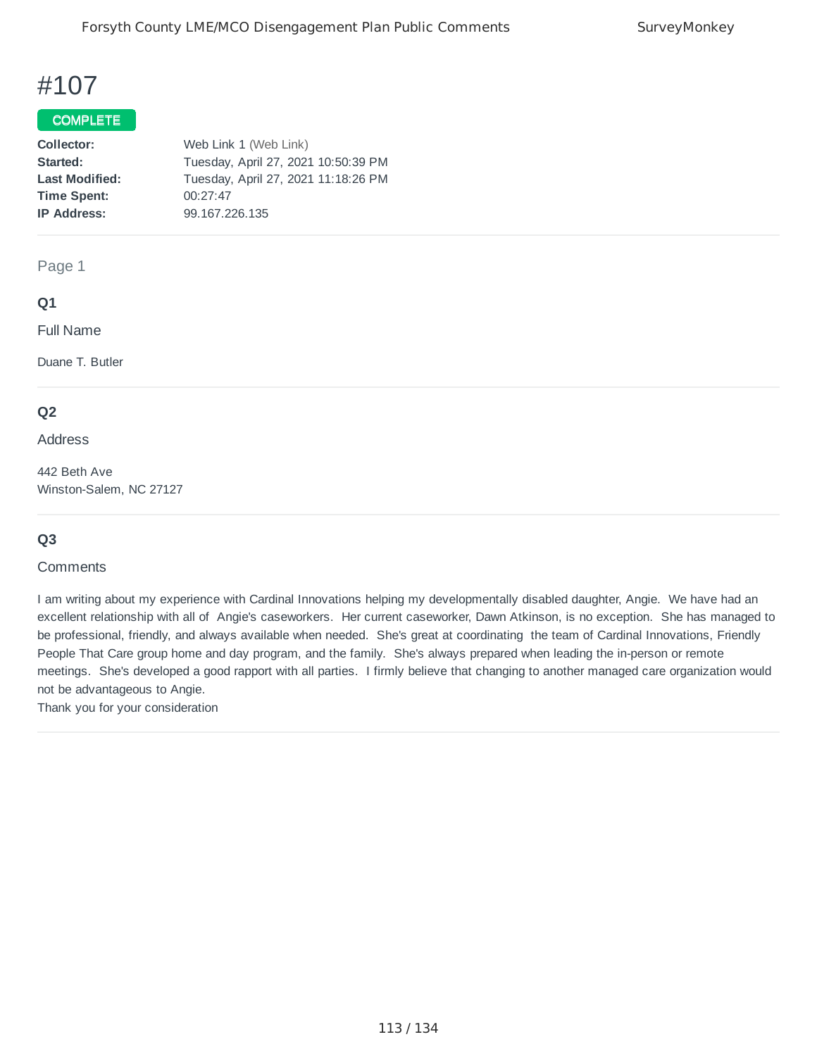# #107

COMPLETE

**Collector:** Web Link 1 (Web Link)
**Started:** Tuesday, April 27, 2021 10:50:39 PM
**Last Modified:** Tuesday, April 27, 2021 11:18:26 PM
**Time Spent:** 00:27:47
**IP Address:** 99.167.226.135

---

Page 1

### Q1

Full Name

Duane T. Butler

---

### Q2

Address

442 Beth Ave
Winston-Salem, NC 27127

---

### Q3

Comments

I am writing about my experience with Cardinal Innovations helping my developmentally disabled daughter, Angie. We have had an excellent relationship with all of Angie's caseworkers. Her current caseworker, Dawn Atkinson, is no exception. She has managed to be professional, friendly, and always available when needed. She's great at coordinating the team of Cardinal Innovations, Friendly People That Care group home and day program, and the family. She's always prepared when leading the in-person or remote meetings. She's developed a good rapport with all parties. I firmly believe that changing to another managed care organization would not be advantageous to Angie.
Thank you for your consideration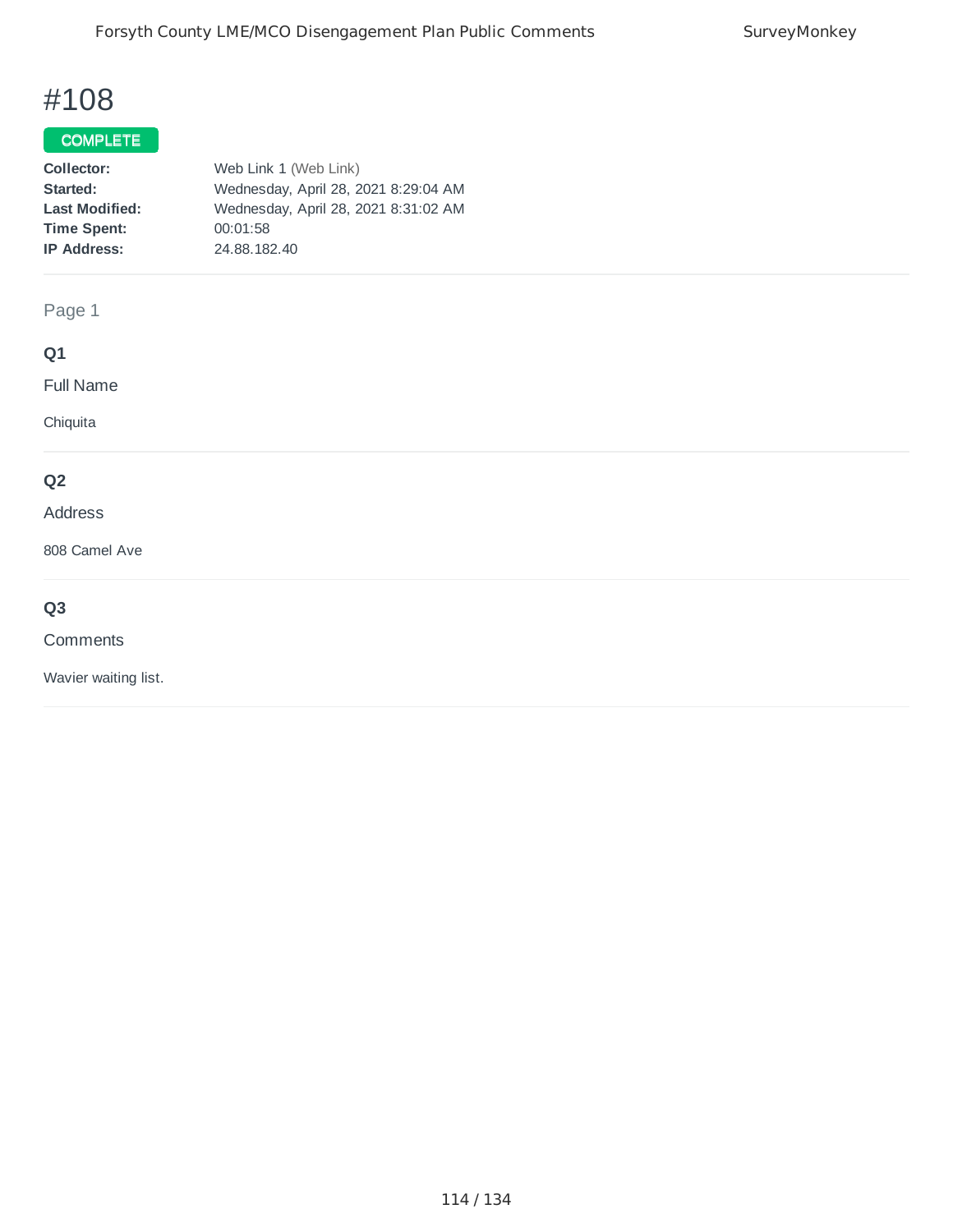# #108

**COMPLETE**

**Collector:** Web Link 1 (Web Link)
**Started:** Wednesday, April 28, 2021 8:29:04 AM
**Last Modified:** Wednesday, April 28, 2021 8:31:02 AM
**Time Spent:** 00:01:58
**IP Address:** 24.88.182.40

Page 1

**Q1**

Full Name

Chiquita

**Q2**

Address

808 Camel Ave

**Q3**

Comments

Wavier waiting list.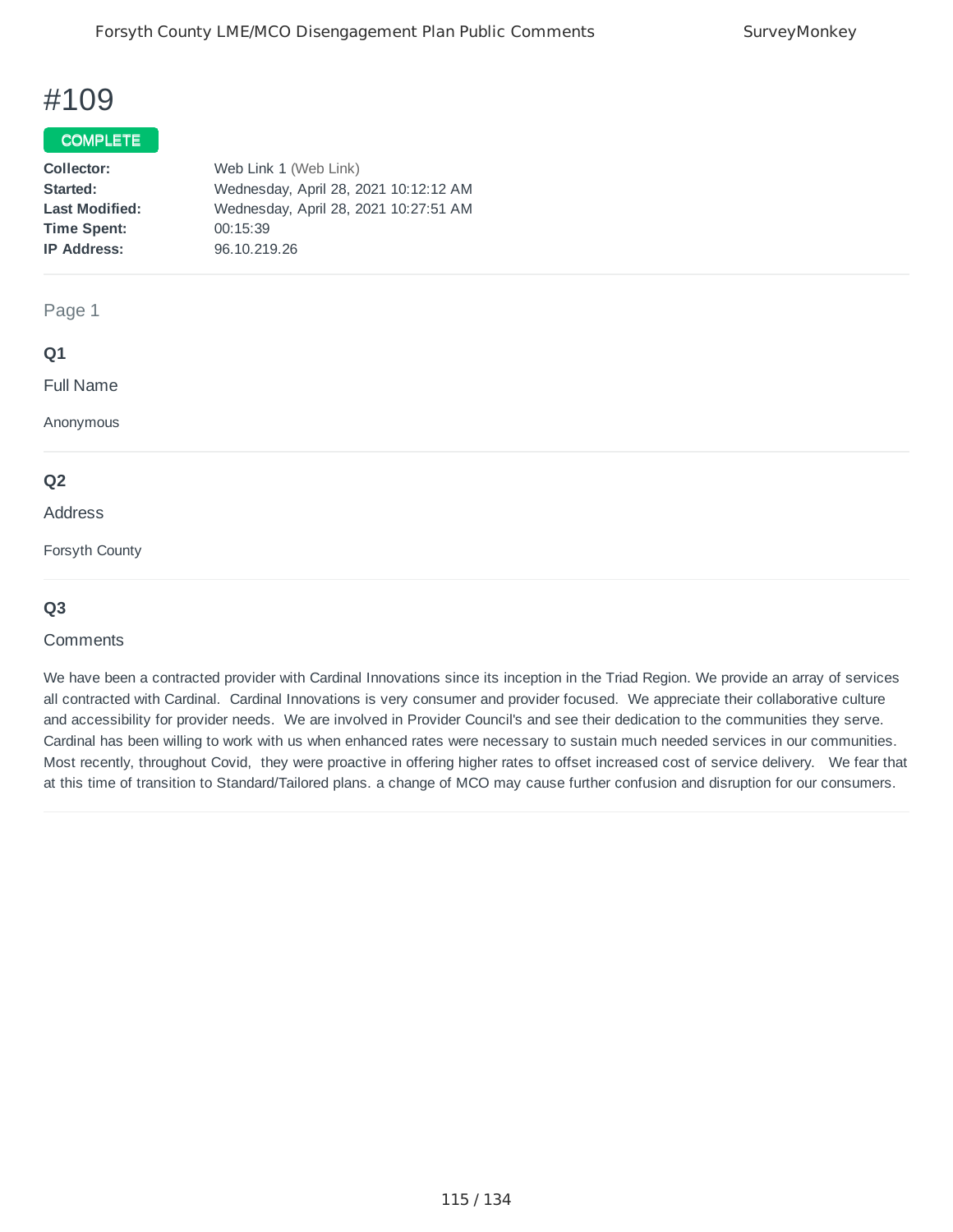# #109

**COMPLETE**

| | |
|---|---|
| **Collector:** | Web Link 1 (Web Link) |
| **Started:** | Wednesday, April 28, 2021 10:12:12 AM |
| **Last Modified:** | Wednesday, April 28, 2021 10:27:51 AM |
| **Time Spent:** | 00:15:39 |
| **IP Address:** | 96.10.219.26 |

Page 1

**Q1**

Full Name

Anonymous

**Q2**

Address

Forsyth County

**Q3**

Comments

We have been a contracted provider with Cardinal Innovations since its inception in the Triad Region. We provide an array of services all contracted with Cardinal. Cardinal Innovations is very consumer and provider focused. We appreciate their collaborative culture and accessibility for provider needs. We are involved in Provider Council's and see their dedication to the communities they serve. Cardinal has been willing to work with us when enhanced rates were necessary to sustain much needed services in our communities. Most recently, throughout Covid, they were proactive in offering higher rates to offset increased cost of service delivery. We fear that at this time of transition to Standard/Tailored plans. a change of MCO may cause further confusion and disruption for our consumers.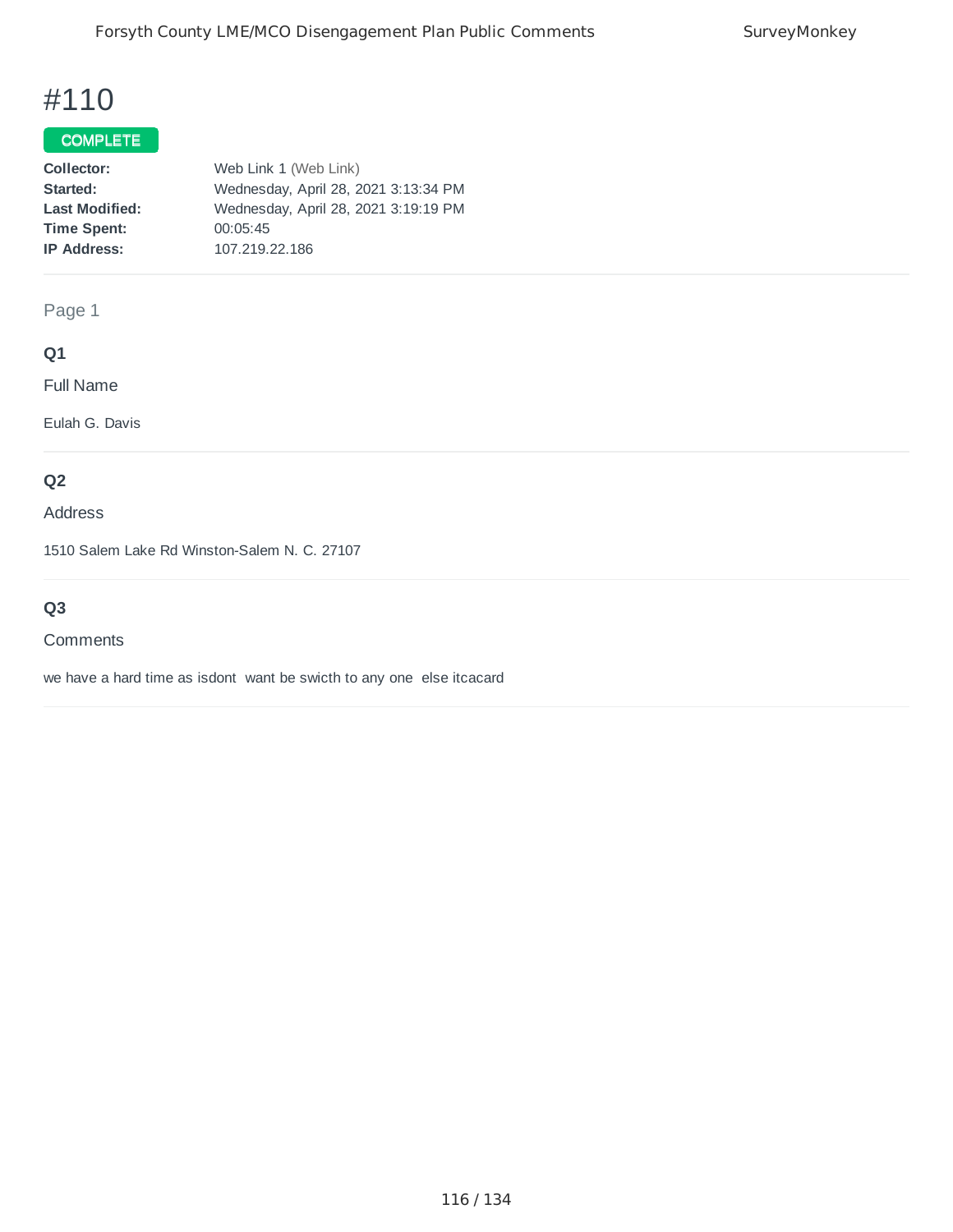# #110

COMPLETE

**Collector:** Web Link 1 (Web Link)
**Started:** Wednesday, April 28, 2021 3:13:34 PM
**Last Modified:** Wednesday, April 28, 2021 3:19:19 PM
**Time Spent:** 00:05:45
**IP Address:** 107.219.22.186

Page 1

### Q1

Full Name

Eulah G. Davis

### Q2

Address

1510 Salem Lake Rd Winston-Salem N. C. 27107

### Q3

Comments

we have a hard time as isdont want be swicth to any one else itcacard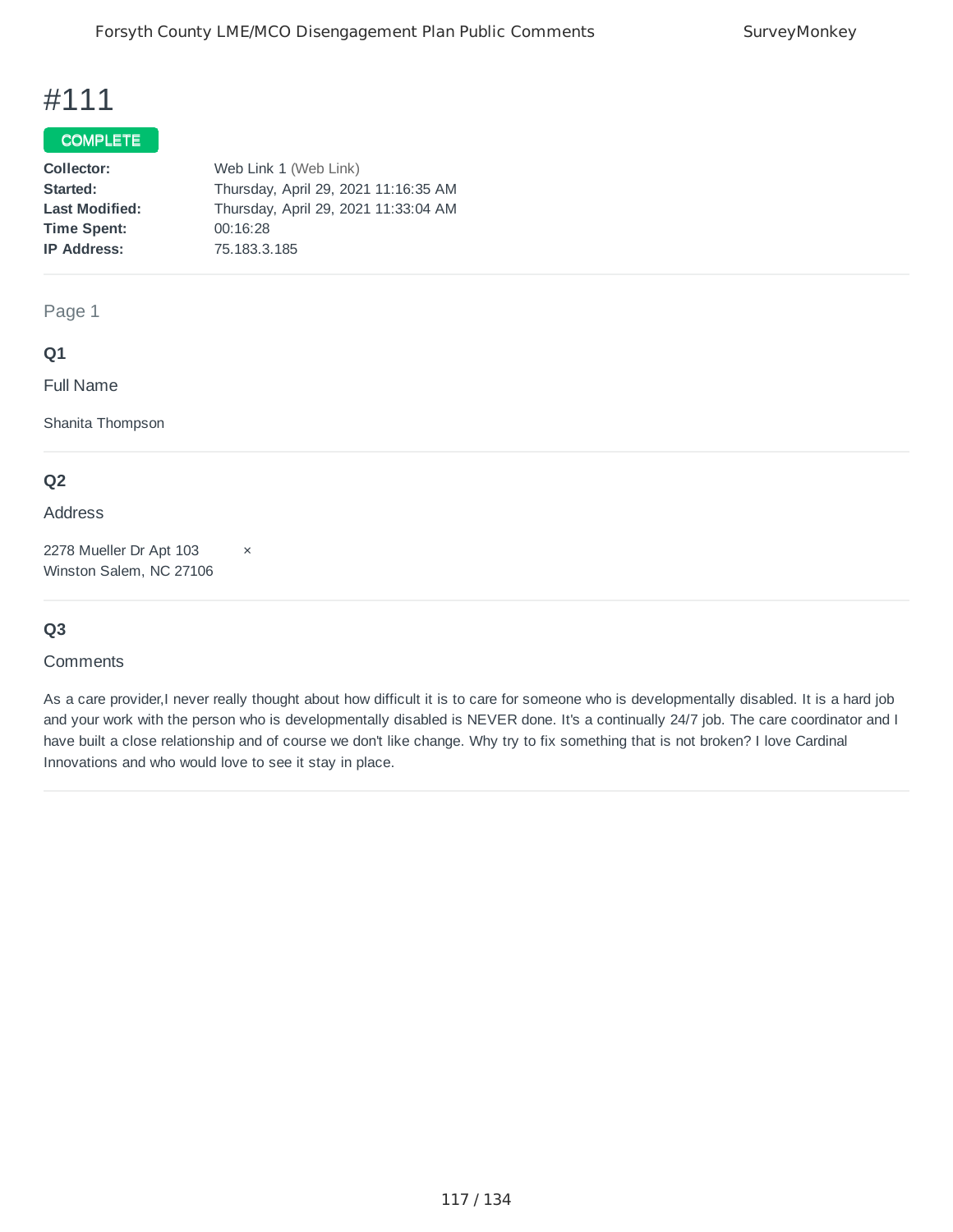# #111

**COMPLETE**

| | |
|---|---|
| **Collector:** | Web Link 1 (Web Link) |
| **Started:** | Thursday, April 29, 2021 11:16:35 AM |
| **Last Modified:** | Thursday, April 29, 2021 11:33:04 AM |
| **Time Spent:** | 00:16:28 |
| **IP Address:** | 75.183.3.185 |

Page 1

### Q1

Full Name

Shanita Thompson

### Q2

Address

2278 Mueller Dr Apt 103
Winston Salem, NC 27106

### Q3

Comments

As a care provider,I never really thought about how difficult it is to care for someone who is developmentally disabled. It is a hard job and your work with the person who is developmentally disabled is NEVER done. It's a continually 24/7 job. The care coordinator and I have built a close relationship and of course we don't like change. Why try to fix something that is not broken? I love Cardinal Innovations and who would love to see it stay in place.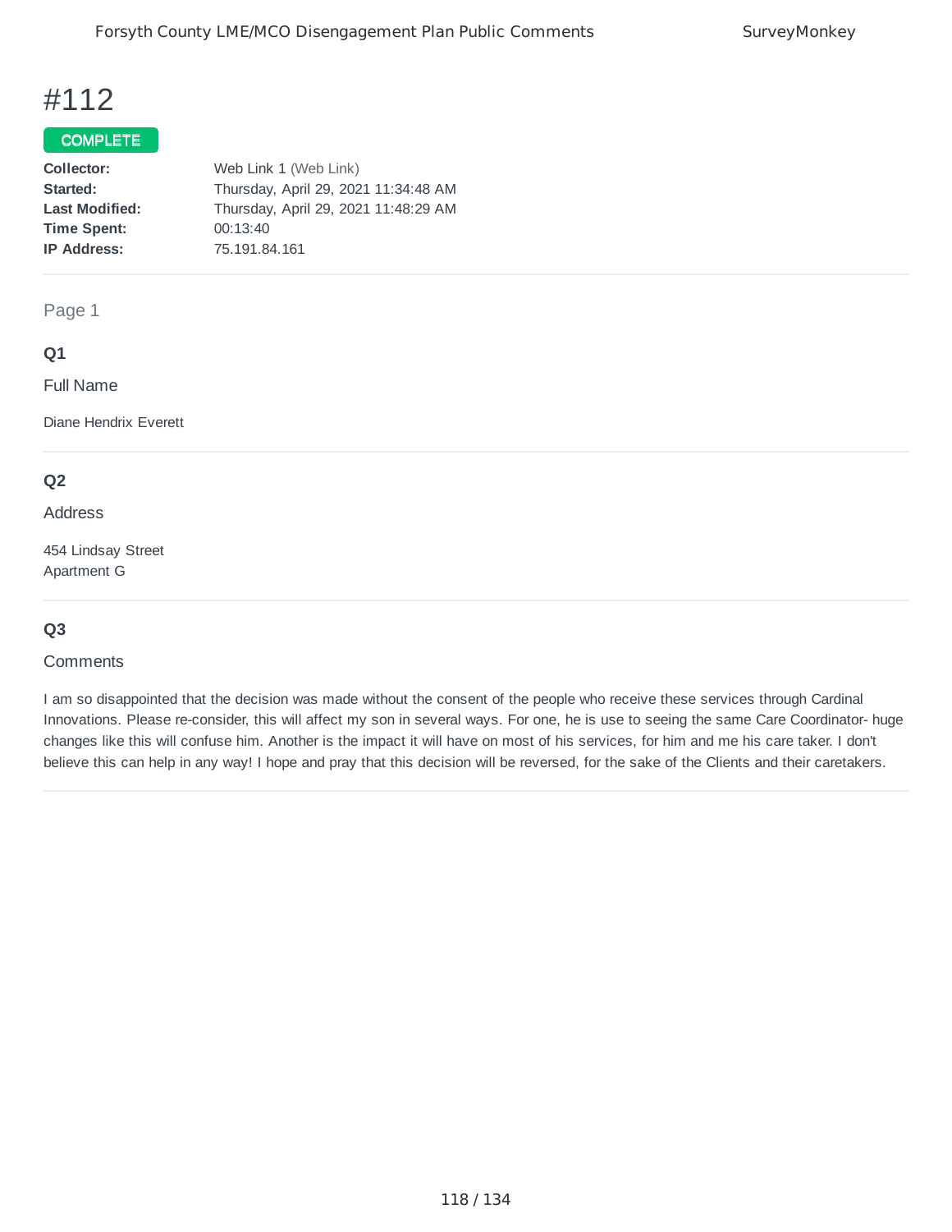# #112

**COMPLETE**

**Collector:** Web Link 1 (Web Link)
**Started:** Thursday, April 29, 2021 11:34:48 AM
**Last Modified:** Thursday, April 29, 2021 11:48:29 AM
**Time Spent:** 00:13:40
**IP Address:** 75.191.84.161

Page 1

### Q1

Full Name

Diane Hendrix Everett

### Q2

Address

454 Lindsay Street
Apartment G

### Q3

Comments

I am so disappointed that the decision was made without the consent of the people who receive these services through Cardinal Innovations. Please re-consider, this will affect my son in several ways. For one, he is use to seeing the same Care Coordinator- huge changes like this will confuse him. Another is the impact it will have on most of his services, for him and me his care taker. I don't believe this can help in any way! I hope and pray that this decision will be reversed, for the sake of the Clients and their caretakers.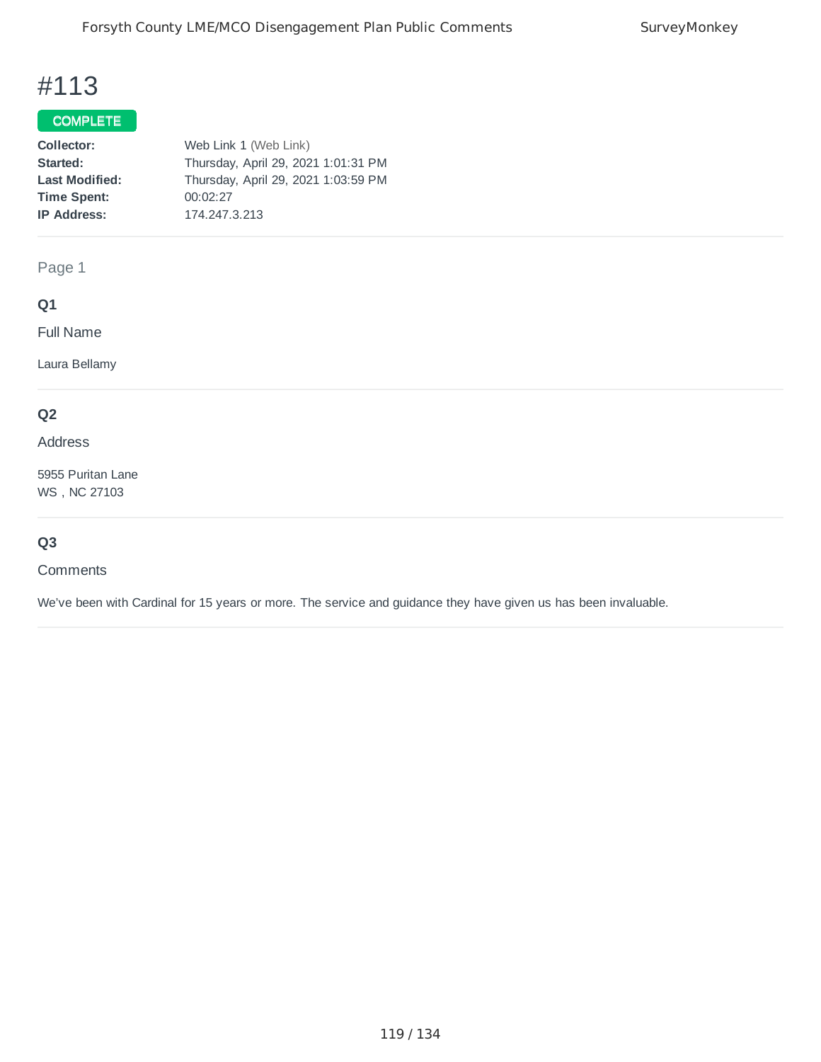# #113

COMPLETE

**Collector:** Web Link 1 (Web Link)
**Started:** Thursday, April 29, 2021 1:01:31 PM
**Last Modified:** Thursday, April 29, 2021 1:03:59 PM
**Time Spent:** 00:02:27
**IP Address:** 174.247.3.213

Page 1

### Q1

Full Name

Laura Bellamy

### Q2

Address

5955 Puritan Lane
WS , NC 27103

### Q3

Comments

We've been with Cardinal for 15 years or more. The service and guidance they have given us has been invaluable.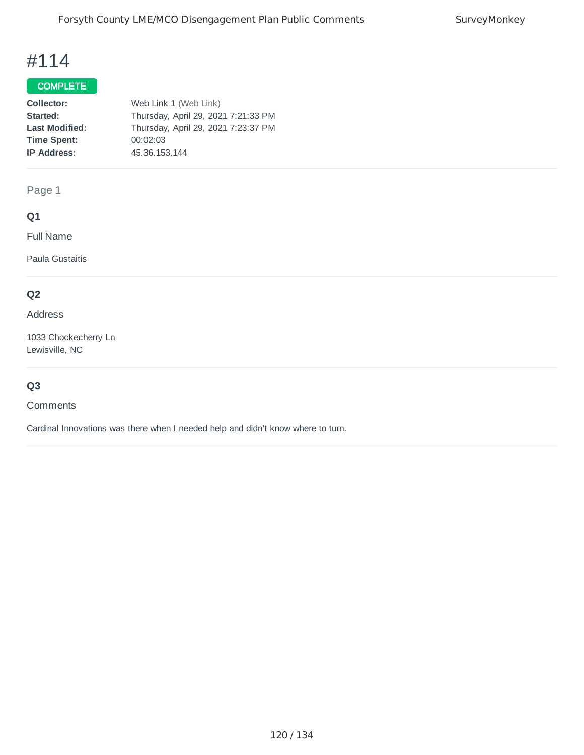# #114

COMPLETE

**Collector:** Web Link 1 (Web Link)
**Started:** Thursday, April 29, 2021 7:21:33 PM
**Last Modified:** Thursday, April 29, 2021 7:23:37 PM
**Time Spent:** 00:02:03
**IP Address:** 45.36.153.144

Page 1

### Q1

Full Name

Paula Gustaitis

### Q2

Address

1033 Chockecherry Ln
Lewisville, NC

### Q3

Comments

Cardinal Innovations was there when I needed help and didn't know where to turn.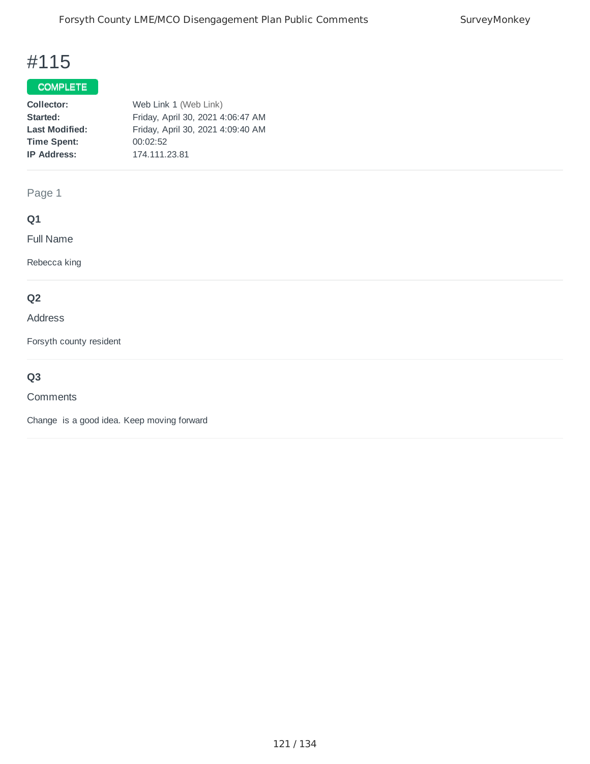# #115

**COMPLETE**

| | |
|---|---|
| **Collector:** | Web Link 1 (Web Link) |
| **Started:** | Friday, April 30, 2021 4:06:47 AM |
| **Last Modified:** | Friday, April 30, 2021 4:09:40 AM |
| **Time Spent:** | 00:02:52 |
| **IP Address:** | 174.111.23.81 |

Page 1

**Q1**

Full Name

Rebecca king

**Q2**

Address

Forsyth county resident

**Q3**

Comments

Change  is a good idea. Keep moving forward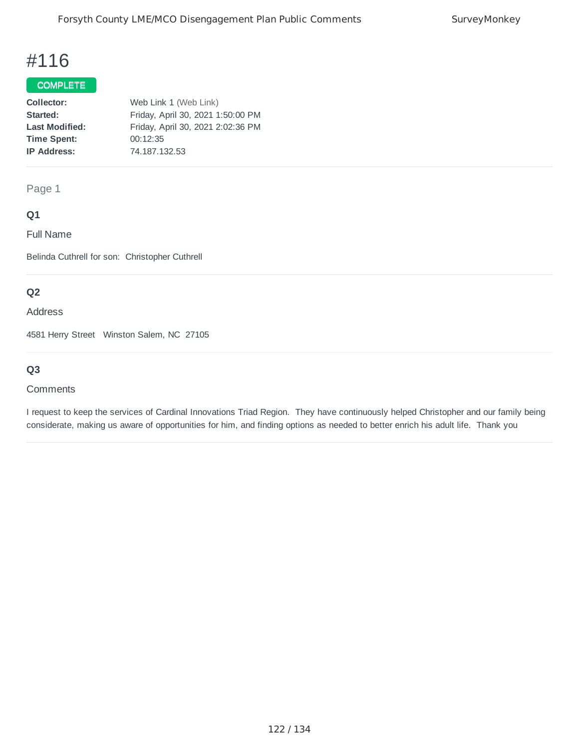# #116

COMPLETE

**Collector:** Web Link 1 (Web Link)
**Started:** Friday, April 30, 2021 1:50:00 PM
**Last Modified:** Friday, April 30, 2021 2:02:36 PM
**Time Spent:** 00:12:35
**IP Address:** 74.187.132.53

Page 1

### Q1

Full Name

Belinda Cuthrell for son: Christopher Cuthrell

### Q2

Address

4581 Herry Street Winston Salem, NC 27105

### Q3

Comments

I request to keep the services of Cardinal Innovations Triad Region. They have continuously helped Christopher and our family being considerate, making us aware of opportunities for him, and finding options as needed to better enrich his adult life. Thank you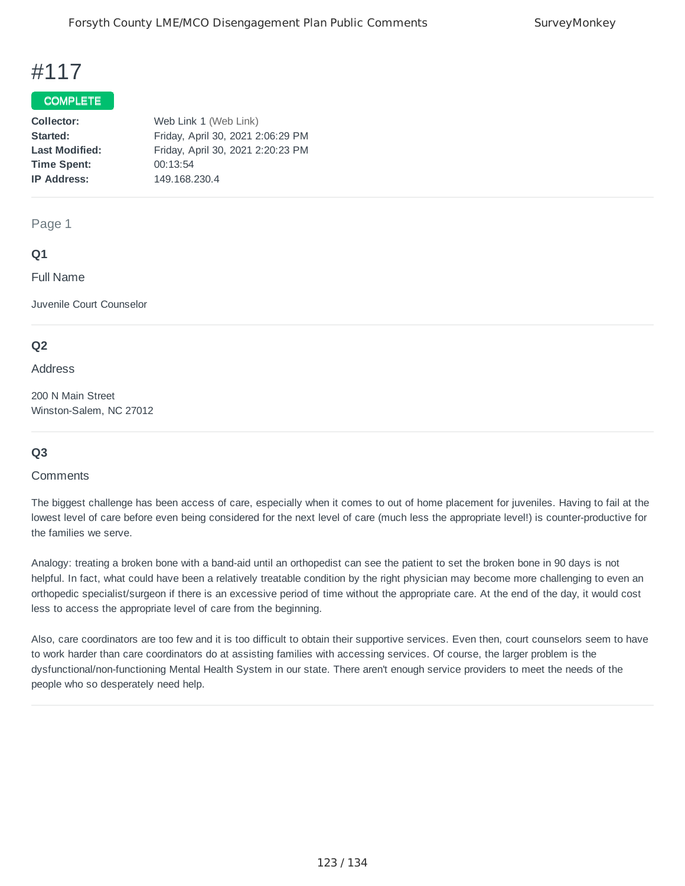# #117

**COMPLETE**

**Collector:** Web Link 1 (Web Link)
**Started:** Friday, April 30, 2021 2:06:29 PM
**Last Modified:** Friday, April 30, 2021 2:20:23 PM
**Time Spent:** 00:13:54
**IP Address:** 149.168.230.4

Page 1

### Q1

Full Name

Juvenile Court Counselor

### Q2

Address

200 N Main Street
Winston-Salem, NC 27012

### Q3

Comments

The biggest challenge has been access of care, especially when it comes to out of home placement for juveniles. Having to fail at the lowest level of care before even being considered for the next level of care (much less the appropriate level!) is counter-productive for the families we serve.

Analogy: treating a broken bone with a band-aid until an orthopedist can see the patient to set the broken bone in 90 days is not helpful. In fact, what could have been a relatively treatable condition by the right physician may become more challenging to even an orthopedic specialist/surgeon if there is an excessive period of time without the appropriate care. At the end of the day, it would cost less to access the appropriate level of care from the beginning.

Also, care coordinators are too few and it is too difficult to obtain their supportive services. Even then, court counselors seem to have to work harder than care coordinators do at assisting families with accessing services. Of course, the larger problem is the dysfunctional/non-functioning Mental Health System in our state. There aren't enough service providers to meet the needs of the people who so desperately need help.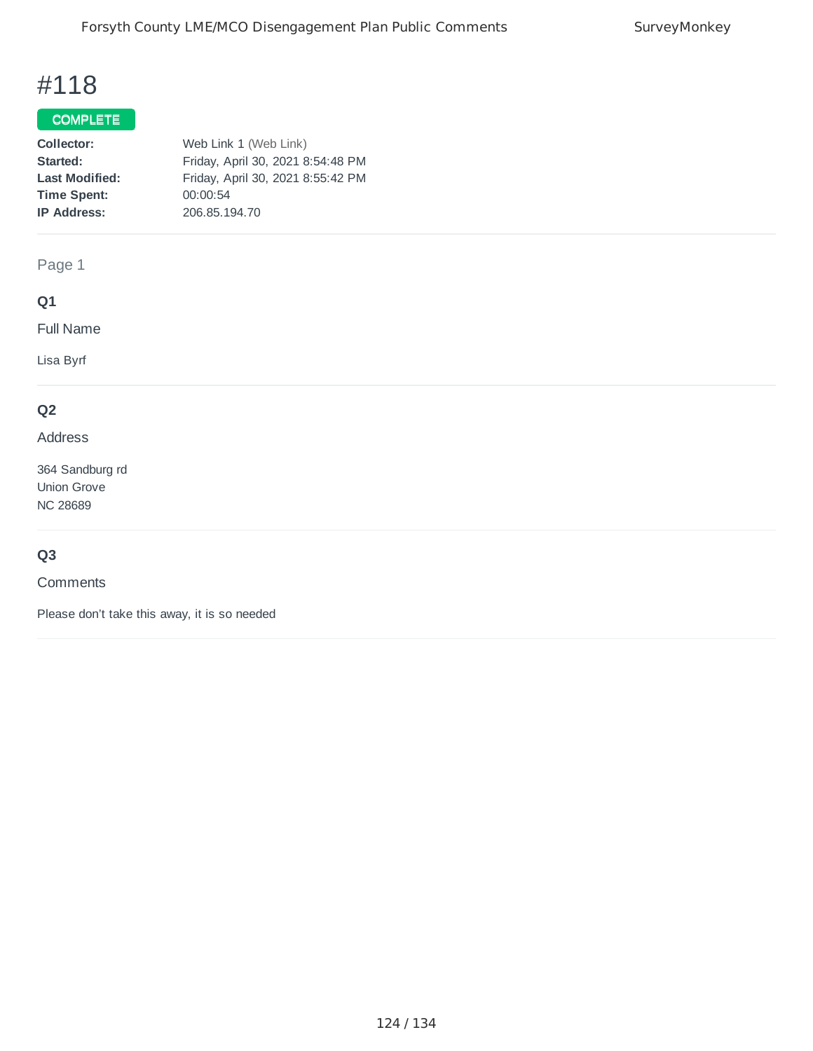# #118

**COMPLETE**

| | |
|---|---|
| **Collector:** | Web Link 1 (Web Link) |
| **Started:** | Friday, April 30, 2021 8:54:48 PM |
| **Last Modified:** | Friday, April 30, 2021 8:55:42 PM |
| **Time Spent:** | 00:00:54 |
| **IP Address:** | 206.85.194.70 |

Page 1

**Q1**

Full Name

Lisa Byrf

**Q2**

Address

364 Sandburg rd
Union Grove
NC 28689

**Q3**

Comments

Please don't take this away, it is so needed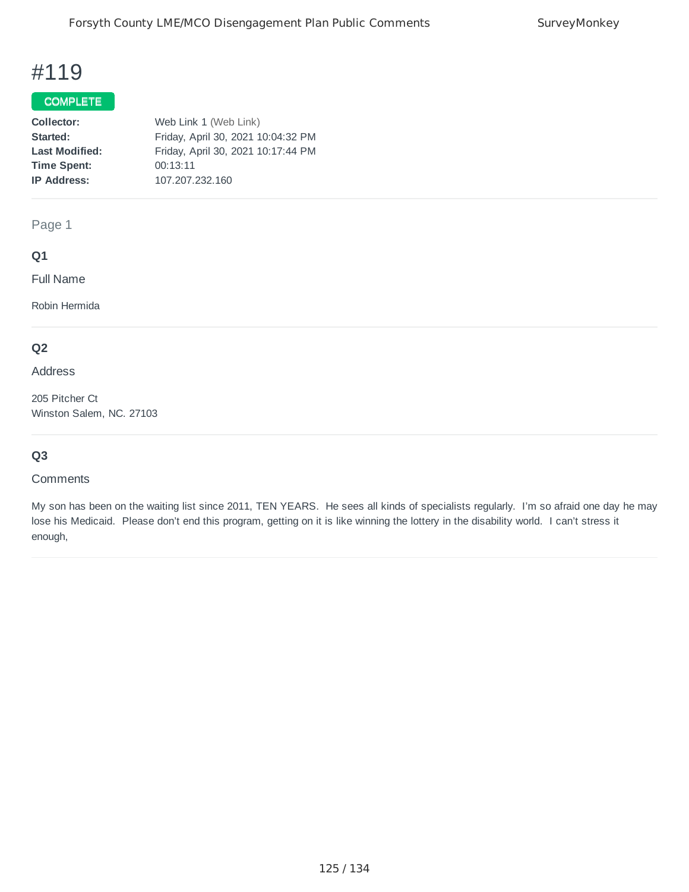# #119

**COMPLETE**

| | |
|---|---|
| **Collector:** | Web Link 1 (Web Link) |
| **Started:** | Friday, April 30, 2021 10:04:32 PM |
| **Last Modified:** | Friday, April 30, 2021 10:17:44 PM |
| **Time Spent:** | 00:13:11 |
| **IP Address:** | 107.207.232.160 |

Page 1

### Q1

Full Name

Robin Hermida

### Q2

Address

205 Pitcher Ct
Winston Salem, NC. 27103

### Q3

Comments

My son has been on the waiting list since 2011, TEN YEARS. He sees all kinds of specialists regularly. I'm so afraid one day he may lose his Medicaid. Please don't end this program, getting on it is like winning the lottery in the disability world. I can't stress it enough,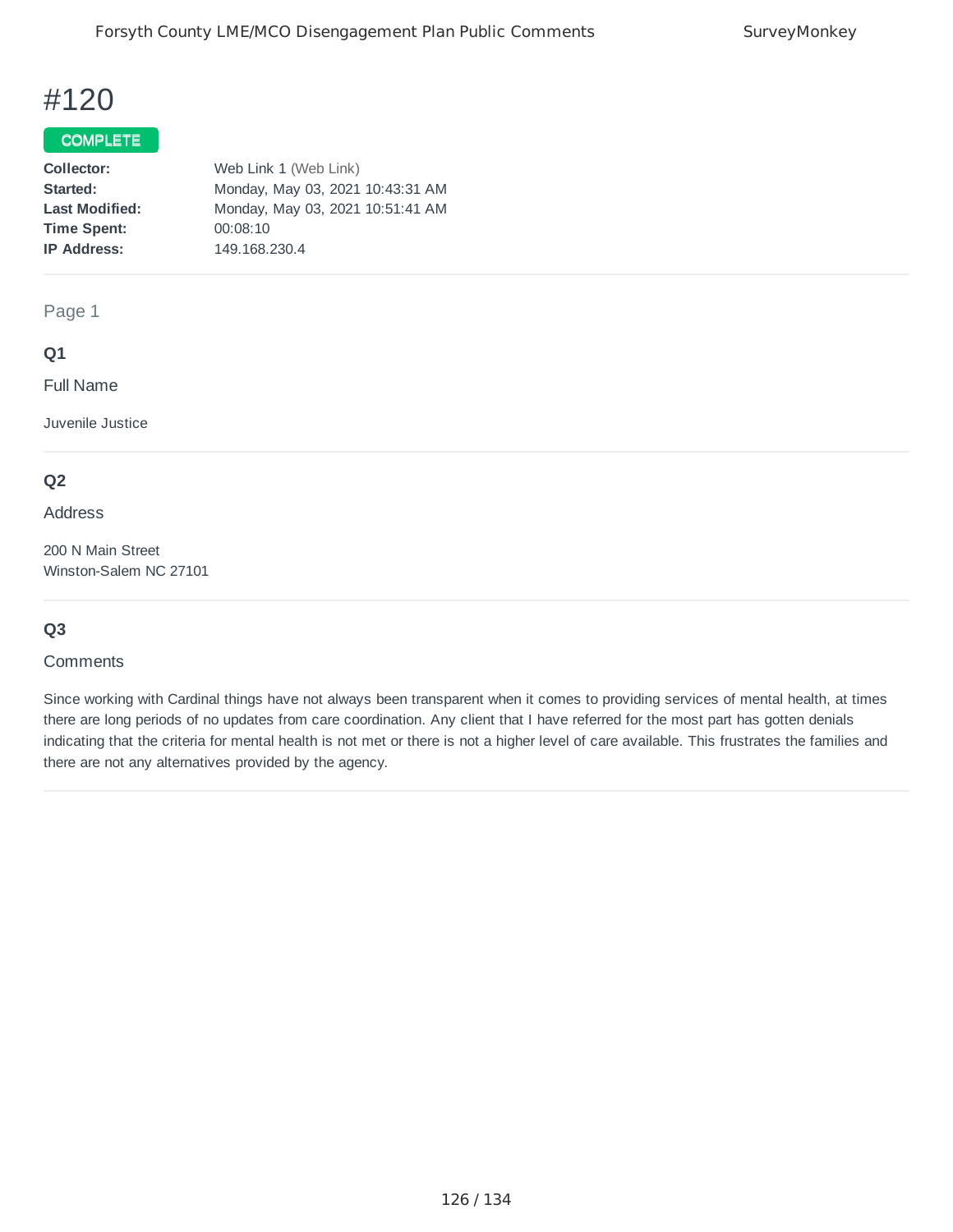# #120

COMPLETE

**Collector:** Web Link 1 (Web Link)
**Started:** Monday, May 03, 2021 10:43:31 AM
**Last Modified:** Monday, May 03, 2021 10:51:41 AM
**Time Spent:** 00:08:10
**IP Address:** 149.168.230.4

---

Page 1

### Q1

Full Name

Juvenile Justice

---

### Q2

Address

200 N Main Street
Winston-Salem NC 27101

---

### Q3

Comments

Since working with Cardinal things have not always been transparent when it comes to providing services of mental health, at times there are long periods of no updates from care coordination. Any client that I have referred for the most part has gotten denials indicating that the criteria for mental health is not met or there is not a higher level of care available. This frustrates the families and there are not any alternatives provided by the agency.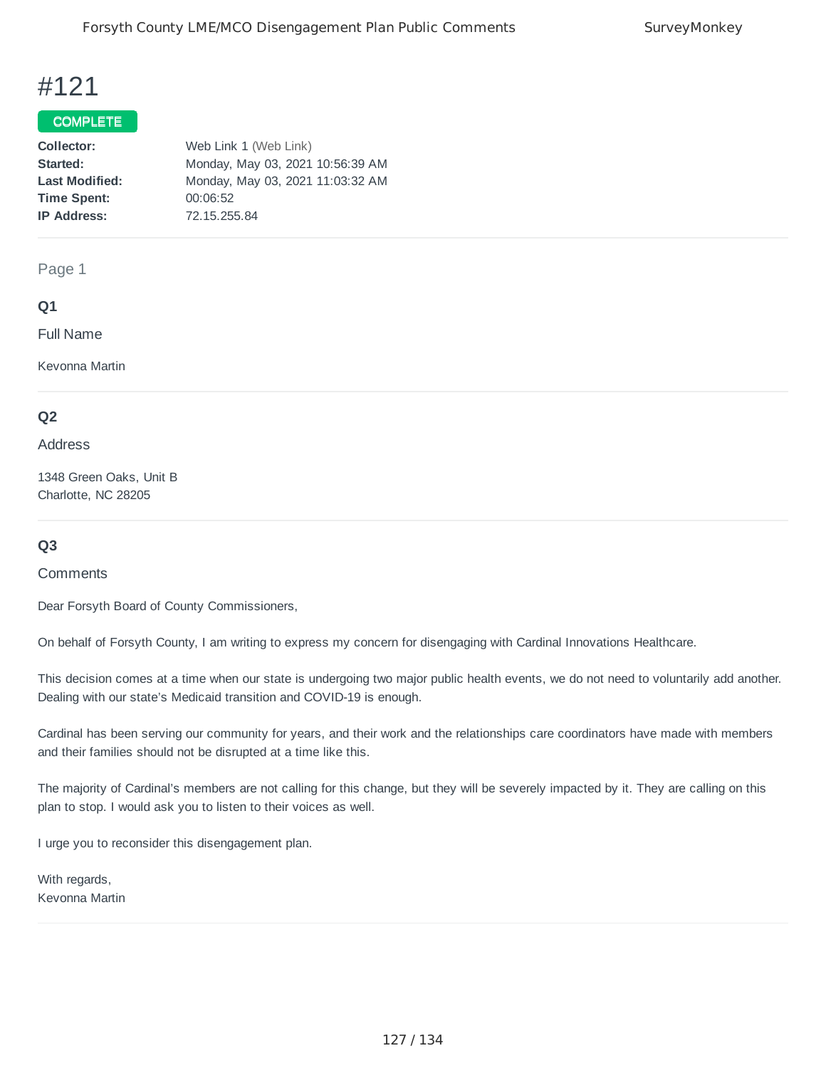# #121

**COMPLETE**

| | |
|---|---|
| **Collector:** | Web Link 1 (Web Link) |
| **Started:** | Monday, May 03, 2021 10:56:39 AM |
| **Last Modified:** | Monday, May 03, 2021 11:03:32 AM |
| **Time Spent:** | 00:06:52 |
| **IP Address:** | 72.15.255.84 |

Page 1

**Q1**

Full Name

Kevonna Martin

**Q2**

Address

1348 Green Oaks, Unit B
Charlotte, NC 28205

**Q3**

Comments

Dear Forsyth Board of County Commissioners,

On behalf of Forsyth County, I am writing to express my concern for disengaging with Cardinal Innovations Healthcare.

This decision comes at a time when our state is undergoing two major public health events, we do not need to voluntarily add another. Dealing with our state's Medicaid transition and COVID-19 is enough.

Cardinal has been serving our community for years, and their work and the relationships care coordinators have made with members and their families should not be disrupted at a time like this.

The majority of Cardinal's members are not calling for this change, but they will be severely impacted by it. They are calling on this plan to stop. I would ask you to listen to their voices as well.

I urge you to reconsider this disengagement plan.

With regards,
Kevonna Martin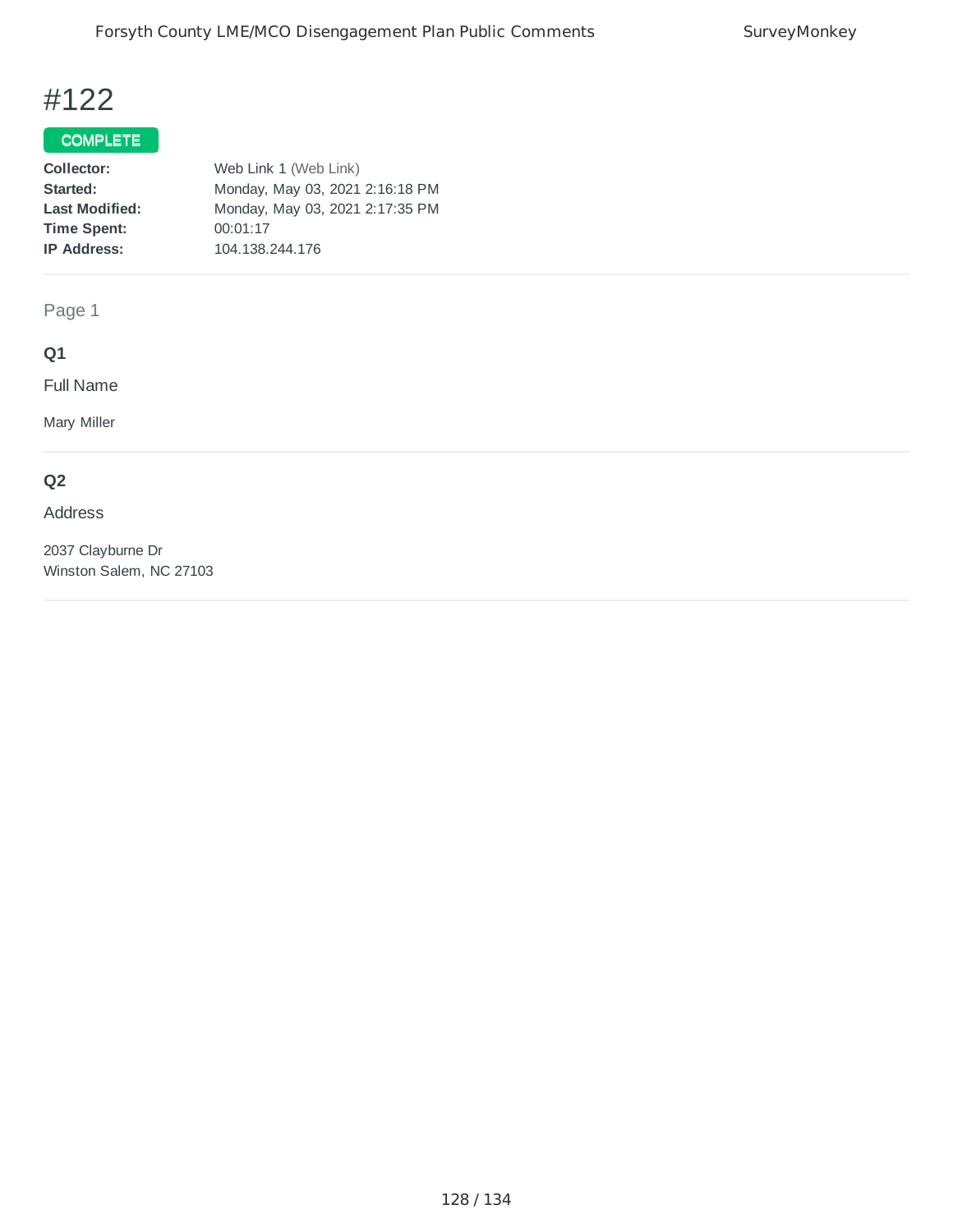# #122

**COMPLETE**

| | |
|---|---|
| **Collector:** | Web Link 1 (Web Link) |
| **Started:** | Monday, May 03, 2021 2:16:18 PM |
| **Last Modified:** | Monday, May 03, 2021 2:17:35 PM |
| **Time Spent:** | 00:01:17 |
| **IP Address:** | 104.138.244.176 |

Page 1

### Q1

Full Name

Mary Miller

### Q2

Address

2037 Clayburne Dr
Winston Salem, NC 27103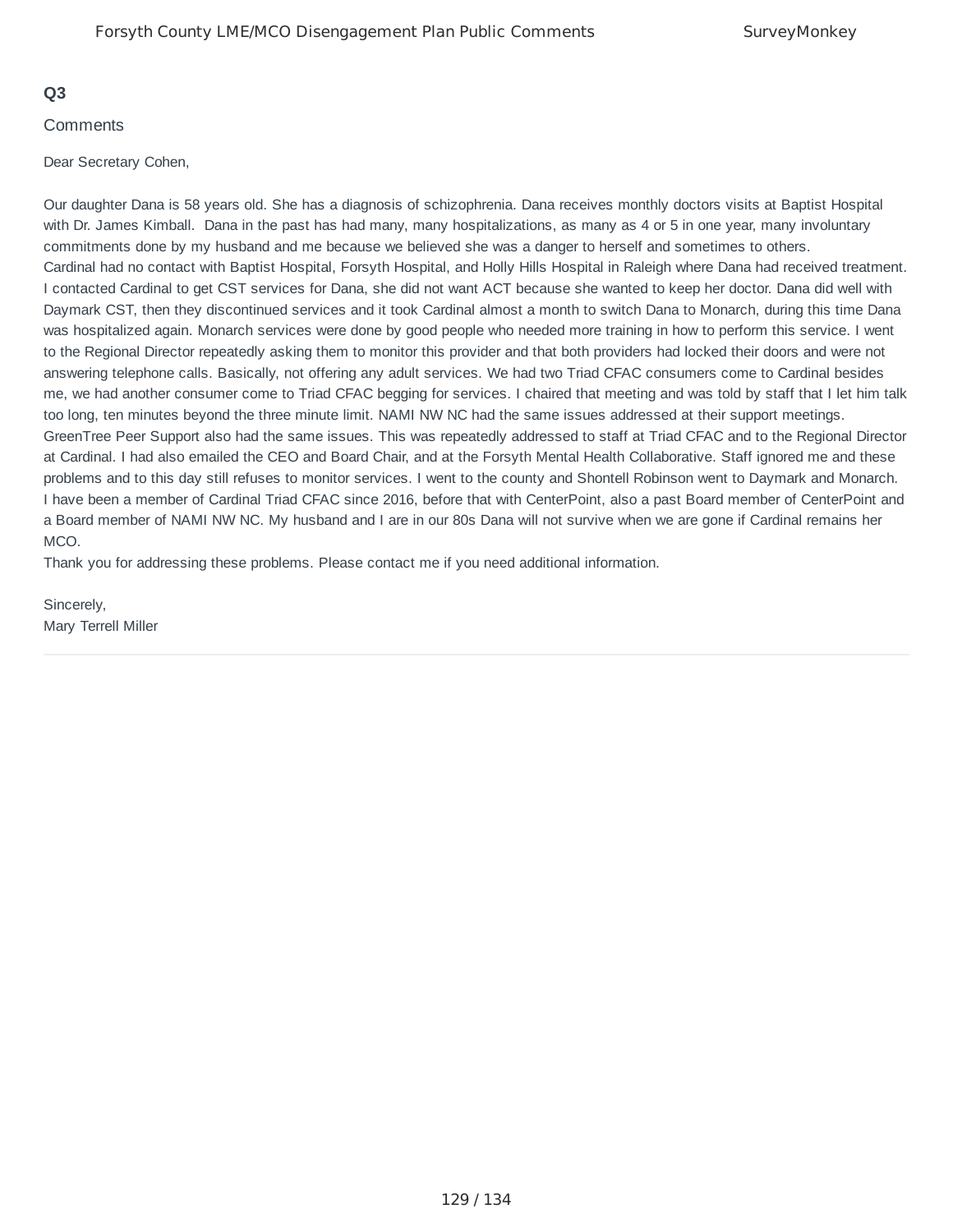**Q3**

Comments

Dear Secretary Cohen,

Our daughter Dana is 58 years old. She has a diagnosis of schizophrenia. Dana receives monthly doctors visits at Baptist Hospital with Dr. James Kimball. Dana in the past has had many, many hospitalizations, as many as 4 or 5 in one year, many involuntary commitments done by my husband and me because we believed she was a danger to herself and sometimes to others.
Cardinal had no contact with Baptist Hospital, Forsyth Hospital, and Holly Hills Hospital in Raleigh where Dana had received treatment. I contacted Cardinal to get CST services for Dana, she did not want ACT because she wanted to keep her doctor. Dana did well with Daymark CST, then they discontinued services and it took Cardinal almost a month to switch Dana to Monarch, during this time Dana was hospitalized again. Monarch services were done by good people who needed more training in how to perform this service. I went to the Regional Director repeatedly asking them to monitor this provider and that both providers had locked their doors and were not answering telephone calls. Basically, not offering any adult services. We had two Triad CFAC consumers come to Cardinal besides me, we had another consumer come to Triad CFAC begging for services. I chaired that meeting and was told by staff that I let him talk too long, ten minutes beyond the three minute limit. NAMI NW NC had the same issues addressed at their support meetings. GreenTree Peer Support also had the same issues. This was repeatedly addressed to staff at Triad CFAC and to the Regional Director at Cardinal. I had also emailed the CEO and Board Chair, and at the Forsyth Mental Health Collaborative. Staff ignored me and these problems and to this day still refuses to monitor services. I went to the county and Shontell Robinson went to Daymark and Monarch. I have been a member of Cardinal Triad CFAC since 2016, before that with CenterPoint, also a past Board member of CenterPoint and a Board member of NAMI NW NC. My husband and I are in our 80s Dana will not survive when we are gone if Cardinal remains her MCO.
Thank you for addressing these problems. Please contact me if you need additional information.

Sincerely,
Mary Terrell Miller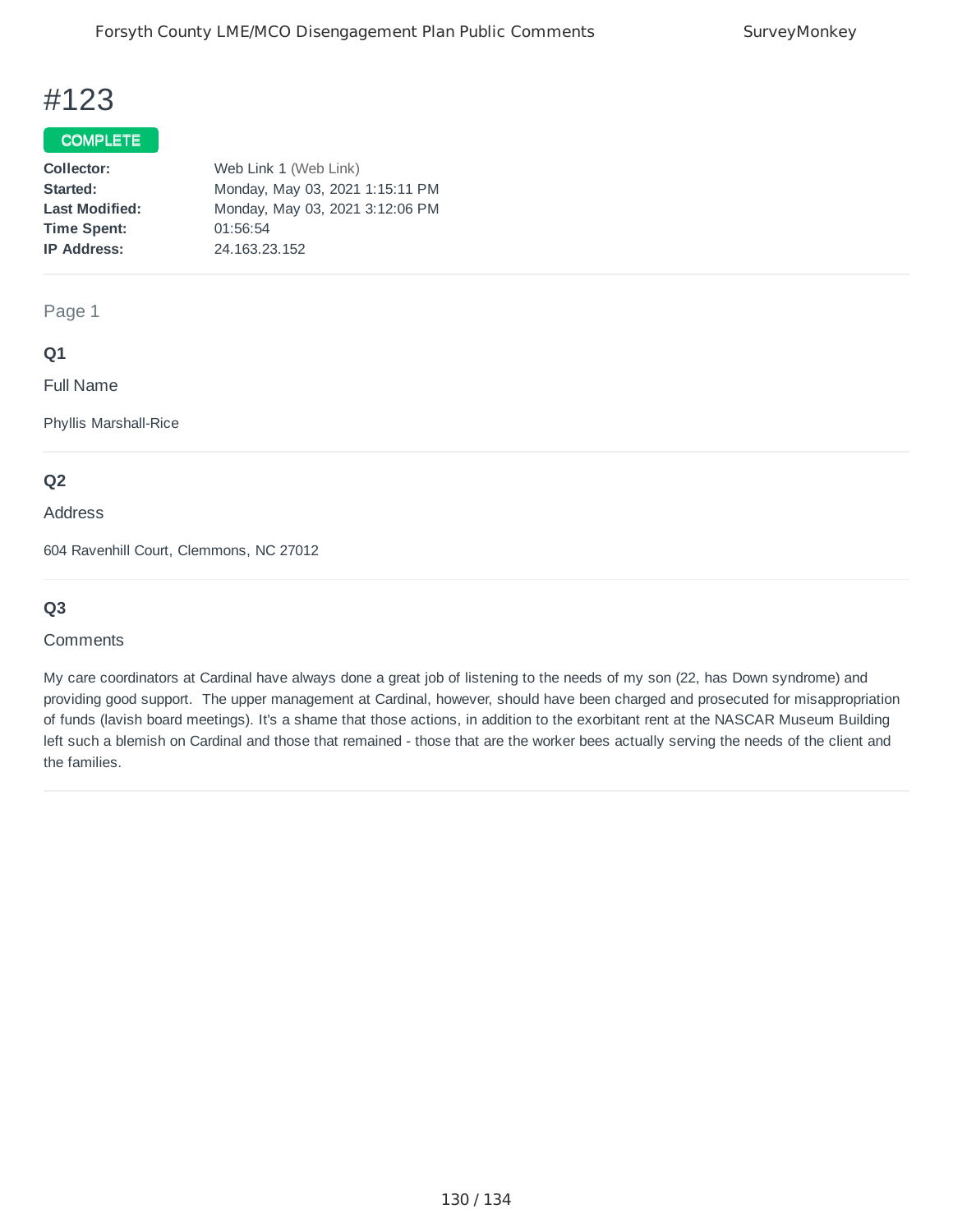# #123

**COMPLETE**

| | |
|---|---|
| **Collector:** | Web Link 1 (Web Link) |
| **Started:** | Monday, May 03, 2021 1:15:11 PM |
| **Last Modified:** | Monday, May 03, 2021 3:12:06 PM |
| **Time Spent:** | 01:56:54 |
| **IP Address:** | 24.163.23.152 |

Page 1

### Q1

Full Name

Phyllis Marshall-Rice

### Q2

Address

604 Ravenhill Court, Clemmons, NC 27012

### Q3

Comments

My care coordinators at Cardinal have always done a great job of listening to the needs of my son (22, has Down syndrome) and providing good support. The upper management at Cardinal, however, should have been charged and prosecuted for misappropriation of funds (lavish board meetings). It's a shame that those actions, in addition to the exorbitant rent at the NASCAR Museum Building left such a blemish on Cardinal and those that remained - those that are the worker bees actually serving the needs of the client and the families.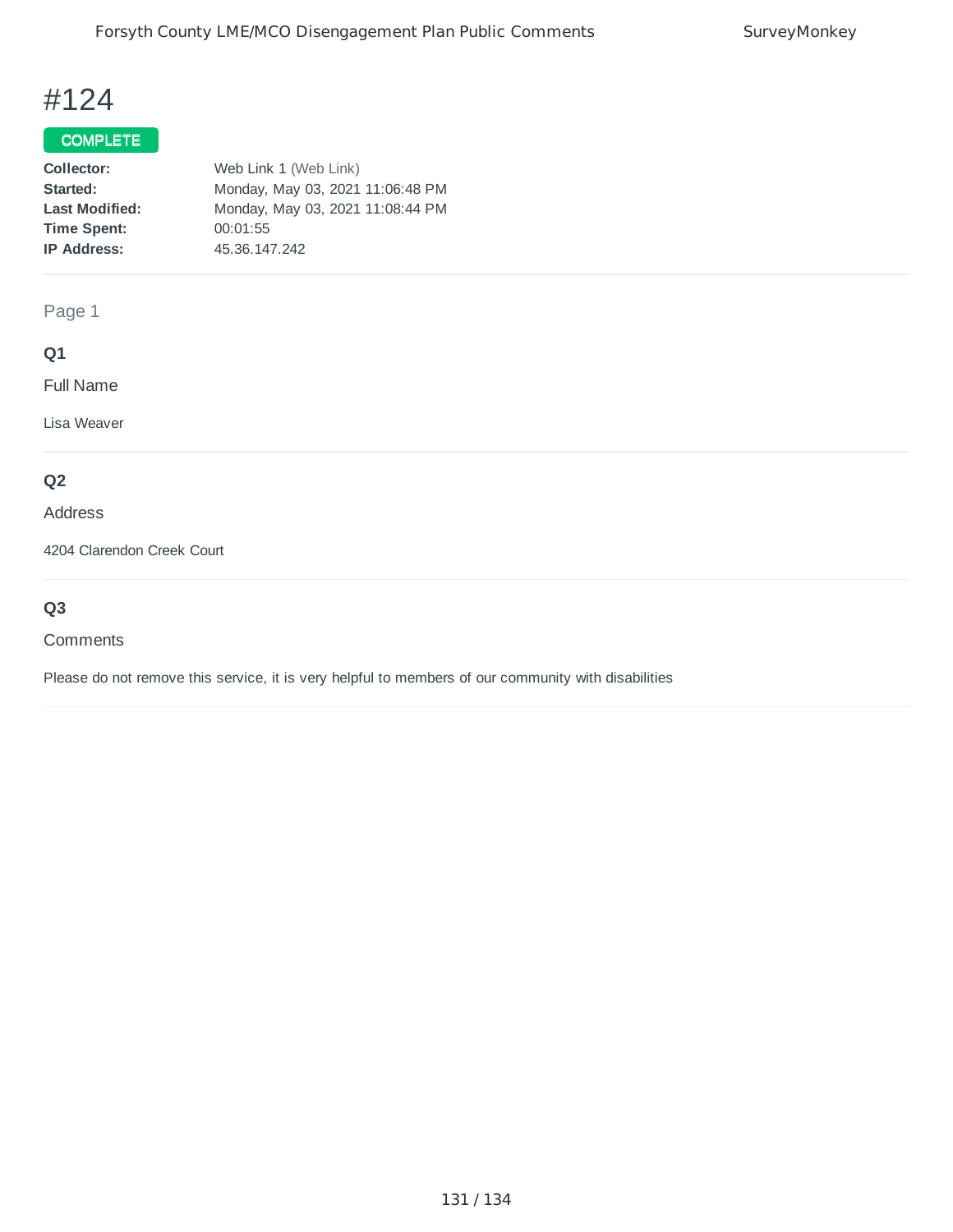# #124

**COMPLETE**

**Collector:** Web Link 1 (Web Link)
**Started:** Monday, May 03, 2021 11:06:48 PM
**Last Modified:** Monday, May 03, 2021 11:08:44 PM
**Time Spent:** 00:01:55
**IP Address:** 45.36.147.242

Page 1

### Q1

Full Name

Lisa Weaver

### Q2

Address

4204 Clarendon Creek Court

### Q3

Comments

Please do not remove this service, it is very helpful to members of our community with disabilities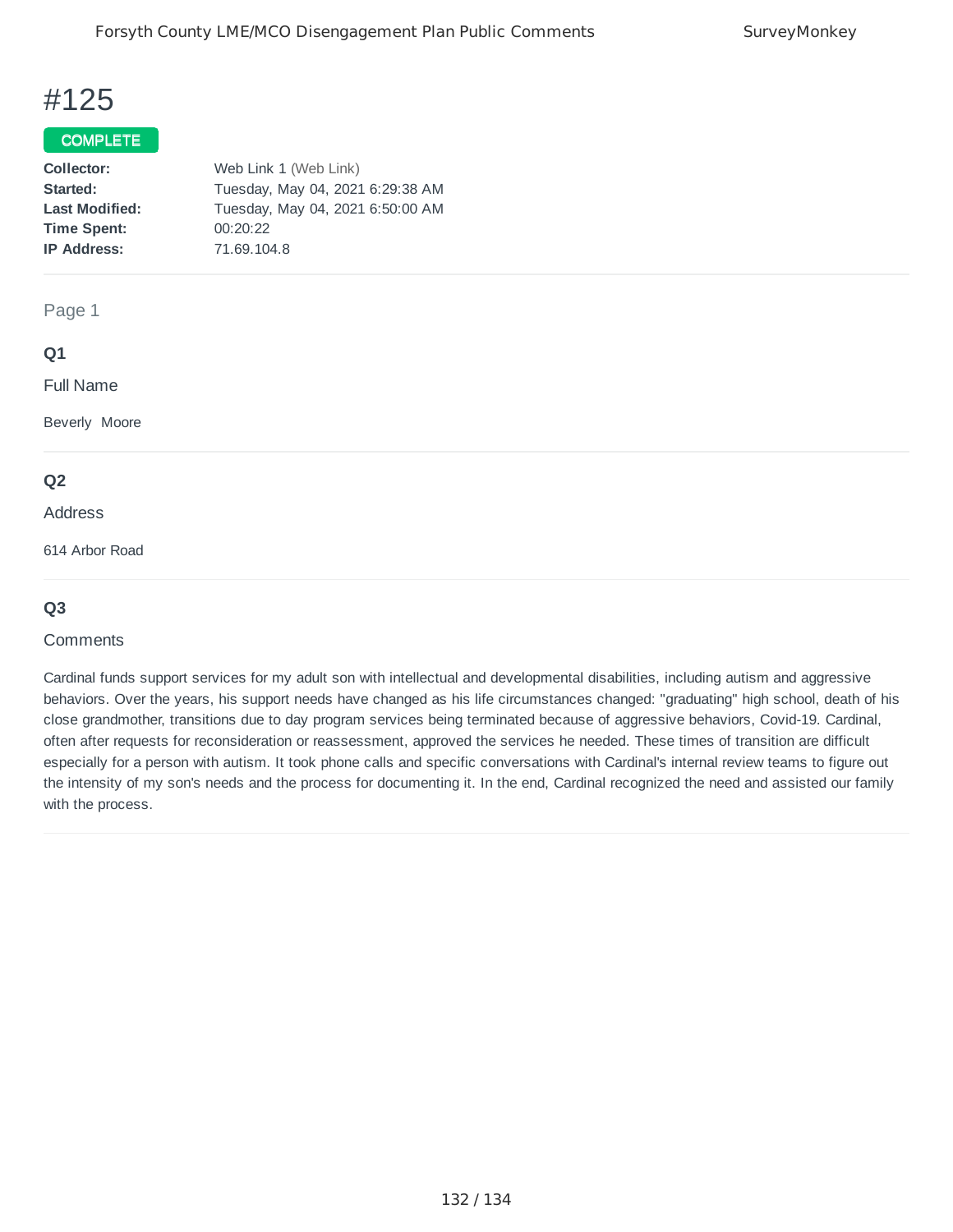# #125

**COMPLETE**

| | |
|---|---|
| **Collector:** | Web Link 1 (Web Link) |
| **Started:** | Tuesday, May 04, 2021 6:29:38 AM |
| **Last Modified:** | Tuesday, May 04, 2021 6:50:00 AM |
| **Time Spent:** | 00:20:22 |
| **IP Address:** | 71.69.104.8 |

## Page 1

### Q1

Full Name

Beverly Moore

### Q2

Address

614 Arbor Road

### Q3

Comments

Cardinal funds support services for my adult son with intellectual and developmental disabilities, including autism and aggressive behaviors. Over the years, his support needs have changed as his life circumstances changed: "graduating" high school, death of his close grandmother, transitions due to day program services being terminated because of aggressive behaviors, Covid-19. Cardinal, often after requests for reconsideration or reassessment, approved the services he needed. These times of transition are difficult especially for a person with autism. It took phone calls and specific conversations with Cardinal's internal review teams to figure out the intensity of my son's needs and the process for documenting it. In the end, Cardinal recognized the need and assisted our family with the process.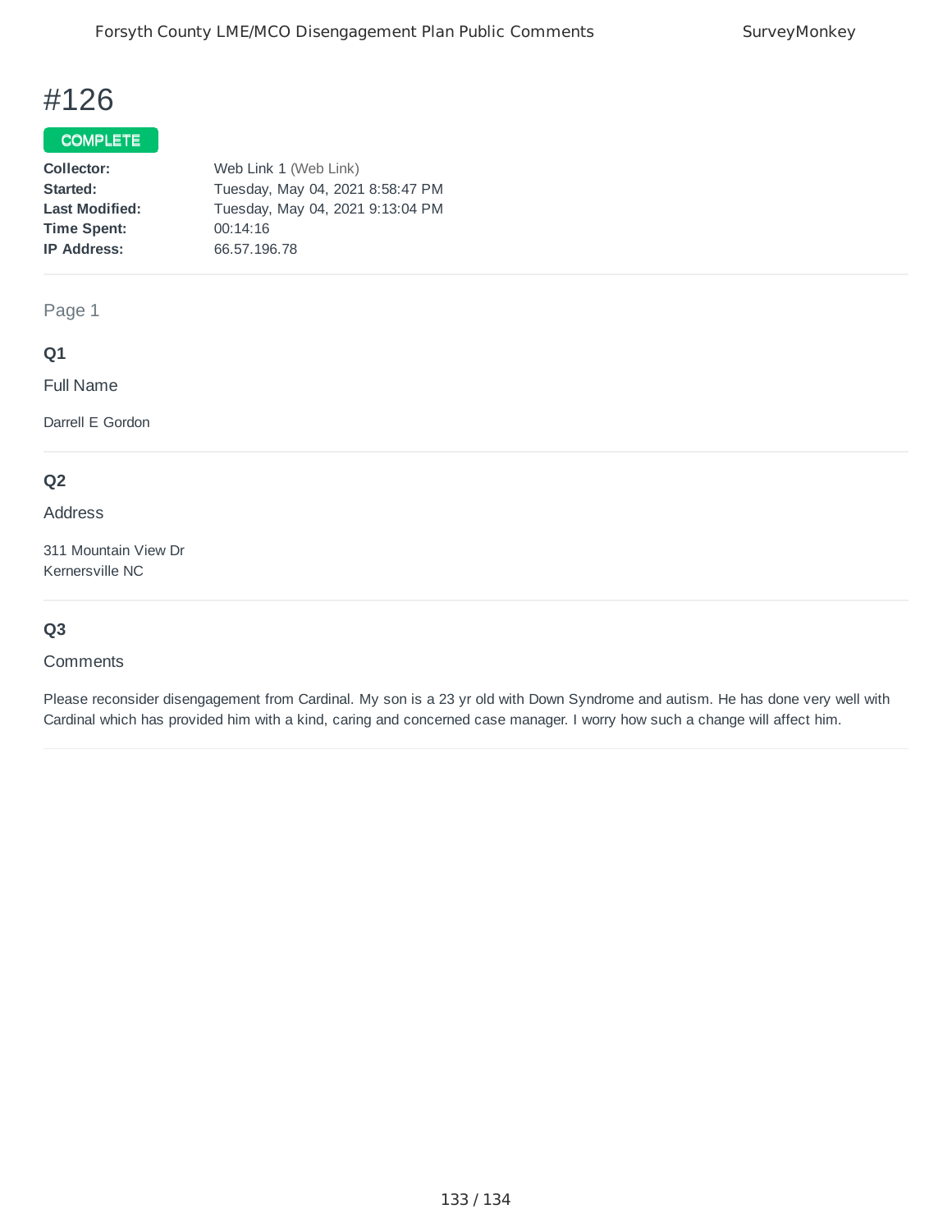# #126

**COMPLETE**

| | |
|---|---|
| **Collector:** | Web Link 1 (Web Link) |
| **Started:** | Tuesday, May 04, 2021 8:58:47 PM |
| **Last Modified:** | Tuesday, May 04, 2021 9:13:04 PM |
| **Time Spent:** | 00:14:16 |
| **IP Address:** | 66.57.196.78 |

Page 1

**Q1**

Full Name

Darrell E Gordon

**Q2**

Address

311 Mountain View Dr
Kernersville NC

**Q3**

Comments

Please reconsider disengagement from Cardinal. My son is a 23 yr old with Down Syndrome and autism. He has done very well with Cardinal which has provided him with a kind, caring and concerned case manager. I worry how such a change will affect him.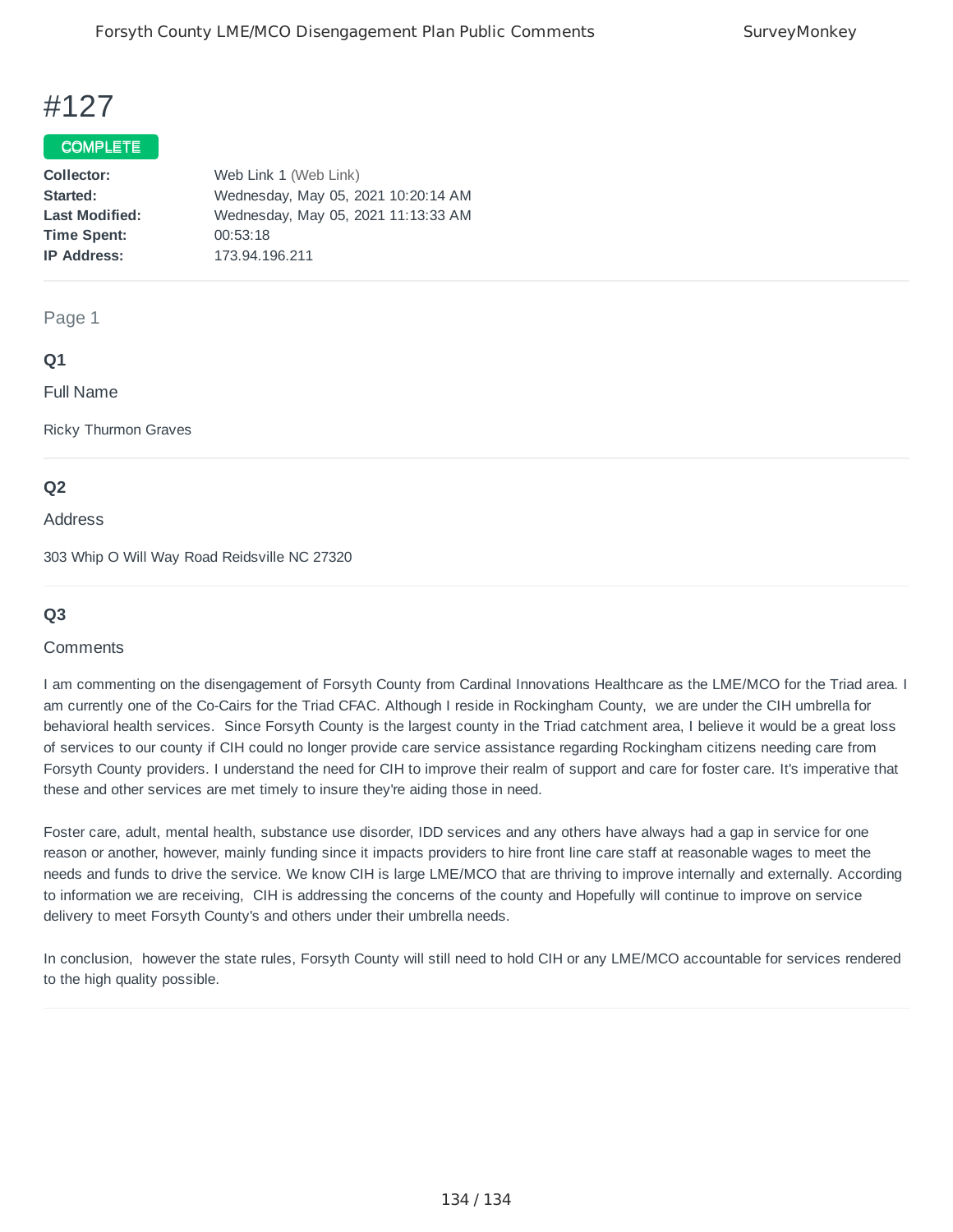# #127

COMPLETE

**Collector:** Web Link 1 (Web Link)
**Started:** Wednesday, May 05, 2021 10:20:14 AM
**Last Modified:** Wednesday, May 05, 2021 11:13:33 AM
**Time Spent:** 00:53:18
**IP Address:** 173.94.196.211

Page 1

**Q1**

Full Name

Ricky Thurmon Graves

**Q2**

Address

303 Whip O Will Way Road Reidsville NC 27320

**Q3**

Comments

I am commenting on the disengagement of Forsyth County from Cardinal Innovations Healthcare as the LME/MCO for the Triad area. I am currently one of the Co-Cairs for the Triad CFAC. Although I reside in Rockingham County, we are under the CIH umbrella for behavioral health services. Since Forsyth County is the largest county in the Triad catchment area, I believe it would be a great loss of services to our county if CIH could no longer provide care service assistance regarding Rockingham citizens needing care from Forsyth County providers. I understand the need for CIH to improve their realm of support and care for foster care. It's imperative that these and other services are met timely to insure they're aiding those in need.

Foster care, adult, mental health, substance use disorder, IDD services and any others have always had a gap in service for one reason or another, however, mainly funding since it impacts providers to hire front line care staff at reasonable wages to meet the needs and funds to drive the service. We know CIH is large LME/MCO that are thriving to improve internally and externally. According to information we are receiving, CIH is addressing the concerns of the county and Hopefully will continue to improve on service delivery to meet Forsyth County's and others under their umbrella needs.

In conclusion, however the state rules, Forsyth County will still need to hold CIH or any LME/MCO accountable for services rendered to the high quality possible.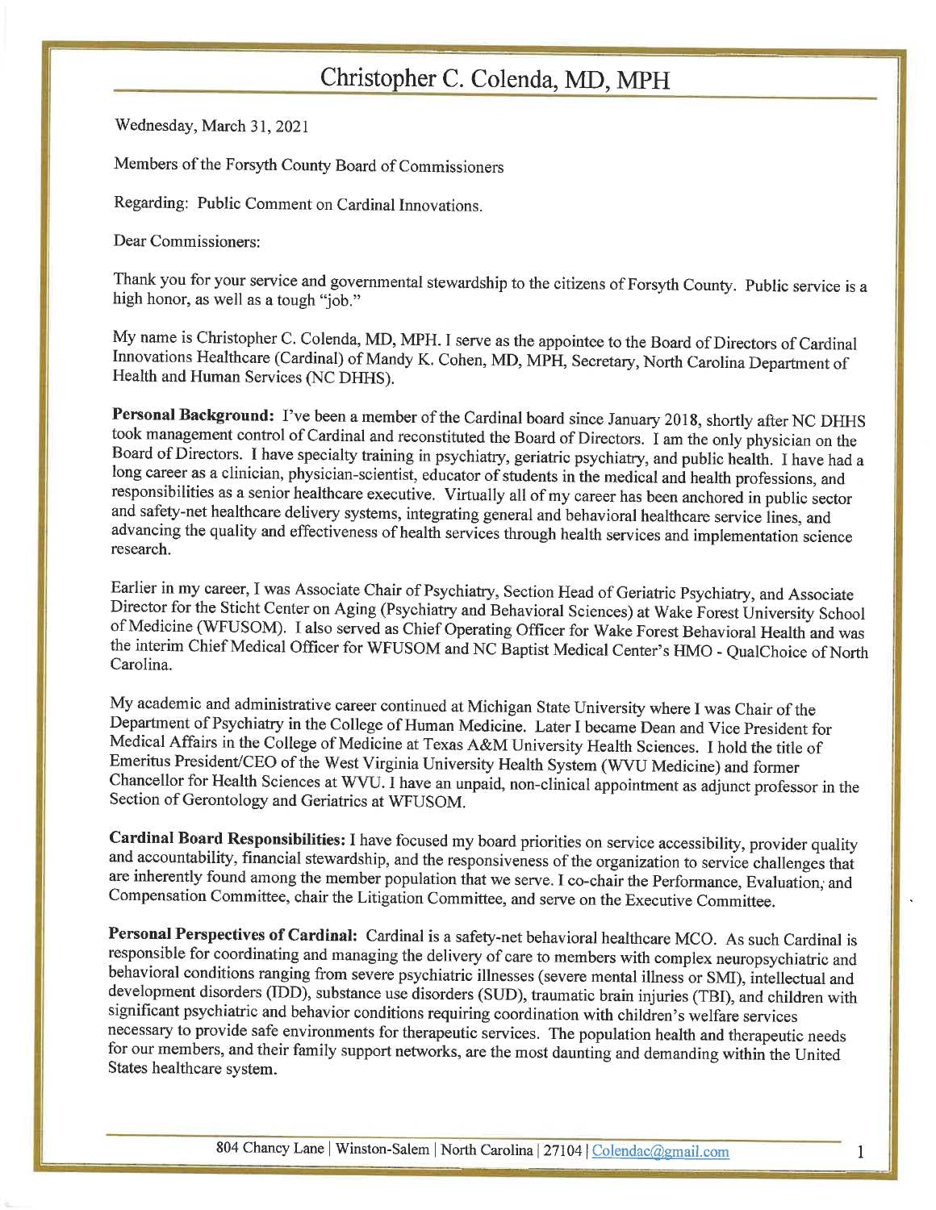# Christopher C. Colenda, MD, MPH

Wednesday, March 31, 2021

Members of the Forsyth County Board of Commissioners

Regarding: Public Comment on Cardinal Innovations.

Dear Commissioners:

Thank you for your service and governmental stewardship to the citizens of Forsyth County. Public service is a high honor, as well as a tough "job."

My name is Christopher C. Colenda, MD, MPH. I serve as the appointee to the Board of Directors of Cardinal Innovations Healthcare (Cardinal) of Mandy K. Cohen, MD, MPH, Secretary, North Carolina Department of Health and Human Services (NC DHHS).

**Personal Background:** I've been a member of the Cardinal board since January 2018, shortly after NC DHHS took management control of Cardinal and reconstituted the Board of Directors. I am the only physician on the Board of Directors. I have specialty training in psychiatry, geriatric psychiatry, and public health. I have had a long career as a clinician, physician-scientist, educator of students in the medical and health professions, and responsibilities as a senior healthcare executive. Virtually all of my career has been anchored in public sector and safety-net healthcare delivery systems, integrating general and behavioral healthcare service lines, and advancing the quality and effectiveness of health services through health services and implementation science research.

Earlier in my career, I was Associate Chair of Psychiatry, Section Head of Geriatric Psychiatry, and Associate Director for the Sticht Center on Aging (Psychiatry and Behavioral Sciences) at Wake Forest University School of Medicine (WFUSOM). I also served as Chief Operating Officer for Wake Forest Behavioral Health and was the interim Chief Medical Officer for WFUSOM and NC Baptist Medical Center's HMO - QualChoice of North Carolina.

My academic and administrative career continued at Michigan State University where I was Chair of the Department of Psychiatry in the College of Human Medicine. Later I became Dean and Vice President for Medical Affairs in the College of Medicine at Texas A&M University Health Sciences. I hold the title of Emeritus President/CEO of the West Virginia University Health System (WVU Medicine) and former Chancellor for Health Sciences at WVU. I have an unpaid, non-clinical appointment as adjunct professor in the Section of Gerontology and Geriatrics at WFUSOM.

**Cardinal Board Responsibilities:** I have focused my board priorities on service accessibility, provider quality and accountability, financial stewardship, and the responsiveness of the organization to service challenges that are inherently found among the member population that we serve. I co-chair the Performance, Evaluation, and Compensation Committee, chair the Litigation Committee, and serve on the Executive Committee.

**Personal Perspectives of Cardinal:** Cardinal is a safety-net behavioral healthcare MCO. As such Cardinal is responsible for coordinating and managing the delivery of care to members with complex neuropsychiatric and behavioral conditions ranging from severe psychiatric illnesses (severe mental illness or SMI), intellectual and development disorders (IDD), substance use disorders (SUD), traumatic brain injuries (TBI), and children with significant psychiatric and behavior conditions requiring coordination with children's welfare services necessary to provide safe environments for therapeutic services. The population health and therapeutic needs for our members, and their family support networks, are the most daunting and demanding within the United States healthcare system.

804 Chancy Lane | Winston-Salem | North Carolina | 27104 | Colendac@gmail.com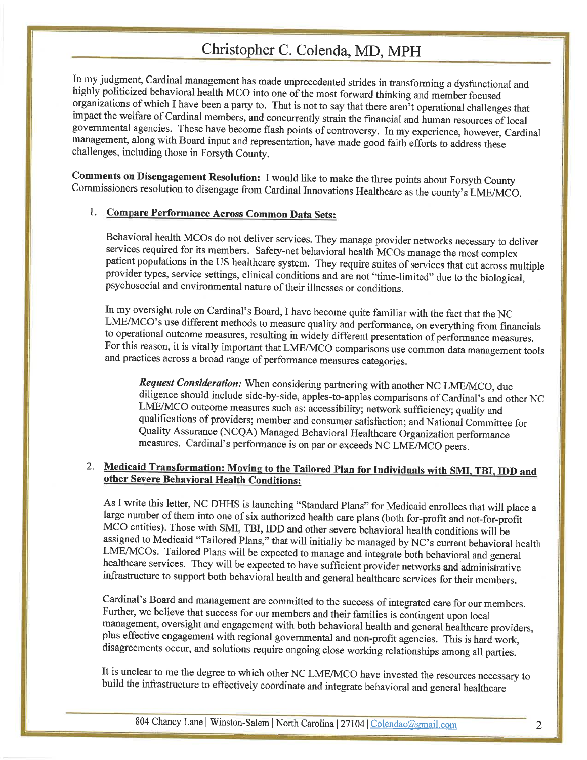In my judgment, Cardinal management has made unprecedented strides in transforming a dysfunctional and highly politicized behavioral health MCO into one of the most forward thinking and member focused organizations of which I have been a party to. That is not to say that there aren't operational challenges that impact the welfare of Cardinal members, and concurrently strain the financial and human resources of local governmental agencies. These have become flash points of controversy. In my experience, however, Cardinal management, along with Board input and representation, have made good faith efforts to address these challenges, including those in Forsyth County.

**Comments on Disengagement Resolution:** I would like to make the three points about Forsyth County Commissioners resolution to disengage from Cardinal Innovations Healthcare as the county's LME/MCO.

1. **Compare Performance Across Common Data Sets:**

   Behavioral health MCOs do not deliver services. They manage provider networks necessary to deliver services required for its members. Safety-net behavioral health MCOs manage the most complex patient populations in the US healthcare system. They require suites of services that cut across multiple provider types, service settings, clinical conditions and are not "time-limited" due to the biological, psychosocial and environmental nature of their illnesses or conditions.

   In my oversight role on Cardinal's Board, I have become quite familiar with the fact that the NC LME/MCO's use different methods to measure quality and performance, on everything from financials to operational outcome measures, resulting in widely different presentation of performance measures. For this reason, it is vitally important that LME/MCO comparisons use common data management tools and practices across a broad range of performance measures categories.

   > ***Request Consideration:*** When considering partnering with another NC LME/MCO, due diligence should include side-by-side, apples-to-apples comparisons of Cardinal's and other NC LME/MCO outcome measures such as: accessibility; network sufficiency; quality and qualifications of providers; member and consumer satisfaction; and National Committee for Quality Assurance (NCQA) Managed Behavioral Healthcare Organization performance measures. Cardinal's performance is on par or exceeds NC LME/MCO peers.

2. **Medicaid Transformation: Moving to the Tailored Plan for Individuals with SMI, TBI, IDD and other Severe Behavioral Health Conditions:**

   As I write this letter, NC DHHS is launching "Standard Plans" for Medicaid enrollees that will place a large number of them into one of six authorized health care plans (both for-profit and not-for-profit MCO entities). Those with SMI, TBI, IDD and other severe behavioral health conditions will be assigned to Medicaid "Tailored Plans," that will initially be managed by NC's current behavioral health LME/MCOs. Tailored Plans will be expected to manage and integrate both behavioral and general healthcare services. They will be expected to have sufficient provider networks and administrative infrastructure to support both behavioral health and general healthcare services for their members.

   Cardinal's Board and management are committed to the success of integrated care for our members. Further, we believe that success for our members and their families is contingent upon local management, oversight and engagement with both behavioral health and general healthcare providers, plus effective engagement with regional governmental and non-profit agencies. This is hard work, disagreements occur, and solutions require ongoing close working relationships among all parties.

   It is unclear to me the degree to which other NC LME/MCO have invested the resources necessary to build the infrastructure to effectively coordinate and integrate behavioral and general healthcare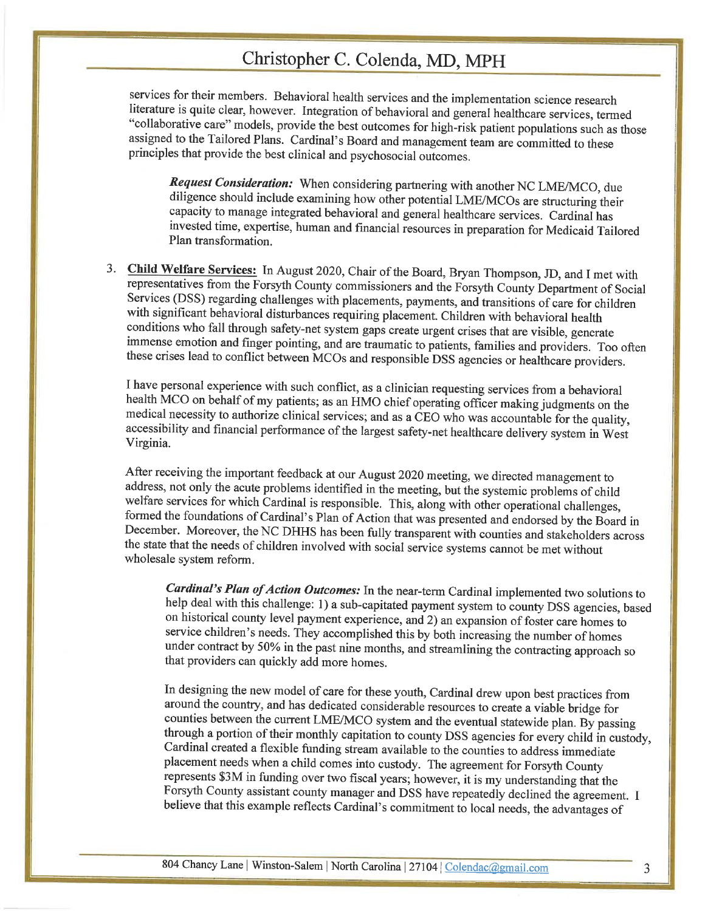services for their members. Behavioral health services and the implementation science research literature is quite clear, however. Integration of behavioral and general healthcare services, termed "collaborative care" models, provide the best outcomes for high-risk patient populations such as those assigned to the Tailored Plans. Cardinal's Board and management team are committed to these principles that provide the best clinical and psychosocial outcomes.

> ***Request Consideration:*** When considering partnering with another NC LME/MCO, due diligence should include examining how other potential LME/MCOs are structuring their capacity to manage integrated behavioral and general healthcare services. Cardinal has invested time, expertise, human and financial resources in preparation for Medicaid Tailored Plan transformation.

3. **Child Welfare Services:** In August 2020, Chair of the Board, Bryan Thompson, JD, and I met with representatives from the Forsyth County commissioners and the Forsyth County Department of Social Services (DSS) regarding challenges with placements, payments, and transitions of care for children with significant behavioral disturbances requiring placement. Children with behavioral health conditions who fall through safety-net system gaps create urgent crises that are visible, generate immense emotion and finger pointing, and are traumatic to patients, families and providers. Too often these crises lead to conflict between MCOs and responsible DSS agencies or healthcare providers.

   I have personal experience with such conflict, as a clinician requesting services from a behavioral health MCO on behalf of my patients; as an HMO chief operating officer making judgments on the medical necessity to authorize clinical services; and as a CEO who was accountable for the quality, accessibility and financial performance of the largest safety-net healthcare delivery system in West Virginia.

   After receiving the important feedback at our August 2020 meeting, we directed management to address, not only the acute problems identified in the meeting, but the systemic problems of child welfare services for which Cardinal is responsible. This, along with other operational challenges, formed the foundations of Cardinal's Plan of Action that was presented and endorsed by the Board in December. Moreover, the NC DHHS has been fully transparent with counties and stakeholders across the state that the needs of children involved with social service systems cannot be met without wholesale system reform.

   > ***Cardinal's Plan of Action Outcomes:*** In the near-term Cardinal implemented two solutions to help deal with this challenge: 1) a sub-capitated payment system to county DSS agencies, based on historical county level payment experience, and 2) an expansion of foster care homes to service children's needs. They accomplished this by both increasing the number of homes under contract by 50% in the past nine months, and streamlining the contracting approach so that providers can quickly add more homes.
   >
   > In designing the new model of care for these youth, Cardinal drew upon best practices from around the country, and has dedicated considerable resources to create a viable bridge for counties between the current LME/MCO system and the eventual statewide plan. By passing through a portion of their monthly capitation to county DSS agencies for every child in custody, Cardinal created a flexible funding stream available to the counties to address immediate placement needs when a child comes into custody. The agreement for Forsyth County represents $3M in funding over two fiscal years; however, it is my understanding that the Forsyth County assistant county manager and DSS have repeatedly declined the agreement. I believe that this example reflects Cardinal's commitment to local needs, the advantages of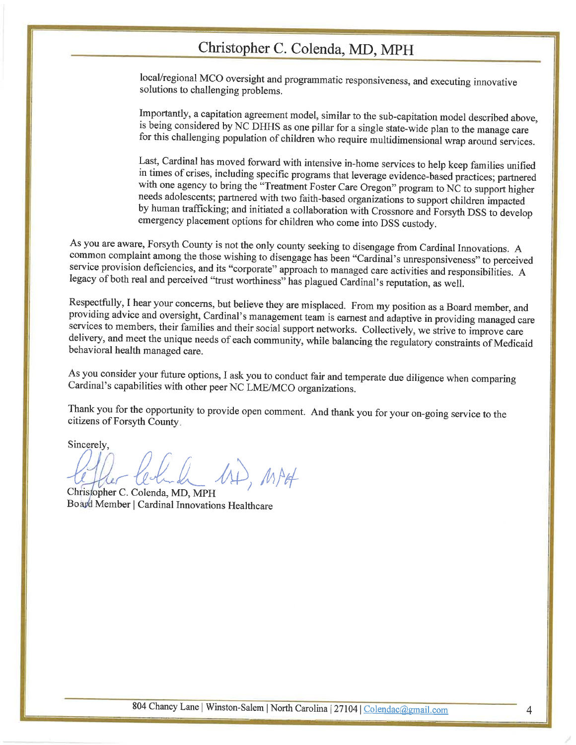local/regional MCO oversight and programmatic responsiveness, and executing innovative solutions to challenging problems.

Importantly, a capitation agreement model, similar to the sub-capitation model described above, is being considered by NC DHHS as one pillar for a single state-wide plan to the manage care for this challenging population of children who require multidimensional wrap around services.

Last, Cardinal has moved forward with intensive in-home services to help keep families unified in times of crises, including specific programs that leverage evidence-based practices; partnered with one agency to bring the "Treatment Foster Care Oregon" program to NC to support higher needs adolescents; partnered with two faith-based organizations to support children impacted by human trafficking; and initiated a collaboration with Crossnore and Forsyth DSS to develop emergency placement options for children who come into DSS custody.

As you are aware, Forsyth County is not the only county seeking to disengage from Cardinal Innovations. A common complaint among the those wishing to disengage has been "Cardinal's unresponsiveness" to perceived service provision deficiencies, and its "corporate" approach to managed care activities and responsibilities. A legacy of both real and perceived "trust worthiness" has plagued Cardinal's reputation, as well.

Respectfully, I hear your concerns, but believe they are misplaced. From my position as a Board member, and providing advice and oversight, Cardinal's management team is earnest and adaptive in providing managed care services to members, their families and their social support networks. Collectively, we strive to improve care delivery, and meet the unique needs of each community, while balancing the regulatory constraints of Medicaid behavioral health managed care.

As you consider your future options, I ask you to conduct fair and temperate due diligence when comparing Cardinal's capabilities with other peer NC LME/MCO organizations.

Thank you for the opportunity to provide open comment. And thank you for your on-going service to the citizens of Forsyth County.

Sincerely,

Christopher C. Colenda, MD, MPH
Board Member | Cardinal Innovations Healthcare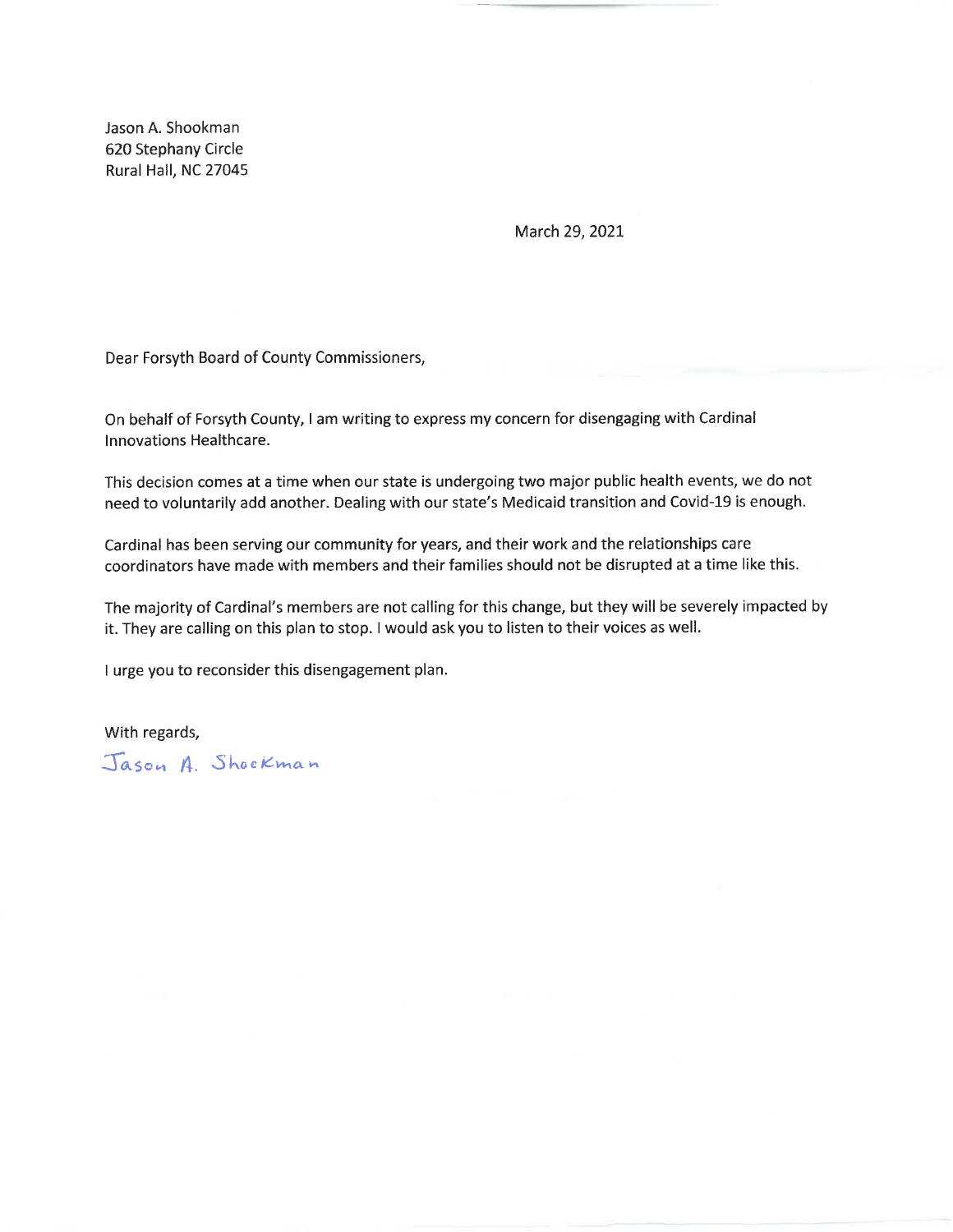Jason A. Shookman
620 Stephany Circle
Rural Hall, NC 27045

March 29, 2021

Dear Forsyth Board of County Commissioners,

On behalf of Forsyth County, I am writing to express my concern for disengaging with Cardinal Innovations Healthcare.

This decision comes at a time when our state is undergoing two major public health events, we do not need to voluntarily add another. Dealing with our state's Medicaid transition and Covid-19 is enough.

Cardinal has been serving our community for years, and their work and the relationships care coordinators have made with members and their families should not be disrupted at a time like this.

The majority of Cardinal's members are not calling for this change, but they will be severely impacted by it. They are calling on this plan to stop. I would ask you to listen to their voices as well.

I urge you to reconsider this disengagement plan.

With regards,

Jason A. Shookman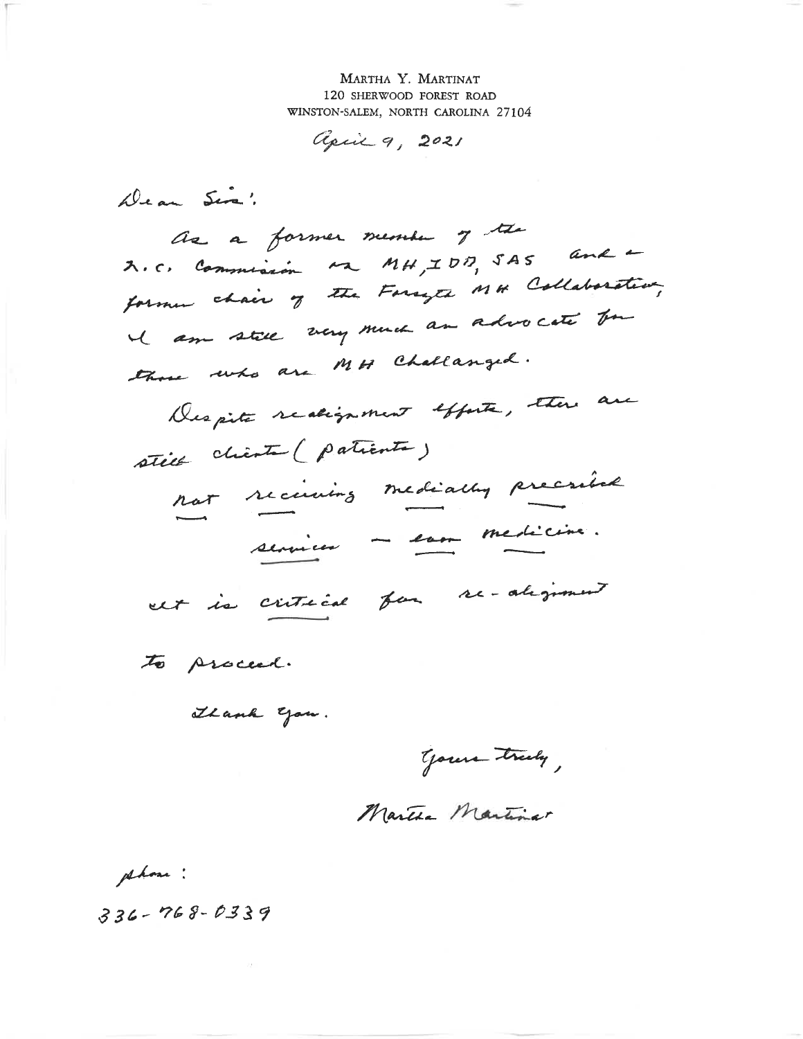MARTHA Y. MARTINAT
120 SHERWOOD FOREST ROAD
WINSTON-SALEM, NORTH CAROLINA 27104

April 9, 2021

Dear Sirs:

As a former member of the N.C. Commission on MH, IDD, SAS and a former chair of the Forsyth MH Collaborative, I am still very much an advocate for those who are MH challenged.

Despite realignment efforts, there are still clients (patients)

not receiving medically prescribed services – even medicine.

It is critical for re-alignment to proceed.

Thank you.

Yours truly,

Martha Martinat

phone:

336-768-0339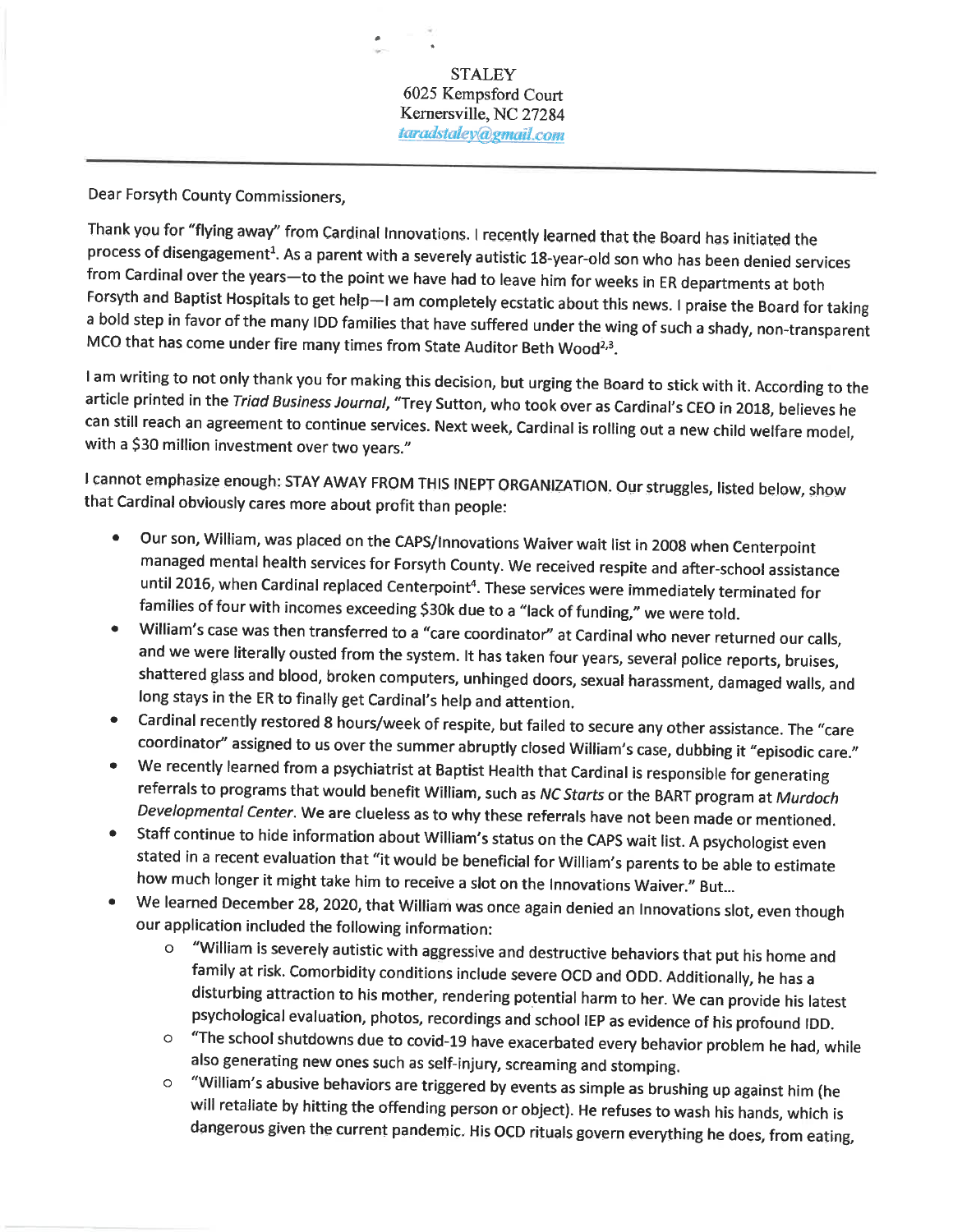STALEY
6025 Kempsford Court
Kernersville, NC 27284
*taradstaley@gmail.com*

---

Dear Forsyth County Commissioners,

Thank you for "flying away" from Cardinal Innovations. I recently learned that the Board has initiated the process of disengagement[1]. As a parent with a severely autistic 18-year-old son who has been denied services from Cardinal over the years—to the point we have had to leave him for weeks in ER departments at both Forsyth and Baptist Hospitals to get help—I am completely ecstatic about this news. I praise the Board for taking a bold step in favor of the many IDD families that have suffered under the wing of such a shady, non-transparent MCO that has come under fire many times from State Auditor Beth Wood[2,3].

I am writing to not only thank you for making this decision, but urging the Board to stick with it. According to the article printed in the *Triad Business Journal*, "Trey Sutton, who took over as Cardinal's CEO in 2018, believes he can still reach an agreement to continue services. Next week, Cardinal is rolling out a new child welfare model, with a $30 million investment over two years."

I cannot emphasize enough: STAY AWAY FROM THIS INEPT ORGANIZATION. Our struggles, listed below, show that Cardinal obviously cares more about profit than people:

- Our son, William, was placed on the CAPS/Innovations Waiver wait list in 2008 when Centerpoint managed mental health services for Forsyth County. We received respite and after-school assistance until 2016, when Cardinal replaced Centerpoint[4]. These services were immediately terminated for families of four with incomes exceeding $30k due to a "lack of funding," we were told.
- William's case was then transferred to a "care coordinator" at Cardinal who never returned our calls, and we were literally ousted from the system. It has taken four years, several police reports, bruises, shattered glass and blood, broken computers, unhinged doors, sexual harassment, damaged walls, and long stays in the ER to finally get Cardinal's help and attention.
- Cardinal recently restored 8 hours/week of respite, but failed to secure any other assistance. The "care coordinator" assigned to us over the summer abruptly closed William's case, dubbing it "episodic care."
- We recently learned from a psychiatrist at Baptist Health that Cardinal is responsible for generating referrals to programs that would benefit William, such as *NC Starts* or the BART program at *Murdoch Developmental Center*. We are clueless as to why these referrals have not been made or mentioned.
- Staff continue to hide information about William's status on the CAPS wait list. A psychologist even stated in a recent evaluation that "it would be beneficial for William's parents to be able to estimate how much longer it might take him to receive a slot on the Innovations Waiver." But...
- We learned December 28, 2020, that William was once again denied an Innovations slot, even though our application included the following information:
  - "William is severely autistic with aggressive and destructive behaviors that put his home and family at risk. Comorbidity conditions include severe OCD and ODD. Additionally, he has a disturbing attraction to his mother, rendering potential harm to her. We can provide his latest psychological evaluation, photos, recordings and school IEP as evidence of his profound IDD.
  - "The school shutdowns due to covid-19 have exacerbated every behavior problem he had, while also generating new ones such as self-injury, screaming and stomping.
  - "William's abusive behaviors are triggered by events as simple as brushing up against him (he will retaliate by hitting the offending person or object). He refuses to wash his hands, which is dangerous given the current pandemic. His OCD rituals govern everything he does, from eating,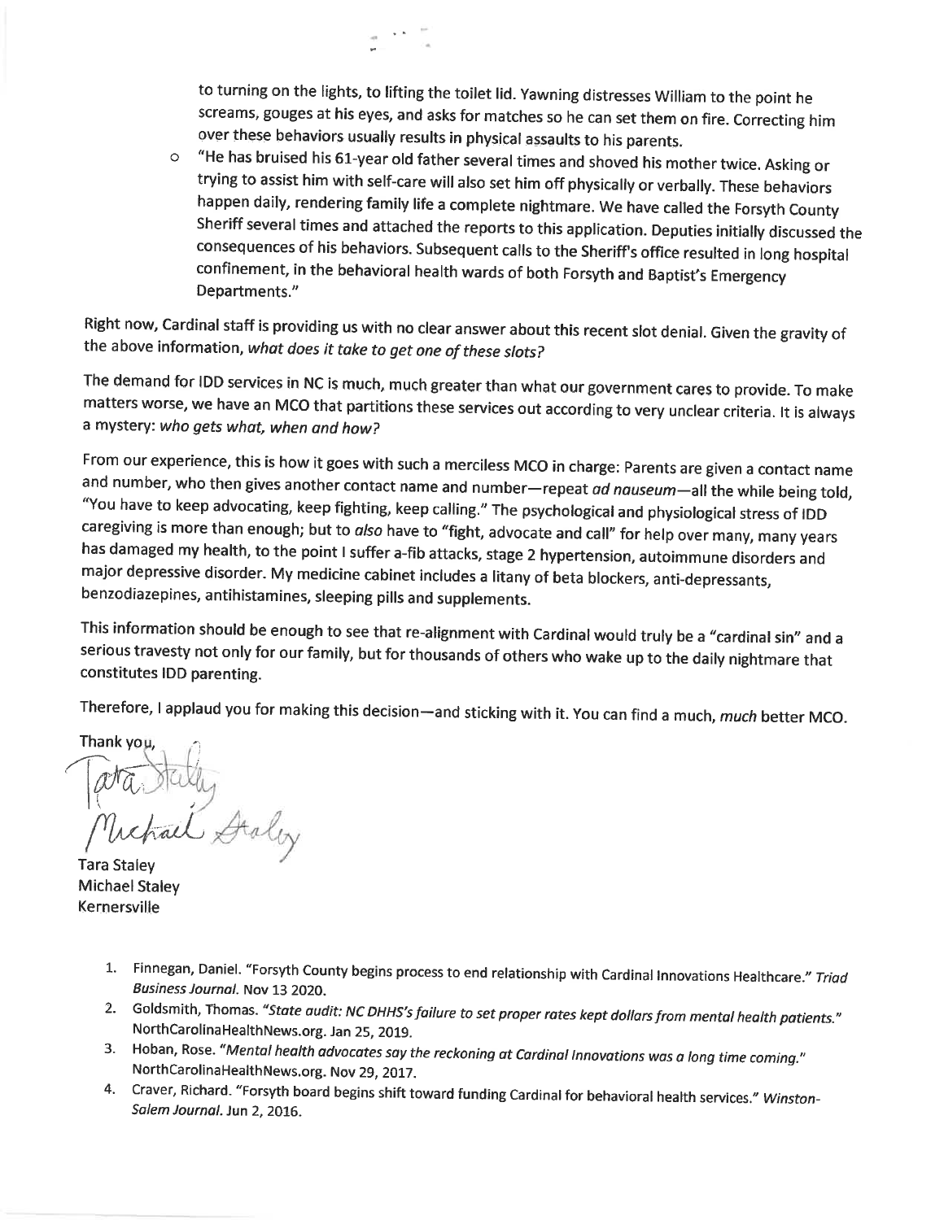to turning on the lights, to lifting the toilet lid. Yawning distresses William to the point he screams, gouges at his eyes, and asks for matches so he can set them on fire. Correcting him over these behaviors usually results in physical assaults to his parents.

- "He has bruised his 61-year old father several times and shoved his mother twice. Asking or trying to assist him with self-care will also set him off physically or verbally. These behaviors happen daily, rendering family life a complete nightmare. We have called the Forsyth County Sheriff several times and attached the reports to this application. Deputies initially discussed the consequences of his behaviors. Subsequent calls to the Sheriff's office resulted in long hospital confinement, in the behavioral health wards of both Forsyth and Baptist's Emergency Departments."

Right now, Cardinal staff is providing us with no clear answer about this recent slot denial. Given the gravity of the above information, *what does it take to get one of these slots?*

The demand for IDD services in NC is much, much greater than what our government cares to provide. To make matters worse, we have an MCO that partitions these services out according to very unclear criteria. It is always a mystery: *who gets what, when and how?*

From our experience, this is how it goes with such a merciless MCO in charge: Parents are given a contact name and number, who then gives another contact name and number—repeat *ad nauseum*—all the while being told, "You have to keep advocating, keep fighting, keep calling." The psychological and physiological stress of IDD caregiving is more than enough; but to *also* have to "fight, advocate and call" for help over many, many years has damaged my health, to the point I suffer a-fib attacks, stage 2 hypertension, autoimmune disorders and major depressive disorder. My medicine cabinet includes a litany of beta blockers, anti-depressants, benzodiazepines, antihistamines, sleeping pills and supplements.

This information should be enough to see that re-alignment with Cardinal would truly be a "cardinal sin" and a serious travesty not only for our family, but for thousands of others who wake up to the daily nightmare that constitutes IDD parenting.

Therefore, I applaud you for making this decision—and sticking with it. You can find a much, *much* better MCO.

Thank you,

Tara Staley
Michael Staley

Tara Staley
Michael Staley
Kernersville

1. Finnegan, Daniel. "Forsyth County begins process to end relationship with Cardinal Innovations Healthcare." *Triad Business Journal.* Nov 13 2020.
2. Goldsmith, Thomas. *"State audit: NC DHHS's failure to set proper rates kept dollars from mental health patients."* NorthCarolinaHealthNews.org. Jan 25, 2019.
3. Hoban, Rose. *"Mental health advocates say the reckoning at Cardinal Innovations was a long time coming."* NorthCarolinaHealthNews.org. Nov 29, 2017.
4. Craver, Richard. "Forsyth board begins shift toward funding Cardinal for behavioral health services." *Winston-Salem Journal.* Jun 2, 2016.